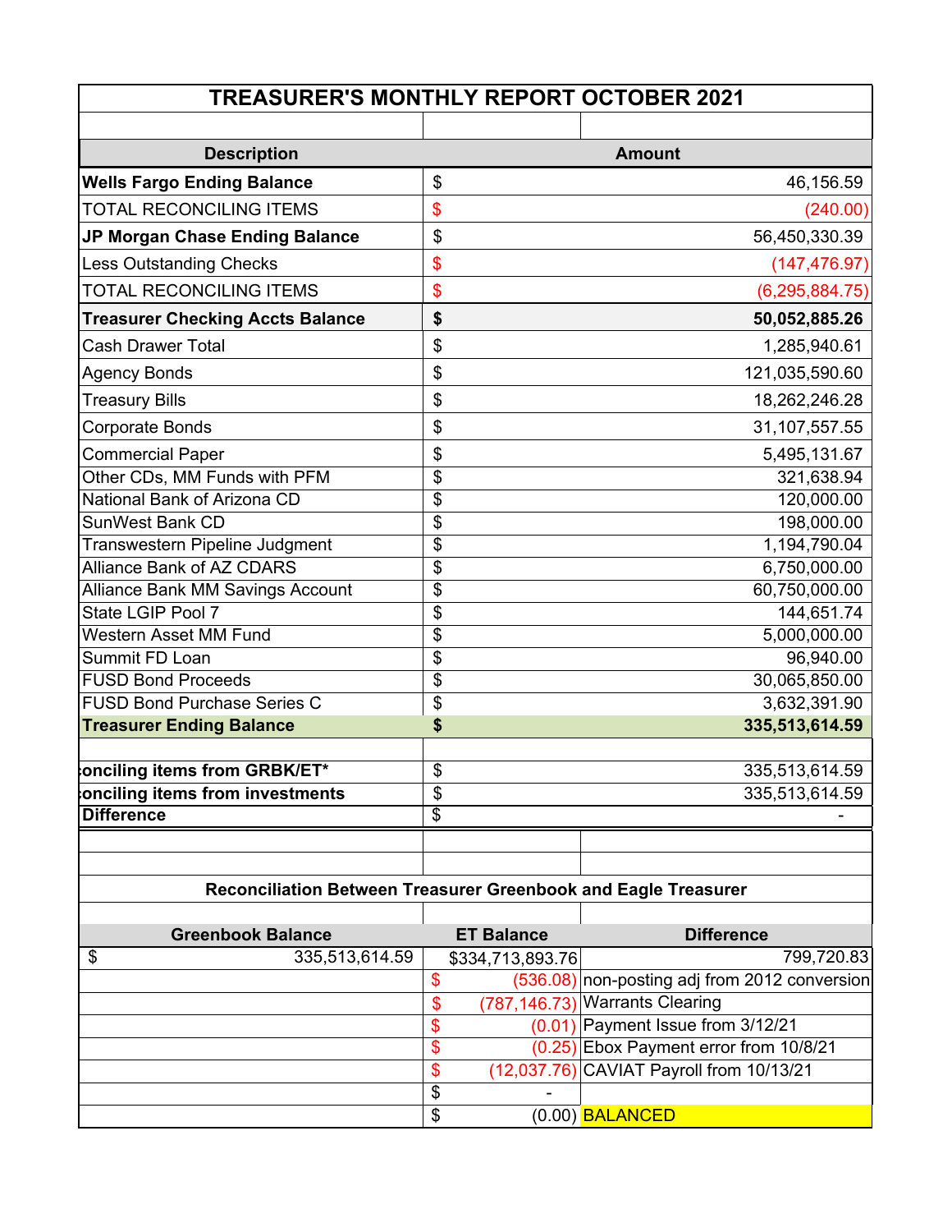# TREASURER'S MONTHLY REPORT OCTOBER 2021

| Description | Amount | |
|---|---|---|
| **Wells Fargo Ending Balance** | $ | 46,156.59 |
| TOTAL RECONCILING ITEMS | $ | (240.00) |
| **JP Morgan Chase Ending Balance** | $ | 56,450,330.39 |
| Less Outstanding Checks | $ | (147,476.97) |
| TOTAL RECONCILING ITEMS | $ | (6,295,884.75) |
| **Treasurer Checking Accts Balance** | **$** | **50,052,885.26** |
| Cash Drawer Total | $ | 1,285,940.61 |
| Agency Bonds | $ | 121,035,590.60 |
| Treasury Bills | $ | 18,262,246.28 |
| Corporate Bonds | $ | 31,107,557.55 |
| Commercial Paper | $ | 5,495,131.67 |
| Other CDs, MM Funds with PFM | $ | 321,638.94 |
| National Bank of Arizona CD | $ | 120,000.00 |
| SunWest Bank CD | $ | 198,000.00 |
| Transwestern Pipeline Judgment | $ | 1,194,790.04 |
| Alliance Bank of AZ CDARS | $ | 6,750,000.00 |
| Alliance Bank MM Savings Account | $ | 60,750,000.00 |
| State LGIP Pool 7 | $ | 144,651.74 |
| Western Asset MM Fund | $ | 5,000,000.00 |
| Summit FD Loan | $ | 96,940.00 |
| FUSD Bond Proceeds | $ | 30,065,850.00 |
| FUSD Bond Purchase Series C | $ | 3,632,391.90 |
| **Treasurer Ending Balance** | **$** | **335,513,614.59** |
| | | |
| **onciling items from GRBK/ET*** | $ | 335,513,614.59 |
| **onciling items from investments** | $ | 335,513,614.59 |
| **Difference** | $ | - |

## Reconciliation Between Treasurer Greenbook and Eagle Treasurer

| Greenbook Balance | ET Balance | Difference |
|---|---|---|
| $ 335,513,614.59 | $334,713,893.76 | 799,720.83 |
| | $ (536.08) | non-posting adj from 2012 conversion |
| | $ (787,146.73) | Warrants Clearing |
| | $ (0.01) | Payment Issue from 3/12/21 |
| | $ (0.25) | Ebox Payment error from 10/8/21 |
| | $ (12,037.76) | CAVIAT Payroll from 10/13/21 |
| | $ - | |
| | $ (0.00) | BALANCED |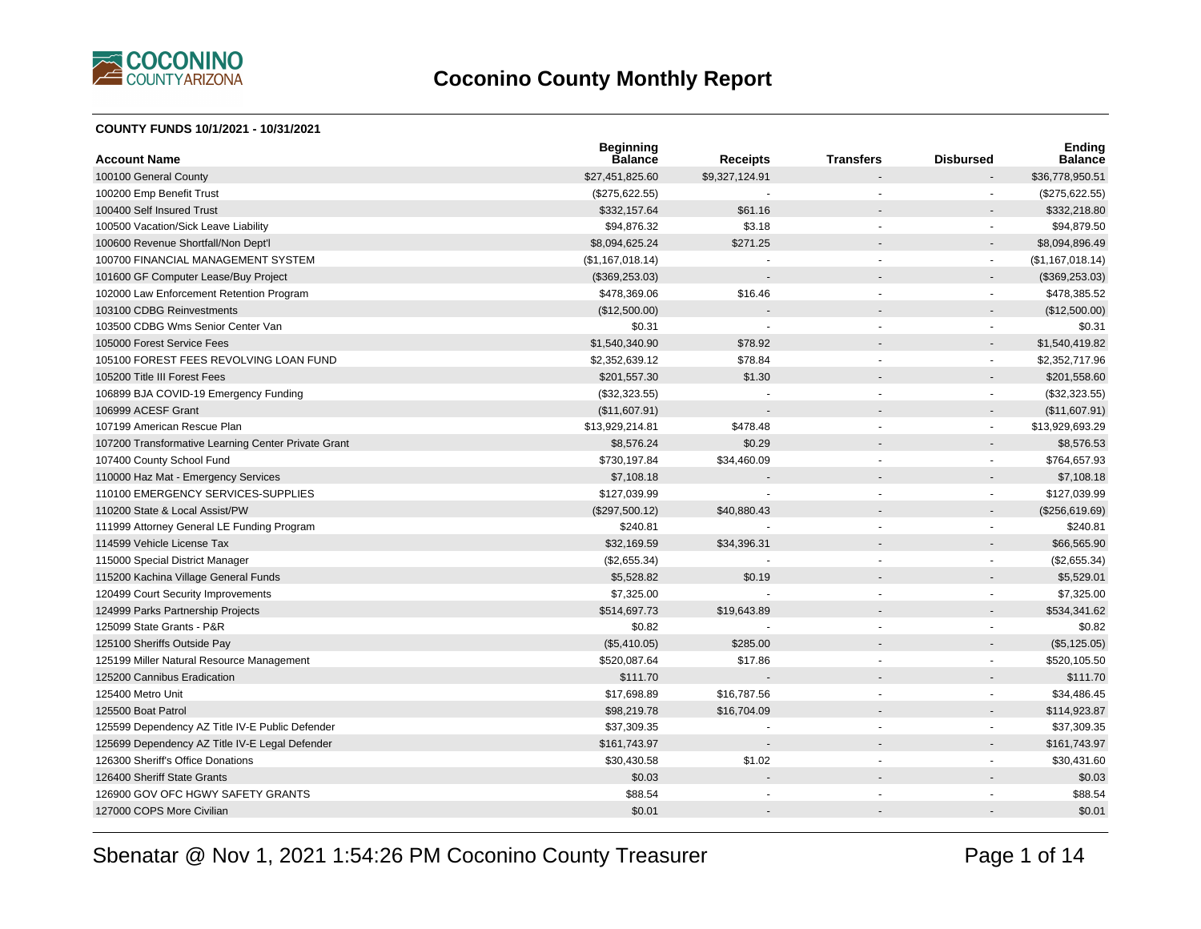# Coconino County Monthly Report

**COUNTY FUNDS 10/1/2021 - 10/31/2021**

| Account Name | Beginning Balance | Receipts | Transfers | Disbursed | Ending Balance |
|---|---|---|---|---|---|
| 100100 General County | $27,451,825.60 | $9,327,124.91 | - | - | $36,778,950.51 |
| 100200 Emp Benefit Trust | ($275,622.55) | - | - | - | ($275,622.55) |
| 100400 Self Insured Trust | $332,157.64 | $61.16 | - | - | $332,218.80 |
| 100500 Vacation/Sick Leave Liability | $94,876.32 | $3.18 | - | - | $94,879.50 |
| 100600 Revenue Shortfall/Non Dept'l | $8,094,625.24 | $271.25 | - | - | $8,094,896.49 |
| 100700 FINANCIAL MANAGEMENT SYSTEM | ($1,167,018.14) | - | - | - | ($1,167,018.14) |
| 101600 GF Computer Lease/Buy Project | ($369,253.03) | - | - | - | ($369,253.03) |
| 102000 Law Enforcement Retention Program | $478,369.06 | $16.46 | - | - | $478,385.52 |
| 103100 CDBG Reinvestments | ($12,500.00) | - | - | - | ($12,500.00) |
| 103500 CDBG Wms Senior Center Van | $0.31 | - | - | - | $0.31 |
| 105000 Forest Service Fees | $1,540,340.90 | $78.92 | - | - | $1,540,419.82 |
| 105100 FOREST FEES REVOLVING LOAN FUND | $2,352,639.12 | $78.84 | - | - | $2,352,717.96 |
| 105200 Title III Forest Fees | $201,557.30 | $1.30 | - | - | $201,558.60 |
| 106899 BJA COVID-19 Emergency Funding | ($32,323.55) | - | - | - | ($32,323.55) |
| 106999 ACESF Grant | ($11,607.91) | - | - | - | ($11,607.91) |
| 107199 American Rescue Plan | $13,929,214.81 | $478.48 | - | - | $13,929,693.29 |
| 107200 Transformative Learning Center Private Grant | $8,576.24 | $0.29 | - | - | $8,576.53 |
| 107400 County School Fund | $730,197.84 | $34,460.09 | - | - | $764,657.93 |
| 110000 Haz Mat - Emergency Services | $7,108.18 | - | - | - | $7,108.18 |
| 110100 EMERGENCY SERVICES-SUPPLIES | $127,039.99 | - | - | - | $127,039.99 |
| 110200 State & Local Assist/PW | ($297,500.12) | $40,880.43 | - | - | ($256,619.69) |
| 111999 Attorney General LE Funding Program | $240.81 | - | - | - | $240.81 |
| 114599 Vehicle License Tax | $32,169.59 | $34,396.31 | - | - | $66,565.90 |
| 115000 Special District Manager | ($2,655.34) | - | - | - | ($2,655.34) |
| 115200 Kachina Village General Funds | $5,528.82 | $0.19 | - | - | $5,529.01 |
| 120499 Court Security Improvements | $7,325.00 | - | - | - | $7,325.00 |
| 124999 Parks Partnership Projects | $514,697.73 | $19,643.89 | - | - | $534,341.62 |
| 125099 State Grants - P&R | $0.82 | - | - | - | $0.82 |
| 125100 Sheriffs Outside Pay | ($5,410.05) | $285.00 | - | - | ($5,125.05) |
| 125199 Miller Natural Resource Management | $520,087.64 | $17.86 | - | - | $520,105.50 |
| 125200 Cannibus Eradication | $111.70 | - | - | - | $111.70 |
| 125400 Metro Unit | $17,698.89 | $16,787.56 | - | - | $34,486.45 |
| 125500 Boat Patrol | $98,219.78 | $16,704.09 | - | - | $114,923.87 |
| 125599 Dependency AZ Title IV-E Public Defender | $37,309.35 | - | - | - | $37,309.35 |
| 125699 Dependency AZ Title IV-E Legal Defender | $161,743.97 | - | - | - | $161,743.97 |
| 126300 Sheriff's Office Donations | $30,430.58 | $1.02 | - | - | $30,431.60 |
| 126400 Sheriff State Grants | $0.03 | - | - | - | $0.03 |
| 126900 GOV OFC HGWY SAFETY GRANTS | $88.54 | - | - | - | $88.54 |
| 127000 COPS More Civilian | $0.01 | - | - | - | $0.01 |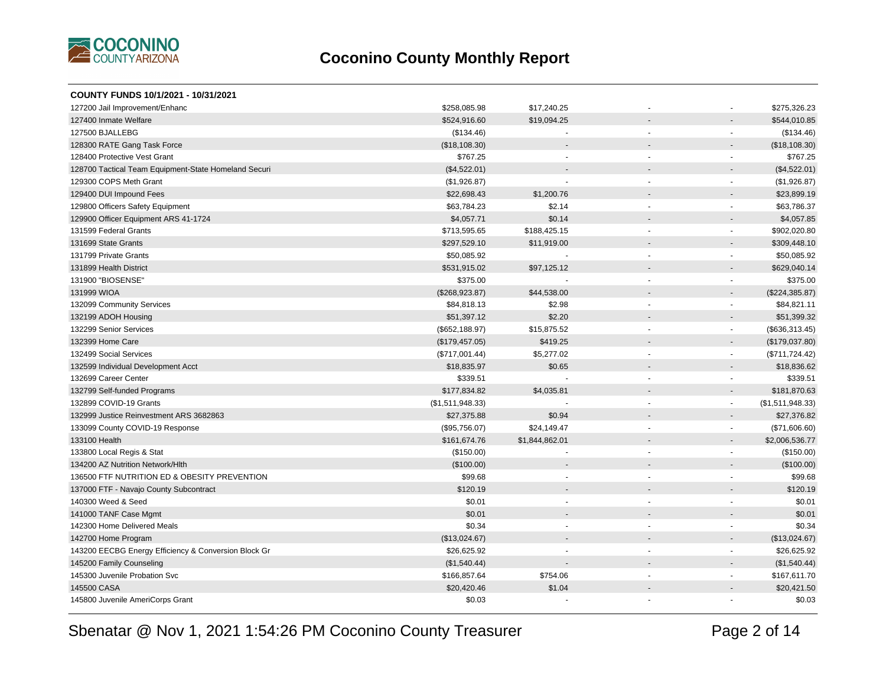## Coconino County Monthly Report

**COUNTY FUNDS 10/1/2021 - 10/31/2021**

| | | | | | |
|---|---|---|---|---|---|
| 127200 Jail Improvement/Enhanc | $258,085.98 | $17,240.25 | - | - | $275,326.23 |
| 127400 Inmate Welfare | $524,916.60 | $19,094.25 | - | - | $544,010.85 |
| 127500 BJALLEBG | ($134.46) | - | - | - | ($134.46) |
| 128300 RATE Gang Task Force | ($18,108.30) | - | - | - | ($18,108.30) |
| 128400 Protective Vest Grant | $767.25 | - | - | - | $767.25 |
| 128700 Tactical Team Equipment-State Homeland Securi | ($4,522.01) | - | - | - | ($4,522.01) |
| 129300 COPS Meth Grant | ($1,926.87) | - | - | - | ($1,926.87) |
| 129400 DUI Impound Fees | $22,698.43 | $1,200.76 | - | - | $23,899.19 |
| 129800 Officers Safety Equipment | $63,784.23 | $2.14 | - | - | $63,786.37 |
| 129900 Officer Equipment ARS 41-1724 | $4,057.71 | $0.14 | - | - | $4,057.85 |
| 131599 Federal Grants | $713,595.65 | $188,425.15 | - | - | $902,020.80 |
| 131699 State Grants | $297,529.10 | $11,919.00 | - | - | $309,448.10 |
| 131799 Private Grants | $50,085.92 | - | - | - | $50,085.92 |
| 131899 Health District | $531,915.02 | $97,125.12 | - | - | $629,040.14 |
| 131900 "BIOSENSE" | $375.00 | - | - | - | $375.00 |
| 131999 WIOA | ($268,923.87) | $44,538.00 | - | - | ($224,385.87) |
| 132099 Community Services | $84,818.13 | $2.98 | - | - | $84,821.11 |
| 132199 ADOH Housing | $51,397.12 | $2.20 | - | - | $51,399.32 |
| 132299 Senior Services | ($652,188.97) | $15,875.52 | - | - | ($636,313.45) |
| 132399 Home Care | ($179,457.05) | $419.25 | - | - | ($179,037.80) |
| 132499 Social Services | ($717,001.44) | $5,277.02 | - | - | ($711,724.42) |
| 132599 Individual Development Acct | $18,835.97 | $0.65 | - | - | $18,836.62 |
| 132699 Career Center | $339.51 | - | - | - | $339.51 |
| 132799 Self-funded Programs | $177,834.82 | $4,035.81 | - | - | $181,870.63 |
| 132899 COVID-19 Grants | ($1,511,948.33) | - | - | - | ($1,511,948.33) |
| 132999 Justice Reinvestment ARS 3682863 | $27,375.88 | $0.94 | - | - | $27,376.82 |
| 133099 County COVID-19 Response | ($95,756.07) | $24,149.47 | - | - | ($71,606.60) |
| 133100 Health | $161,674.76 | $1,844,862.01 | - | - | $2,006,536.77 |
| 133800 Local Regis & Stat | ($150.00) | - | - | - | ($150.00) |
| 134200 AZ Nutrition Network/Hlth | ($100.00) | - | - | - | ($100.00) |
| 136500 FTF NUTRITION ED & OBESITY PREVENTION | $99.68 | - | - | - | $99.68 |
| 137000 FTF - Navajo County Subcontract | $120.19 | - | - | - | $120.19 |
| 140300 Weed & Seed | $0.01 | - | - | - | $0.01 |
| 141000 TANF Case Mgmt | $0.01 | - | - | - | $0.01 |
| 142300 Home Delivered Meals | $0.34 | - | - | - | $0.34 |
| 142700 Home Program | ($13,024.67) | - | - | - | ($13,024.67) |
| 143200 EECBG Energy Efficiency & Conversion Block Gr | $26,625.92 | - | - | - | $26,625.92 |
| 145200 Family Counseling | ($1,540.44) | - | - | - | ($1,540.44) |
| 145300 Juvenile Probation Svc | $166,857.64 | $754.06 | - | - | $167,611.70 |
| 145500 CASA | $20,420.46 | $1.04 | - | - | $20,421.50 |
| 145800 Juvenile AmeriCorps Grant | $0.03 | - | - | - | $0.03 |

Sbenatar @ Nov 1, 2021 1:54:26 PM Coconino County Treasurer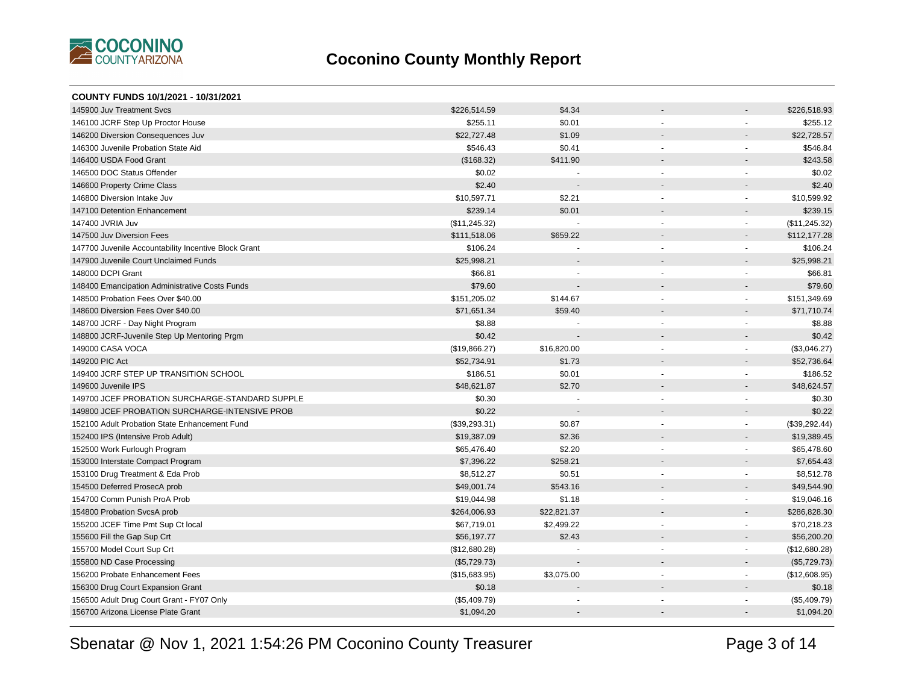## Coconino County Monthly Report

**COUNTY FUNDS 10/1/2021 - 10/31/2021**

| Fund | | | | | |
|---|---|---|---|---|---|
| 145900 Juv Treatment Svcs | $226,514.59 | $4.34 | - | - | $226,518.93 |
| 146100 JCRF Step Up Proctor House | $255.11 | $0.01 | - | - | $255.12 |
| 146200 Diversion Consequences Juv | $22,727.48 | $1.09 | - | - | $22,728.57 |
| 146300 Juvenile Probation State Aid | $546.43 | $0.41 | - | - | $546.84 |
| 146400 USDA Food Grant | ($168.32) | $411.90 | - | - | $243.58 |
| 146500 DOC Status Offender | $0.02 | - | - | - | $0.02 |
| 146600 Property Crime Class | $2.40 | - | - | - | $2.40 |
| 146800 Diversion Intake Juv | $10,597.71 | $2.21 | - | - | $10,599.92 |
| 147100 Detention Enhancement | $239.14 | $0.01 | - | - | $239.15 |
| 147400 JVRIA Juv | ($11,245.32) | - | - | - | ($11,245.32) |
| 147500 Juv Diversion Fees | $111,518.06 | $659.22 | - | - | $112,177.28 |
| 147700 Juvenile Accountability Incentive Block Grant | $106.24 | - | - | - | $106.24 |
| 147900 Juvenile Court Unclaimed Funds | $25,998.21 | - | - | - | $25,998.21 |
| 148000 DCPI Grant | $66.81 | - | - | - | $66.81 |
| 148400 Emancipation Administrative Costs Funds | $79.60 | - | - | - | $79.60 |
| 148500 Probation Fees Over $40.00 | $151,205.02 | $144.67 | - | - | $151,349.69 |
| 148600 Diversion Fees Over $40.00 | $71,651.34 | $59.40 | - | - | $71,710.74 |
| 148700 JCRF - Day Night Program | $8.88 | - | - | - | $8.88 |
| 148800 JCRF-Juvenile Step Up Mentoring Prgm | $0.42 | - | - | - | $0.42 |
| 149000 CASA VOCA | ($19,866.27) | $16,820.00 | - | - | ($3,046.27) |
| 149200 PIC Act | $52,734.91 | $1.73 | - | - | $52,736.64 |
| 149400 JCRF STEP UP TRANSITION SCHOOL | $186.51 | $0.01 | - | - | $186.52 |
| 149600 Juvenile IPS | $48,621.87 | $2.70 | - | - | $48,624.57 |
| 149700 JCEF PROBATION SURCHARGE-STANDARD SUPPLE | $0.30 | - | - | - | $0.30 |
| 149800 JCEF PROBATION SURCHARGE-INTENSIVE PROB | $0.22 | - | - | - | $0.22 |
| 152100 Adult Probation State Enhancement Fund | ($39,293.31) | $0.87 | - | - | ($39,292.44) |
| 152400 IPS (Intensive Prob Adult) | $19,387.09 | $2.36 | - | - | $19,389.45 |
| 152500 Work Furlough Program | $65,476.40 | $2.20 | - | - | $65,478.60 |
| 153000 Interstate Compact Program | $7,396.22 | $258.21 | - | - | $7,654.43 |
| 153100 Drug Treatment & Eda Prob | $8,512.27 | $0.51 | - | - | $8,512.78 |
| 154500 Deferred ProsecA prob | $49,001.74 | $543.16 | - | - | $49,544.90 |
| 154700 Comm Punish ProA Prob | $19,044.98 | $1.18 | - | - | $19,046.16 |
| 154800 Probation SvcsA prob | $264,006.93 | $22,821.37 | - | - | $286,828.30 |
| 155200 JCEF Time Pmt Sup Ct local | $67,719.01 | $2,499.22 | - | - | $70,218.23 |
| 155600 Fill the Gap Sup Crt | $56,197.77 | $2.43 | - | - | $56,200.20 |
| 155700 Model Court Sup Crt | ($12,680.28) | - | - | - | ($12,680.28) |
| 155800 ND Case Processing | ($5,729.73) | - | - | - | ($5,729.73) |
| 156200 Probate Enhancement Fees | ($15,683.95) | $3,075.00 | - | - | ($12,608.95) |
| 156300 Drug Court Expansion Grant | $0.18 | - | - | - | $0.18 |
| 156500 Adult Drug Court Grant - FY07 Only | ($5,409.79) | - | - | - | ($5,409.79) |
| 156700 Arizona License Plate Grant | $1,094.20 | - | - | - | $1,094.20 |

Sbenatar @ Nov 1, 2021 1:54:26 PM Coconino County Treasurer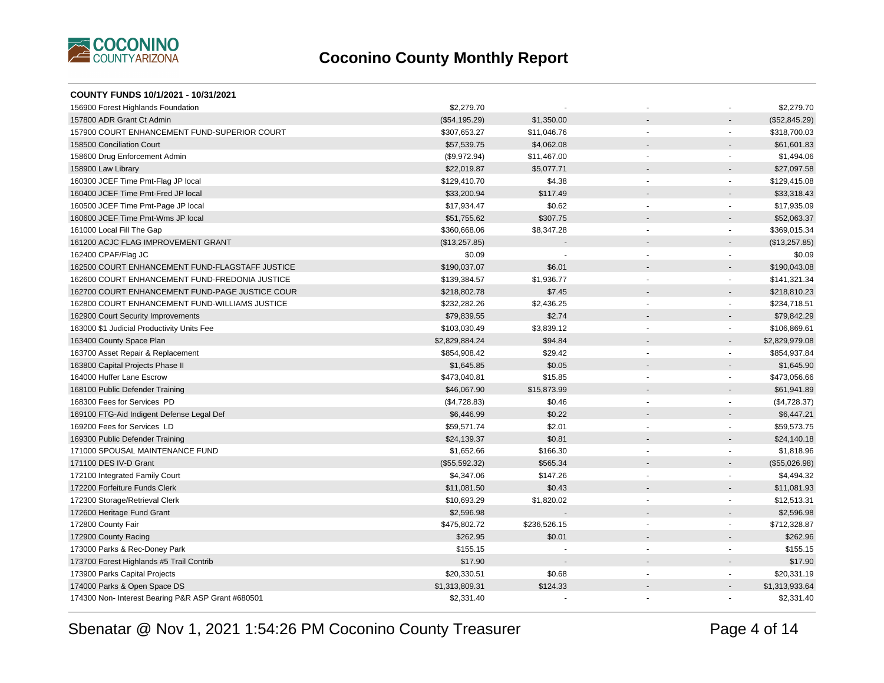# Coconino County Monthly Report

**COUNTY FUNDS 10/1/2021 - 10/31/2021**

| Fund | | | | | |
|---|---|---|---|---|---|
| 156900 Forest Highlands Foundation | $2,279.70 | - | - | - | $2,279.70 |
| 157800 ADR Grant Ct Admin | ($54,195.29) | $1,350.00 | - | - | ($52,845.29) |
| 157900 COURT ENHANCEMENT FUND-SUPERIOR COURT | $307,653.27 | $11,046.76 | - | - | $318,700.03 |
| 158500 Conciliation Court | $57,539.75 | $4,062.08 | - | - | $61,601.83 |
| 158600 Drug Enforcement Admin | ($9,972.94) | $11,467.00 | - | - | $1,494.06 |
| 158900 Law Library | $22,019.87 | $5,077.71 | - | - | $27,097.58 |
| 160300 JCEF Time Pmt-Flag JP local | $129,410.70 | $4.38 | - | - | $129,415.08 |
| 160400 JCEF Time Pmt-Fred JP local | $33,200.94 | $117.49 | - | - | $33,318.43 |
| 160500 JCEF Time Pmt-Page JP local | $17,934.47 | $0.62 | - | - | $17,935.09 |
| 160600 JCEF Time Pmt-Wms JP local | $51,755.62 | $307.75 | - | - | $52,063.37 |
| 161000 Local Fill The Gap | $360,668.06 | $8,347.28 | - | - | $369,015.34 |
| 161200 ACJC FLAG IMPROVEMENT GRANT | ($13,257.85) | - | - | - | ($13,257.85) |
| 162400 CPAF/Flag JC | $0.09 | - | - | - | $0.09 |
| 162500 COURT ENHANCEMENT FUND-FLAGSTAFF JUSTICE | $190,037.07 | $6.01 | - | - | $190,043.08 |
| 162600 COURT ENHANCEMENT FUND-FREDONIA JUSTICE | $139,384.57 | $1,936.77 | - | - | $141,321.34 |
| 162700 COURT ENHANCEMENT FUND-PAGE JUSTICE COUR | $218,802.78 | $7.45 | - | - | $218,810.23 |
| 162800 COURT ENHANCEMENT FUND-WILLIAMS JUSTICE | $232,282.26 | $2,436.25 | - | - | $234,718.51 |
| 162900 Court Security Improvements | $79,839.55 | $2.74 | - | - | $79,842.29 |
| 163000 $1 Judicial Productivity Units Fee | $103,030.49 | $3,839.12 | - | - | $106,869.61 |
| 163400 County Space Plan | $2,829,884.24 | $94.84 | - | - | $2,829,979.08 |
| 163700 Asset Repair & Replacement | $854,908.42 | $29.42 | - | - | $854,937.84 |
| 163800 Capital Projects Phase II | $1,645.85 | $0.05 | - | - | $1,645.90 |
| 164000 Huffer Lane Escrow | $473,040.81 | $15.85 | - | - | $473,056.66 |
| 168100 Public Defender Training | $46,067.90 | $15,873.99 | - | - | $61,941.89 |
| 168300 Fees for Services PD | ($4,728.83) | $0.46 | - | - | ($4,728.37) |
| 169100 FTG-Aid Indigent Defense Legal Def | $6,446.99 | $0.22 | - | - | $6,447.21 |
| 169200 Fees for Services LD | $59,571.74 | $2.01 | - | - | $59,573.75 |
| 169300 Public Defender Training | $24,139.37 | $0.81 | - | - | $24,140.18 |
| 171000 SPOUSAL MAINTENANCE FUND | $1,652.66 | $166.30 | - | - | $1,818.96 |
| 171100 DES IV-D Grant | ($55,592.32) | $565.34 | - | - | ($55,026.98) |
| 172100 Integrated Family Court | $4,347.06 | $147.26 | - | - | $4,494.32 |
| 172200 Forfeiture Funds Clerk | $11,081.50 | $0.43 | - | - | $11,081.93 |
| 172300 Storage/Retrieval Clerk | $10,693.29 | $1,820.02 | - | - | $12,513.31 |
| 172600 Heritage Fund Grant | $2,596.98 | - | - | - | $2,596.98 |
| 172800 County Fair | $475,802.72 | $236,526.15 | - | - | $712,328.87 |
| 172900 County Racing | $262.95 | $0.01 | - | - | $262.96 |
| 173000 Parks & Rec-Doney Park | $155.15 | - | - | - | $155.15 |
| 173700 Forest Highlands #5 Trail Contrib | $17.90 | - | - | - | $17.90 |
| 173900 Parks Capital Projects | $20,330.51 | $0.68 | - | - | $20,331.19 |
| 174000 Parks & Open Space DS | $1,313,809.31 | $124.33 | - | - | $1,313,933.64 |
| 174300 Non- Interest Bearing P&R ASP Grant #680501 | $2,331.40 | - | - | - | $2,331.40 |

Sbenatar @ Nov 1, 2021 1:54:26 PM Coconino County Treasurer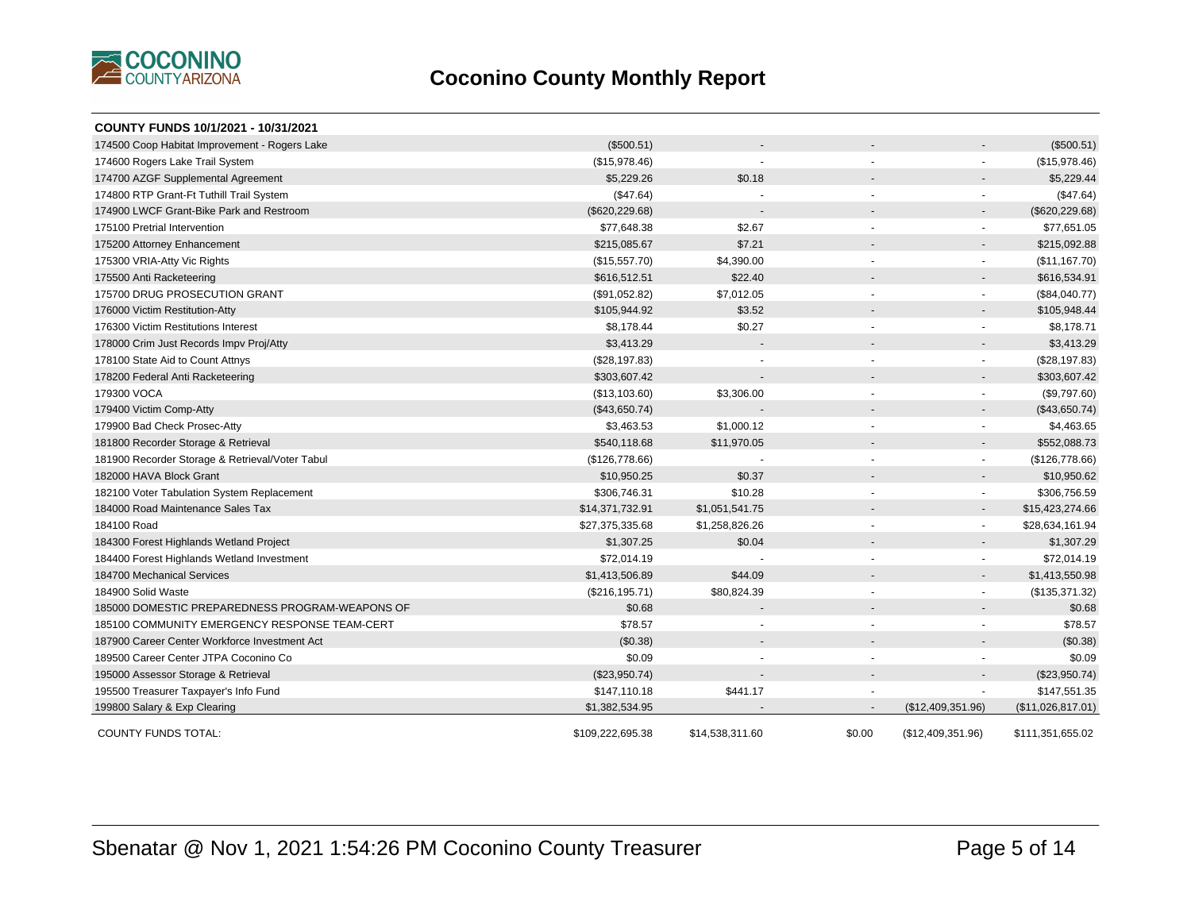# Coconino County Monthly Report

**COUNTY FUNDS 10/1/2021 - 10/31/2021**

| Fund | | | | | |
|---|---|---|---|---|---|
| 174500 Coop Habitat Improvement - Rogers Lake | ($500.51) | - | - | - | ($500.51) |
| 174600 Rogers Lake Trail System | ($15,978.46) | - | - | - | ($15,978.46) |
| 174700 AZGF Supplemental Agreement | $5,229.26 | $0.18 | - | - | $5,229.44 |
| 174800 RTP Grant-Ft Tuthill Trail System | ($47.64) | - | - | - | ($47.64) |
| 174900 LWCF Grant-Bike Park and Restroom | ($620,229.68) | - | - | - | ($620,229.68) |
| 175100 Pretrial Intervention | $77,648.38 | $2.67 | - | - | $77,651.05 |
| 175200 Attorney Enhancement | $215,085.67 | $7.21 | - | - | $215,092.88 |
| 175300 VRIA-Atty Vic Rights | ($15,557.70) | $4,390.00 | - | - | ($11,167.70) |
| 175500 Anti Racketeering | $616,512.51 | $22.40 | - | - | $616,534.91 |
| 175700 DRUG PROSECUTION GRANT | ($91,052.82) | $7,012.05 | - | - | ($84,040.77) |
| 176000 Victim Restitution-Atty | $105,944.92 | $3.52 | - | - | $105,948.44 |
| 176300 Victim Restitutions Interest | $8,178.44 | $0.27 | - | - | $8,178.71 |
| 178000 Crim Just Records Impv Proj/Atty | $3,413.29 | - | - | - | $3,413.29 |
| 178100 State Aid to Count Attnys | ($28,197.83) | - | - | - | ($28,197.83) |
| 178200 Federal Anti Racketeering | $303,607.42 | - | - | - | $303,607.42 |
| 179300 VOCA | ($13,103.60) | $3,306.00 | - | - | ($9,797.60) |
| 179400 Victim Comp-Atty | ($43,650.74) | - | - | - | ($43,650.74) |
| 179900 Bad Check Prosec-Atty | $3,463.53 | $1,000.12 | - | - | $4,463.65 |
| 181800 Recorder Storage & Retrieval | $540,118.68 | $11,970.05 | - | - | $552,088.73 |
| 181900 Recorder Storage & Retrieval/Voter Tabul | ($126,778.66) | - | - | - | ($126,778.66) |
| 182000 HAVA Block Grant | $10,950.25 | $0.37 | - | - | $10,950.62 |
| 182100 Voter Tabulation System Replacement | $306,746.31 | $10.28 | - | - | $306,756.59 |
| 184000 Road Maintenance Sales Tax | $14,371,732.91 | $1,051,541.75 | - | - | $15,423,274.66 |
| 184100 Road | $27,375,335.68 | $1,258,826.26 | - | - | $28,634,161.94 |
| 184300 Forest Highlands Wetland Project | $1,307.25 | $0.04 | - | - | $1,307.29 |
| 184400 Forest Highlands Wetland Investment | $72,014.19 | - | - | - | $72,014.19 |
| 184700 Mechanical Services | $1,413,506.89 | $44.09 | - | - | $1,413,550.98 |
| 184900 Solid Waste | ($216,195.71) | $80,824.39 | - | - | ($135,371.32) |
| 185000 DOMESTIC PREPAREDNESS PROGRAM-WEAPONS OF | $0.68 | - | - | - | $0.68 |
| 185100 COMMUNITY EMERGENCY RESPONSE TEAM-CERT | $78.57 | - | - | - | $78.57 |
| 187900 Career Center Workforce Investment Act | ($0.38) | - | - | - | ($0.38) |
| 189500 Career Center JTPA Coconino Co | $0.09 | - | - | - | $0.09 |
| 195000 Assessor Storage & Retrieval | ($23,950.74) | - | - | - | ($23,950.74) |
| 195500 Treasurer Taxpayer's Info Fund | $147,110.18 | $441.17 | - | - | $147,551.35 |
| 199800 Salary & Exp Clearing | $1,382,534.95 | - | - | ($12,409,351.96) | ($11,026,817.01) |
| COUNTY FUNDS TOTAL: | $109,222,695.38 | $14,538,311.60 | $0.00 | ($12,409,351.96) | $111,351,655.02 |

Sbenatar @ Nov 1, 2021 1:54:26 PM Coconino County Treasurer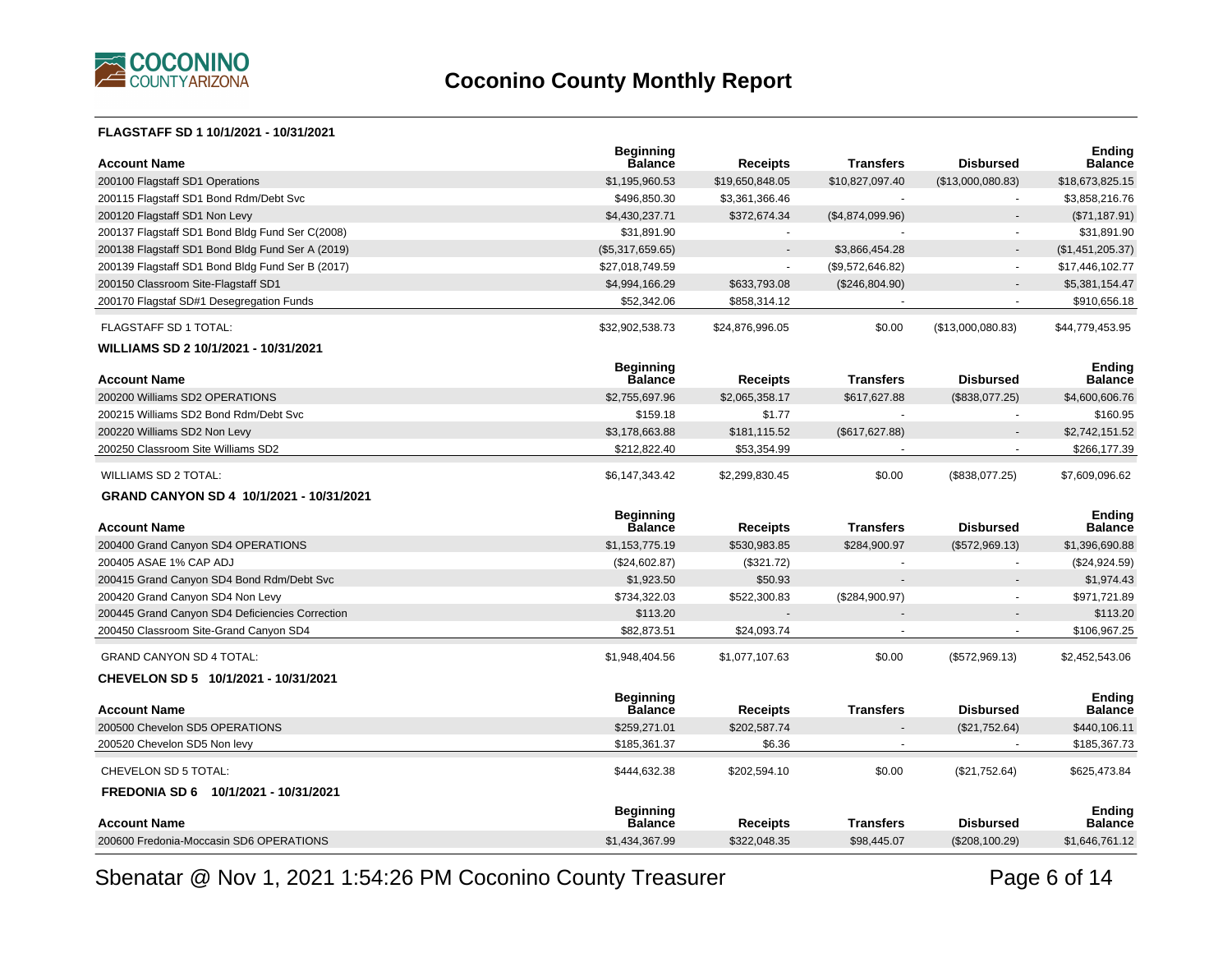# Coconino County Monthly Report

### FLAGSTAFF SD 1 10/1/2021 - 10/31/2021

| Account Name | Beginning Balance | Receipts | Transfers | Disbursed | Ending Balance |
|---|---|---|---|---|---|
| 200100 Flagstaff SD1 Operations | $1,195,960.53 | $19,650,848.05 | $10,827,097.40 | ($13,000,080.83) | $18,673,825.15 |
| 200115 Flagstaff SD1 Bond Rdm/Debt Svc | $496,850.30 | $3,361,366.46 | - | - | $3,858,216.76 |
| 200120 Flagstaff SD1 Non Levy | $4,430,237.71 | $372,674.34 | ($4,874,099.96) | - | ($71,187.91) |
| 200137 Flagstaff SD1 Bond Bldg Fund Ser C(2008) | $31,891.90 | - | - | - | $31,891.90 |
| 200138 Flagstaff SD1 Bond Bldg Fund Ser A (2019) | ($5,317,659.65) | - | $3,866,454.28 | - | ($1,451,205.37) |
| 200139 Flagstaff SD1 Bond Bldg Fund Ser B (2017) | $27,018,749.59 | - | ($9,572,646.82) | - | $17,446,102.77 |
| 200150 Classroom Site-Flagstaff SD1 | $4,994,166.29 | $633,793.08 | ($246,804.90) | - | $5,381,154.47 |
| 200170 Flagstaf SD#1 Desegregation Funds | $52,342.06 | $858,314.12 | - | - | $910,656.18 |
| FLAGSTAFF SD 1 TOTAL: | $32,902,538.73 | $24,876,996.05 | $0.00 | ($13,000,080.83) | $44,779,453.95 |

### WILLIAMS SD 2 10/1/2021 - 10/31/2021

| Account Name | Beginning Balance | Receipts | Transfers | Disbursed | Ending Balance |
|---|---|---|---|---|---|
| 200200 Williams SD2 OPERATIONS | $2,755,697.96 | $2,065,358.17 | $617,627.88 | ($838,077.25) | $4,600,606.76 |
| 200215 Williams SD2 Bond Rdm/Debt Svc | $159.18 | $1.77 | - | - | $160.95 |
| 200220 Williams SD2 Non Levy | $3,178,663.88 | $181,115.52 | ($617,627.88) | - | $2,742,151.52 |
| 200250 Classroom Site Williams SD2 | $212,822.40 | $53,354.99 | - | - | $266,177.39 |
| WILLIAMS SD 2 TOTAL: | $6,147,343.42 | $2,299,830.45 | $0.00 | ($838,077.25) | $7,609,096.62 |

### GRAND CANYON SD 4 10/1/2021 - 10/31/2021

| Account Name | Beginning Balance | Receipts | Transfers | Disbursed | Ending Balance |
|---|---|---|---|---|---|
| 200400 Grand Canyon SD4 OPERATIONS | $1,153,775.19 | $530,983.85 | $284,900.97 | ($572,969.13) | $1,396,690.88 |
| 200405 ASAE 1% CAP ADJ | ($24,602.87) | ($321.72) | - | - | ($24,924.59) |
| 200415 Grand Canyon SD4 Bond Rdm/Debt Svc | $1,923.50 | $50.93 | - | - | $1,974.43 |
| 200420 Grand Canyon SD4 Non Levy | $734,322.03 | $522,300.83 | ($284,900.97) | - | $971,721.89 |
| 200445 Grand Canyon SD4 Deficiencies Correction | $113.20 | - | - | - | $113.20 |
| 200450 Classroom Site-Grand Canyon SD4 | $82,873.51 | $24,093.74 | - | - | $106,967.25 |
| GRAND CANYON SD 4 TOTAL: | $1,948,404.56 | $1,077,107.63 | $0.00 | ($572,969.13) | $2,452,543.06 |

### CHEVELON SD 5 10/1/2021 - 10/31/2021

| Account Name | Beginning Balance | Receipts | Transfers | Disbursed | Ending Balance |
|---|---|---|---|---|---|
| 200500 Chevelon SD5 OPERATIONS | $259,271.01 | $202,587.74 | - | ($21,752.64) | $440,106.11 |
| 200520 Chevelon SD5 Non levy | $185,361.37 | $6.36 | - | - | $185,367.73 |
| CHEVELON SD 5 TOTAL: | $444,632.38 | $202,594.10 | $0.00 | ($21,752.64) | $625,473.84 |

### FREDONIA SD 6 10/1/2021 - 10/31/2021

| Account Name | Beginning Balance | Receipts | Transfers | Disbursed | Ending Balance |
|---|---|---|---|---|---|
| 200600 Fredonia-Moccasin SD6 OPERATIONS | $1,434,367.99 | $322,048.35 | $98,445.07 | ($208,100.29) | $1,646,761.12 |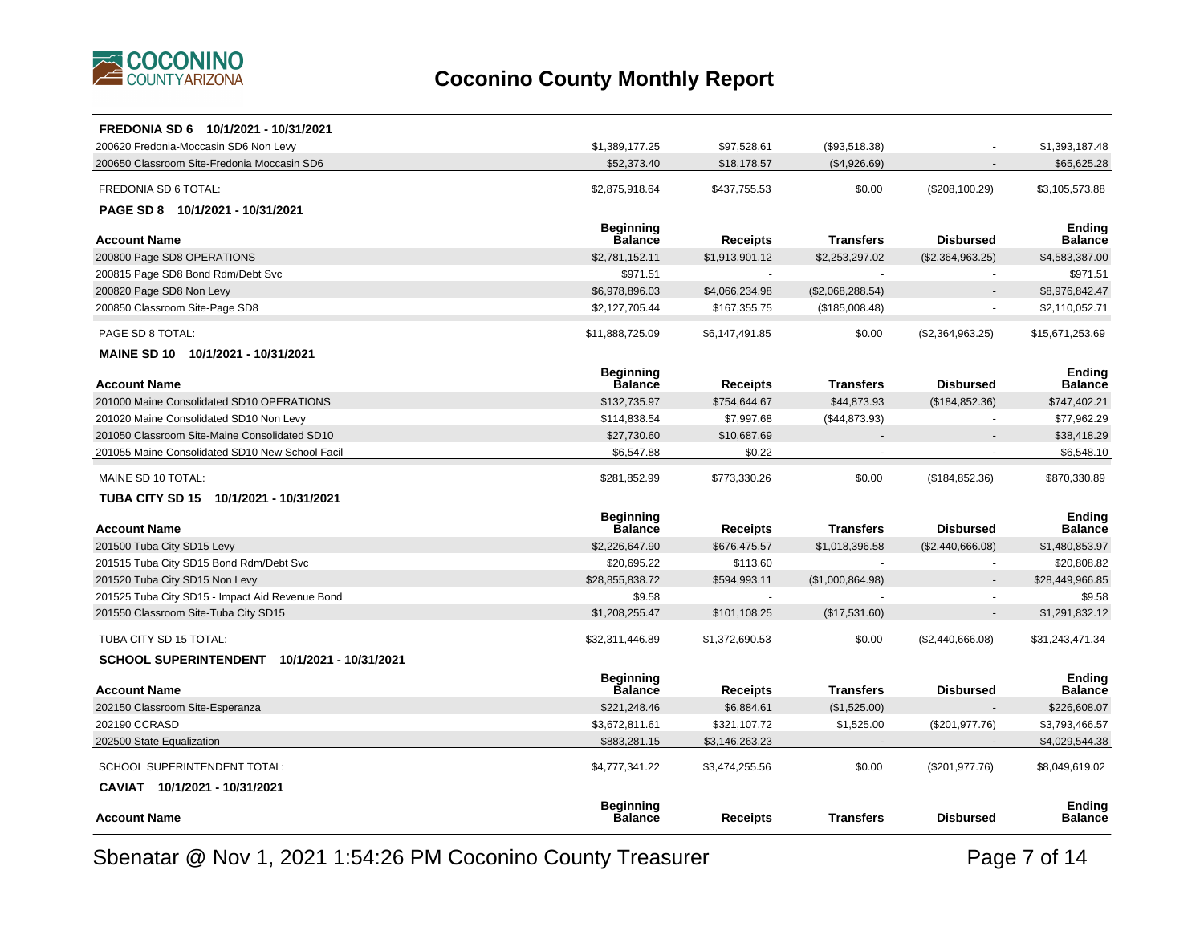# Coconino County Monthly Report

**FREDONIA SD 6 10/1/2021 - 10/31/2021**

| Account Name | Beginning Balance | Receipts | Transfers | Disbursed | Ending Balance |
|---|---|---|---|---|---|
| 200620 Fredonia-Moccasin SD6 Non Levy | $1,389,177.25 | $97,528.61 | ($93,518.38) | - | $1,393,187.48 |
| 200650 Classroom Site-Fredonia Moccasin SD6 | $52,373.40 | $18,178.57 | ($4,926.69) | - | $65,625.28 |
| FREDONIA SD 6 TOTAL: | $2,875,918.64 | $437,755.53 | $0.00 | ($208,100.29) | $3,105,573.88 |

**PAGE SD 8 10/1/2021 - 10/31/2021**

| Account Name | Beginning Balance | Receipts | Transfers | Disbursed | Ending Balance |
|---|---|---|---|---|---|
| 200800 Page SD8 OPERATIONS | $2,781,152.11 | $1,913,901.12 | $2,253,297.02 | ($2,364,963.25) | $4,583,387.00 |
| 200815 Page SD8 Bond Rdm/Debt Svc | $971.51 | - | - | - | $971.51 |
| 200820 Page SD8 Non Levy | $6,978,896.03 | $4,066,234.98 | ($2,068,288.54) | - | $8,976,842.47 |
| 200850 Classroom Site-Page SD8 | $2,127,705.44 | $167,355.75 | ($185,008.48) | - | $2,110,052.71 |
| PAGE SD 8 TOTAL: | $11,888,725.09 | $6,147,491.85 | $0.00 | ($2,364,963.25) | $15,671,253.69 |

**MAINE SD 10 10/1/2021 - 10/31/2021**

| Account Name | Beginning Balance | Receipts | Transfers | Disbursed | Ending Balance |
|---|---|---|---|---|---|
| 201000 Maine Consolidated SD10 OPERATIONS | $132,735.97 | $754,644.67 | $44,873.93 | ($184,852.36) | $747,402.21 |
| 201020 Maine Consolidated SD10 Non Levy | $114,838.54 | $7,997.68 | ($44,873.93) | - | $77,962.29 |
| 201050 Classroom Site-Maine Consolidated SD10 | $27,730.60 | $10,687.69 | - | - | $38,418.29 |
| 201055 Maine Consolidated SD10 New School Facil | $6,547.88 | $0.22 | - | - | $6,548.10 |
| MAINE SD 10 TOTAL: | $281,852.99 | $773,330.26 | $0.00 | ($184,852.36) | $870,330.89 |

**TUBA CITY SD 15 10/1/2021 - 10/31/2021**

| Account Name | Beginning Balance | Receipts | Transfers | Disbursed | Ending Balance |
|---|---|---|---|---|---|
| 201500 Tuba City SD15 Levy | $2,226,647.90 | $676,475.57 | $1,018,396.58 | ($2,440,666.08) | $1,480,853.97 |
| 201515 Tuba City SD15 Bond Rdm/Debt Svc | $20,695.22 | $113.60 | - | - | $20,808.82 |
| 201520 Tuba City SD15 Non Levy | $28,855,838.72 | $594,993.11 | ($1,000,864.98) | - | $28,449,966.85 |
| 201525 Tuba City SD15 - Impact Aid Revenue Bond | $9.58 | - | - | - | $9.58 |
| 201550 Classroom Site-Tuba City SD15 | $1,208,255.47 | $101,108.25 | ($17,531.60) | - | $1,291,832.12 |
| TUBA CITY SD 15 TOTAL: | $32,311,446.89 | $1,372,690.53 | $0.00 | ($2,440,666.08) | $31,243,471.34 |

**SCHOOL SUPERINTENDENT 10/1/2021 - 10/31/2021**

| Account Name | Beginning Balance | Receipts | Transfers | Disbursed | Ending Balance |
|---|---|---|---|---|---|
| 202150 Classroom Site-Esperanza | $221,248.46 | $6,884.61 | ($1,525.00) | - | $226,608.07 |
| 202190 CCRASD | $3,672,811.61 | $321,107.72 | $1,525.00 | ($201,977.76) | $3,793,466.57 |
| 202500 State Equalization | $883,281.15 | $3,146,263.23 | - | - | $4,029,544.38 |
| SCHOOL SUPERINTENDENT TOTAL: | $4,777,341.22 | $3,474,255.56 | $0.00 | ($201,977.76) | $8,049,619.02 |

**CAVIAT 10/1/2021 - 10/31/2021**

| Account Name | Beginning Balance | Receipts | Transfers | Disbursed | Ending Balance |
|---|---|---|---|---|---|

Sbenatar @ Nov 1, 2021 1:54:26 PM Coconino County Treasurer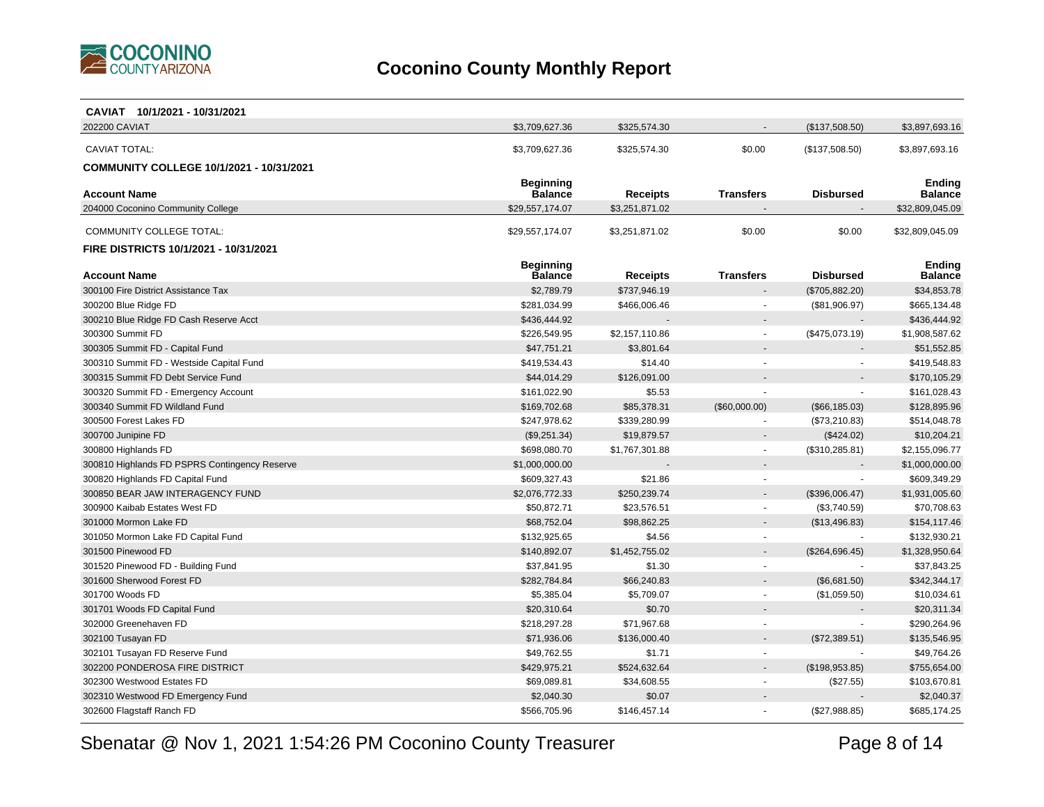# Coconino County Monthly Report

**CAVIAT 10/1/2021 - 10/31/2021**

| Account Name | Beginning Balance | Receipts | Transfers | Disbursed | Ending Balance |
|---|---|---|---|---|---|
| 202200 CAVIAT | $3,709,627.36 | $325,574.30 | - | ($137,508.50) | $3,897,693.16 |
| CAVIAT TOTAL: | $3,709,627.36 | $325,574.30 | $0.00 | ($137,508.50) | $3,897,693.16 |

**COMMUNITY COLLEGE 10/1/2021 - 10/31/2021**

| Account Name | Beginning Balance | Receipts | Transfers | Disbursed | Ending Balance |
|---|---|---|---|---|---|
| 204000 Coconino Community College | $29,557,174.07 | $3,251,871.02 | - | - | $32,809,045.09 |
| COMMUNITY COLLEGE TOTAL: | $29,557,174.07 | $3,251,871.02 | $0.00 | $0.00 | $32,809,045.09 |

**FIRE DISTRICTS 10/1/2021 - 10/31/2021**

| Account Name | Beginning Balance | Receipts | Transfers | Disbursed | Ending Balance |
|---|---|---|---|---|---|
| 300100 Fire District Assistance Tax | $2,789.79 | $737,946.19 | - | ($705,882.20) | $34,853.78 |
| 300200 Blue Ridge FD | $281,034.99 | $466,006.46 | - | ($81,906.97) | $665,134.48 |
| 300210 Blue Ridge FD Cash Reserve Acct | $436,444.92 | - | - | - | $436,444.92 |
| 300300 Summit FD | $226,549.95 | $2,157,110.86 | - | ($475,073.19) | $1,908,587.62 |
| 300305 Summit FD - Capital Fund | $47,751.21 | $3,801.64 | - | - | $51,552.85 |
| 300310 Summit FD - Westside Capital Fund | $419,534.43 | $14.40 | - | - | $419,548.83 |
| 300315 Summit FD Debt Service Fund | $44,014.29 | $126,091.00 | - | - | $170,105.29 |
| 300320 Summit FD - Emergency Account | $161,022.90 | $5.53 | - | - | $161,028.43 |
| 300340 Summit FD Wildland Fund | $169,702.68 | $85,378.31 | ($60,000.00) | ($66,185.03) | $128,895.96 |
| 300500 Forest Lakes FD | $247,978.62 | $339,280.99 | - | ($73,210.83) | $514,048.78 |
| 300700 Junipine FD | ($9,251.34) | $19,879.57 | - | ($424.02) | $10,204.21 |
| 300800 Highlands FD | $698,080.70 | $1,767,301.88 | - | ($310,285.81) | $2,155,096.77 |
| 300810 Highlands FD PSPRS Contingency Reserve | $1,000,000.00 | - | - | - | $1,000,000.00 |
| 300820 Highlands FD Capital Fund | $609,327.43 | $21.86 | - | - | $609,349.29 |
| 300850 BEAR JAW INTERAGENCY FUND | $2,076,772.33 | $250,239.74 | - | ($396,006.47) | $1,931,005.60 |
| 300900 Kaibab Estates West FD | $50,872.71 | $23,576.51 | - | ($3,740.59) | $70,708.63 |
| 301000 Mormon Lake FD | $68,752.04 | $98,862.25 | - | ($13,496.83) | $154,117.46 |
| 301050 Mormon Lake FD Capital Fund | $132,925.65 | $4.56 | - | - | $132,930.21 |
| 301500 Pinewood FD | $140,892.07 | $1,452,755.02 | - | ($264,696.45) | $1,328,950.64 |
| 301520 Pinewood FD - Building Fund | $37,841.95 | $1.30 | - | - | $37,843.25 |
| 301600 Sherwood Forest FD | $282,784.84 | $66,240.83 | - | ($6,681.50) | $342,344.17 |
| 301700 Woods FD | $5,385.04 | $5,709.07 | - | ($1,059.50) | $10,034.61 |
| 301701 Woods FD Capital Fund | $20,310.64 | $0.70 | - | - | $20,311.34 |
| 302000 Greenehaven FD | $218,297.28 | $71,967.68 | - | - | $290,264.96 |
| 302100 Tusayan FD | $71,936.06 | $136,000.40 | - | ($72,389.51) | $135,546.95 |
| 302101 Tusayan FD Reserve Fund | $49,762.55 | $1.71 | - | - | $49,764.26 |
| 302200 PONDEROSA FIRE DISTRICT | $429,975.21 | $524,632.64 | - | ($198,953.85) | $755,654.00 |
| 302300 Westwood Estates FD | $69,089.81 | $34,608.55 | - | ($27.55) | $103,670.81 |
| 302310 Westwood FD Emergency Fund | $2,040.30 | $0.07 | - | - | $2,040.37 |
| 302600 Flagstaff Ranch FD | $566,705.96 | $146,457.14 | - | ($27,988.85) | $685,174.25 |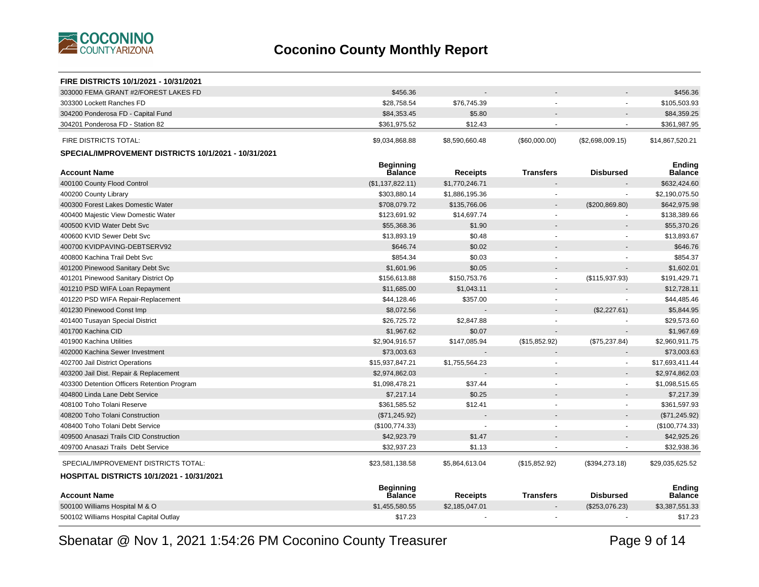# Coconino County Monthly Report

**FIRE DISTRICTS 10/1/2021 - 10/31/2021**

| Account Name | Beginning Balance | Receipts | Transfers | Disbursed | Ending Balance |
|---|---|---|---|---|---|
| 303000 FEMA GRANT #2/FOREST LAKES FD | $456.36 | - | - | - | $456.36 |
| 303300 Lockett Ranches FD | $28,758.54 | $76,745.39 | - | - | $105,503.93 |
| 304200 Ponderosa FD - Capital Fund | $84,353.45 | $5.80 | - | - | $84,359.25 |
| 304201 Ponderosa FD - Station 82 | $361,975.52 | $12.43 | - | - | $361,987.95 |
| FIRE DISTRICTS TOTAL: | $9,034,868.88 | $8,590,660.48 | ($60,000.00) | ($2,698,009.15) | $14,867,520.21 |

**SPECIAL/IMPROVEMENT DISTRICTS 10/1/2021 - 10/31/2021**

| Account Name | Beginning Balance | Receipts | Transfers | Disbursed | Ending Balance |
|---|---|---|---|---|---|
| 400100 County Flood Control | ($1,137,822.11) | $1,770,246.71 | - | - | $632,424.60 |
| 400200 County Library | $303,880.14 | $1,886,195.36 | - | - | $2,190,075.50 |
| 400300 Forest Lakes Domestic Water | $708,079.72 | $135,766.06 | - | ($200,869.80) | $642,975.98 |
| 400400 Majestic View Domestic Water | $123,691.92 | $14,697.74 | - | - | $138,389.66 |
| 400500 KVID Water Debt Svc | $55,368.36 | $1.90 | - | - | $55,370.26 |
| 400600 KVID Sewer Debt Svc | $13,893.19 | $0.48 | - | - | $13,893.67 |
| 400700 KVIDPAVING-DEBTSERV92 | $646.74 | $0.02 | - | - | $646.76 |
| 400800 Kachina Trail Debt Svc | $854.34 | $0.03 | - | - | $854.37 |
| 401200 Pinewood Sanitary Debt Svc | $1,601.96 | $0.05 | - | - | $1,602.01 |
| 401201 Pinewood Sanitary District Op | $156,613.88 | $150,753.76 | - | ($115,937.93) | $191,429.71 |
| 401210 PSD WIFA Loan Repayment | $11,685.00 | $1,043.11 | - | - | $12,728.11 |
| 401220 PSD WIFA Repair-Replacement | $44,128.46 | $357.00 | - | - | $44,485.46 |
| 401230 Pinewood Const Imp | $8,072.56 | - | - | ($2,227.61) | $5,844.95 |
| 401400 Tusayan Special District | $26,725.72 | $2,847.88 | - | - | $29,573.60 |
| 401700 Kachina CID | $1,967.62 | $0.07 | - | - | $1,967.69 |
| 401900 Kachina Utilities | $2,904,916.57 | $147,085.94 | ($15,852.92) | ($75,237.84) | $2,960,911.75 |
| 402000 Kachina Sewer Investment | $73,003.63 | - | - | - | $73,003.63 |
| 402700 Jail District Operations | $15,937,847.21 | $1,755,564.23 | - | - | $17,693,411.44 |
| 403200 Jail Dist. Repair & Replacement | $2,974,862.03 | - | - | - | $2,974,862.03 |
| 403300 Detention Officers Retention Program | $1,098,478.21 | $37.44 | - | - | $1,098,515.65 |
| 404800 Linda Lane Debt Service | $7,217.14 | $0.25 | - | - | $7,217.39 |
| 408100 Toho Tolani Reserve | $361,585.52 | $12.41 | - | - | $361,597.93 |
| 408200 Toho Tolani Construction | ($71,245.92) | - | - | - | ($71,245.92) |
| 408400 Toho Tolani Debt Service | ($100,774.33) | - | - | - | ($100,774.33) |
| 409500 Anasazi Trails CID Construction | $42,923.79 | $1.47 | - | - | $42,925.26 |
| 409700 Anasazi Trails Debt Service | $32,937.23 | $1.13 | - | - | $32,938.36 |
| SPECIAL/IMPROVEMENT DISTRICTS TOTAL: | $23,581,138.58 | $5,864,613.04 | ($15,852.92) | ($394,273.18) | $29,035,625.52 |

**HOSPITAL DISTRICTS 10/1/2021 - 10/31/2021**

| Account Name | Beginning Balance | Receipts | Transfers | Disbursed | Ending Balance |
|---|---|---|---|---|---|
| 500100 Williams Hospital M & O | $1,455,580.55 | $2,185,047.01 | - | ($253,076.23) | $3,387,551.33 |
| 500102 Williams Hospital Capital Outlay | $17.23 | - | - | - | $17.23 |

Sbenatar @ Nov 1, 2021 1:54:26 PM Coconino County Treasurer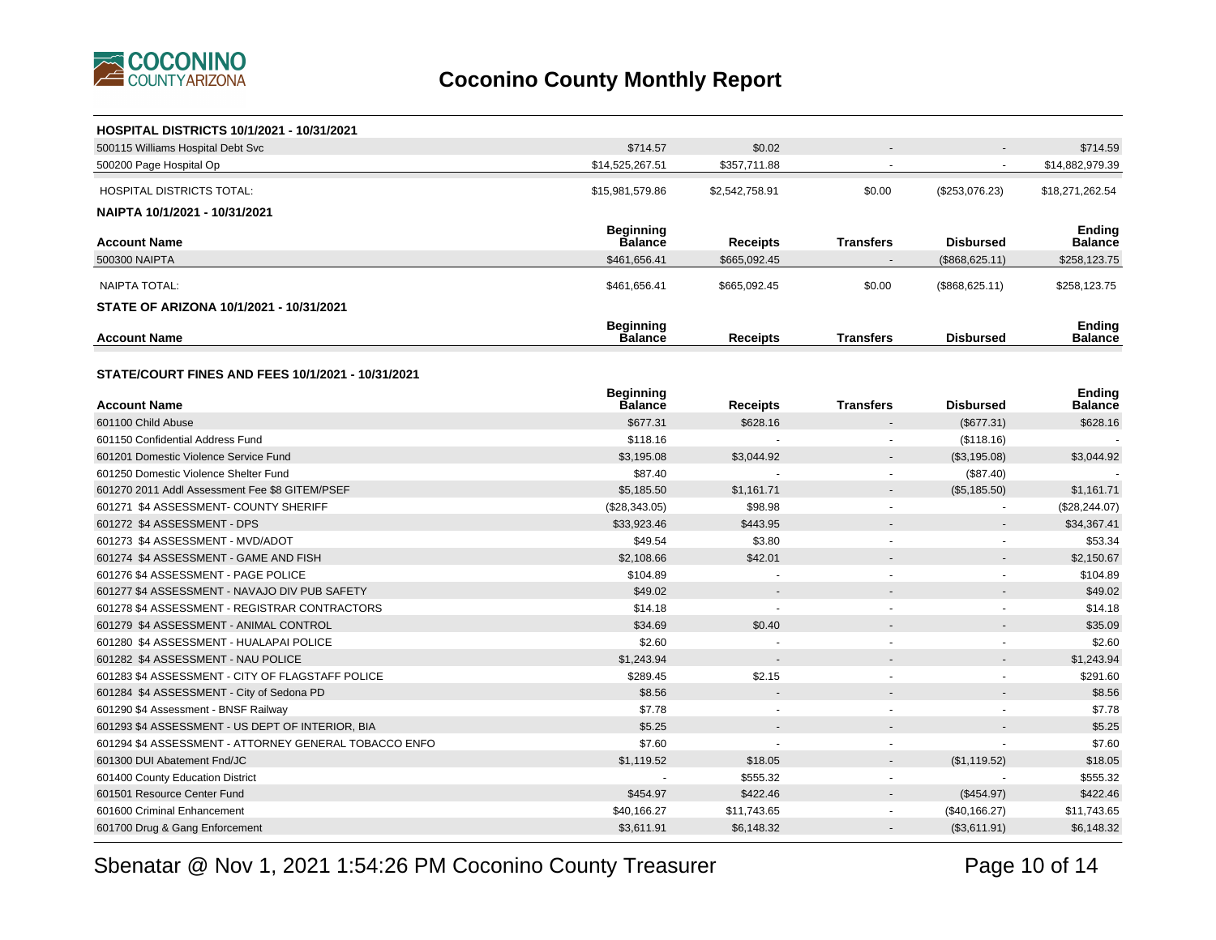# Coconino County Monthly Report

### HOSPITAL DISTRICTS 10/1/2021 - 10/31/2021

| Account Name | Beginning Balance | Receipts | Transfers | Disbursed | Ending Balance |
|---|---|---|---|---|---|
| 500115 Williams Hospital Debt Svc | $714.57 | $0.02 | - | - | $714.59 |
| 500200 Page Hospital Op | $14,525,267.51 | $357,711.88 | - | - | $14,882,979.39 |
| HOSPITAL DISTRICTS TOTAL: | $15,981,579.86 | $2,542,758.91 | $0.00 | ($253,076.23) | $18,271,262.54 |

### NAIPTA 10/1/2021 - 10/31/2021

| Account Name | Beginning Balance | Receipts | Transfers | Disbursed | Ending Balance |
|---|---|---|---|---|---|
| 500300 NAIPTA | $461,656.41 | $665,092.45 | - | ($868,625.11) | $258,123.75 |
| NAIPTA TOTAL: | $461,656.41 | $665,092.45 | $0.00 | ($868,625.11) | $258,123.75 |

### STATE OF ARIZONA 10/1/2021 - 10/31/2021

| Account Name | Beginning Balance | Receipts | Transfers | Disbursed | Ending Balance |
|---|---|---|---|---|---|

### STATE/COURT FINES AND FEES 10/1/2021 - 10/31/2021

| Account Name | Beginning Balance | Receipts | Transfers | Disbursed | Ending Balance |
|---|---|---|---|---|---|
| 601100 Child Abuse | $677.31 | $628.16 | - | ($677.31) | $628.16 |
| 601150 Confidential Address Fund | $118.16 | - | - | ($118.16) | - |
| 601201 Domestic Violence Service Fund | $3,195.08 | $3,044.92 | - | ($3,195.08) | $3,044.92 |
| 601250 Domestic Violence Shelter Fund | $87.40 | - | - | ($87.40) | - |
| 601270 2011 Addl Assessment Fee $8 GITEM/PSEF | $5,185.50 | $1,161.71 | - | ($5,185.50) | $1,161.71 |
| 601271 $4 ASSESSMENT- COUNTY SHERIFF | ($28,343.05) | $98.98 | - | - | ($28,244.07) |
| 601272 $4 ASSESSMENT - DPS | $33,923.46 | $443.95 | - | - | $34,367.41 |
| 601273 $4 ASSESSMENT - MVD/ADOT | $49.54 | $3.80 | - | - | $53.34 |
| 601274 $4 ASSESSMENT - GAME AND FISH | $2,108.66 | $42.01 | - | - | $2,150.67 |
| 601276 $4 ASSESSMENT - PAGE POLICE | $104.89 | - | - | - | $104.89 |
| 601277 $4 ASSESSMENT - NAVAJO DIV PUB SAFETY | $49.02 | - | - | - | $49.02 |
| 601278 $4 ASSESSMENT - REGISTRAR CONTRACTORS | $14.18 | - | - | - | $14.18 |
| 601279 $4 ASSESSMENT - ANIMAL CONTROL | $34.69 | $0.40 | - | - | $35.09 |
| 601280 $4 ASSESSMENT - HUALAPAI POLICE | $2.60 | - | - | - | $2.60 |
| 601282 $4 ASSESSMENT - NAU POLICE | $1,243.94 | - | - | - | $1,243.94 |
| 601283 $4 ASSESSMENT - CITY OF FLAGSTAFF POLICE | $289.45 | $2.15 | - | - | $291.60 |
| 601284 $4 ASSESSMENT - City of Sedona PD | $8.56 | - | - | - | $8.56 |
| 601290 $4 Assessment - BNSF Railway | $7.78 | - | - | - | $7.78 |
| 601293 $4 ASSESSMENT - US DEPT OF INTERIOR, BIA | $5.25 | - | - | - | $5.25 |
| 601294 $4 ASSESSMENT - ATTORNEY GENERAL TOBACCO ENFO | $7.60 | - | - | - | $7.60 |
| 601300 DUI Abatement Fnd/JC | $1,119.52 | $18.05 | - | ($1,119.52) | $18.05 |
| 601400 County Education District | - | $555.32 | - | - | $555.32 |
| 601501 Resource Center Fund | $454.97 | $422.46 | - | ($454.97) | $422.46 |
| 601600 Criminal Enhancement | $40,166.27 | $11,743.65 | - | ($40,166.27) | $11,743.65 |
| 601700 Drug & Gang Enforcement | $3,611.91 | $6,148.32 | - | ($3,611.91) | $6,148.32 |

Sbenatar @ Nov 1, 2021 1:54:26 PM Coconino County Treasurer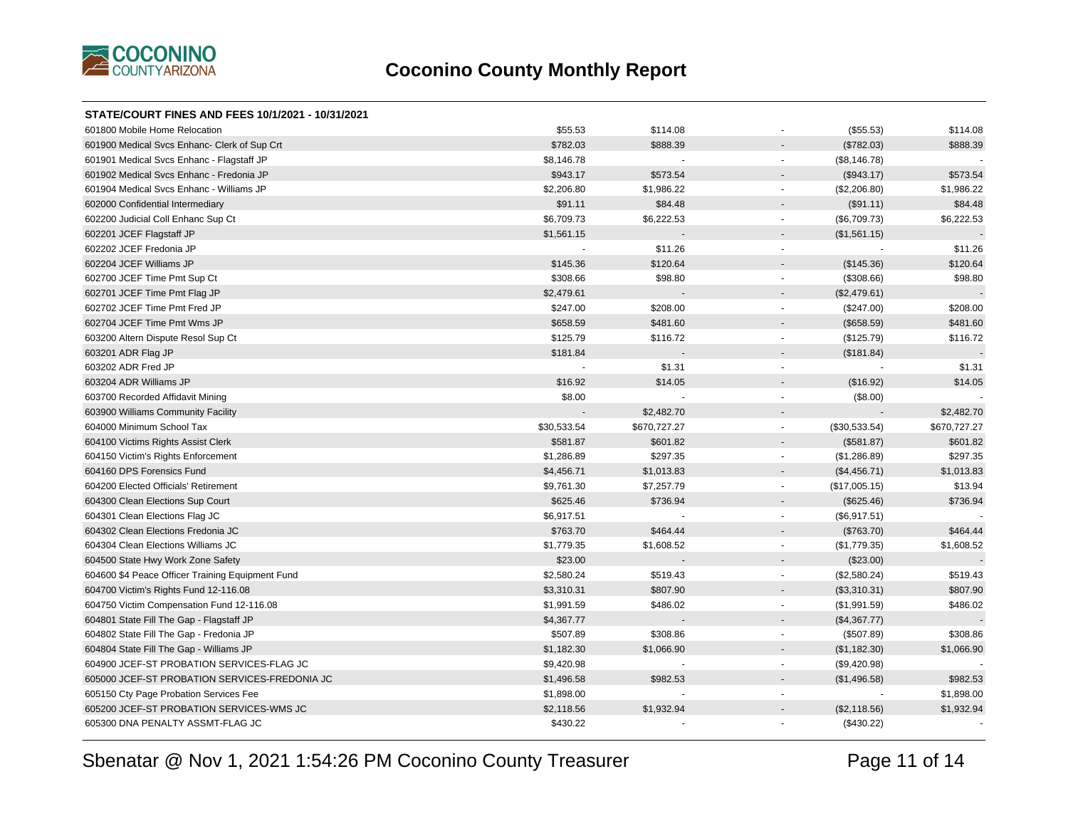# Coconino County Monthly Report

**STATE/COURT FINES AND FEES 10/1/2021 - 10/31/2021**

| | | | | | |
|---|---|---|---|---|---|
| 601800 Mobile Home Relocation | $55.53 | $114.08 | - | ($55.53) | $114.08 |
| 601900 Medical Svcs Enhanc- Clerk of Sup Crt | $782.03 | $888.39 | - | ($782.03) | $888.39 |
| 601901 Medical Svcs Enhanc - Flagstaff JP | $8,146.78 | - | - | ($8,146.78) | - |
| 601902 Medical Svcs Enhanc - Fredonia JP | $943.17 | $573.54 | - | ($943.17) | $573.54 |
| 601904 Medical Svcs Enhanc - Williams JP | $2,206.80 | $1,986.22 | - | ($2,206.80) | $1,986.22 |
| 602000 Confidential Intermediary | $91.11 | $84.48 | - | ($91.11) | $84.48 |
| 602200 Judicial Coll Enhanc Sup Ct | $6,709.73 | $6,222.53 | - | ($6,709.73) | $6,222.53 |
| 602201 JCEF Flagstaff JP | $1,561.15 | - | - | ($1,561.15) | - |
| 602202 JCEF Fredonia JP | - | $11.26 | - | - | $11.26 |
| 602204 JCEF Williams JP | $145.36 | $120.64 | - | ($145.36) | $120.64 |
| 602700 JCEF Time Pmt Sup Ct | $308.66 | $98.80 | - | ($308.66) | $98.80 |
| 602701 JCEF Time Pmt Flag JP | $2,479.61 | - | - | ($2,479.61) | - |
| 602702 JCEF Time Pmt Fred JP | $247.00 | $208.00 | - | ($247.00) | $208.00 |
| 602704 JCEF Time Pmt Wms JP | $658.59 | $481.60 | - | ($658.59) | $481.60 |
| 603200 Altern Dispute Resol Sup Ct | $125.79 | $116.72 | - | ($125.79) | $116.72 |
| 603201 ADR Flag JP | $181.84 | - | - | ($181.84) | - |
| 603202 ADR Fred JP | - | $1.31 | - | - | $1.31 |
| 603204 ADR Williams JP | $16.92 | $14.05 | - | ($16.92) | $14.05 |
| 603700 Recorded Affidavit Mining | $8.00 | - | - | ($8.00) | - |
| 603900 Williams Community Facility | - | $2,482.70 | - | - | $2,482.70 |
| 604000 Minimum School Tax | $30,533.54 | $670,727.27 | - | ($30,533.54) | $670,727.27 |
| 604100 Victims Rights Assist Clerk | $581.87 | $601.82 | - | ($581.87) | $601.82 |
| 604150 Victim's Rights Enforcement | $1,286.89 | $297.35 | - | ($1,286.89) | $297.35 |
| 604160 DPS Forensics Fund | $4,456.71 | $1,013.83 | - | ($4,456.71) | $1,013.83 |
| 604200 Elected Officials' Retirement | $9,761.30 | $7,257.79 | - | ($17,005.15) | $13.94 |
| 604300 Clean Elections Sup Court | $625.46 | $736.94 | - | ($625.46) | $736.94 |
| 604301 Clean Elections Flag JC | $6,917.51 | - | - | ($6,917.51) | - |
| 604302 Clean Elections Fredonia JC | $763.70 | $464.44 | - | ($763.70) | $464.44 |
| 604304 Clean Elections Williams JC | $1,779.35 | $1,608.52 | - | ($1,779.35) | $1,608.52 |
| 604500 State Hwy Work Zone Safety | $23.00 | - | - | ($23.00) | - |
| 604600 $4 Peace Officer Training Equipment Fund | $2,580.24 | $519.43 | - | ($2,580.24) | $519.43 |
| 604700 Victim's Rights Fund 12-116.08 | $3,310.31 | $807.90 | - | ($3,310.31) | $807.90 |
| 604750 Victim Compensation Fund 12-116.08 | $1,991.59 | $486.02 | - | ($1,991.59) | $486.02 |
| 604801 State Fill The Gap - Flagstaff JP | $4,367.77 | - | - | ($4,367.77) | - |
| 604802 State Fill The Gap - Fredonia JP | $507.89 | $308.86 | - | ($507.89) | $308.86 |
| 604804 State Fill The Gap - Williams JP | $1,182.30 | $1,066.90 | - | ($1,182.30) | $1,066.90 |
| 604900 JCEF-ST PROBATION SERVICES-FLAG JC | $9,420.98 | - | - | ($9,420.98) | - |
| 605000 JCEF-ST PROBATION SERVICES-FREDONIA JC | $1,496.58 | $982.53 | - | ($1,496.58) | $982.53 |
| 605150 Cty Page Probation Services Fee | $1,898.00 | - | - | - | $1,898.00 |
| 605200 JCEF-ST PROBATION SERVICES-WMS JC | $2,118.56 | $1,932.94 | - | ($2,118.56) | $1,932.94 |
| 605300 DNA PENALTY ASSMT-FLAG JC | $430.22 | - | - | ($430.22) | - |

Sbenatar @ Nov 1, 2021 1:54:26 PM Coconino County Treasurer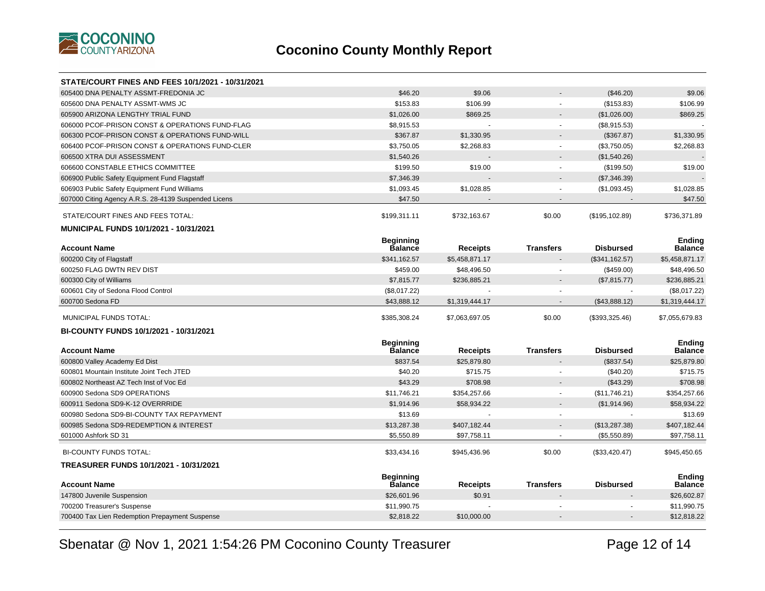# Coconino County Monthly Report

**STATE/COURT FINES AND FEES 10/1/2021 - 10/31/2021**

| Account Name | Beginning Balance | Receipts | Transfers | Disbursed | Ending Balance |
|---|---|---|---|---|---|
| 605400 DNA PENALTY ASSMT-FREDONIA JC | $46.20 | $9.06 | - | ($46.20) | $9.06 |
| 605600 DNA PENALTY ASSMT-WMS JC | $153.83 | $106.99 | - | ($153.83) | $106.99 |
| 605900 ARIZONA LENGTHY TRIAL FUND | $1,026.00 | $869.25 | - | ($1,026.00) | $869.25 |
| 606000 PCOF-PRISON CONST & OPERATIONS FUND-FLAG | $8,915.53 | - | - | ($8,915.53) | - |
| 606300 PCOF-PRISON CONST & OPERATIONS FUND-WILL | $367.87 | $1,330.95 | - | ($367.87) | $1,330.95 |
| 606400 PCOF-PRISON CONST & OPERATIONS FUND-CLER | $3,750.05 | $2,268.83 | - | ($3,750.05) | $2,268.83 |
| 606500 XTRA DUI ASSESSMENT | $1,540.26 | - | - | ($1,540.26) | - |
| 606600 CONSTABLE ETHICS COMMITTEE | $199.50 | $19.00 | - | ($199.50) | $19.00 |
| 606900 Public Safety Equipment Fund Flagstaff | $7,346.39 | - | - | ($7,346.39) | - |
| 606903 Public Safety Equipment Fund Williams | $1,093.45 | $1,028.85 | - | ($1,093.45) | $1,028.85 |
| 607000 Citing Agency A.R.S. 28-4139 Suspended Licens | $47.50 | - | - | - | $47.50 |
| STATE/COURT FINES AND FEES TOTAL: | $199,311.11 | $732,163.67 | $0.00 | ($195,102.89) | $736,371.89 |

**MUNICIPAL FUNDS 10/1/2021 - 10/31/2021**

| Account Name | Beginning Balance | Receipts | Transfers | Disbursed | Ending Balance |
|---|---|---|---|---|---|
| 600200 City of Flagstaff | $341,162.57 | $5,458,871.17 | - | ($341,162.57) | $5,458,871.17 |
| 600250 FLAG DWTN REV DIST | $459.00 | $48,496.50 | - | ($459.00) | $48,496.50 |
| 600300 City of Williams | $7,815.77 | $236,885.21 | - | ($7,815.77) | $236,885.21 |
| 600601 City of Sedona Flood Control | ($8,017.22) | - | - | - | ($8,017.22) |
| 600700 Sedona FD | $43,888.12 | $1,319,444.17 | - | ($43,888.12) | $1,319,444.17 |
| MUNICIPAL FUNDS TOTAL: | $385,308.24 | $7,063,697.05 | $0.00 | ($393,325.46) | $7,055,679.83 |

**BI-COUNTY FUNDS 10/1/2021 - 10/31/2021**

| Account Name | Beginning Balance | Receipts | Transfers | Disbursed | Ending Balance |
|---|---|---|---|---|---|
| 600800 Valley Academy Ed Dist | $837.54 | $25,879.80 | - | ($837.54) | $25,879.80 |
| 600801 Mountain Institute Joint Tech JTED | $40.20 | $715.75 | - | ($40.20) | $715.75 |
| 600802 Northeast AZ Tech Inst of Voc Ed | $43.29 | $708.98 | - | ($43.29) | $708.98 |
| 600900 Sedona SD9 OPERATIONS | $11,746.21 | $354,257.66 | - | ($11,746.21) | $354,257.66 |
| 600911 Sedona SD9-K-12 OVERRRIDE | $1,914.96 | $58,934.22 | - | ($1,914.96) | $58,934.22 |
| 600980 Sedona SD9-BI-COUNTY TAX REPAYMENT | $13.69 | - | - | - | $13.69 |
| 600985 Sedona SD9-REDEMPTION & INTEREST | $13,287.38 | $407,182.44 | - | ($13,287.38) | $407,182.44 |
| 601000 Ashfork SD 31 | $5,550.89 | $97,758.11 | - | ($5,550.89) | $97,758.11 |
| BI-COUNTY FUNDS TOTAL: | $33,434.16 | $945,436.96 | $0.00 | ($33,420.47) | $945,450.65 |

**TREASURER FUNDS 10/1/2021 - 10/31/2021**

| Account Name | Beginning Balance | Receipts | Transfers | Disbursed | Ending Balance |
|---|---|---|---|---|---|
| 147800 Juvenile Suspension | $26,601.96 | $0.91 | - | - | $26,602.87 |
| 700200 Treasurer's Suspense | $11,990.75 | - | - | - | $11,990.75 |
| 700400 Tax Lien Redemption Prepayment Suspense | $2,818.22 | $10,000.00 | - | - | $12,818.22 |

Sbenatar @ Nov 1, 2021 1:54:26 PM Coconino County Treasurer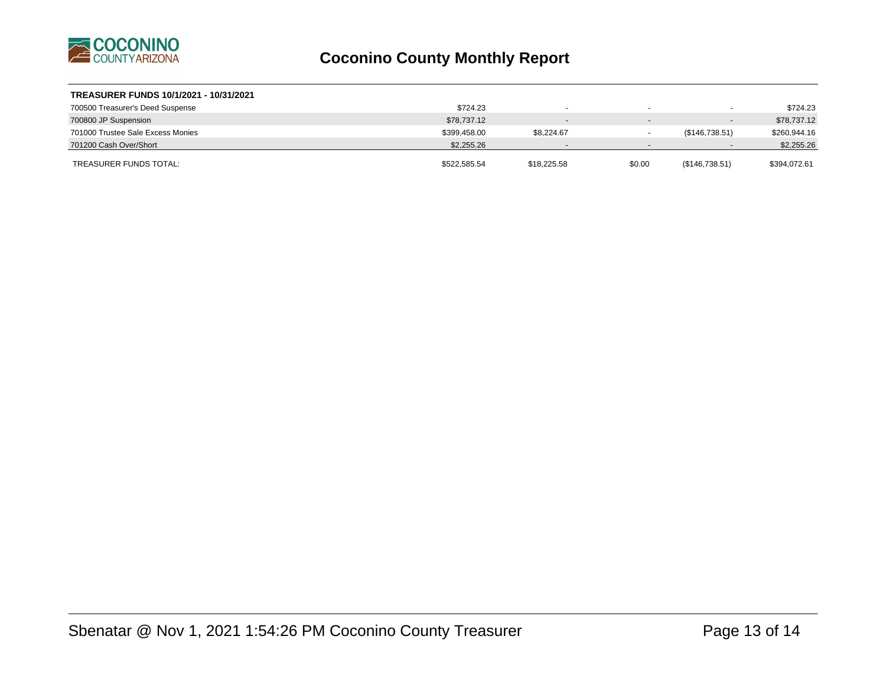# Coconino County Monthly Report

| TREASURER FUNDS 10/1/2021 - 10/31/2021 | | | | | |
|---|---|---|---|---|---|
| 700500 Treasurer's Deed Suspense | $724.23 | - | - | - | $724.23 |
| 700800 JP Suspension | $78,737.12 | - | - | - | $78,737.12 |
| 701000 Trustee Sale Excess Monies | $399,458.00 | $8,224.67 | - | ($146,738.51) | $260,944.16 |
| 701200 Cash Over/Short | $2,255.26 | - | - | - | $2,255.26 |
| TREASURER FUNDS TOTAL: | $522,585.54 | $18,225.58 | $0.00 | ($146,738.51) | $394,072.61 |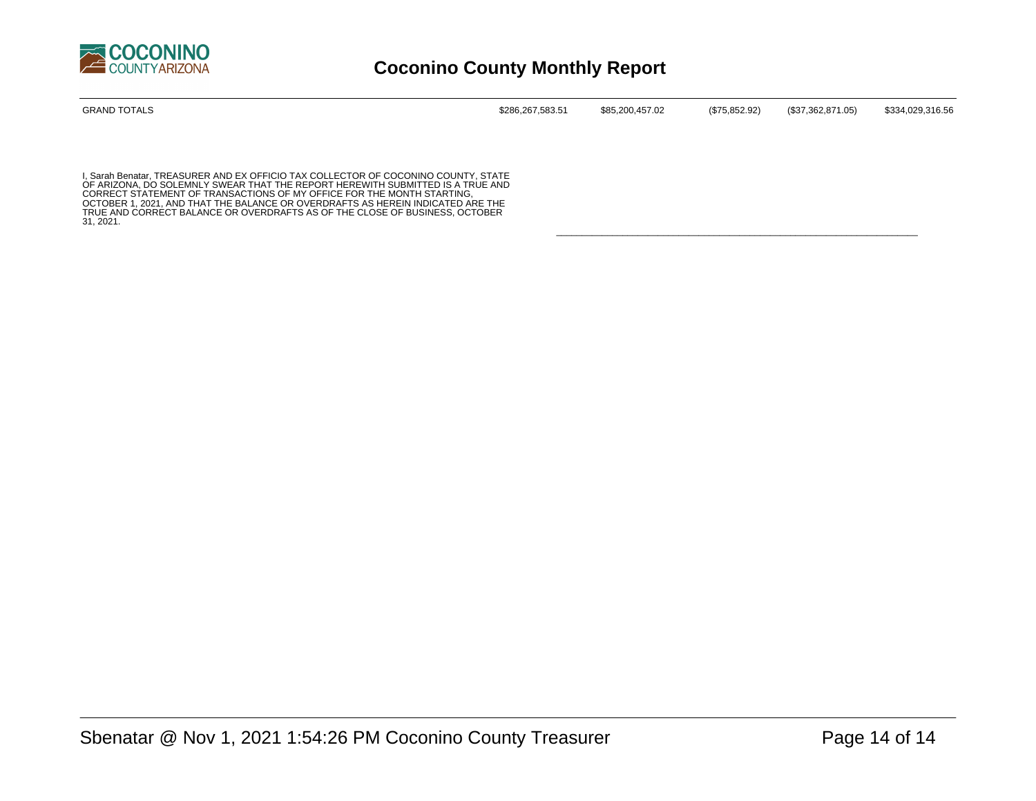# Coconino County Monthly Report

| GRAND TOTALS | $286,267,583.51 | $85,200,457.02 | ($75,852.92) | ($37,362,871.05) | $334,029,316.56 |
|---|---|---|---|---|---|

I, Sarah Benatar, TREASURER AND EX OFFICIO TAX COLLECTOR OF COCONINO COUNTY, STATE OF ARIZONA, DO SOLEMNLY SWEAR THAT THE REPORT HEREWITH SUBMITTED IS A TRUE AND CORRECT STATEMENT OF TRANSACTIONS OF MY OFFICE FOR THE MONTH STARTING, OCTOBER 1, 2021, AND THAT THE BALANCE OR OVERDRAFTS AS HEREIN INDICATED ARE THE TRUE AND CORRECT BALANCE OR OVERDRAFTS AS OF THE CLOSE OF BUSINESS, OCTOBER 31, 2021.

\_\_\_\_\_\_\_\_\_\_\_\_\_\_\_\_\_\_\_\_\_\_\_\_\_\_\_\_\_\_\_\_\_\_\_\_\_\_\_\_\_\_\_\_\_\_\_\_\_\_\_\_\_\_\_\_\_\_

Sbenatar @ Nov 1, 2021 1:54:26 PM Coconino County Treasurer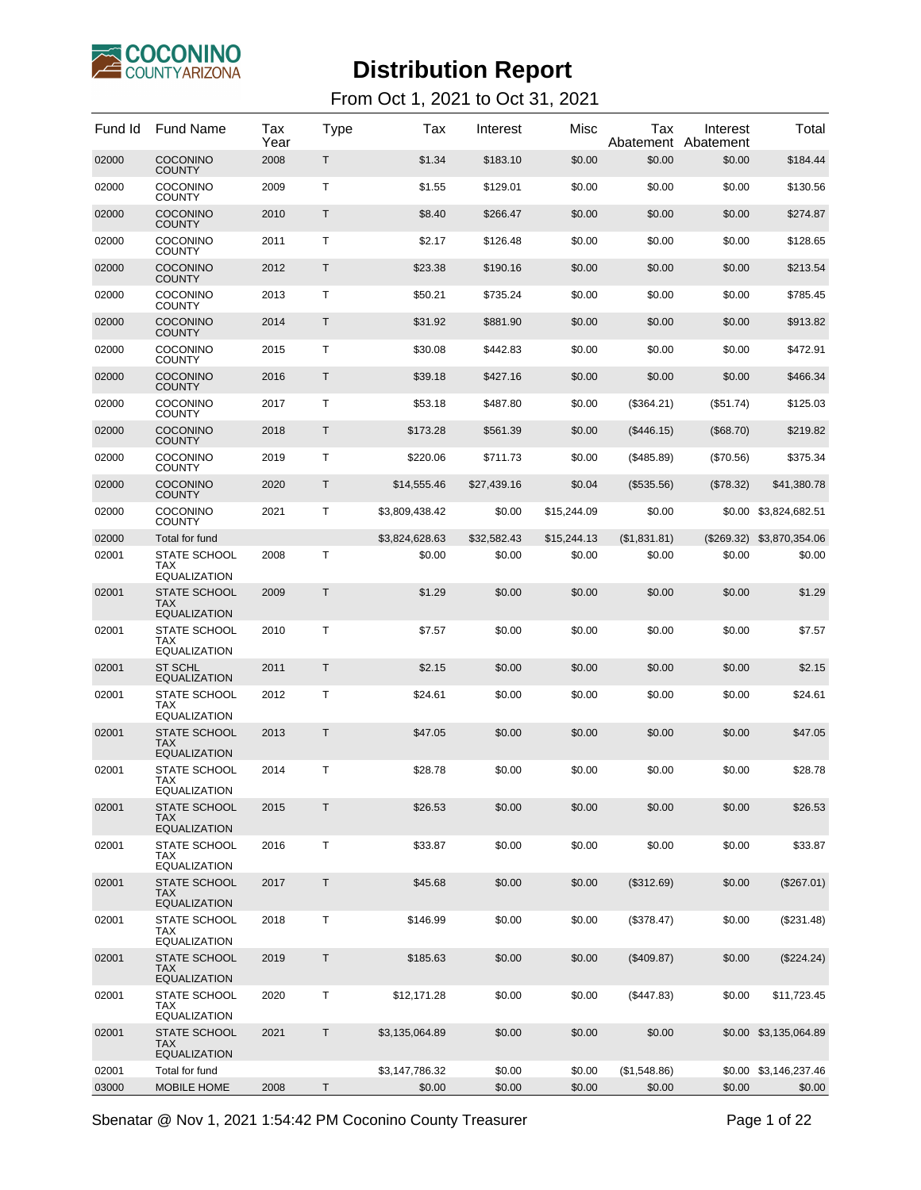# Distribution Report

From Oct 1, 2021 to Oct 31, 2021

| Fund Id | Fund Name | Tax Year | Type | Tax | Interest | Misc | Tax Abatement | Interest Abatement | Total |
|---|---|---|---|---|---|---|---|---|---|
| 02000 | COCONINO COUNTY | 2008 | T | $1.34 | $183.10 | $0.00 | $0.00 | $0.00 | $184.44 |
| 02000 | COCONINO COUNTY | 2009 | T | $1.55 | $129.01 | $0.00 | $0.00 | $0.00 | $130.56 |
| 02000 | COCONINO COUNTY | 2010 | T | $8.40 | $266.47 | $0.00 | $0.00 | $0.00 | $274.87 |
| 02000 | COCONINO COUNTY | 2011 | T | $2.17 | $126.48 | $0.00 | $0.00 | $0.00 | $128.65 |
| 02000 | COCONINO COUNTY | 2012 | T | $23.38 | $190.16 | $0.00 | $0.00 | $0.00 | $213.54 |
| 02000 | COCONINO COUNTY | 2013 | T | $50.21 | $735.24 | $0.00 | $0.00 | $0.00 | $785.45 |
| 02000 | COCONINO COUNTY | 2014 | T | $31.92 | $881.90 | $0.00 | $0.00 | $0.00 | $913.82 |
| 02000 | COCONINO COUNTY | 2015 | T | $30.08 | $442.83 | $0.00 | $0.00 | $0.00 | $472.91 |
| 02000 | COCONINO COUNTY | 2016 | T | $39.18 | $427.16 | $0.00 | $0.00 | $0.00 | $466.34 |
| 02000 | COCONINO COUNTY | 2017 | T | $53.18 | $487.80 | $0.00 | ($364.21) | ($51.74) | $125.03 |
| 02000 | COCONINO COUNTY | 2018 | T | $173.28 | $561.39 | $0.00 | ($446.15) | ($68.70) | $219.82 |
| 02000 | COCONINO COUNTY | 2019 | T | $220.06 | $711.73 | $0.00 | ($485.89) | ($70.56) | $375.34 |
| 02000 | COCONINO COUNTY | 2020 | T | $14,555.46 | $27,439.16 | $0.04 | ($535.56) | ($78.32) | $41,380.78 |
| 02000 | COCONINO COUNTY | 2021 | T | $3,809,438.42 | $0.00 | $15,244.09 | $0.00 | $0.00 | $3,824,682.51 |
| 02000 | Total for fund | | | $3,824,628.63 | $32,582.43 | $15,244.13 | ($1,831.81) | ($269.32) | $3,870,354.06 |
| 02001 | STATE SCHOOL TAX EQUALIZATION | 2008 | T | $0.00 | $0.00 | $0.00 | $0.00 | $0.00 | $0.00 |
| 02001 | STATE SCHOOL TAX EQUALIZATION | 2009 | T | $1.29 | $0.00 | $0.00 | $0.00 | $0.00 | $1.29 |
| 02001 | STATE SCHOOL TAX EQUALIZATION | 2010 | T | $7.57 | $0.00 | $0.00 | $0.00 | $0.00 | $7.57 |
| 02001 | ST SCHL EQUALIZATION | 2011 | T | $2.15 | $0.00 | $0.00 | $0.00 | $0.00 | $2.15 |
| 02001 | STATE SCHOOL TAX EQUALIZATION | 2012 | T | $24.61 | $0.00 | $0.00 | $0.00 | $0.00 | $24.61 |
| 02001 | STATE SCHOOL TAX EQUALIZATION | 2013 | T | $47.05 | $0.00 | $0.00 | $0.00 | $0.00 | $47.05 |
| 02001 | STATE SCHOOL TAX EQUALIZATION | 2014 | T | $28.78 | $0.00 | $0.00 | $0.00 | $0.00 | $28.78 |
| 02001 | STATE SCHOOL TAX EQUALIZATION | 2015 | T | $26.53 | $0.00 | $0.00 | $0.00 | $0.00 | $26.53 |
| 02001 | STATE SCHOOL TAX EQUALIZATION | 2016 | T | $33.87 | $0.00 | $0.00 | $0.00 | $0.00 | $33.87 |
| 02001 | STATE SCHOOL TAX EQUALIZATION | 2017 | T | $45.68 | $0.00 | $0.00 | ($312.69) | $0.00 | ($267.01) |
| 02001 | STATE SCHOOL TAX EQUALIZATION | 2018 | T | $146.99 | $0.00 | $0.00 | ($378.47) | $0.00 | ($231.48) |
| 02001 | STATE SCHOOL TAX EQUALIZATION | 2019 | T | $185.63 | $0.00 | $0.00 | ($409.87) | $0.00 | ($224.24) |
| 02001 | STATE SCHOOL TAX EQUALIZATION | 2020 | T | $12,171.28 | $0.00 | $0.00 | ($447.83) | $0.00 | $11,723.45 |
| 02001 | STATE SCHOOL TAX EQUALIZATION | 2021 | T | $3,135,064.89 | $0.00 | $0.00 | $0.00 | $0.00 | $3,135,064.89 |
| 02001 | Total for fund | | | $3,147,786.32 | $0.00 | $0.00 | ($1,548.86) | $0.00 | $3,146,237.46 |
| 03000 | MOBILE HOME | 2008 | T | $0.00 | $0.00 | $0.00 | $0.00 | $0.00 | $0.00 |

Sbenatar @ Nov 1, 2021 1:54:42 PM Coconino County Treasurer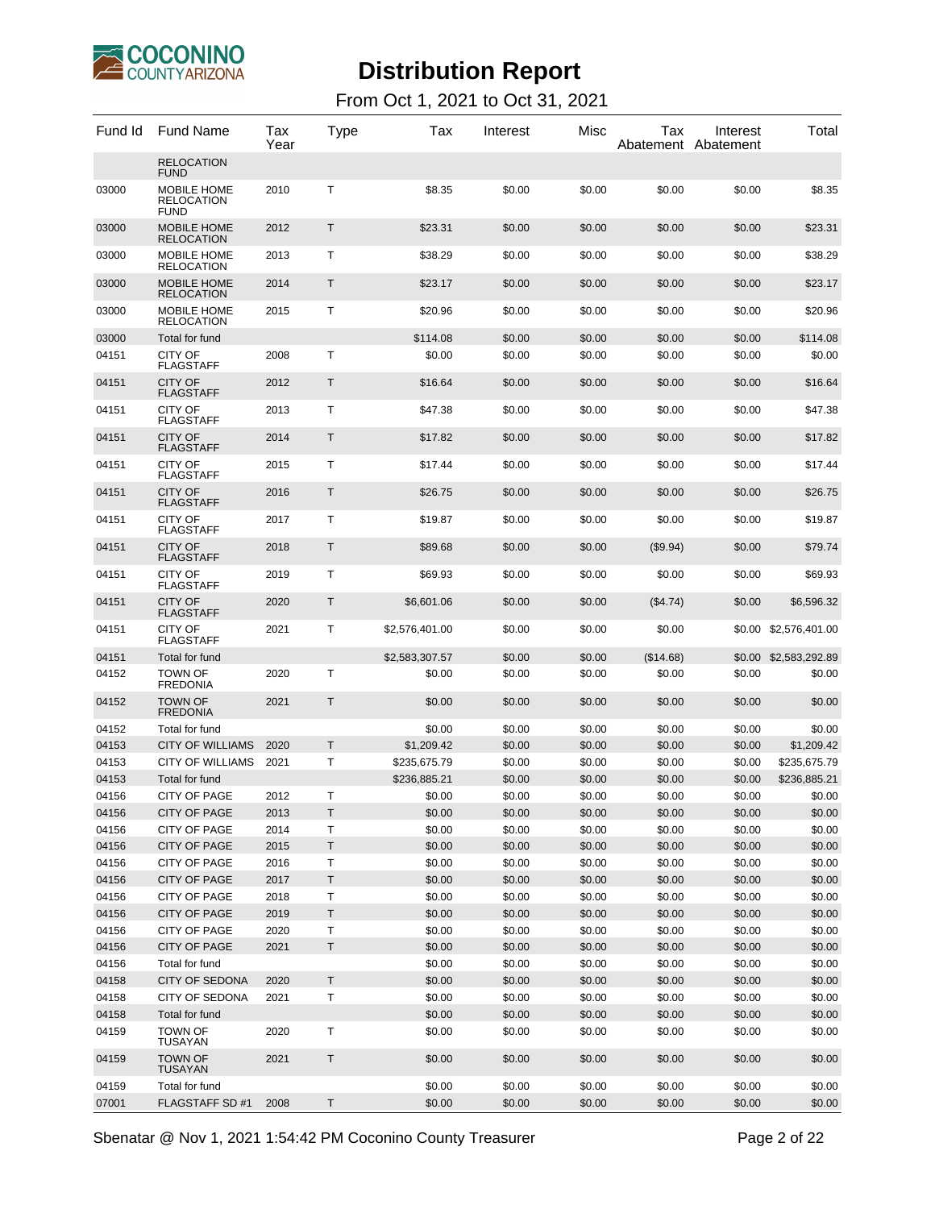# Distribution Report

From Oct 1, 2021 to Oct 31, 2021

| Fund Id | Fund Name | Tax Year | Type | Tax | Interest | Misc | Tax Abatement | Interest Abatement | Total |
|---|---|---|---|---|---|---|---|---|---|
| | RELOCATION FUND | | | | | | | | |
| 03000 | MOBILE HOME RELOCATION FUND | 2010 | T | $8.35 | $0.00 | $0.00 | $0.00 | $0.00 | $8.35 |
| 03000 | MOBILE HOME RELOCATION | 2012 | T | $23.31 | $0.00 | $0.00 | $0.00 | $0.00 | $23.31 |
| 03000 | MOBILE HOME RELOCATION | 2013 | T | $38.29 | $0.00 | $0.00 | $0.00 | $0.00 | $38.29 |
| 03000 | MOBILE HOME RELOCATION | 2014 | T | $23.17 | $0.00 | $0.00 | $0.00 | $0.00 | $23.17 |
| 03000 | MOBILE HOME RELOCATION | 2015 | T | $20.96 | $0.00 | $0.00 | $0.00 | $0.00 | $20.96 |
| 03000 | Total for fund | | | $114.08 | $0.00 | $0.00 | $0.00 | $0.00 | $114.08 |
| 04151 | CITY OF FLAGSTAFF | 2008 | T | $0.00 | $0.00 | $0.00 | $0.00 | $0.00 | $0.00 |
| 04151 | CITY OF FLAGSTAFF | 2012 | T | $16.64 | $0.00 | $0.00 | $0.00 | $0.00 | $16.64 |
| 04151 | CITY OF FLAGSTAFF | 2013 | T | $47.38 | $0.00 | $0.00 | $0.00 | $0.00 | $47.38 |
| 04151 | CITY OF FLAGSTAFF | 2014 | T | $17.82 | $0.00 | $0.00 | $0.00 | $0.00 | $17.82 |
| 04151 | CITY OF FLAGSTAFF | 2015 | T | $17.44 | $0.00 | $0.00 | $0.00 | $0.00 | $17.44 |
| 04151 | CITY OF FLAGSTAFF | 2016 | T | $26.75 | $0.00 | $0.00 | $0.00 | $0.00 | $26.75 |
| 04151 | CITY OF FLAGSTAFF | 2017 | T | $19.87 | $0.00 | $0.00 | $0.00 | $0.00 | $19.87 |
| 04151 | CITY OF FLAGSTAFF | 2018 | T | $89.68 | $0.00 | $0.00 | ($9.94) | $0.00 | $79.74 |
| 04151 | CITY OF FLAGSTAFF | 2019 | T | $69.93 | $0.00 | $0.00 | $0.00 | $0.00 | $69.93 |
| 04151 | CITY OF FLAGSTAFF | 2020 | T | $6,601.06 | $0.00 | $0.00 | ($4.74) | $0.00 | $6,596.32 |
| 04151 | CITY OF FLAGSTAFF | 2021 | T | $2,576,401.00 | $0.00 | $0.00 | $0.00 | $0.00 | $2,576,401.00 |
| 04151 | Total for fund | | | $2,583,307.57 | $0.00 | $0.00 | ($14.68) | $0.00 | $2,583,292.89 |
| 04152 | TOWN OF FREDONIA | 2020 | T | $0.00 | $0.00 | $0.00 | $0.00 | $0.00 | $0.00 |
| 04152 | TOWN OF FREDONIA | 2021 | T | $0.00 | $0.00 | $0.00 | $0.00 | $0.00 | $0.00 |
| 04152 | Total for fund | | | $0.00 | $0.00 | $0.00 | $0.00 | $0.00 | $0.00 |
| 04153 | CITY OF WILLIAMS | 2020 | T | $1,209.42 | $0.00 | $0.00 | $0.00 | $0.00 | $1,209.42 |
| 04153 | CITY OF WILLIAMS | 2021 | T | $235,675.79 | $0.00 | $0.00 | $0.00 | $0.00 | $235,675.79 |
| 04153 | Total for fund | | | $236,885.21 | $0.00 | $0.00 | $0.00 | $0.00 | $236,885.21 |
| 04156 | CITY OF PAGE | 2012 | T | $0.00 | $0.00 | $0.00 | $0.00 | $0.00 | $0.00 |
| 04156 | CITY OF PAGE | 2013 | T | $0.00 | $0.00 | $0.00 | $0.00 | $0.00 | $0.00 |
| 04156 | CITY OF PAGE | 2014 | T | $0.00 | $0.00 | $0.00 | $0.00 | $0.00 | $0.00 |
| 04156 | CITY OF PAGE | 2015 | T | $0.00 | $0.00 | $0.00 | $0.00 | $0.00 | $0.00 |
| 04156 | CITY OF PAGE | 2016 | T | $0.00 | $0.00 | $0.00 | $0.00 | $0.00 | $0.00 |
| 04156 | CITY OF PAGE | 2017 | T | $0.00 | $0.00 | $0.00 | $0.00 | $0.00 | $0.00 |
| 04156 | CITY OF PAGE | 2018 | T | $0.00 | $0.00 | $0.00 | $0.00 | $0.00 | $0.00 |
| 04156 | CITY OF PAGE | 2019 | T | $0.00 | $0.00 | $0.00 | $0.00 | $0.00 | $0.00 |
| 04156 | CITY OF PAGE | 2020 | T | $0.00 | $0.00 | $0.00 | $0.00 | $0.00 | $0.00 |
| 04156 | CITY OF PAGE | 2021 | T | $0.00 | $0.00 | $0.00 | $0.00 | $0.00 | $0.00 |
| 04156 | Total for fund | | | $0.00 | $0.00 | $0.00 | $0.00 | $0.00 | $0.00 |
| 04158 | CITY OF SEDONA | 2020 | T | $0.00 | $0.00 | $0.00 | $0.00 | $0.00 | $0.00 |
| 04158 | CITY OF SEDONA | 2021 | T | $0.00 | $0.00 | $0.00 | $0.00 | $0.00 | $0.00 |
| 04158 | Total for fund | | | $0.00 | $0.00 | $0.00 | $0.00 | $0.00 | $0.00 |
| 04159 | TOWN OF TUSAYAN | 2020 | T | $0.00 | $0.00 | $0.00 | $0.00 | $0.00 | $0.00 |
| 04159 | TOWN OF TUSAYAN | 2021 | T | $0.00 | $0.00 | $0.00 | $0.00 | $0.00 | $0.00 |
| 04159 | Total for fund | | | $0.00 | $0.00 | $0.00 | $0.00 | $0.00 | $0.00 |
| 07001 | FLAGSTAFF SD #1 | 2008 | T | $0.00 | $0.00 | $0.00 | $0.00 | $0.00 | $0.00 |

Sbenatar @ Nov 1, 2021 1:54:42 PM Coconino County Treasurer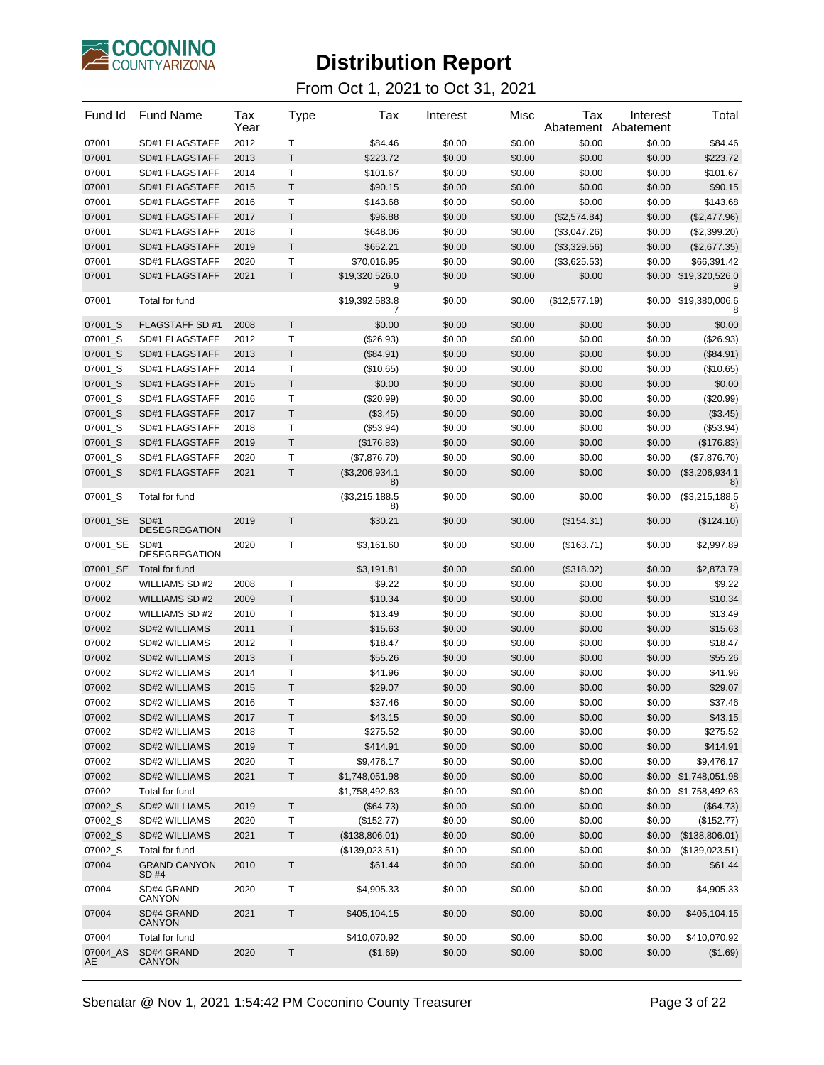# Distribution Report

From Oct 1, 2021 to Oct 31, 2021

| Fund Id | Fund Name | Tax Year | Type | Tax | Interest | Misc | Tax Abatement | Interest Abatement | Total |
|---|---|---|---|---|---|---|---|---|---|
| 07001 | SD#1 FLAGSTAFF | 2012 | T | $84.46 | $0.00 | $0.00 | $0.00 | $0.00 | $84.46 |
| 07001 | SD#1 FLAGSTAFF | 2013 | T | $223.72 | $0.00 | $0.00 | $0.00 | $0.00 | $223.72 |
| 07001 | SD#1 FLAGSTAFF | 2014 | T | $101.67 | $0.00 | $0.00 | $0.00 | $0.00 | $101.67 |
| 07001 | SD#1 FLAGSTAFF | 2015 | T | $90.15 | $0.00 | $0.00 | $0.00 | $0.00 | $90.15 |
| 07001 | SD#1 FLAGSTAFF | 2016 | T | $143.68 | $0.00 | $0.00 | $0.00 | $0.00 | $143.68 |
| 07001 | SD#1 FLAGSTAFF | 2017 | T | $96.88 | $0.00 | $0.00 | ($2,574.84) | $0.00 | ($2,477.96) |
| 07001 | SD#1 FLAGSTAFF | 2018 | T | $648.06 | $0.00 | $0.00 | ($3,047.26) | $0.00 | ($2,399.20) |
| 07001 | SD#1 FLAGSTAFF | 2019 | T | $652.21 | $0.00 | $0.00 | ($3,329.56) | $0.00 | ($2,677.35) |
| 07001 | SD#1 FLAGSTAFF | 2020 | T | $70,016.95 | $0.00 | $0.00 | ($3,625.53) | $0.00 | $66,391.42 |
| 07001 | SD#1 FLAGSTAFF | 2021 | T | $19,320,526.09 | $0.00 | $0.00 | $0.00 | $0.00 | $19,320,526.09 |
| 07001 | Total for fund | | | $19,392,583.87 | $0.00 | $0.00 | ($12,577.19) | $0.00 | $19,380,006.68 |
| 07001_S | FLAGSTAFF SD #1 | 2008 | T | $0.00 | $0.00 | $0.00 | $0.00 | $0.00 | $0.00 |
| 07001_S | SD#1 FLAGSTAFF | 2012 | T | ($26.93) | $0.00 | $0.00 | $0.00 | $0.00 | ($26.93) |
| 07001_S | SD#1 FLAGSTAFF | 2013 | T | ($84.91) | $0.00 | $0.00 | $0.00 | $0.00 | ($84.91) |
| 07001_S | SD#1 FLAGSTAFF | 2014 | T | ($10.65) | $0.00 | $0.00 | $0.00 | $0.00 | ($10.65) |
| 07001_S | SD#1 FLAGSTAFF | 2015 | T | $0.00 | $0.00 | $0.00 | $0.00 | $0.00 | $0.00 |
| 07001_S | SD#1 FLAGSTAFF | 2016 | T | ($20.99) | $0.00 | $0.00 | $0.00 | $0.00 | ($20.99) |
| 07001_S | SD#1 FLAGSTAFF | 2017 | T | ($3.45) | $0.00 | $0.00 | $0.00 | $0.00 | ($3.45) |
| 07001_S | SD#1 FLAGSTAFF | 2018 | T | ($53.94) | $0.00 | $0.00 | $0.00 | $0.00 | ($53.94) |
| 07001_S | SD#1 FLAGSTAFF | 2019 | T | ($176.83) | $0.00 | $0.00 | $0.00 | $0.00 | ($176.83) |
| 07001_S | SD#1 FLAGSTAFF | 2020 | T | ($7,876.70) | $0.00 | $0.00 | $0.00 | $0.00 | ($7,876.70) |
| 07001_S | SD#1 FLAGSTAFF | 2021 | T | ($3,206,934.18) | $0.00 | $0.00 | $0.00 | $0.00 | ($3,206,934.18) |
| 07001_S | Total for fund | | | ($3,215,188.58) | $0.00 | $0.00 | $0.00 | $0.00 | ($3,215,188.58) |
| 07001_SE | SD#1 DESEGREGATION | 2019 | T | $30.21 | $0.00 | $0.00 | ($154.31) | $0.00 | ($124.10) |
| 07001_SE | SD#1 DESEGREGATION | 2020 | T | $3,161.60 | $0.00 | $0.00 | ($163.71) | $0.00 | $2,997.89 |
| 07001_SE | Total for fund | | | $3,191.81 | $0.00 | $0.00 | ($318.02) | $0.00 | $2,873.79 |
| 07002 | WILLIAMS SD #2 | 2008 | T | $9.22 | $0.00 | $0.00 | $0.00 | $0.00 | $9.22 |
| 07002 | WILLIAMS SD #2 | 2009 | T | $10.34 | $0.00 | $0.00 | $0.00 | $0.00 | $10.34 |
| 07002 | WILLIAMS SD #2 | 2010 | T | $13.49 | $0.00 | $0.00 | $0.00 | $0.00 | $13.49 |
| 07002 | SD#2 WILLIAMS | 2011 | T | $15.63 | $0.00 | $0.00 | $0.00 | $0.00 | $15.63 |
| 07002 | SD#2 WILLIAMS | 2012 | T | $18.47 | $0.00 | $0.00 | $0.00 | $0.00 | $18.47 |
| 07002 | SD#2 WILLIAMS | 2013 | T | $55.26 | $0.00 | $0.00 | $0.00 | $0.00 | $55.26 |
| 07002 | SD#2 WILLIAMS | 2014 | T | $41.96 | $0.00 | $0.00 | $0.00 | $0.00 | $41.96 |
| 07002 | SD#2 WILLIAMS | 2015 | T | $29.07 | $0.00 | $0.00 | $0.00 | $0.00 | $29.07 |
| 07002 | SD#2 WILLIAMS | 2016 | T | $37.46 | $0.00 | $0.00 | $0.00 | $0.00 | $37.46 |
| 07002 | SD#2 WILLIAMS | 2017 | T | $43.15 | $0.00 | $0.00 | $0.00 | $0.00 | $43.15 |
| 07002 | SD#2 WILLIAMS | 2018 | T | $275.52 | $0.00 | $0.00 | $0.00 | $0.00 | $275.52 |
| 07002 | SD#2 WILLIAMS | 2019 | T | $414.91 | $0.00 | $0.00 | $0.00 | $0.00 | $414.91 |
| 07002 | SD#2 WILLIAMS | 2020 | T | $9,476.17 | $0.00 | $0.00 | $0.00 | $0.00 | $9,476.17 |
| 07002 | SD#2 WILLIAMS | 2021 | T | $1,748,051.98 | $0.00 | $0.00 | $0.00 | $0.00 | $1,748,051.98 |
| 07002 | Total for fund | | | $1,758,492.63 | $0.00 | $0.00 | $0.00 | $0.00 | $1,758,492.63 |
| 07002_S | SD#2 WILLIAMS | 2019 | T | ($64.73) | $0.00 | $0.00 | $0.00 | $0.00 | ($64.73) |
| 07002_S | SD#2 WILLIAMS | 2020 | T | ($152.77) | $0.00 | $0.00 | $0.00 | $0.00 | ($152.77) |
| 07002_S | SD#2 WILLIAMS | 2021 | T | ($138,806.01) | $0.00 | $0.00 | $0.00 | $0.00 | ($138,806.01) |
| 07002_S | Total for fund | | | ($139,023.51) | $0.00 | $0.00 | $0.00 | $0.00 | ($139,023.51) |
| 07004 | GRAND CANYON SD #4 | 2010 | T | $61.44 | $0.00 | $0.00 | $0.00 | $0.00 | $61.44 |
| 07004 | SD#4 GRAND CANYON | 2020 | T | $4,905.33 | $0.00 | $0.00 | $0.00 | $0.00 | $4,905.33 |
| 07004 | SD#4 GRAND CANYON | 2021 | T | $405,104.15 | $0.00 | $0.00 | $0.00 | $0.00 | $405,104.15 |
| 07004 | Total for fund | | | $410,070.92 | $0.00 | $0.00 | $0.00 | $0.00 | $410,070.92 |
| 07004_ASAE | SD#4 GRAND CANYON | 2020 | T | ($1.69) | $0.00 | $0.00 | $0.00 | $0.00 | ($1.69) |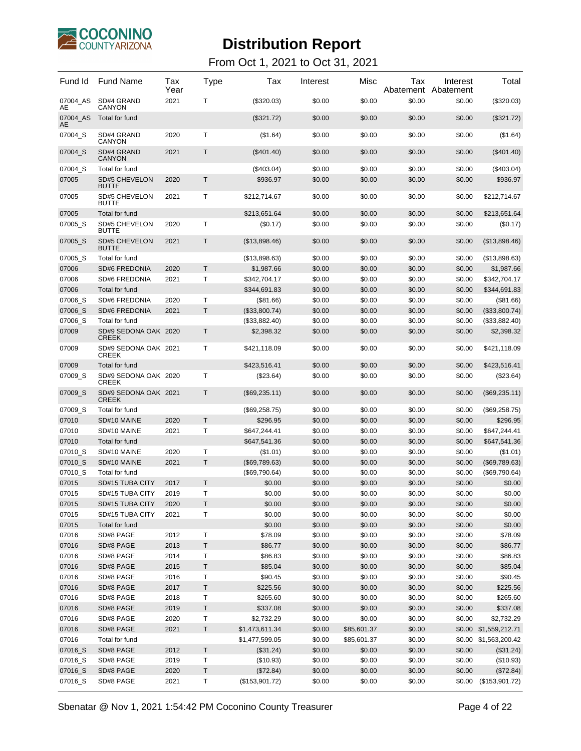# Distribution Report

From Oct 1, 2021 to Oct 31, 2021

| Fund Id | Fund Name | Tax Year | Type | Tax | Interest | Misc | Tax Abatement | Interest Abatement | Total |
|---|---|---|---|---|---|---|---|---|---|
| 07004_ASAE | SD#4 GRAND CANYON | 2021 | T | ($320.03) | $0.00 | $0.00 | $0.00 | $0.00 | ($320.03) |
| 07004_ASAE | Total for fund | | | ($321.72) | $0.00 | $0.00 | $0.00 | $0.00 | ($321.72) |
| 07004_S | SD#4 GRAND CANYON | 2020 | T | ($1.64) | $0.00 | $0.00 | $0.00 | $0.00 | ($1.64) |
| 07004_S | SD#4 GRAND CANYON | 2021 | T | ($401.40) | $0.00 | $0.00 | $0.00 | $0.00 | ($401.40) |
| 07004_S | Total for fund | | | ($403.04) | $0.00 | $0.00 | $0.00 | $0.00 | ($403.04) |
| 07005 | SD#5 CHEVELON BUTTE | 2020 | T | $936.97 | $0.00 | $0.00 | $0.00 | $0.00 | $936.97 |
| 07005 | SD#5 CHEVELON BUTTE | 2021 | T | $212,714.67 | $0.00 | $0.00 | $0.00 | $0.00 | $212,714.67 |
| 07005 | Total for fund | | | $213,651.64 | $0.00 | $0.00 | $0.00 | $0.00 | $213,651.64 |
| 07005_S | SD#5 CHEVELON BUTTE | 2020 | T | ($0.17) | $0.00 | $0.00 | $0.00 | $0.00 | ($0.17) |
| 07005_S | SD#5 CHEVELON BUTTE | 2021 | T | ($13,898.46) | $0.00 | $0.00 | $0.00 | $0.00 | ($13,898.46) |
| 07005_S | Total for fund | | | ($13,898.63) | $0.00 | $0.00 | $0.00 | $0.00 | ($13,898.63) |
| 07006 | SD#6 FREDONIA | 2020 | T | $1,987.66 | $0.00 | $0.00 | $0.00 | $0.00 | $1,987.66 |
| 07006 | SD#6 FREDONIA | 2021 | T | $342,704.17 | $0.00 | $0.00 | $0.00 | $0.00 | $342,704.17 |
| 07006 | Total for fund | | | $344,691.83 | $0.00 | $0.00 | $0.00 | $0.00 | $344,691.83 |
| 07006_S | SD#6 FREDONIA | 2020 | T | ($81.66) | $0.00 | $0.00 | $0.00 | $0.00 | ($81.66) |
| 07006_S | SD#6 FREDONIA | 2021 | T | ($33,800.74) | $0.00 | $0.00 | $0.00 | $0.00 | ($33,800.74) |
| 07006_S | Total for fund | | | ($33,882.40) | $0.00 | $0.00 | $0.00 | $0.00 | ($33,882.40) |
| 07009 | SD#9 SEDONA OAK CREEK | 2020 | T | $2,398.32 | $0.00 | $0.00 | $0.00 | $0.00 | $2,398.32 |
| 07009 | SD#9 SEDONA OAK CREEK | 2021 | T | $421,118.09 | $0.00 | $0.00 | $0.00 | $0.00 | $421,118.09 |
| 07009 | Total for fund | | | $423,516.41 | $0.00 | $0.00 | $0.00 | $0.00 | $423,516.41 |
| 07009_S | SD#9 SEDONA OAK CREEK | 2020 | T | ($23.64) | $0.00 | $0.00 | $0.00 | $0.00 | ($23.64) |
| 07009_S | SD#9 SEDONA OAK CREEK | 2021 | T | ($69,235.11) | $0.00 | $0.00 | $0.00 | $0.00 | ($69,235.11) |
| 07009_S | Total for fund | | | ($69,258.75) | $0.00 | $0.00 | $0.00 | $0.00 | ($69,258.75) |
| 07010 | SD#10 MAINE | 2020 | T | $296.95 | $0.00 | $0.00 | $0.00 | $0.00 | $296.95 |
| 07010 | SD#10 MAINE | 2021 | T | $647,244.41 | $0.00 | $0.00 | $0.00 | $0.00 | $647,244.41 |
| 07010 | Total for fund | | | $647,541.36 | $0.00 | $0.00 | $0.00 | $0.00 | $647,541.36 |
| 07010_S | SD#10 MAINE | 2020 | T | ($1.01) | $0.00 | $0.00 | $0.00 | $0.00 | ($1.01) |
| 07010_S | SD#10 MAINE | 2021 | T | ($69,789.63) | $0.00 | $0.00 | $0.00 | $0.00 | ($69,789.63) |
| 07010_S | Total for fund | | | ($69,790.64) | $0.00 | $0.00 | $0.00 | $0.00 | ($69,790.64) |
| 07015 | SD#15 TUBA CITY | 2017 | T | $0.00 | $0.00 | $0.00 | $0.00 | $0.00 | $0.00 |
| 07015 | SD#15 TUBA CITY | 2019 | T | $0.00 | $0.00 | $0.00 | $0.00 | $0.00 | $0.00 |
| 07015 | SD#15 TUBA CITY | 2020 | T | $0.00 | $0.00 | $0.00 | $0.00 | $0.00 | $0.00 |
| 07015 | SD#15 TUBA CITY | 2021 | T | $0.00 | $0.00 | $0.00 | $0.00 | $0.00 | $0.00 |
| 07015 | Total for fund | | | $0.00 | $0.00 | $0.00 | $0.00 | $0.00 | $0.00 |
| 07016 | SD#8 PAGE | 2012 | T | $78.09 | $0.00 | $0.00 | $0.00 | $0.00 | $78.09 |
| 07016 | SD#8 PAGE | 2013 | T | $86.77 | $0.00 | $0.00 | $0.00 | $0.00 | $86.77 |
| 07016 | SD#8 PAGE | 2014 | T | $86.83 | $0.00 | $0.00 | $0.00 | $0.00 | $86.83 |
| 07016 | SD#8 PAGE | 2015 | T | $85.04 | $0.00 | $0.00 | $0.00 | $0.00 | $85.04 |
| 07016 | SD#8 PAGE | 2016 | T | $90.45 | $0.00 | $0.00 | $0.00 | $0.00 | $90.45 |
| 07016 | SD#8 PAGE | 2017 | T | $225.56 | $0.00 | $0.00 | $0.00 | $0.00 | $225.56 |
| 07016 | SD#8 PAGE | 2018 | T | $265.60 | $0.00 | $0.00 | $0.00 | $0.00 | $265.60 |
| 07016 | SD#8 PAGE | 2019 | T | $337.08 | $0.00 | $0.00 | $0.00 | $0.00 | $337.08 |
| 07016 | SD#8 PAGE | 2020 | T | $2,732.29 | $0.00 | $0.00 | $0.00 | $0.00 | $2,732.29 |
| 07016 | SD#8 PAGE | 2021 | T | $1,473,611.34 | $0.00 | $85,601.37 | $0.00 | $0.00 | $1,559,212.71 |
| 07016 | Total for fund | | | $1,477,599.05 | $0.00 | $85,601.37 | $0.00 | $0.00 | $1,563,200.42 |
| 07016_S | SD#8 PAGE | 2012 | T | ($31.24) | $0.00 | $0.00 | $0.00 | $0.00 | ($31.24) |
| 07016_S | SD#8 PAGE | 2019 | T | ($10.93) | $0.00 | $0.00 | $0.00 | $0.00 | ($10.93) |
| 07016_S | SD#8 PAGE | 2020 | T | ($72.84) | $0.00 | $0.00 | $0.00 | $0.00 | ($72.84) |
| 07016_S | SD#8 PAGE | 2021 | T | ($153,901.72) | $0.00 | $0.00 | $0.00 | $0.00 | ($153,901.72) |

Sbenatar @ Nov 1, 2021 1:54:42 PM Coconino County Treasurer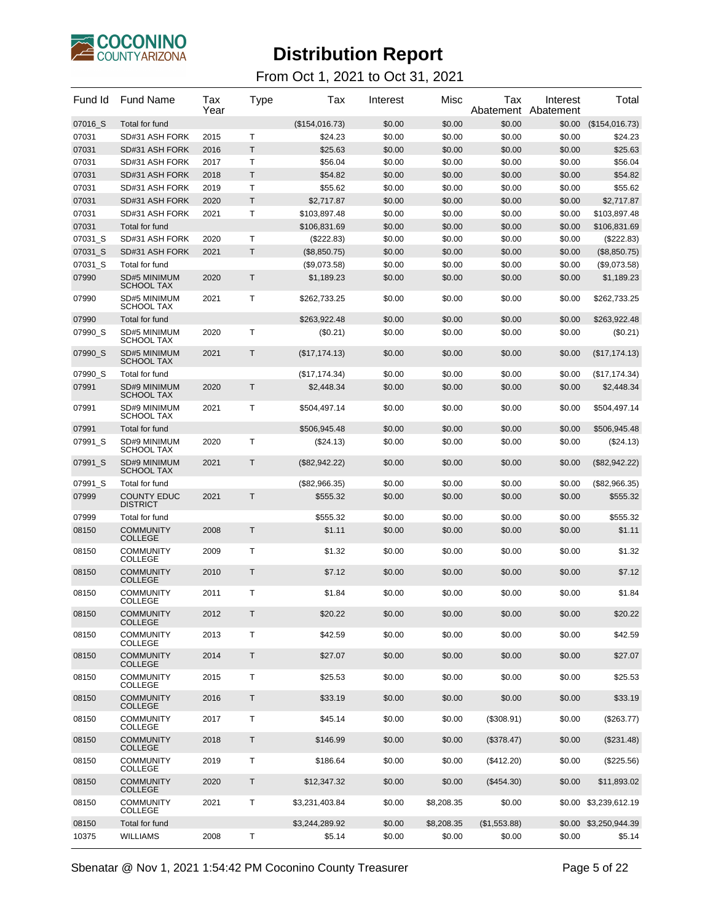# Distribution Report

From Oct 1, 2021 to Oct 31, 2021

| Fund Id | Fund Name | Tax Year | Type | Tax | Interest | Misc | Tax Abatement | Interest Abatement | Total |
|---|---|---|---|---|---|---|---|---|---|
| 07016_S | Total for fund | | | ($154,016.73) | $0.00 | $0.00 | $0.00 | $0.00 | ($154,016.73) |
| 07031 | SD#31 ASH FORK | 2015 | T | $24.23 | $0.00 | $0.00 | $0.00 | $0.00 | $24.23 |
| 07031 | SD#31 ASH FORK | 2016 | T | $25.63 | $0.00 | $0.00 | $0.00 | $0.00 | $25.63 |
| 07031 | SD#31 ASH FORK | 2017 | T | $56.04 | $0.00 | $0.00 | $0.00 | $0.00 | $56.04 |
| 07031 | SD#31 ASH FORK | 2018 | T | $54.82 | $0.00 | $0.00 | $0.00 | $0.00 | $54.82 |
| 07031 | SD#31 ASH FORK | 2019 | T | $55.62 | $0.00 | $0.00 | $0.00 | $0.00 | $55.62 |
| 07031 | SD#31 ASH FORK | 2020 | T | $2,717.87 | $0.00 | $0.00 | $0.00 | $0.00 | $2,717.87 |
| 07031 | SD#31 ASH FORK | 2021 | T | $103,897.48 | $0.00 | $0.00 | $0.00 | $0.00 | $103,897.48 |
| 07031 | Total for fund | | | $106,831.69 | $0.00 | $0.00 | $0.00 | $0.00 | $106,831.69 |
| 07031_S | SD#31 ASH FORK | 2020 | T | ($222.83) | $0.00 | $0.00 | $0.00 | $0.00 | ($222.83) |
| 07031_S | SD#31 ASH FORK | 2021 | T | ($8,850.75) | $0.00 | $0.00 | $0.00 | $0.00 | ($8,850.75) |
| 07031_S | Total for fund | | | ($9,073.58) | $0.00 | $0.00 | $0.00 | $0.00 | ($9,073.58) |
| 07990 | SD#5 MINIMUM SCHOOL TAX | 2020 | T | $1,189.23 | $0.00 | $0.00 | $0.00 | $0.00 | $1,189.23 |
| 07990 | SD#5 MINIMUM SCHOOL TAX | 2021 | T | $262,733.25 | $0.00 | $0.00 | $0.00 | $0.00 | $262,733.25 |
| 07990 | Total for fund | | | $263,922.48 | $0.00 | $0.00 | $0.00 | $0.00 | $263,922.48 |
| 07990_S | SD#5 MINIMUM SCHOOL TAX | 2020 | T | ($0.21) | $0.00 | $0.00 | $0.00 | $0.00 | ($0.21) |
| 07990_S | SD#5 MINIMUM SCHOOL TAX | 2021 | T | ($17,174.13) | $0.00 | $0.00 | $0.00 | $0.00 | ($17,174.13) |
| 07990_S | Total for fund | | | ($17,174.34) | $0.00 | $0.00 | $0.00 | $0.00 | ($17,174.34) |
| 07991 | SD#9 MINIMUM SCHOOL TAX | 2020 | T | $2,448.34 | $0.00 | $0.00 | $0.00 | $0.00 | $2,448.34 |
| 07991 | SD#9 MINIMUM SCHOOL TAX | 2021 | T | $504,497.14 | $0.00 | $0.00 | $0.00 | $0.00 | $504,497.14 |
| 07991 | Total for fund | | | $506,945.48 | $0.00 | $0.00 | $0.00 | $0.00 | $506,945.48 |
| 07991_S | SD#9 MINIMUM SCHOOL TAX | 2020 | T | ($24.13) | $0.00 | $0.00 | $0.00 | $0.00 | ($24.13) |
| 07991_S | SD#9 MINIMUM SCHOOL TAX | 2021 | T | ($82,942.22) | $0.00 | $0.00 | $0.00 | $0.00 | ($82,942.22) |
| 07991_S | Total for fund | | | ($82,966.35) | $0.00 | $0.00 | $0.00 | $0.00 | ($82,966.35) |
| 07999 | COUNTY EDUC DISTRICT | 2021 | T | $555.32 | $0.00 | $0.00 | $0.00 | $0.00 | $555.32 |
| 07999 | Total for fund | | | $555.32 | $0.00 | $0.00 | $0.00 | $0.00 | $555.32 |
| 08150 | COMMUNITY COLLEGE | 2008 | T | $1.11 | $0.00 | $0.00 | $0.00 | $0.00 | $1.11 |
| 08150 | COMMUNITY COLLEGE | 2009 | T | $1.32 | $0.00 | $0.00 | $0.00 | $0.00 | $1.32 |
| 08150 | COMMUNITY COLLEGE | 2010 | T | $7.12 | $0.00 | $0.00 | $0.00 | $0.00 | $7.12 |
| 08150 | COMMUNITY COLLEGE | 2011 | T | $1.84 | $0.00 | $0.00 | $0.00 | $0.00 | $1.84 |
| 08150 | COMMUNITY COLLEGE | 2012 | T | $20.22 | $0.00 | $0.00 | $0.00 | $0.00 | $20.22 |
| 08150 | COMMUNITY COLLEGE | 2013 | T | $42.59 | $0.00 | $0.00 | $0.00 | $0.00 | $42.59 |
| 08150 | COMMUNITY COLLEGE | 2014 | T | $27.07 | $0.00 | $0.00 | $0.00 | $0.00 | $27.07 |
| 08150 | COMMUNITY COLLEGE | 2015 | T | $25.53 | $0.00 | $0.00 | $0.00 | $0.00 | $25.53 |
| 08150 | COMMUNITY COLLEGE | 2016 | T | $33.19 | $0.00 | $0.00 | $0.00 | $0.00 | $33.19 |
| 08150 | COMMUNITY COLLEGE | 2017 | T | $45.14 | $0.00 | $0.00 | ($308.91) | $0.00 | ($263.77) |
| 08150 | COMMUNITY COLLEGE | 2018 | T | $146.99 | $0.00 | $0.00 | ($378.47) | $0.00 | ($231.48) |
| 08150 | COMMUNITY COLLEGE | 2019 | T | $186.64 | $0.00 | $0.00 | ($412.20) | $0.00 | ($225.56) |
| 08150 | COMMUNITY COLLEGE | 2020 | T | $12,347.32 | $0.00 | $0.00 | ($454.30) | $0.00 | $11,893.02 |
| 08150 | COMMUNITY COLLEGE | 2021 | T | $3,231,403.84 | $0.00 | $8,208.35 | $0.00 | $0.00 | $3,239,612.19 |
| 08150 | Total for fund | | | $3,244,289.92 | $0.00 | $8,208.35 | ($1,553.88) | $0.00 | $3,250,944.39 |
| 10375 | WILLIAMS | 2008 | T | $5.14 | $0.00 | $0.00 | $0.00 | $0.00 | $5.14 |

Sbenatar @ Nov 1, 2021 1:54:42 PM Coconino County Treasurer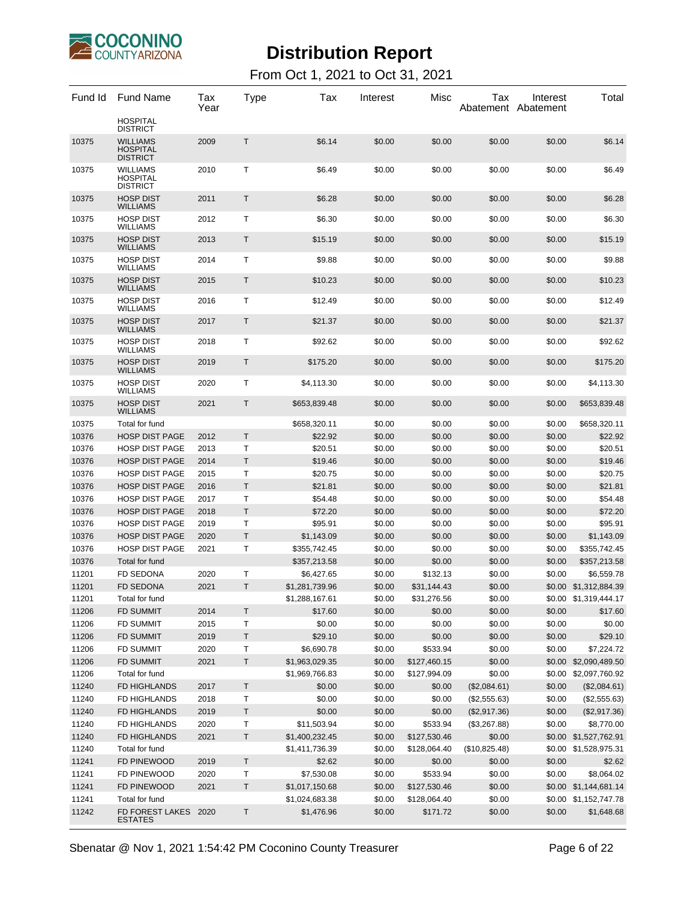# Distribution Report

From Oct 1, 2021 to Oct 31, 2021

| Fund Id | Fund Name | Tax Year | Type | Tax | Interest | Misc | Tax Abatement | Interest Abatement | Total |
|---|---|---|---|---|---|---|---|---|---|
| | HOSPITAL DISTRICT | | | | | | | | |
| 10375 | WILLIAMS HOSPITAL DISTRICT | 2009 | T | $6.14 | $0.00 | $0.00 | $0.00 | $0.00 | $6.14 |
| 10375 | WILLIAMS HOSPITAL DISTRICT | 2010 | T | $6.49 | $0.00 | $0.00 | $0.00 | $0.00 | $6.49 |
| 10375 | HOSP DIST WILLIAMS | 2011 | T | $6.28 | $0.00 | $0.00 | $0.00 | $0.00 | $6.28 |
| 10375 | HOSP DIST WILLIAMS | 2012 | T | $6.30 | $0.00 | $0.00 | $0.00 | $0.00 | $6.30 |
| 10375 | HOSP DIST WILLIAMS | 2013 | T | $15.19 | $0.00 | $0.00 | $0.00 | $0.00 | $15.19 |
| 10375 | HOSP DIST WILLIAMS | 2014 | T | $9.88 | $0.00 | $0.00 | $0.00 | $0.00 | $9.88 |
| 10375 | HOSP DIST WILLIAMS | 2015 | T | $10.23 | $0.00 | $0.00 | $0.00 | $0.00 | $10.23 |
| 10375 | HOSP DIST WILLIAMS | 2016 | T | $12.49 | $0.00 | $0.00 | $0.00 | $0.00 | $12.49 |
| 10375 | HOSP DIST WILLIAMS | 2017 | T | $21.37 | $0.00 | $0.00 | $0.00 | $0.00 | $21.37 |
| 10375 | HOSP DIST WILLIAMS | 2018 | T | $92.62 | $0.00 | $0.00 | $0.00 | $0.00 | $92.62 |
| 10375 | HOSP DIST WILLIAMS | 2019 | T | $175.20 | $0.00 | $0.00 | $0.00 | $0.00 | $175.20 |
| 10375 | HOSP DIST WILLIAMS | 2020 | T | $4,113.30 | $0.00 | $0.00 | $0.00 | $0.00 | $4,113.30 |
| 10375 | HOSP DIST WILLIAMS | 2021 | T | $653,839.48 | $0.00 | $0.00 | $0.00 | $0.00 | $653,839.48 |
| 10375 | Total for fund | | | $658,320.11 | $0.00 | $0.00 | $0.00 | $0.00 | $658,320.11 |
| 10376 | HOSP DIST PAGE | 2012 | T | $22.92 | $0.00 | $0.00 | $0.00 | $0.00 | $22.92 |
| 10376 | HOSP DIST PAGE | 2013 | T | $20.51 | $0.00 | $0.00 | $0.00 | $0.00 | $20.51 |
| 10376 | HOSP DIST PAGE | 2014 | T | $19.46 | $0.00 | $0.00 | $0.00 | $0.00 | $19.46 |
| 10376 | HOSP DIST PAGE | 2015 | T | $20.75 | $0.00 | $0.00 | $0.00 | $0.00 | $20.75 |
| 10376 | HOSP DIST PAGE | 2016 | T | $21.81 | $0.00 | $0.00 | $0.00 | $0.00 | $21.81 |
| 10376 | HOSP DIST PAGE | 2017 | T | $54.48 | $0.00 | $0.00 | $0.00 | $0.00 | $54.48 |
| 10376 | HOSP DIST PAGE | 2018 | T | $72.20 | $0.00 | $0.00 | $0.00 | $0.00 | $72.20 |
| 10376 | HOSP DIST PAGE | 2019 | T | $95.91 | $0.00 | $0.00 | $0.00 | $0.00 | $95.91 |
| 10376 | HOSP DIST PAGE | 2020 | T | $1,143.09 | $0.00 | $0.00 | $0.00 | $0.00 | $1,143.09 |
| 10376 | HOSP DIST PAGE | 2021 | T | $355,742.45 | $0.00 | $0.00 | $0.00 | $0.00 | $355,742.45 |
| 10376 | Total for fund | | | $357,213.58 | $0.00 | $0.00 | $0.00 | $0.00 | $357,213.58 |
| 11201 | FD SEDONA | 2020 | T | $6,427.65 | $0.00 | $132.13 | $0.00 | $0.00 | $6,559.78 |
| 11201 | FD SEDONA | 2021 | T | $1,281,739.96 | $0.00 | $31,144.43 | $0.00 | $0.00 | $1,312,884.39 |
| 11201 | Total for fund | | | $1,288,167.61 | $0.00 | $31,276.56 | $0.00 | $0.00 | $1,319,444.17 |
| 11206 | FD SUMMIT | 2014 | T | $17.60 | $0.00 | $0.00 | $0.00 | $0.00 | $17.60 |
| 11206 | FD SUMMIT | 2015 | T | $0.00 | $0.00 | $0.00 | $0.00 | $0.00 | $0.00 |
| 11206 | FD SUMMIT | 2019 | T | $29.10 | $0.00 | $0.00 | $0.00 | $0.00 | $29.10 |
| 11206 | FD SUMMIT | 2020 | T | $6,690.78 | $0.00 | $533.94 | $0.00 | $0.00 | $7,224.72 |
| 11206 | FD SUMMIT | 2021 | T | $1,963,029.35 | $0.00 | $127,460.15 | $0.00 | $0.00 | $2,090,489.50 |
| 11206 | Total for fund | | | $1,969,766.83 | $0.00 | $127,994.09 | $0.00 | $0.00 | $2,097,760.92 |
| 11240 | FD HIGHLANDS | 2017 | T | $0.00 | $0.00 | $0.00 | ($2,084.61) | $0.00 | ($2,084.61) |
| 11240 | FD HIGHLANDS | 2018 | T | $0.00 | $0.00 | $0.00 | ($2,555.63) | $0.00 | ($2,555.63) |
| 11240 | FD HIGHLANDS | 2019 | T | $0.00 | $0.00 | $0.00 | ($2,917.36) | $0.00 | ($2,917.36) |
| 11240 | FD HIGHLANDS | 2020 | T | $11,503.94 | $0.00 | $533.94 | ($3,267.88) | $0.00 | $8,770.00 |
| 11240 | FD HIGHLANDS | 2021 | T | $1,400,232.45 | $0.00 | $127,530.46 | $0.00 | $0.00 | $1,527,762.91 |
| 11240 | Total for fund | | | $1,411,736.39 | $0.00 | $128,064.40 | ($10,825.48) | $0.00 | $1,528,975.31 |
| 11241 | FD PINEWOOD | 2019 | T | $2.62 | $0.00 | $0.00 | $0.00 | $0.00 | $2.62 |
| 11241 | FD PINEWOOD | 2020 | T | $7,530.08 | $0.00 | $533.94 | $0.00 | $0.00 | $8,064.02 |
| 11241 | FD PINEWOOD | 2021 | T | $1,017,150.68 | $0.00 | $127,530.46 | $0.00 | $0.00 | $1,144,681.14 |
| 11241 | Total for fund | | | $1,024,683.38 | $0.00 | $128,064.40 | $0.00 | $0.00 | $1,152,747.78 |
| 11242 | FD FOREST LAKES ESTATES | 2020 | T | $1,476.96 | $0.00 | $171.72 | $0.00 | $0.00 | $1,648.68 |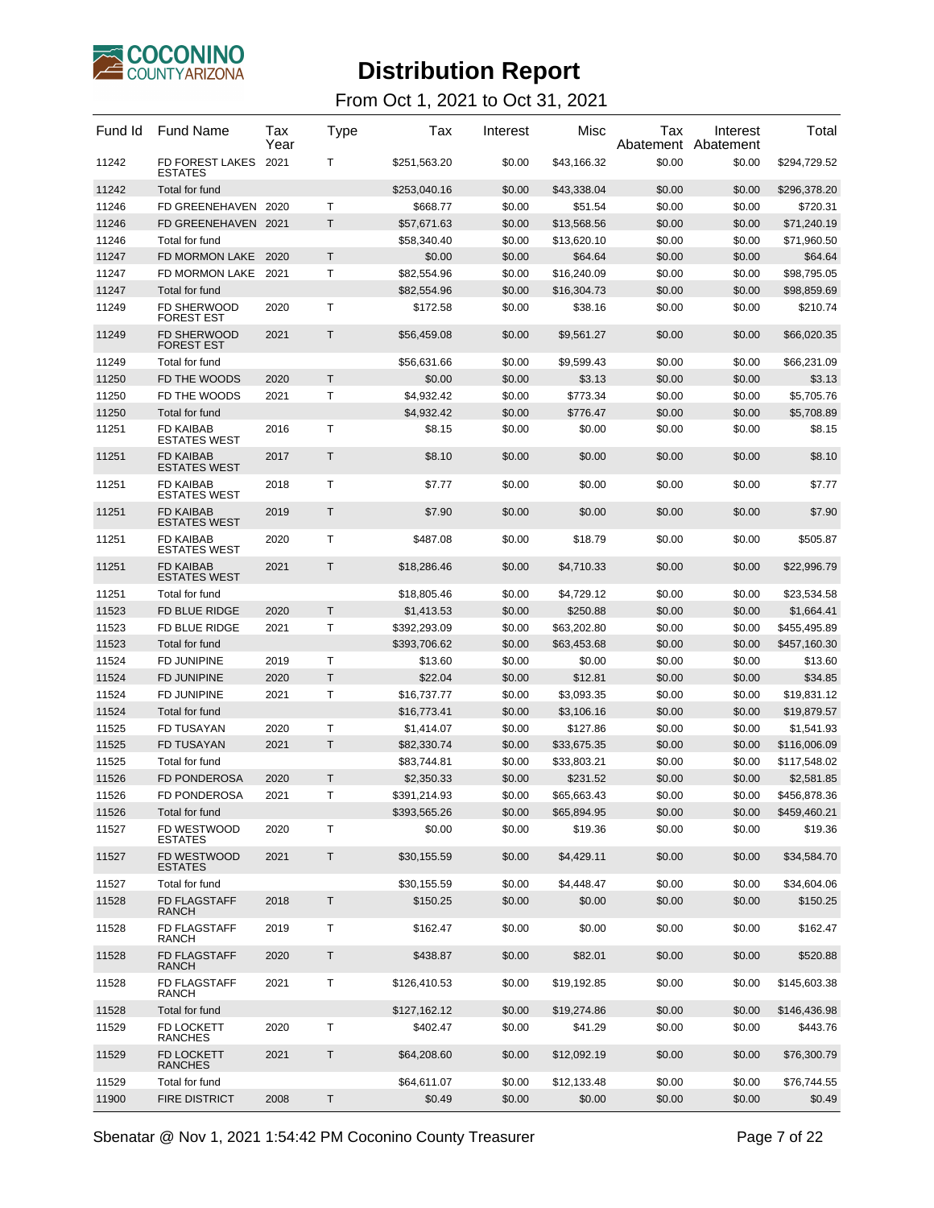# Distribution Report

From Oct 1, 2021 to Oct 31, 2021

| Fund Id | Fund Name | Tax Year | Type | Tax | Interest | Misc | Tax Abatement | Interest Abatement | Total |
|---|---|---|---|---|---|---|---|---|---|
| 11242 | FD FOREST LAKES ESTATES | 2021 | T | $251,563.20 | $0.00 | $43,166.32 | $0.00 | $0.00 | $294,729.52 |
| 11242 | Total for fund | | | $253,040.16 | $0.00 | $43,338.04 | $0.00 | $0.00 | $296,378.20 |
| 11246 | FD GREENEHAVEN | 2020 | T | $668.77 | $0.00 | $51.54 | $0.00 | $0.00 | $720.31 |
| 11246 | FD GREENEHAVEN | 2021 | T | $57,671.63 | $0.00 | $13,568.56 | $0.00 | $0.00 | $71,240.19 |
| 11246 | Total for fund | | | $58,340.40 | $0.00 | $13,620.10 | $0.00 | $0.00 | $71,960.50 |
| 11247 | FD MORMON LAKE | 2020 | T | $0.00 | $0.00 | $64.64 | $0.00 | $0.00 | $64.64 |
| 11247 | FD MORMON LAKE | 2021 | T | $82,554.96 | $0.00 | $16,240.09 | $0.00 | $0.00 | $98,795.05 |
| 11247 | Total for fund | | | $82,554.96 | $0.00 | $16,304.73 | $0.00 | $0.00 | $98,859.69 |
| 11249 | FD SHERWOOD FOREST EST | 2020 | T | $172.58 | $0.00 | $38.16 | $0.00 | $0.00 | $210.74 |
| 11249 | FD SHERWOOD FOREST EST | 2021 | T | $56,459.08 | $0.00 | $9,561.27 | $0.00 | $0.00 | $66,020.35 |
| 11249 | Total for fund | | | $56,631.66 | $0.00 | $9,599.43 | $0.00 | $0.00 | $66,231.09 |
| 11250 | FD THE WOODS | 2020 | T | $0.00 | $0.00 | $3.13 | $0.00 | $0.00 | $3.13 |
| 11250 | FD THE WOODS | 2021 | T | $4,932.42 | $0.00 | $773.34 | $0.00 | $0.00 | $5,705.76 |
| 11250 | Total for fund | | | $4,932.42 | $0.00 | $776.47 | $0.00 | $0.00 | $5,708.89 |
| 11251 | FD KAIBAB ESTATES WEST | 2016 | T | $8.15 | $0.00 | $0.00 | $0.00 | $0.00 | $8.15 |
| 11251 | FD KAIBAB ESTATES WEST | 2017 | T | $8.10 | $0.00 | $0.00 | $0.00 | $0.00 | $8.10 |
| 11251 | FD KAIBAB ESTATES WEST | 2018 | T | $7.77 | $0.00 | $0.00 | $0.00 | $0.00 | $7.77 |
| 11251 | FD KAIBAB ESTATES WEST | 2019 | T | $7.90 | $0.00 | $0.00 | $0.00 | $0.00 | $7.90 |
| 11251 | FD KAIBAB ESTATES WEST | 2020 | T | $487.08 | $0.00 | $18.79 | $0.00 | $0.00 | $505.87 |
| 11251 | FD KAIBAB ESTATES WEST | 2021 | T | $18,286.46 | $0.00 | $4,710.33 | $0.00 | $0.00 | $22,996.79 |
| 11251 | Total for fund | | | $18,805.46 | $0.00 | $4,729.12 | $0.00 | $0.00 | $23,534.58 |
| 11523 | FD BLUE RIDGE | 2020 | T | $1,413.53 | $0.00 | $250.88 | $0.00 | $0.00 | $1,664.41 |
| 11523 | FD BLUE RIDGE | 2021 | T | $392,293.09 | $0.00 | $63,202.80 | $0.00 | $0.00 | $455,495.89 |
| 11523 | Total for fund | | | $393,706.62 | $0.00 | $63,453.68 | $0.00 | $0.00 | $457,160.30 |
| 11524 | FD JUNIPINE | 2019 | T | $13.60 | $0.00 | $0.00 | $0.00 | $0.00 | $13.60 |
| 11524 | FD JUNIPINE | 2020 | T | $22.04 | $0.00 | $12.81 | $0.00 | $0.00 | $34.85 |
| 11524 | FD JUNIPINE | 2021 | T | $16,737.77 | $0.00 | $3,093.35 | $0.00 | $0.00 | $19,831.12 |
| 11524 | Total for fund | | | $16,773.41 | $0.00 | $3,106.16 | $0.00 | $0.00 | $19,879.57 |
| 11525 | FD TUSAYAN | 2020 | T | $1,414.07 | $0.00 | $127.86 | $0.00 | $0.00 | $1,541.93 |
| 11525 | FD TUSAYAN | 2021 | T | $82,330.74 | $0.00 | $33,675.35 | $0.00 | $0.00 | $116,006.09 |
| 11525 | Total for fund | | | $83,744.81 | $0.00 | $33,803.21 | $0.00 | $0.00 | $117,548.02 |
| 11526 | FD PONDEROSA | 2020 | T | $2,350.33 | $0.00 | $231.52 | $0.00 | $0.00 | $2,581.85 |
| 11526 | FD PONDEROSA | 2021 | T | $391,214.93 | $0.00 | $65,663.43 | $0.00 | $0.00 | $456,878.36 |
| 11526 | Total for fund | | | $393,565.26 | $0.00 | $65,894.95 | $0.00 | $0.00 | $459,460.21 |
| 11527 | FD WESTWOOD ESTATES | 2020 | T | $0.00 | $0.00 | $19.36 | $0.00 | $0.00 | $19.36 |
| 11527 | FD WESTWOOD ESTATES | 2021 | T | $30,155.59 | $0.00 | $4,429.11 | $0.00 | $0.00 | $34,584.70 |
| 11527 | Total for fund | | | $30,155.59 | $0.00 | $4,448.47 | $0.00 | $0.00 | $34,604.06 |
| 11528 | FD FLAGSTAFF RANCH | 2018 | T | $150.25 | $0.00 | $0.00 | $0.00 | $0.00 | $150.25 |
| 11528 | FD FLAGSTAFF RANCH | 2019 | T | $162.47 | $0.00 | $0.00 | $0.00 | $0.00 | $162.47 |
| 11528 | FD FLAGSTAFF RANCH | 2020 | T | $438.87 | $0.00 | $82.01 | $0.00 | $0.00 | $520.88 |
| 11528 | FD FLAGSTAFF RANCH | 2021 | T | $126,410.53 | $0.00 | $19,192.85 | $0.00 | $0.00 | $145,603.38 |
| 11528 | Total for fund | | | $127,162.12 | $0.00 | $19,274.86 | $0.00 | $0.00 | $146,436.98 |
| 11529 | FD LOCKETT RANCHES | 2020 | T | $402.47 | $0.00 | $41.29 | $0.00 | $0.00 | $443.76 |
| 11529 | FD LOCKETT RANCHES | 2021 | T | $64,208.60 | $0.00 | $12,092.19 | $0.00 | $0.00 | $76,300.79 |
| 11529 | Total for fund | | | $64,611.07 | $0.00 | $12,133.48 | $0.00 | $0.00 | $76,744.55 |
| 11900 | FIRE DISTRICT | 2008 | T | $0.49 | $0.00 | $0.00 | $0.00 | $0.00 | $0.49 |

Sbenatar @ Nov 1, 2021 1:54:42 PM Coconino County Treasurer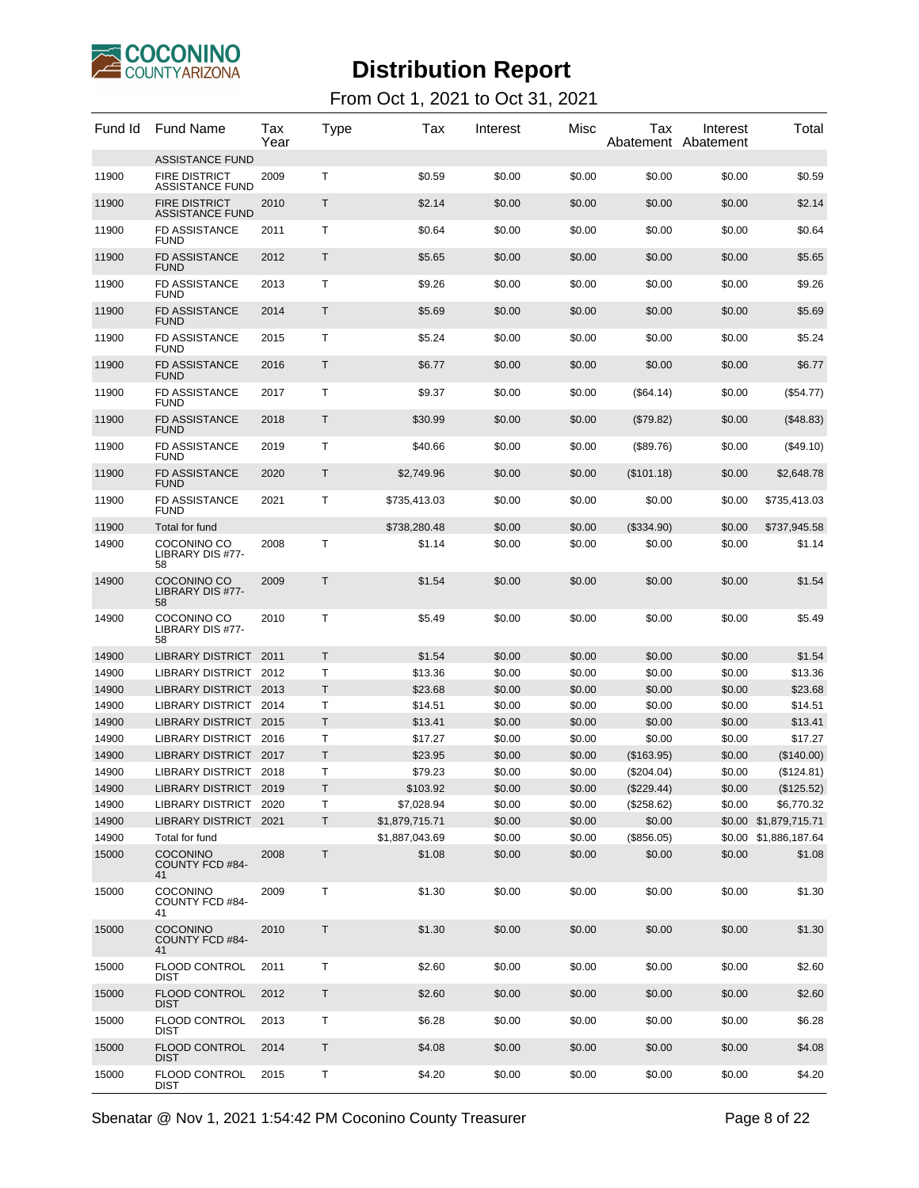# Distribution Report

From Oct 1, 2021 to Oct 31, 2021

| Fund Id | Fund Name | Tax Year | Type | Tax | Interest | Misc | Tax Abatement | Interest Abatement | Total |
|---|---|---|---|---|---|---|---|---|---|
| | ASSISTANCE FUND | | | | | | | | |
| 11900 | FIRE DISTRICT ASSISTANCE FUND | 2009 | T | $0.59 | $0.00 | $0.00 | $0.00 | $0.00 | $0.59 |
| 11900 | FIRE DISTRICT ASSISTANCE FUND | 2010 | T | $2.14 | $0.00 | $0.00 | $0.00 | $0.00 | $2.14 |
| 11900 | FD ASSISTANCE FUND | 2011 | T | $0.64 | $0.00 | $0.00 | $0.00 | $0.00 | $0.64 |
| 11900 | FD ASSISTANCE FUND | 2012 | T | $5.65 | $0.00 | $0.00 | $0.00 | $0.00 | $5.65 |
| 11900 | FD ASSISTANCE FUND | 2013 | T | $9.26 | $0.00 | $0.00 | $0.00 | $0.00 | $9.26 |
| 11900 | FD ASSISTANCE FUND | 2014 | T | $5.69 | $0.00 | $0.00 | $0.00 | $0.00 | $5.69 |
| 11900 | FD ASSISTANCE FUND | 2015 | T | $5.24 | $0.00 | $0.00 | $0.00 | $0.00 | $5.24 |
| 11900 | FD ASSISTANCE FUND | 2016 | T | $6.77 | $0.00 | $0.00 | $0.00 | $0.00 | $6.77 |
| 11900 | FD ASSISTANCE FUND | 2017 | T | $9.37 | $0.00 | $0.00 | ($64.14) | $0.00 | ($54.77) |
| 11900 | FD ASSISTANCE FUND | 2018 | T | $30.99 | $0.00 | $0.00 | ($79.82) | $0.00 | ($48.83) |
| 11900 | FD ASSISTANCE FUND | 2019 | T | $40.66 | $0.00 | $0.00 | ($89.76) | $0.00 | ($49.10) |
| 11900 | FD ASSISTANCE FUND | 2020 | T | $2,749.96 | $0.00 | $0.00 | ($101.18) | $0.00 | $2,648.78 |
| 11900 | FD ASSISTANCE FUND | 2021 | T | $735,413.03 | $0.00 | $0.00 | $0.00 | $0.00 | $735,413.03 |
| 11900 | Total for fund | | | $738,280.48 | $0.00 | $0.00 | ($334.90) | $0.00 | $737,945.58 |
| 14900 | COCONINO CO LIBRARY DIS #77-58 | 2008 | T | $1.14 | $0.00 | $0.00 | $0.00 | $0.00 | $1.14 |
| 14900 | COCONINO CO LIBRARY DIS #77-58 | 2009 | T | $1.54 | $0.00 | $0.00 | $0.00 | $0.00 | $1.54 |
| 14900 | COCONINO CO LIBRARY DIS #77-58 | 2010 | T | $5.49 | $0.00 | $0.00 | $0.00 | $0.00 | $5.49 |
| 14900 | LIBRARY DISTRICT | 2011 | T | $1.54 | $0.00 | $0.00 | $0.00 | $0.00 | $1.54 |
| 14900 | LIBRARY DISTRICT | 2012 | T | $13.36 | $0.00 | $0.00 | $0.00 | $0.00 | $13.36 |
| 14900 | LIBRARY DISTRICT | 2013 | T | $23.68 | $0.00 | $0.00 | $0.00 | $0.00 | $23.68 |
| 14900 | LIBRARY DISTRICT | 2014 | T | $14.51 | $0.00 | $0.00 | $0.00 | $0.00 | $14.51 |
| 14900 | LIBRARY DISTRICT | 2015 | T | $13.41 | $0.00 | $0.00 | $0.00 | $0.00 | $13.41 |
| 14900 | LIBRARY DISTRICT | 2016 | T | $17.27 | $0.00 | $0.00 | $0.00 | $0.00 | $17.27 |
| 14900 | LIBRARY DISTRICT | 2017 | T | $23.95 | $0.00 | $0.00 | ($163.95) | $0.00 | ($140.00) |
| 14900 | LIBRARY DISTRICT | 2018 | T | $79.23 | $0.00 | $0.00 | ($204.04) | $0.00 | ($124.81) |
| 14900 | LIBRARY DISTRICT | 2019 | T | $103.92 | $0.00 | $0.00 | ($229.44) | $0.00 | ($125.52) |
| 14900 | LIBRARY DISTRICT | 2020 | T | $7,028.94 | $0.00 | $0.00 | ($258.62) | $0.00 | $6,770.32 |
| 14900 | LIBRARY DISTRICT | 2021 | T | $1,879,715.71 | $0.00 | $0.00 | $0.00 | $0.00 | $1,879,715.71 |
| 14900 | Total for fund | | | $1,887,043.69 | $0.00 | $0.00 | ($856.05) | $0.00 | $1,886,187.64 |
| 15000 | COCONINO COUNTY FCD #84-41 | 2008 | T | $1.08 | $0.00 | $0.00 | $0.00 | $0.00 | $1.08 |
| 15000 | COCONINO COUNTY FCD #84-41 | 2009 | T | $1.30 | $0.00 | $0.00 | $0.00 | $0.00 | $1.30 |
| 15000 | COCONINO COUNTY FCD #84-41 | 2010 | T | $1.30 | $0.00 | $0.00 | $0.00 | $0.00 | $1.30 |
| 15000 | FLOOD CONTROL DIST | 2011 | T | $2.60 | $0.00 | $0.00 | $0.00 | $0.00 | $2.60 |
| 15000 | FLOOD CONTROL DIST | 2012 | T | $2.60 | $0.00 | $0.00 | $0.00 | $0.00 | $2.60 |
| 15000 | FLOOD CONTROL DIST | 2013 | T | $6.28 | $0.00 | $0.00 | $0.00 | $0.00 | $6.28 |
| 15000 | FLOOD CONTROL DIST | 2014 | T | $4.08 | $0.00 | $0.00 | $0.00 | $0.00 | $4.08 |
| 15000 | FLOOD CONTROL DIST | 2015 | T | $4.20 | $0.00 | $0.00 | $0.00 | $0.00 | $4.20 |

Sbenatar @ Nov 1, 2021 1:54:42 PM Coconino County Treasurer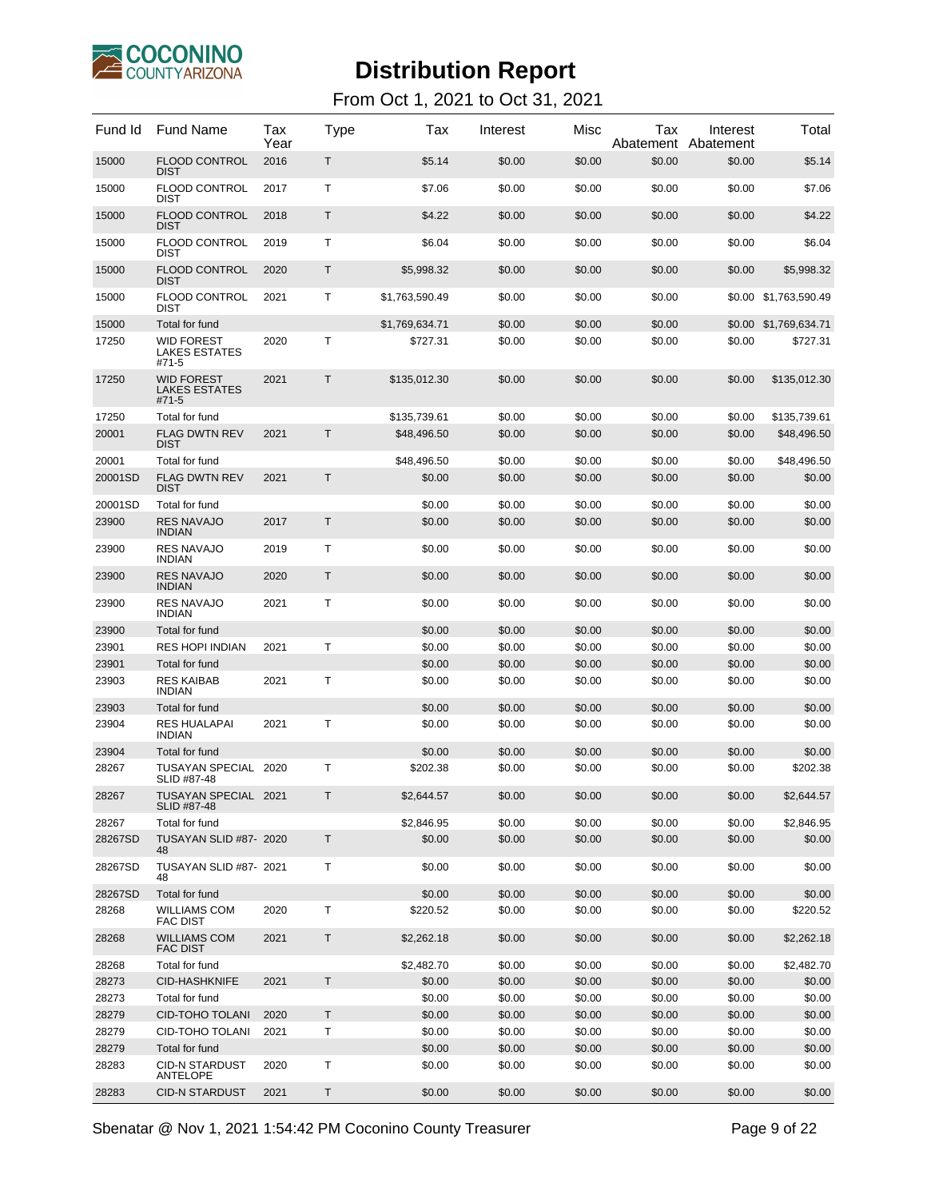# Distribution Report

From Oct 1, 2021 to Oct 31, 2021

| Fund Id | Fund Name | Tax Year | Type | Tax | Interest | Misc | Tax Abatement | Interest Abatement | Total |
|---|---|---|---|---|---|---|---|---|---|
| 15000 | FLOOD CONTROL DIST | 2016 | T | $5.14 | $0.00 | $0.00 | $0.00 | $0.00 | $5.14 |
| 15000 | FLOOD CONTROL DIST | 2017 | T | $7.06 | $0.00 | $0.00 | $0.00 | $0.00 | $7.06 |
| 15000 | FLOOD CONTROL DIST | 2018 | T | $4.22 | $0.00 | $0.00 | $0.00 | $0.00 | $4.22 |
| 15000 | FLOOD CONTROL DIST | 2019 | T | $6.04 | $0.00 | $0.00 | $0.00 | $0.00 | $6.04 |
| 15000 | FLOOD CONTROL DIST | 2020 | T | $5,998.32 | $0.00 | $0.00 | $0.00 | $0.00 | $5,998.32 |
| 15000 | FLOOD CONTROL DIST | 2021 | T | $1,763,590.49 | $0.00 | $0.00 | $0.00 | $0.00 | $1,763,590.49 |
| 15000 | Total for fund | | | $1,769,634.71 | $0.00 | $0.00 | $0.00 | $0.00 | $1,769,634.71 |
| 17250 | WID FOREST LAKES ESTATES #71-5 | 2020 | T | $727.31 | $0.00 | $0.00 | $0.00 | $0.00 | $727.31 |
| 17250 | WID FOREST LAKES ESTATES #71-5 | 2021 | T | $135,012.30 | $0.00 | $0.00 | $0.00 | $0.00 | $135,012.30 |
| 17250 | Total for fund | | | $135,739.61 | $0.00 | $0.00 | $0.00 | $0.00 | $135,739.61 |
| 20001 | FLAG DWTN REV DIST | 2021 | T | $48,496.50 | $0.00 | $0.00 | $0.00 | $0.00 | $48,496.50 |
| 20001 | Total for fund | | | $48,496.50 | $0.00 | $0.00 | $0.00 | $0.00 | $48,496.50 |
| 20001SD | FLAG DWTN REV DIST | 2021 | T | $0.00 | $0.00 | $0.00 | $0.00 | $0.00 | $0.00 |
| 20001SD | Total for fund | | | $0.00 | $0.00 | $0.00 | $0.00 | $0.00 | $0.00 |
| 23900 | RES NAVAJO INDIAN | 2017 | T | $0.00 | $0.00 | $0.00 | $0.00 | $0.00 | $0.00 |
| 23900 | RES NAVAJO INDIAN | 2019 | T | $0.00 | $0.00 | $0.00 | $0.00 | $0.00 | $0.00 |
| 23900 | RES NAVAJO INDIAN | 2020 | T | $0.00 | $0.00 | $0.00 | $0.00 | $0.00 | $0.00 |
| 23900 | RES NAVAJO INDIAN | 2021 | T | $0.00 | $0.00 | $0.00 | $0.00 | $0.00 | $0.00 |
| 23900 | Total for fund | | | $0.00 | $0.00 | $0.00 | $0.00 | $0.00 | $0.00 |
| 23901 | RES HOPI INDIAN | 2021 | T | $0.00 | $0.00 | $0.00 | $0.00 | $0.00 | $0.00 |
| 23901 | Total for fund | | | $0.00 | $0.00 | $0.00 | $0.00 | $0.00 | $0.00 |
| 23903 | RES KAIBAB INDIAN | 2021 | T | $0.00 | $0.00 | $0.00 | $0.00 | $0.00 | $0.00 |
| 23903 | Total for fund | | | $0.00 | $0.00 | $0.00 | $0.00 | $0.00 | $0.00 |
| 23904 | RES HUALAPAI INDIAN | 2021 | T | $0.00 | $0.00 | $0.00 | $0.00 | $0.00 | $0.00 |
| 23904 | Total for fund | | | $0.00 | $0.00 | $0.00 | $0.00 | $0.00 | $0.00 |
| 28267 | TUSAYAN SPECIAL SLID #87-48 | 2020 | T | $202.38 | $0.00 | $0.00 | $0.00 | $0.00 | $202.38 |
| 28267 | TUSAYAN SPECIAL SLID #87-48 | 2021 | T | $2,644.57 | $0.00 | $0.00 | $0.00 | $0.00 | $2,644.57 |
| 28267 | Total for fund | | | $2,846.95 | $0.00 | $0.00 | $0.00 | $0.00 | $2,846.95 |
| 28267SD | TUSAYAN SLID #87-48 | 2020 | T | $0.00 | $0.00 | $0.00 | $0.00 | $0.00 | $0.00 |
| 28267SD | TUSAYAN SLID #87-48 | 2021 | T | $0.00 | $0.00 | $0.00 | $0.00 | $0.00 | $0.00 |
| 28267SD | Total for fund | | | $0.00 | $0.00 | $0.00 | $0.00 | $0.00 | $0.00 |
| 28268 | WILLIAMS COM FAC DIST | 2020 | T | $220.52 | $0.00 | $0.00 | $0.00 | $0.00 | $220.52 |
| 28268 | WILLIAMS COM FAC DIST | 2021 | T | $2,262.18 | $0.00 | $0.00 | $0.00 | $0.00 | $2,262.18 |
| 28268 | Total for fund | | | $2,482.70 | $0.00 | $0.00 | $0.00 | $0.00 | $2,482.70 |
| 28273 | CID-HASHKNIFE | 2021 | T | $0.00 | $0.00 | $0.00 | $0.00 | $0.00 | $0.00 |
| 28273 | Total for fund | | | $0.00 | $0.00 | $0.00 | $0.00 | $0.00 | $0.00 |
| 28279 | CID-TOHO TOLANI | 2020 | T | $0.00 | $0.00 | $0.00 | $0.00 | $0.00 | $0.00 |
| 28279 | CID-TOHO TOLANI | 2021 | T | $0.00 | $0.00 | $0.00 | $0.00 | $0.00 | $0.00 |
| 28279 | Total for fund | | | $0.00 | $0.00 | $0.00 | $0.00 | $0.00 | $0.00 |
| 28283 | CID-N STARDUST ANTELOPE | 2020 | T | $0.00 | $0.00 | $0.00 | $0.00 | $0.00 | $0.00 |
| 28283 | CID-N STARDUST | 2021 | T | $0.00 | $0.00 | $0.00 | $0.00 | $0.00 | $0.00 |

Sbenatar @ Nov 1, 2021 1:54:42 PM Coconino County Treasurer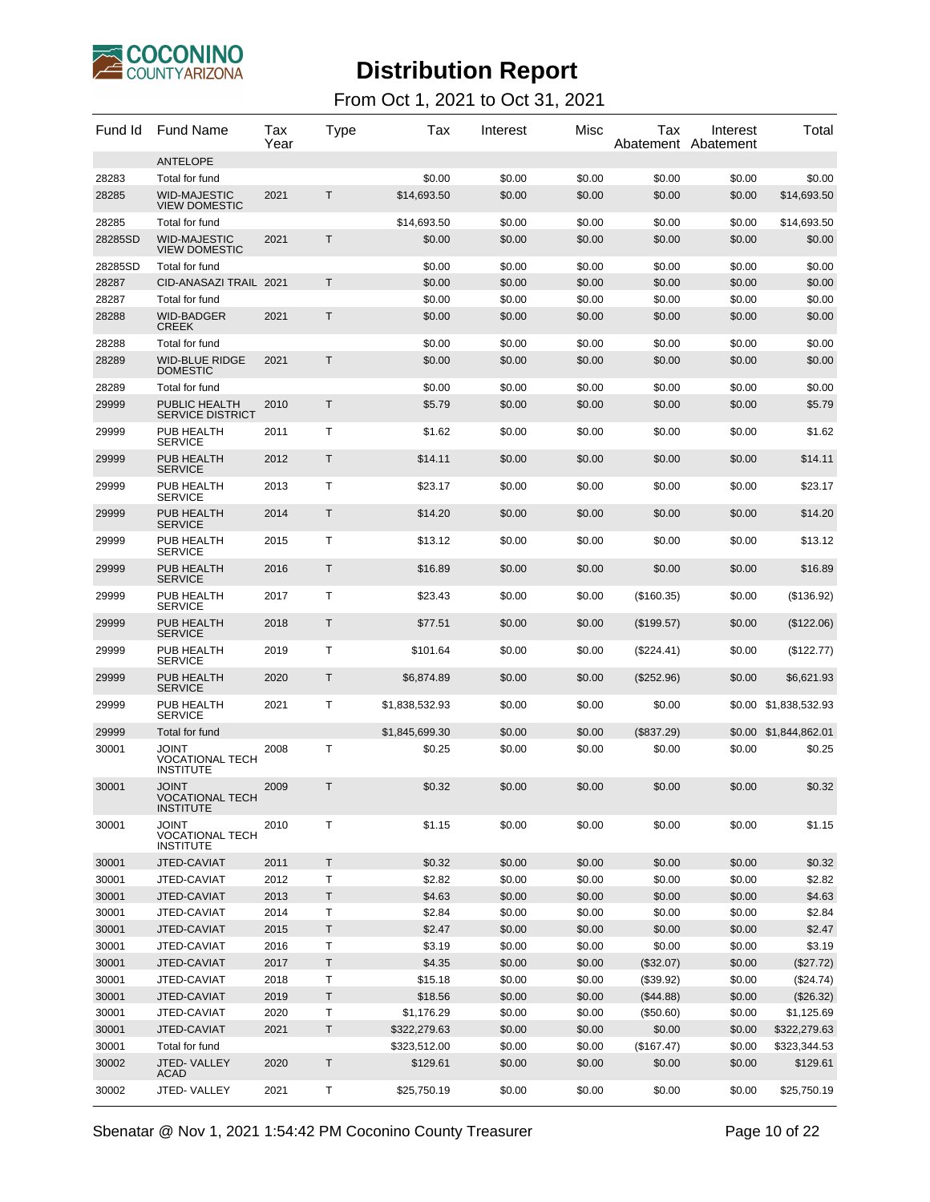# Distribution Report

From Oct 1, 2021 to Oct 31, 2021

| Fund Id | Fund Name | Tax Year | Type | Tax | Interest | Misc | Tax Abatement | Interest Abatement | Total |
|---|---|---|---|---|---|---|---|---|---|
| | ANTELOPE | | | | | | | | |
| 28283 | Total for fund | | | $0.00 | $0.00 | $0.00 | $0.00 | $0.00 | $0.00 |
| 28285 | WID-MAJESTIC VIEW DOMESTIC | 2021 | T | $14,693.50 | $0.00 | $0.00 | $0.00 | $0.00 | $14,693.50 |
| 28285 | Total for fund | | | $14,693.50 | $0.00 | $0.00 | $0.00 | $0.00 | $14,693.50 |
| 28285SD | WID-MAJESTIC VIEW DOMESTIC | 2021 | T | $0.00 | $0.00 | $0.00 | $0.00 | $0.00 | $0.00 |
| 28285SD | Total for fund | | | $0.00 | $0.00 | $0.00 | $0.00 | $0.00 | $0.00 |
| 28287 | CID-ANASAZI TRAIL | 2021 | T | $0.00 | $0.00 | $0.00 | $0.00 | $0.00 | $0.00 |
| 28287 | Total for fund | | | $0.00 | $0.00 | $0.00 | $0.00 | $0.00 | $0.00 |
| 28288 | WID-BADGER CREEK | 2021 | T | $0.00 | $0.00 | $0.00 | $0.00 | $0.00 | $0.00 |
| 28288 | Total for fund | | | $0.00 | $0.00 | $0.00 | $0.00 | $0.00 | $0.00 |
| 28289 | WID-BLUE RIDGE DOMESTIC | 2021 | T | $0.00 | $0.00 | $0.00 | $0.00 | $0.00 | $0.00 |
| 28289 | Total for fund | | | $0.00 | $0.00 | $0.00 | $0.00 | $0.00 | $0.00 |
| 29999 | PUBLIC HEALTH SERVICE DISTRICT | 2010 | T | $5.79 | $0.00 | $0.00 | $0.00 | $0.00 | $5.79 |
| 29999 | PUB HEALTH SERVICE | 2011 | T | $1.62 | $0.00 | $0.00 | $0.00 | $0.00 | $1.62 |
| 29999 | PUB HEALTH SERVICE | 2012 | T | $14.11 | $0.00 | $0.00 | $0.00 | $0.00 | $14.11 |
| 29999 | PUB HEALTH SERVICE | 2013 | T | $23.17 | $0.00 | $0.00 | $0.00 | $0.00 | $23.17 |
| 29999 | PUB HEALTH SERVICE | 2014 | T | $14.20 | $0.00 | $0.00 | $0.00 | $0.00 | $14.20 |
| 29999 | PUB HEALTH SERVICE | 2015 | T | $13.12 | $0.00 | $0.00 | $0.00 | $0.00 | $13.12 |
| 29999 | PUB HEALTH SERVICE | 2016 | T | $16.89 | $0.00 | $0.00 | $0.00 | $0.00 | $16.89 |
| 29999 | PUB HEALTH SERVICE | 2017 | T | $23.43 | $0.00 | $0.00 | ($160.35) | $0.00 | ($136.92) |
| 29999 | PUB HEALTH SERVICE | 2018 | T | $77.51 | $0.00 | $0.00 | ($199.57) | $0.00 | ($122.06) |
| 29999 | PUB HEALTH SERVICE | 2019 | T | $101.64 | $0.00 | $0.00 | ($224.41) | $0.00 | ($122.77) |
| 29999 | PUB HEALTH SERVICE | 2020 | T | $6,874.89 | $0.00 | $0.00 | ($252.96) | $0.00 | $6,621.93 |
| 29999 | PUB HEALTH SERVICE | 2021 | T | $1,838,532.93 | $0.00 | $0.00 | $0.00 | $0.00 | $1,838,532.93 |
| 29999 | Total for fund | | | $1,845,699.30 | $0.00 | $0.00 | ($837.29) | $0.00 | $1,844,862.01 |
| 30001 | JOINT VOCATIONAL TECH INSTITUTE | 2008 | T | $0.25 | $0.00 | $0.00 | $0.00 | $0.00 | $0.25 |
| 30001 | JOINT VOCATIONAL TECH INSTITUTE | 2009 | T | $0.32 | $0.00 | $0.00 | $0.00 | $0.00 | $0.32 |
| 30001 | JOINT VOCATIONAL TECH INSTITUTE | 2010 | T | $1.15 | $0.00 | $0.00 | $0.00 | $0.00 | $1.15 |
| 30001 | JTED-CAVIAT | 2011 | T | $0.32 | $0.00 | $0.00 | $0.00 | $0.00 | $0.32 |
| 30001 | JTED-CAVIAT | 2012 | T | $2.82 | $0.00 | $0.00 | $0.00 | $0.00 | $2.82 |
| 30001 | JTED-CAVIAT | 2013 | T | $4.63 | $0.00 | $0.00 | $0.00 | $0.00 | $4.63 |
| 30001 | JTED-CAVIAT | 2014 | T | $2.84 | $0.00 | $0.00 | $0.00 | $0.00 | $2.84 |
| 30001 | JTED-CAVIAT | 2015 | T | $2.47 | $0.00 | $0.00 | $0.00 | $0.00 | $2.47 |
| 30001 | JTED-CAVIAT | 2016 | T | $3.19 | $0.00 | $0.00 | $0.00 | $0.00 | $3.19 |
| 30001 | JTED-CAVIAT | 2017 | T | $4.35 | $0.00 | $0.00 | ($32.07) | $0.00 | ($27.72) |
| 30001 | JTED-CAVIAT | 2018 | T | $15.18 | $0.00 | $0.00 | ($39.92) | $0.00 | ($24.74) |
| 30001 | JTED-CAVIAT | 2019 | T | $18.56 | $0.00 | $0.00 | ($44.88) | $0.00 | ($26.32) |
| 30001 | JTED-CAVIAT | 2020 | T | $1,176.29 | $0.00 | $0.00 | ($50.60) | $0.00 | $1,125.69 |
| 30001 | JTED-CAVIAT | 2021 | T | $322,279.63 | $0.00 | $0.00 | $0.00 | $0.00 | $322,279.63 |
| 30001 | Total for fund | | | $323,512.00 | $0.00 | $0.00 | ($167.47) | $0.00 | $323,344.53 |
| 30002 | JTED- VALLEY ACAD | 2020 | T | $129.61 | $0.00 | $0.00 | $0.00 | $0.00 | $129.61 |
| 30002 | JTED- VALLEY | 2021 | T | $25,750.19 | $0.00 | $0.00 | $0.00 | $0.00 | $25,750.19 |

Sbenatar @ Nov 1, 2021 1:54:42 PM Coconino County Treasurer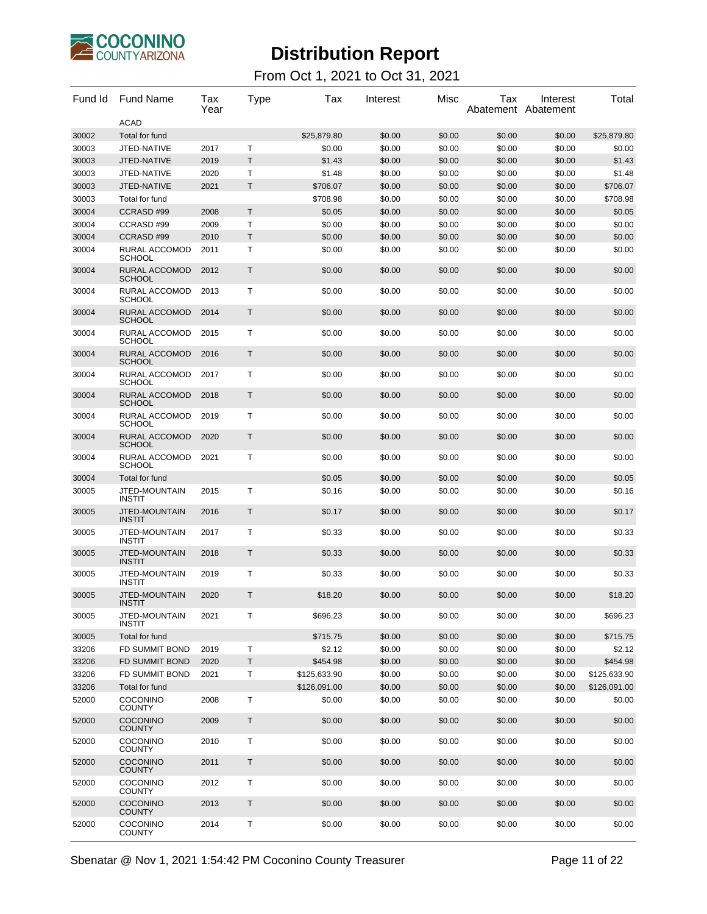# Distribution Report

From Oct 1, 2021 to Oct 31, 2021

| Fund Id | Fund Name | Tax Year | Type | Tax | Interest | Misc | Tax Abatement | Interest Abatement | Total |
|---|---|---|---|---|---|---|---|---|---|
| | ACAD | | | | | | | | |
| 30002 | Total for fund | | | $25,879.80 | $0.00 | $0.00 | $0.00 | $0.00 | $25,879.80 |
| 30003 | JTED-NATIVE | 2017 | T | $0.00 | $0.00 | $0.00 | $0.00 | $0.00 | $0.00 |
| 30003 | JTED-NATIVE | 2019 | T | $1.43 | $0.00 | $0.00 | $0.00 | $0.00 | $1.43 |
| 30003 | JTED-NATIVE | 2020 | T | $1.48 | $0.00 | $0.00 | $0.00 | $0.00 | $1.48 |
| 30003 | JTED-NATIVE | 2021 | T | $706.07 | $0.00 | $0.00 | $0.00 | $0.00 | $706.07 |
| 30003 | Total for fund | | | $708.98 | $0.00 | $0.00 | $0.00 | $0.00 | $708.98 |
| 30004 | CCRASD #99 | 2008 | T | $0.05 | $0.00 | $0.00 | $0.00 | $0.00 | $0.05 |
| 30004 | CCRASD #99 | 2009 | T | $0.00 | $0.00 | $0.00 | $0.00 | $0.00 | $0.00 |
| 30004 | CCRASD #99 | 2010 | T | $0.00 | $0.00 | $0.00 | $0.00 | $0.00 | $0.00 |
| 30004 | RURAL ACCOMOD SCHOOL | 2011 | T | $0.00 | $0.00 | $0.00 | $0.00 | $0.00 | $0.00 |
| 30004 | RURAL ACCOMOD SCHOOL | 2012 | T | $0.00 | $0.00 | $0.00 | $0.00 | $0.00 | $0.00 |
| 30004 | RURAL ACCOMOD SCHOOL | 2013 | T | $0.00 | $0.00 | $0.00 | $0.00 | $0.00 | $0.00 |
| 30004 | RURAL ACCOMOD SCHOOL | 2014 | T | $0.00 | $0.00 | $0.00 | $0.00 | $0.00 | $0.00 |
| 30004 | RURAL ACCOMOD SCHOOL | 2015 | T | $0.00 | $0.00 | $0.00 | $0.00 | $0.00 | $0.00 |
| 30004 | RURAL ACCOMOD SCHOOL | 2016 | T | $0.00 | $0.00 | $0.00 | $0.00 | $0.00 | $0.00 |
| 30004 | RURAL ACCOMOD SCHOOL | 2017 | T | $0.00 | $0.00 | $0.00 | $0.00 | $0.00 | $0.00 |
| 30004 | RURAL ACCOMOD SCHOOL | 2018 | T | $0.00 | $0.00 | $0.00 | $0.00 | $0.00 | $0.00 |
| 30004 | RURAL ACCOMOD SCHOOL | 2019 | T | $0.00 | $0.00 | $0.00 | $0.00 | $0.00 | $0.00 |
| 30004 | RURAL ACCOMOD SCHOOL | 2020 | T | $0.00 | $0.00 | $0.00 | $0.00 | $0.00 | $0.00 |
| 30004 | RURAL ACCOMOD SCHOOL | 2021 | T | $0.00 | $0.00 | $0.00 | $0.00 | $0.00 | $0.00 |
| 30004 | Total for fund | | | $0.05 | $0.00 | $0.00 | $0.00 | $0.00 | $0.05 |
| 30005 | JTED-MOUNTAIN INSTIT | 2015 | T | $0.16 | $0.00 | $0.00 | $0.00 | $0.00 | $0.16 |
| 30005 | JTED-MOUNTAIN INSTIT | 2016 | T | $0.17 | $0.00 | $0.00 | $0.00 | $0.00 | $0.17 |
| 30005 | JTED-MOUNTAIN INSTIT | 2017 | T | $0.33 | $0.00 | $0.00 | $0.00 | $0.00 | $0.33 |
| 30005 | JTED-MOUNTAIN INSTIT | 2018 | T | $0.33 | $0.00 | $0.00 | $0.00 | $0.00 | $0.33 |
| 30005 | JTED-MOUNTAIN INSTIT | 2019 | T | $0.33 | $0.00 | $0.00 | $0.00 | $0.00 | $0.33 |
| 30005 | JTED-MOUNTAIN INSTIT | 2020 | T | $18.20 | $0.00 | $0.00 | $0.00 | $0.00 | $18.20 |
| 30005 | JTED-MOUNTAIN INSTIT | 2021 | T | $696.23 | $0.00 | $0.00 | $0.00 | $0.00 | $696.23 |
| 30005 | Total for fund | | | $715.75 | $0.00 | $0.00 | $0.00 | $0.00 | $715.75 |
| 33206 | FD SUMMIT BOND | 2019 | T | $2.12 | $0.00 | $0.00 | $0.00 | $0.00 | $2.12 |
| 33206 | FD SUMMIT BOND | 2020 | T | $454.98 | $0.00 | $0.00 | $0.00 | $0.00 | $454.98 |
| 33206 | FD SUMMIT BOND | 2021 | T | $125,633.90 | $0.00 | $0.00 | $0.00 | $0.00 | $125,633.90 |
| 33206 | Total for fund | | | $126,091.00 | $0.00 | $0.00 | $0.00 | $0.00 | $126,091.00 |
| 52000 | COCONINO COUNTY | 2008 | T | $0.00 | $0.00 | $0.00 | $0.00 | $0.00 | $0.00 |
| 52000 | COCONINO COUNTY | 2009 | T | $0.00 | $0.00 | $0.00 | $0.00 | $0.00 | $0.00 |
| 52000 | COCONINO COUNTY | 2010 | T | $0.00 | $0.00 | $0.00 | $0.00 | $0.00 | $0.00 |
| 52000 | COCONINO COUNTY | 2011 | T | $0.00 | $0.00 | $0.00 | $0.00 | $0.00 | $0.00 |
| 52000 | COCONINO COUNTY | 2012 | T | $0.00 | $0.00 | $0.00 | $0.00 | $0.00 | $0.00 |
| 52000 | COCONINO COUNTY | 2013 | T | $0.00 | $0.00 | $0.00 | $0.00 | $0.00 | $0.00 |
| 52000 | COCONINO COUNTY | 2014 | T | $0.00 | $0.00 | $0.00 | $0.00 | $0.00 | $0.00 |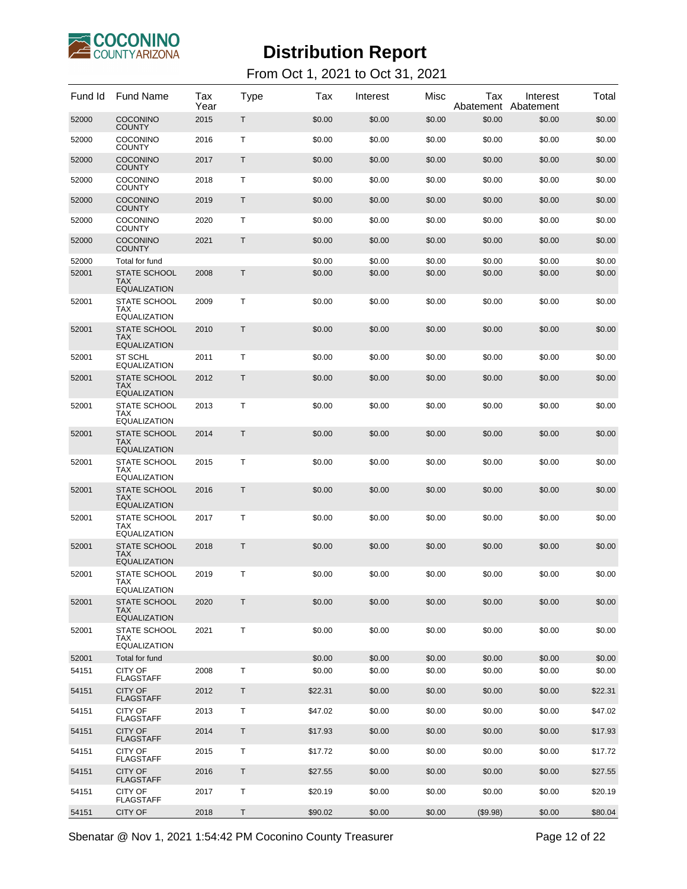# Distribution Report

From Oct 1, 2021 to Oct 31, 2021

| Fund Id | Fund Name | Tax Year | Type | Tax | Interest | Misc | Tax Abatement | Interest Abatement | Total |
|---|---|---|---|---|---|---|---|---|---|
| 52000 | COCONINO COUNTY | 2015 | T | $0.00 | $0.00 | $0.00 | $0.00 | $0.00 | $0.00 |
| 52000 | COCONINO COUNTY | 2016 | T | $0.00 | $0.00 | $0.00 | $0.00 | $0.00 | $0.00 |
| 52000 | COCONINO COUNTY | 2017 | T | $0.00 | $0.00 | $0.00 | $0.00 | $0.00 | $0.00 |
| 52000 | COCONINO COUNTY | 2018 | T | $0.00 | $0.00 | $0.00 | $0.00 | $0.00 | $0.00 |
| 52000 | COCONINO COUNTY | 2019 | T | $0.00 | $0.00 | $0.00 | $0.00 | $0.00 | $0.00 |
| 52000 | COCONINO COUNTY | 2020 | T | $0.00 | $0.00 | $0.00 | $0.00 | $0.00 | $0.00 |
| 52000 | COCONINO COUNTY | 2021 | T | $0.00 | $0.00 | $0.00 | $0.00 | $0.00 | $0.00 |
| 52000 | Total for fund | | | $0.00 | $0.00 | $0.00 | $0.00 | $0.00 | $0.00 |
| 52001 | STATE SCHOOL TAX EQUALIZATION | 2008 | T | $0.00 | $0.00 | $0.00 | $0.00 | $0.00 | $0.00 |
| 52001 | STATE SCHOOL TAX EQUALIZATION | 2009 | T | $0.00 | $0.00 | $0.00 | $0.00 | $0.00 | $0.00 |
| 52001 | STATE SCHOOL TAX EQUALIZATION | 2010 | T | $0.00 | $0.00 | $0.00 | $0.00 | $0.00 | $0.00 |
| 52001 | ST SCHL EQUALIZATION | 2011 | T | $0.00 | $0.00 | $0.00 | $0.00 | $0.00 | $0.00 |
| 52001 | STATE SCHOOL TAX EQUALIZATION | 2012 | T | $0.00 | $0.00 | $0.00 | $0.00 | $0.00 | $0.00 |
| 52001 | STATE SCHOOL TAX EQUALIZATION | 2013 | T | $0.00 | $0.00 | $0.00 | $0.00 | $0.00 | $0.00 |
| 52001 | STATE SCHOOL TAX EQUALIZATION | 2014 | T | $0.00 | $0.00 | $0.00 | $0.00 | $0.00 | $0.00 |
| 52001 | STATE SCHOOL TAX EQUALIZATION | 2015 | T | $0.00 | $0.00 | $0.00 | $0.00 | $0.00 | $0.00 |
| 52001 | STATE SCHOOL TAX EQUALIZATION | 2016 | T | $0.00 | $0.00 | $0.00 | $0.00 | $0.00 | $0.00 |
| 52001 | STATE SCHOOL TAX EQUALIZATION | 2017 | T | $0.00 | $0.00 | $0.00 | $0.00 | $0.00 | $0.00 |
| 52001 | STATE SCHOOL TAX EQUALIZATION | 2018 | T | $0.00 | $0.00 | $0.00 | $0.00 | $0.00 | $0.00 |
| 52001 | STATE SCHOOL TAX EQUALIZATION | 2019 | T | $0.00 | $0.00 | $0.00 | $0.00 | $0.00 | $0.00 |
| 52001 | STATE SCHOOL TAX EQUALIZATION | 2020 | T | $0.00 | $0.00 | $0.00 | $0.00 | $0.00 | $0.00 |
| 52001 | STATE SCHOOL TAX EQUALIZATION | 2021 | T | $0.00 | $0.00 | $0.00 | $0.00 | $0.00 | $0.00 |
| 52001 | Total for fund | | | $0.00 | $0.00 | $0.00 | $0.00 | $0.00 | $0.00 |
| 54151 | CITY OF FLAGSTAFF | 2008 | T | $0.00 | $0.00 | $0.00 | $0.00 | $0.00 | $0.00 |
| 54151 | CITY OF FLAGSTAFF | 2012 | T | $22.31 | $0.00 | $0.00 | $0.00 | $0.00 | $22.31 |
| 54151 | CITY OF FLAGSTAFF | 2013 | T | $47.02 | $0.00 | $0.00 | $0.00 | $0.00 | $47.02 |
| 54151 | CITY OF FLAGSTAFF | 2014 | T | $17.93 | $0.00 | $0.00 | $0.00 | $0.00 | $17.93 |
| 54151 | CITY OF FLAGSTAFF | 2015 | T | $17.72 | $0.00 | $0.00 | $0.00 | $0.00 | $17.72 |
| 54151 | CITY OF FLAGSTAFF | 2016 | T | $27.55 | $0.00 | $0.00 | $0.00 | $0.00 | $27.55 |
| 54151 | CITY OF FLAGSTAFF | 2017 | T | $20.19 | $0.00 | $0.00 | $0.00 | $0.00 | $20.19 |
| 54151 | CITY OF | 2018 | T | $90.02 | $0.00 | $0.00 | ($9.98) | $0.00 | $80.04 |

Sbenatar @ Nov 1, 2021 1:54:42 PM Coconino County Treasurer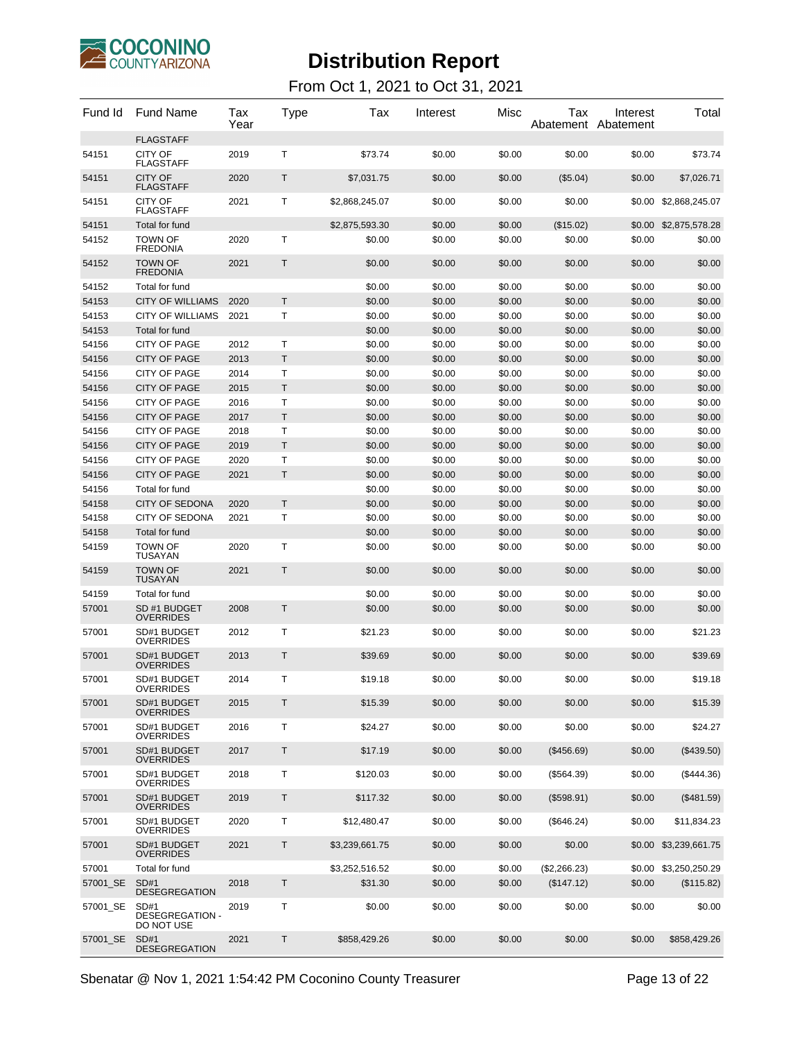# Distribution Report

From Oct 1, 2021 to Oct 31, 2021

| Fund Id | Fund Name | Tax Year | Type | Tax | Interest | Misc | Tax Abatement | Interest Abatement | Total |
|---|---|---|---|---|---|---|---|---|---|
| | FLAGSTAFF | | | | | | | | |
| 54151 | CITY OF FLAGSTAFF | 2019 | T | $73.74 | $0.00 | $0.00 | $0.00 | $0.00 | $73.74 |
| 54151 | CITY OF FLAGSTAFF | 2020 | T | $7,031.75 | $0.00 | $0.00 | ($5.04) | $0.00 | $7,026.71 |
| 54151 | CITY OF FLAGSTAFF | 2021 | T | $2,868,245.07 | $0.00 | $0.00 | $0.00 | $0.00 | $2,868,245.07 |
| 54151 | Total for fund | | | $2,875,593.30 | $0.00 | $0.00 | ($15.02) | $0.00 | $2,875,578.28 |
| 54152 | TOWN OF FREDONIA | 2020 | T | $0.00 | $0.00 | $0.00 | $0.00 | $0.00 | $0.00 |
| 54152 | TOWN OF FREDONIA | 2021 | T | $0.00 | $0.00 | $0.00 | $0.00 | $0.00 | $0.00 |
| 54152 | Total for fund | | | $0.00 | $0.00 | $0.00 | $0.00 | $0.00 | $0.00 |
| 54153 | CITY OF WILLIAMS | 2020 | T | $0.00 | $0.00 | $0.00 | $0.00 | $0.00 | $0.00 |
| 54153 | CITY OF WILLIAMS | 2021 | T | $0.00 | $0.00 | $0.00 | $0.00 | $0.00 | $0.00 |
| 54153 | Total for fund | | | $0.00 | $0.00 | $0.00 | $0.00 | $0.00 | $0.00 |
| 54156 | CITY OF PAGE | 2012 | T | $0.00 | $0.00 | $0.00 | $0.00 | $0.00 | $0.00 |
| 54156 | CITY OF PAGE | 2013 | T | $0.00 | $0.00 | $0.00 | $0.00 | $0.00 | $0.00 |
| 54156 | CITY OF PAGE | 2014 | T | $0.00 | $0.00 | $0.00 | $0.00 | $0.00 | $0.00 |
| 54156 | CITY OF PAGE | 2015 | T | $0.00 | $0.00 | $0.00 | $0.00 | $0.00 | $0.00 |
| 54156 | CITY OF PAGE | 2016 | T | $0.00 | $0.00 | $0.00 | $0.00 | $0.00 | $0.00 |
| 54156 | CITY OF PAGE | 2017 | T | $0.00 | $0.00 | $0.00 | $0.00 | $0.00 | $0.00 |
| 54156 | CITY OF PAGE | 2018 | T | $0.00 | $0.00 | $0.00 | $0.00 | $0.00 | $0.00 |
| 54156 | CITY OF PAGE | 2019 | T | $0.00 | $0.00 | $0.00 | $0.00 | $0.00 | $0.00 |
| 54156 | CITY OF PAGE | 2020 | T | $0.00 | $0.00 | $0.00 | $0.00 | $0.00 | $0.00 |
| 54156 | CITY OF PAGE | 2021 | T | $0.00 | $0.00 | $0.00 | $0.00 | $0.00 | $0.00 |
| 54156 | Total for fund | | | $0.00 | $0.00 | $0.00 | $0.00 | $0.00 | $0.00 |
| 54158 | CITY OF SEDONA | 2020 | T | $0.00 | $0.00 | $0.00 | $0.00 | $0.00 | $0.00 |
| 54158 | CITY OF SEDONA | 2021 | T | $0.00 | $0.00 | $0.00 | $0.00 | $0.00 | $0.00 |
| 54158 | Total for fund | | | $0.00 | $0.00 | $0.00 | $0.00 | $0.00 | $0.00 |
| 54159 | TOWN OF TUSAYAN | 2020 | T | $0.00 | $0.00 | $0.00 | $0.00 | $0.00 | $0.00 |
| 54159 | TOWN OF TUSAYAN | 2021 | T | $0.00 | $0.00 | $0.00 | $0.00 | $0.00 | $0.00 |
| 54159 | Total for fund | | | $0.00 | $0.00 | $0.00 | $0.00 | $0.00 | $0.00 |
| 57001 | SD #1 BUDGET OVERRIDES | 2008 | T | $0.00 | $0.00 | $0.00 | $0.00 | $0.00 | $0.00 |
| 57001 | SD#1 BUDGET OVERRIDES | 2012 | T | $21.23 | $0.00 | $0.00 | $0.00 | $0.00 | $21.23 |
| 57001 | SD#1 BUDGET OVERRIDES | 2013 | T | $39.69 | $0.00 | $0.00 | $0.00 | $0.00 | $39.69 |
| 57001 | SD#1 BUDGET OVERRIDES | 2014 | T | $19.18 | $0.00 | $0.00 | $0.00 | $0.00 | $19.18 |
| 57001 | SD#1 BUDGET OVERRIDES | 2015 | T | $15.39 | $0.00 | $0.00 | $0.00 | $0.00 | $15.39 |
| 57001 | SD#1 BUDGET OVERRIDES | 2016 | T | $24.27 | $0.00 | $0.00 | $0.00 | $0.00 | $24.27 |
| 57001 | SD#1 BUDGET OVERRIDES | 2017 | T | $17.19 | $0.00 | $0.00 | ($456.69) | $0.00 | ($439.50) |
| 57001 | SD#1 BUDGET OVERRIDES | 2018 | T | $120.03 | $0.00 | $0.00 | ($564.39) | $0.00 | ($444.36) |
| 57001 | SD#1 BUDGET OVERRIDES | 2019 | T | $117.32 | $0.00 | $0.00 | ($598.91) | $0.00 | ($481.59) |
| 57001 | SD#1 BUDGET OVERRIDES | 2020 | T | $12,480.47 | $0.00 | $0.00 | ($646.24) | $0.00 | $11,834.23 |
| 57001 | SD#1 BUDGET OVERRIDES | 2021 | T | $3,239,661.75 | $0.00 | $0.00 | $0.00 | $0.00 | $3,239,661.75 |
| 57001 | Total for fund | | | $3,252,516.52 | $0.00 | $0.00 | ($2,266.23) | $0.00 | $3,250,250.29 |
| 57001_SE | SD#1 DESEGREGATION | 2018 | T | $31.30 | $0.00 | $0.00 | ($147.12) | $0.00 | ($115.82) |
| 57001_SE | SD#1 DESEGREGATION - DO NOT USE | 2019 | T | $0.00 | $0.00 | $0.00 | $0.00 | $0.00 | $0.00 |
| 57001_SE | SD#1 DESEGREGATION | 2021 | T | $858,429.26 | $0.00 | $0.00 | $0.00 | $0.00 | $858,429.26 |

Sbenatar @ Nov 1, 2021 1:54:42 PM Coconino County Treasurer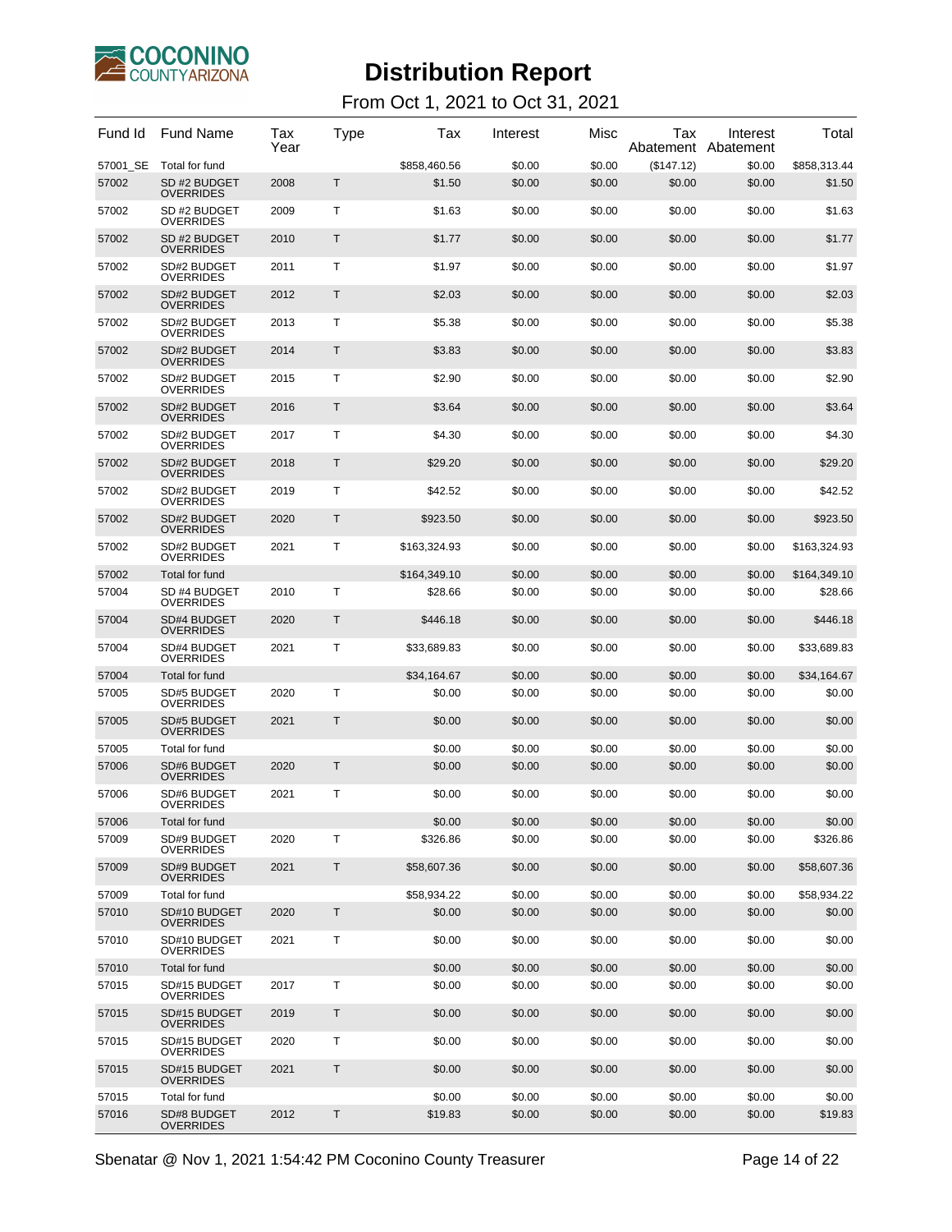# Distribution Report

From Oct 1, 2021 to Oct 31, 2021

| Fund Id | Fund Name | Tax Year | Type | Tax | Interest | Misc | Tax Abatement | Interest Abatement | Total |
|---|---|---|---|---|---|---|---|---|---|
| 57001_SE | Total for fund | | | $858,460.56 | $0.00 | $0.00 | ($147.12) | $0.00 | $858,313.44 |
| 57002 | SD #2 BUDGET OVERRIDES | 2008 | T | $1.50 | $0.00 | $0.00 | $0.00 | $0.00 | $1.50 |
| 57002 | SD #2 BUDGET OVERRIDES | 2009 | T | $1.63 | $0.00 | $0.00 | $0.00 | $0.00 | $1.63 |
| 57002 | SD #2 BUDGET OVERRIDES | 2010 | T | $1.77 | $0.00 | $0.00 | $0.00 | $0.00 | $1.77 |
| 57002 | SD#2 BUDGET OVERRIDES | 2011 | T | $1.97 | $0.00 | $0.00 | $0.00 | $0.00 | $1.97 |
| 57002 | SD#2 BUDGET OVERRIDES | 2012 | T | $2.03 | $0.00 | $0.00 | $0.00 | $0.00 | $2.03 |
| 57002 | SD#2 BUDGET OVERRIDES | 2013 | T | $5.38 | $0.00 | $0.00 | $0.00 | $0.00 | $5.38 |
| 57002 | SD#2 BUDGET OVERRIDES | 2014 | T | $3.83 | $0.00 | $0.00 | $0.00 | $0.00 | $3.83 |
| 57002 | SD#2 BUDGET OVERRIDES | 2015 | T | $2.90 | $0.00 | $0.00 | $0.00 | $0.00 | $2.90 |
| 57002 | SD#2 BUDGET OVERRIDES | 2016 | T | $3.64 | $0.00 | $0.00 | $0.00 | $0.00 | $3.64 |
| 57002 | SD#2 BUDGET OVERRIDES | 2017 | T | $4.30 | $0.00 | $0.00 | $0.00 | $0.00 | $4.30 |
| 57002 | SD#2 BUDGET OVERRIDES | 2018 | T | $29.20 | $0.00 | $0.00 | $0.00 | $0.00 | $29.20 |
| 57002 | SD#2 BUDGET OVERRIDES | 2019 | T | $42.52 | $0.00 | $0.00 | $0.00 | $0.00 | $42.52 |
| 57002 | SD#2 BUDGET OVERRIDES | 2020 | T | $923.50 | $0.00 | $0.00 | $0.00 | $0.00 | $923.50 |
| 57002 | SD#2 BUDGET OVERRIDES | 2021 | T | $163,324.93 | $0.00 | $0.00 | $0.00 | $0.00 | $163,324.93 |
| 57002 | Total for fund | | | $164,349.10 | $0.00 | $0.00 | $0.00 | $0.00 | $164,349.10 |
| 57004 | SD #4 BUDGET OVERRIDES | 2010 | T | $28.66 | $0.00 | $0.00 | $0.00 | $0.00 | $28.66 |
| 57004 | SD#4 BUDGET OVERRIDES | 2020 | T | $446.18 | $0.00 | $0.00 | $0.00 | $0.00 | $446.18 |
| 57004 | SD#4 BUDGET OVERRIDES | 2021 | T | $33,689.83 | $0.00 | $0.00 | $0.00 | $0.00 | $33,689.83 |
| 57004 | Total for fund | | | $34,164.67 | $0.00 | $0.00 | $0.00 | $0.00 | $34,164.67 |
| 57005 | SD#5 BUDGET OVERRIDES | 2020 | T | $0.00 | $0.00 | $0.00 | $0.00 | $0.00 | $0.00 |
| 57005 | SD#5 BUDGET OVERRIDES | 2021 | T | $0.00 | $0.00 | $0.00 | $0.00 | $0.00 | $0.00 |
| 57005 | Total for fund | | | $0.00 | $0.00 | $0.00 | $0.00 | $0.00 | $0.00 |
| 57006 | SD#6 BUDGET OVERRIDES | 2020 | T | $0.00 | $0.00 | $0.00 | $0.00 | $0.00 | $0.00 |
| 57006 | SD#6 BUDGET OVERRIDES | 2021 | T | $0.00 | $0.00 | $0.00 | $0.00 | $0.00 | $0.00 |
| 57006 | Total for fund | | | $0.00 | $0.00 | $0.00 | $0.00 | $0.00 | $0.00 |
| 57009 | SD#9 BUDGET OVERRIDES | 2020 | T | $326.86 | $0.00 | $0.00 | $0.00 | $0.00 | $326.86 |
| 57009 | SD#9 BUDGET OVERRIDES | 2021 | T | $58,607.36 | $0.00 | $0.00 | $0.00 | $0.00 | $58,607.36 |
| 57009 | Total for fund | | | $58,934.22 | $0.00 | $0.00 | $0.00 | $0.00 | $58,934.22 |
| 57010 | SD#10 BUDGET OVERRIDES | 2020 | T | $0.00 | $0.00 | $0.00 | $0.00 | $0.00 | $0.00 |
| 57010 | SD#10 BUDGET OVERRIDES | 2021 | T | $0.00 | $0.00 | $0.00 | $0.00 | $0.00 | $0.00 |
| 57010 | Total for fund | | | $0.00 | $0.00 | $0.00 | $0.00 | $0.00 | $0.00 |
| 57015 | SD#15 BUDGET OVERRIDES | 2017 | T | $0.00 | $0.00 | $0.00 | $0.00 | $0.00 | $0.00 |
| 57015 | SD#15 BUDGET OVERRIDES | 2019 | T | $0.00 | $0.00 | $0.00 | $0.00 | $0.00 | $0.00 |
| 57015 | SD#15 BUDGET OVERRIDES | 2020 | T | $0.00 | $0.00 | $0.00 | $0.00 | $0.00 | $0.00 |
| 57015 | SD#15 BUDGET OVERRIDES | 2021 | T | $0.00 | $0.00 | $0.00 | $0.00 | $0.00 | $0.00 |
| 57015 | Total for fund | | | $0.00 | $0.00 | $0.00 | $0.00 | $0.00 | $0.00 |
| 57016 | SD#8 BUDGET OVERRIDES | 2012 | T | $19.83 | $0.00 | $0.00 | $0.00 | $0.00 | $19.83 |

Sbenatar @ Nov 1, 2021 1:54:42 PM Coconino County Treasurer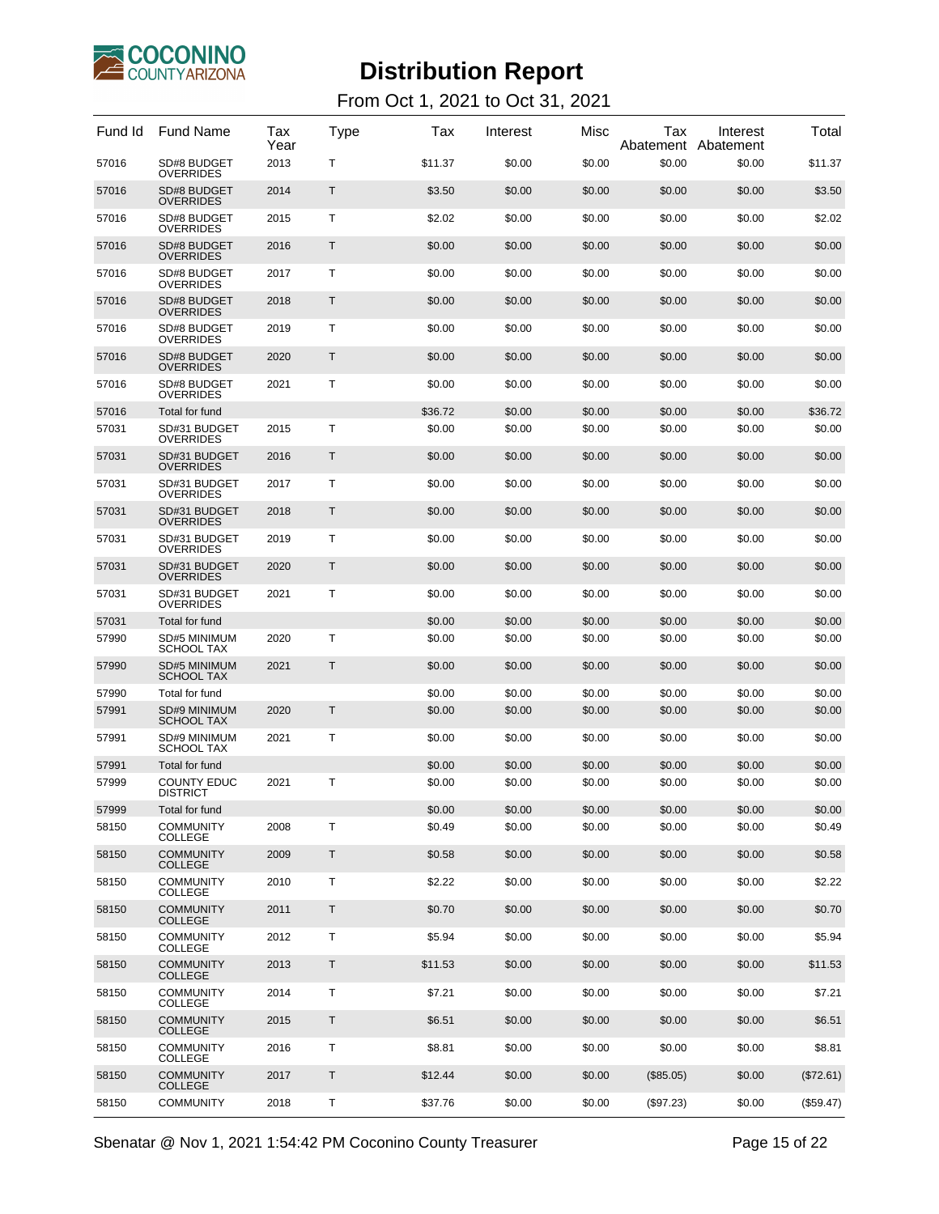# Distribution Report

From Oct 1, 2021 to Oct 31, 2021

| Fund Id | Fund Name | Tax Year | Type | Tax | Interest | Misc | Tax Abatement | Interest Abatement | Total |
|---|---|---|---|---|---|---|---|---|---|
| 57016 | SD#8 BUDGET OVERRIDES | 2013 | T | $11.37 | $0.00 | $0.00 | $0.00 | $0.00 | $11.37 |
| 57016 | SD#8 BUDGET OVERRIDES | 2014 | T | $3.50 | $0.00 | $0.00 | $0.00 | $0.00 | $3.50 |
| 57016 | SD#8 BUDGET OVERRIDES | 2015 | T | $2.02 | $0.00 | $0.00 | $0.00 | $0.00 | $2.02 |
| 57016 | SD#8 BUDGET OVERRIDES | 2016 | T | $0.00 | $0.00 | $0.00 | $0.00 | $0.00 | $0.00 |
| 57016 | SD#8 BUDGET OVERRIDES | 2017 | T | $0.00 | $0.00 | $0.00 | $0.00 | $0.00 | $0.00 |
| 57016 | SD#8 BUDGET OVERRIDES | 2018 | T | $0.00 | $0.00 | $0.00 | $0.00 | $0.00 | $0.00 |
| 57016 | SD#8 BUDGET OVERRIDES | 2019 | T | $0.00 | $0.00 | $0.00 | $0.00 | $0.00 | $0.00 |
| 57016 | SD#8 BUDGET OVERRIDES | 2020 | T | $0.00 | $0.00 | $0.00 | $0.00 | $0.00 | $0.00 |
| 57016 | SD#8 BUDGET OVERRIDES | 2021 | T | $0.00 | $0.00 | $0.00 | $0.00 | $0.00 | $0.00 |
| 57016 | Total for fund | | | $36.72 | $0.00 | $0.00 | $0.00 | $0.00 | $36.72 |
| 57031 | SD#31 BUDGET OVERRIDES | 2015 | T | $0.00 | $0.00 | $0.00 | $0.00 | $0.00 | $0.00 |
| 57031 | SD#31 BUDGET OVERRIDES | 2016 | T | $0.00 | $0.00 | $0.00 | $0.00 | $0.00 | $0.00 |
| 57031 | SD#31 BUDGET OVERRIDES | 2017 | T | $0.00 | $0.00 | $0.00 | $0.00 | $0.00 | $0.00 |
| 57031 | SD#31 BUDGET OVERRIDES | 2018 | T | $0.00 | $0.00 | $0.00 | $0.00 | $0.00 | $0.00 |
| 57031 | SD#31 BUDGET OVERRIDES | 2019 | T | $0.00 | $0.00 | $0.00 | $0.00 | $0.00 | $0.00 |
| 57031 | SD#31 BUDGET OVERRIDES | 2020 | T | $0.00 | $0.00 | $0.00 | $0.00 | $0.00 | $0.00 |
| 57031 | SD#31 BUDGET OVERRIDES | 2021 | T | $0.00 | $0.00 | $0.00 | $0.00 | $0.00 | $0.00 |
| 57031 | Total for fund | | | $0.00 | $0.00 | $0.00 | $0.00 | $0.00 | $0.00 |
| 57990 | SD#5 MINIMUM SCHOOL TAX | 2020 | T | $0.00 | $0.00 | $0.00 | $0.00 | $0.00 | $0.00 |
| 57990 | SD#5 MINIMUM SCHOOL TAX | 2021 | T | $0.00 | $0.00 | $0.00 | $0.00 | $0.00 | $0.00 |
| 57990 | Total for fund | | | $0.00 | $0.00 | $0.00 | $0.00 | $0.00 | $0.00 |
| 57991 | SD#9 MINIMUM SCHOOL TAX | 2020 | T | $0.00 | $0.00 | $0.00 | $0.00 | $0.00 | $0.00 |
| 57991 | SD#9 MINIMUM SCHOOL TAX | 2021 | T | $0.00 | $0.00 | $0.00 | $0.00 | $0.00 | $0.00 |
| 57991 | Total for fund | | | $0.00 | $0.00 | $0.00 | $0.00 | $0.00 | $0.00 |
| 57999 | COUNTY EDUC DISTRICT | 2021 | T | $0.00 | $0.00 | $0.00 | $0.00 | $0.00 | $0.00 |
| 57999 | Total for fund | | | $0.00 | $0.00 | $0.00 | $0.00 | $0.00 | $0.00 |
| 58150 | COMMUNITY COLLEGE | 2008 | T | $0.49 | $0.00 | $0.00 | $0.00 | $0.00 | $0.49 |
| 58150 | COMMUNITY COLLEGE | 2009 | T | $0.58 | $0.00 | $0.00 | $0.00 | $0.00 | $0.58 |
| 58150 | COMMUNITY COLLEGE | 2010 | T | $2.22 | $0.00 | $0.00 | $0.00 | $0.00 | $2.22 |
| 58150 | COMMUNITY COLLEGE | 2011 | T | $0.70 | $0.00 | $0.00 | $0.00 | $0.00 | $0.70 |
| 58150 | COMMUNITY COLLEGE | 2012 | T | $5.94 | $0.00 | $0.00 | $0.00 | $0.00 | $5.94 |
| 58150 | COMMUNITY COLLEGE | 2013 | T | $11.53 | $0.00 | $0.00 | $0.00 | $0.00 | $11.53 |
| 58150 | COMMUNITY COLLEGE | 2014 | T | $7.21 | $0.00 | $0.00 | $0.00 | $0.00 | $7.21 |
| 58150 | COMMUNITY COLLEGE | 2015 | T | $6.51 | $0.00 | $0.00 | $0.00 | $0.00 | $6.51 |
| 58150 | COMMUNITY COLLEGE | 2016 | T | $8.81 | $0.00 | $0.00 | $0.00 | $0.00 | $8.81 |
| 58150 | COMMUNITY COLLEGE | 2017 | T | $12.44 | $0.00 | $0.00 | ($85.05) | $0.00 | ($72.61) |
| 58150 | COMMUNITY | 2018 | T | $37.76 | $0.00 | $0.00 | ($97.23) | $0.00 | ($59.47) |

Sbenatar @ Nov 1, 2021 1:54:42 PM Coconino County Treasurer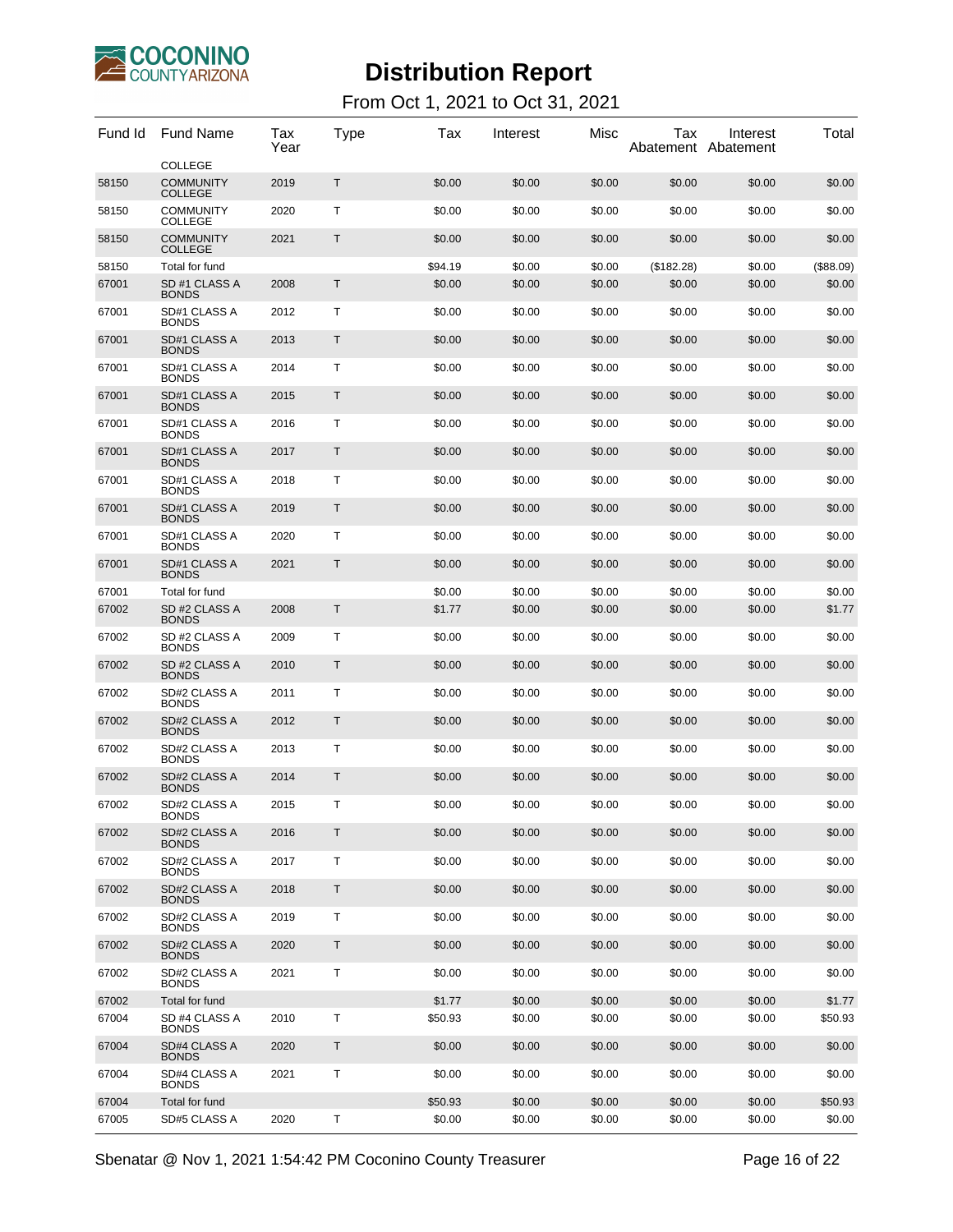# Distribution Report

From Oct 1, 2021 to Oct 31, 2021

| Fund Id | Fund Name | Tax Year | Type | Tax | Interest | Misc | Tax Abatement | Interest Abatement | Total |
|---|---|---|---|---|---|---|---|---|---|
| | COLLEGE | | | | | | | | |
| 58150 | COMMUNITY COLLEGE | 2019 | T | $0.00 | $0.00 | $0.00 | $0.00 | $0.00 | $0.00 |
| 58150 | COMMUNITY COLLEGE | 2020 | T | $0.00 | $0.00 | $0.00 | $0.00 | $0.00 | $0.00 |
| 58150 | COMMUNITY COLLEGE | 2021 | T | $0.00 | $0.00 | $0.00 | $0.00 | $0.00 | $0.00 |
| 58150 | Total for fund | | | $94.19 | $0.00 | $0.00 | ($182.28) | $0.00 | ($88.09) |
| 67001 | SD #1 CLASS A BONDS | 2008 | T | $0.00 | $0.00 | $0.00 | $0.00 | $0.00 | $0.00 |
| 67001 | SD#1 CLASS A BONDS | 2012 | T | $0.00 | $0.00 | $0.00 | $0.00 | $0.00 | $0.00 |
| 67001 | SD#1 CLASS A BONDS | 2013 | T | $0.00 | $0.00 | $0.00 | $0.00 | $0.00 | $0.00 |
| 67001 | SD#1 CLASS A BONDS | 2014 | T | $0.00 | $0.00 | $0.00 | $0.00 | $0.00 | $0.00 |
| 67001 | SD#1 CLASS A BONDS | 2015 | T | $0.00 | $0.00 | $0.00 | $0.00 | $0.00 | $0.00 |
| 67001 | SD#1 CLASS A BONDS | 2016 | T | $0.00 | $0.00 | $0.00 | $0.00 | $0.00 | $0.00 |
| 67001 | SD#1 CLASS A BONDS | 2017 | T | $0.00 | $0.00 | $0.00 | $0.00 | $0.00 | $0.00 |
| 67001 | SD#1 CLASS A BONDS | 2018 | T | $0.00 | $0.00 | $0.00 | $0.00 | $0.00 | $0.00 |
| 67001 | SD#1 CLASS A BONDS | 2019 | T | $0.00 | $0.00 | $0.00 | $0.00 | $0.00 | $0.00 |
| 67001 | SD#1 CLASS A BONDS | 2020 | T | $0.00 | $0.00 | $0.00 | $0.00 | $0.00 | $0.00 |
| 67001 | SD#1 CLASS A BONDS | 2021 | T | $0.00 | $0.00 | $0.00 | $0.00 | $0.00 | $0.00 |
| 67001 | Total for fund | | | $0.00 | $0.00 | $0.00 | $0.00 | $0.00 | $0.00 |
| 67002 | SD #2 CLASS A BONDS | 2008 | T | $1.77 | $0.00 | $0.00 | $0.00 | $0.00 | $1.77 |
| 67002 | SD #2 CLASS A BONDS | 2009 | T | $0.00 | $0.00 | $0.00 | $0.00 | $0.00 | $0.00 |
| 67002 | SD #2 CLASS A BONDS | 2010 | T | $0.00 | $0.00 | $0.00 | $0.00 | $0.00 | $0.00 |
| 67002 | SD#2 CLASS A BONDS | 2011 | T | $0.00 | $0.00 | $0.00 | $0.00 | $0.00 | $0.00 |
| 67002 | SD#2 CLASS A BONDS | 2012 | T | $0.00 | $0.00 | $0.00 | $0.00 | $0.00 | $0.00 |
| 67002 | SD#2 CLASS A BONDS | 2013 | T | $0.00 | $0.00 | $0.00 | $0.00 | $0.00 | $0.00 |
| 67002 | SD#2 CLASS A BONDS | 2014 | T | $0.00 | $0.00 | $0.00 | $0.00 | $0.00 | $0.00 |
| 67002 | SD#2 CLASS A BONDS | 2015 | T | $0.00 | $0.00 | $0.00 | $0.00 | $0.00 | $0.00 |
| 67002 | SD#2 CLASS A BONDS | 2016 | T | $0.00 | $0.00 | $0.00 | $0.00 | $0.00 | $0.00 |
| 67002 | SD#2 CLASS A BONDS | 2017 | T | $0.00 | $0.00 | $0.00 | $0.00 | $0.00 | $0.00 |
| 67002 | SD#2 CLASS A BONDS | 2018 | T | $0.00 | $0.00 | $0.00 | $0.00 | $0.00 | $0.00 |
| 67002 | SD#2 CLASS A BONDS | 2019 | T | $0.00 | $0.00 | $0.00 | $0.00 | $0.00 | $0.00 |
| 67002 | SD#2 CLASS A BONDS | 2020 | T | $0.00 | $0.00 | $0.00 | $0.00 | $0.00 | $0.00 |
| 67002 | SD#2 CLASS A BONDS | 2021 | T | $0.00 | $0.00 | $0.00 | $0.00 | $0.00 | $0.00 |
| 67002 | Total for fund | | | $1.77 | $0.00 | $0.00 | $0.00 | $0.00 | $1.77 |
| 67004 | SD #4 CLASS A BONDS | 2010 | T | $50.93 | $0.00 | $0.00 | $0.00 | $0.00 | $50.93 |
| 67004 | SD#4 CLASS A BONDS | 2020 | T | $0.00 | $0.00 | $0.00 | $0.00 | $0.00 | $0.00 |
| 67004 | SD#4 CLASS A BONDS | 2021 | T | $0.00 | $0.00 | $0.00 | $0.00 | $0.00 | $0.00 |
| 67004 | Total for fund | | | $50.93 | $0.00 | $0.00 | $0.00 | $0.00 | $50.93 |
| 67005 | SD#5 CLASS A | 2020 | T | $0.00 | $0.00 | $0.00 | $0.00 | $0.00 | $0.00 |

Sbenatar @ Nov 1, 2021 1:54:42 PM Coconino County Treasurer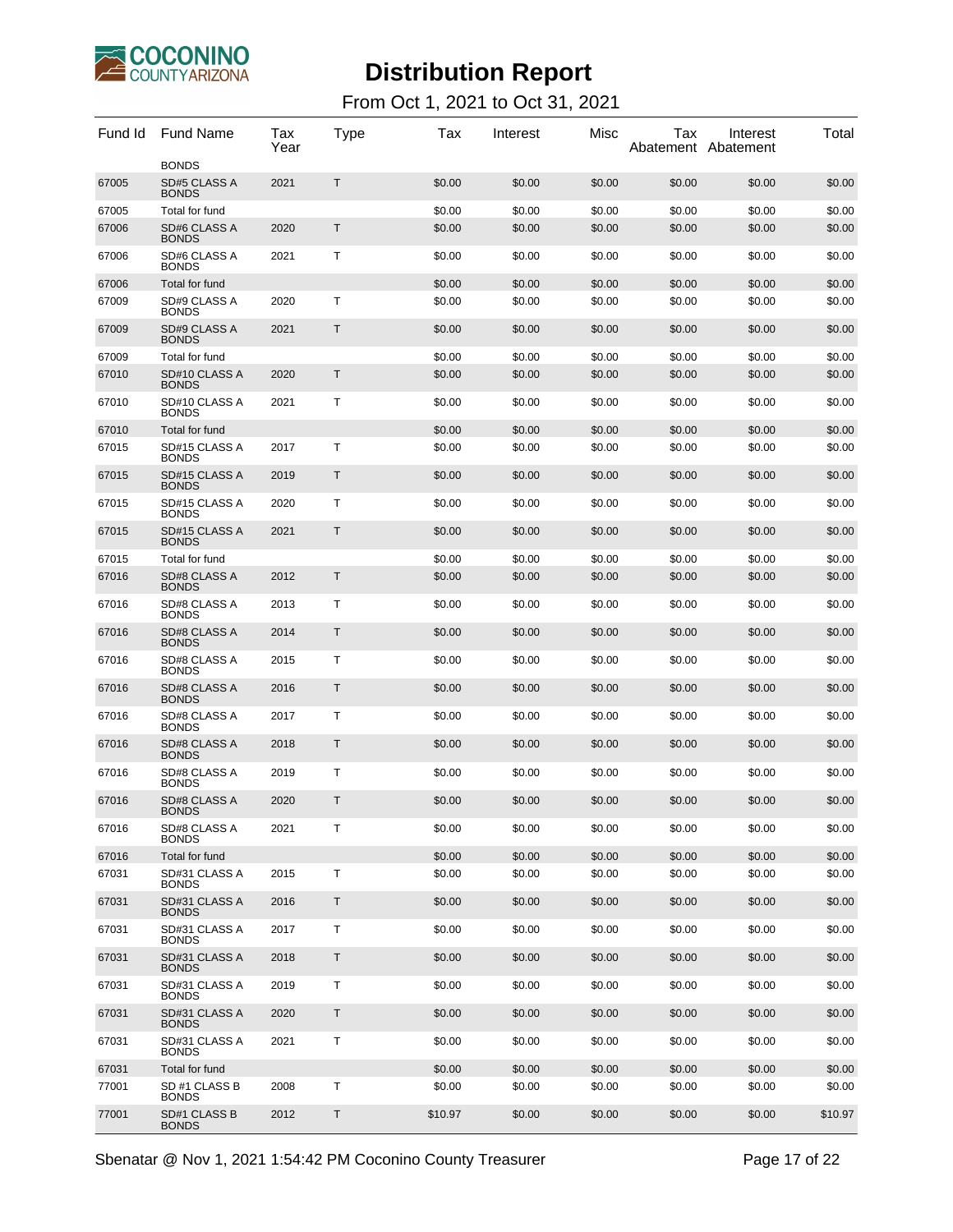# Distribution Report

From Oct 1, 2021 to Oct 31, 2021

| Fund Id | Fund Name | Tax Year | Type | Tax | Interest | Misc | Tax Abatement | Interest Abatement | Total |
|---|---|---|---|---|---|---|---|---|---|
| | BONDS | | | | | | | | |
| 67005 | SD#5 CLASS A BONDS | 2021 | T | $0.00 | $0.00 | $0.00 | $0.00 | $0.00 | $0.00 |
| 67005 | Total for fund | | | $0.00 | $0.00 | $0.00 | $0.00 | $0.00 | $0.00 |
| 67006 | SD#6 CLASS A BONDS | 2020 | T | $0.00 | $0.00 | $0.00 | $0.00 | $0.00 | $0.00 |
| 67006 | SD#6 CLASS A BONDS | 2021 | T | $0.00 | $0.00 | $0.00 | $0.00 | $0.00 | $0.00 |
| 67006 | Total for fund | | | $0.00 | $0.00 | $0.00 | $0.00 | $0.00 | $0.00 |
| 67009 | SD#9 CLASS A BONDS | 2020 | T | $0.00 | $0.00 | $0.00 | $0.00 | $0.00 | $0.00 |
| 67009 | SD#9 CLASS A BONDS | 2021 | T | $0.00 | $0.00 | $0.00 | $0.00 | $0.00 | $0.00 |
| 67009 | Total for fund | | | $0.00 | $0.00 | $0.00 | $0.00 | $0.00 | $0.00 |
| 67010 | SD#10 CLASS A BONDS | 2020 | T | $0.00 | $0.00 | $0.00 | $0.00 | $0.00 | $0.00 |
| 67010 | SD#10 CLASS A BONDS | 2021 | T | $0.00 | $0.00 | $0.00 | $0.00 | $0.00 | $0.00 |
| 67010 | Total for fund | | | $0.00 | $0.00 | $0.00 | $0.00 | $0.00 | $0.00 |
| 67015 | SD#15 CLASS A BONDS | 2017 | T | $0.00 | $0.00 | $0.00 | $0.00 | $0.00 | $0.00 |
| 67015 | SD#15 CLASS A BONDS | 2019 | T | $0.00 | $0.00 | $0.00 | $0.00 | $0.00 | $0.00 |
| 67015 | SD#15 CLASS A BONDS | 2020 | T | $0.00 | $0.00 | $0.00 | $0.00 | $0.00 | $0.00 |
| 67015 | SD#15 CLASS A BONDS | 2021 | T | $0.00 | $0.00 | $0.00 | $0.00 | $0.00 | $0.00 |
| 67015 | Total for fund | | | $0.00 | $0.00 | $0.00 | $0.00 | $0.00 | $0.00 |
| 67016 | SD#8 CLASS A BONDS | 2012 | T | $0.00 | $0.00 | $0.00 | $0.00 | $0.00 | $0.00 |
| 67016 | SD#8 CLASS A BONDS | 2013 | T | $0.00 | $0.00 | $0.00 | $0.00 | $0.00 | $0.00 |
| 67016 | SD#8 CLASS A BONDS | 2014 | T | $0.00 | $0.00 | $0.00 | $0.00 | $0.00 | $0.00 |
| 67016 | SD#8 CLASS A BONDS | 2015 | T | $0.00 | $0.00 | $0.00 | $0.00 | $0.00 | $0.00 |
| 67016 | SD#8 CLASS A BONDS | 2016 | T | $0.00 | $0.00 | $0.00 | $0.00 | $0.00 | $0.00 |
| 67016 | SD#8 CLASS A BONDS | 2017 | T | $0.00 | $0.00 | $0.00 | $0.00 | $0.00 | $0.00 |
| 67016 | SD#8 CLASS A BONDS | 2018 | T | $0.00 | $0.00 | $0.00 | $0.00 | $0.00 | $0.00 |
| 67016 | SD#8 CLASS A BONDS | 2019 | T | $0.00 | $0.00 | $0.00 | $0.00 | $0.00 | $0.00 |
| 67016 | SD#8 CLASS A BONDS | 2020 | T | $0.00 | $0.00 | $0.00 | $0.00 | $0.00 | $0.00 |
| 67016 | SD#8 CLASS A BONDS | 2021 | T | $0.00 | $0.00 | $0.00 | $0.00 | $0.00 | $0.00 |
| 67016 | Total for fund | | | $0.00 | $0.00 | $0.00 | $0.00 | $0.00 | $0.00 |
| 67031 | SD#31 CLASS A BONDS | 2015 | T | $0.00 | $0.00 | $0.00 | $0.00 | $0.00 | $0.00 |
| 67031 | SD#31 CLASS A BONDS | 2016 | T | $0.00 | $0.00 | $0.00 | $0.00 | $0.00 | $0.00 |
| 67031 | SD#31 CLASS A BONDS | 2017 | T | $0.00 | $0.00 | $0.00 | $0.00 | $0.00 | $0.00 |
| 67031 | SD#31 CLASS A BONDS | 2018 | T | $0.00 | $0.00 | $0.00 | $0.00 | $0.00 | $0.00 |
| 67031 | SD#31 CLASS A BONDS | 2019 | T | $0.00 | $0.00 | $0.00 | $0.00 | $0.00 | $0.00 |
| 67031 | SD#31 CLASS A BONDS | 2020 | T | $0.00 | $0.00 | $0.00 | $0.00 | $0.00 | $0.00 |
| 67031 | SD#31 CLASS A BONDS | 2021 | T | $0.00 | $0.00 | $0.00 | $0.00 | $0.00 | $0.00 |
| 67031 | Total for fund | | | $0.00 | $0.00 | $0.00 | $0.00 | $0.00 | $0.00 |
| 77001 | SD #1 CLASS B BONDS | 2008 | T | $0.00 | $0.00 | $0.00 | $0.00 | $0.00 | $0.00 |
| 77001 | SD#1 CLASS B BONDS | 2012 | T | $10.97 | $0.00 | $0.00 | $0.00 | $0.00 | $10.97 |

Sbenatar @ Nov 1, 2021 1:54:42 PM Coconino County Treasurer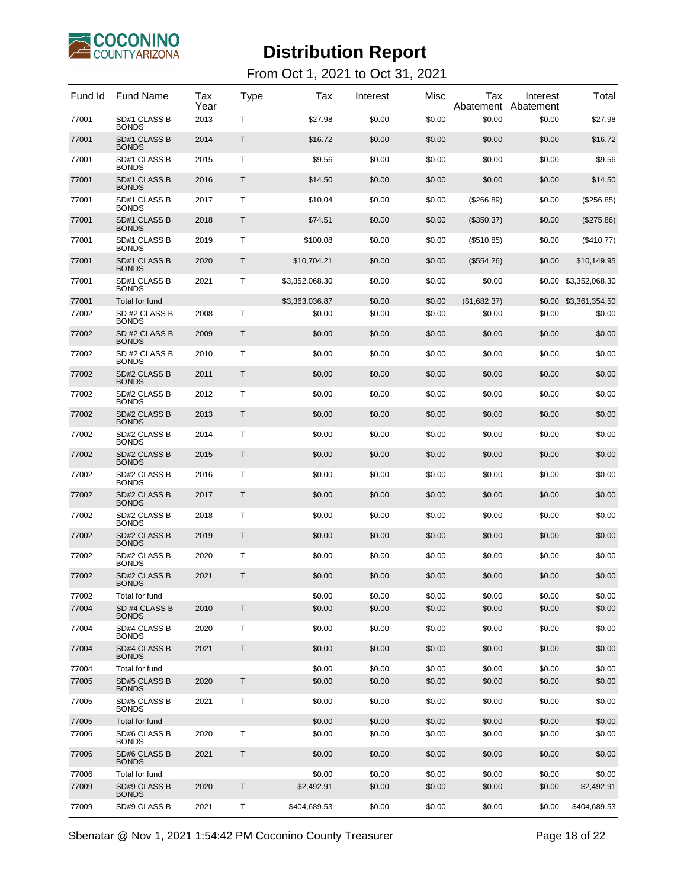# Distribution Report

From Oct 1, 2021 to Oct 31, 2021

| Fund Id | Fund Name | Tax Year | Type | Tax | Interest | Misc | Tax Abatement | Interest Abatement | Total |
|---|---|---|---|---|---|---|---|---|---|
| 77001 | SD#1 CLASS B BONDS | 2013 | T | $27.98 | $0.00 | $0.00 | $0.00 | $0.00 | $27.98 |
| 77001 | SD#1 CLASS B BONDS | 2014 | T | $16.72 | $0.00 | $0.00 | $0.00 | $0.00 | $16.72 |
| 77001 | SD#1 CLASS B BONDS | 2015 | T | $9.56 | $0.00 | $0.00 | $0.00 | $0.00 | $9.56 |
| 77001 | SD#1 CLASS B BONDS | 2016 | T | $14.50 | $0.00 | $0.00 | $0.00 | $0.00 | $14.50 |
| 77001 | SD#1 CLASS B BONDS | 2017 | T | $10.04 | $0.00 | $0.00 | ($266.89) | $0.00 | ($256.85) |
| 77001 | SD#1 CLASS B BONDS | 2018 | T | $74.51 | $0.00 | $0.00 | ($350.37) | $0.00 | ($275.86) |
| 77001 | SD#1 CLASS B BONDS | 2019 | T | $100.08 | $0.00 | $0.00 | ($510.85) | $0.00 | ($410.77) |
| 77001 | SD#1 CLASS B BONDS | 2020 | T | $10,704.21 | $0.00 | $0.00 | ($554.26) | $0.00 | $10,149.95 |
| 77001 | SD#1 CLASS B BONDS | 2021 | T | $3,352,068.30 | $0.00 | $0.00 | $0.00 | $0.00 | $3,352,068.30 |
| 77001 | Total for fund | | | $3,363,036.87 | $0.00 | $0.00 | ($1,682.37) | $0.00 | $3,361,354.50 |
| 77002 | SD #2 CLASS B BONDS | 2008 | T | $0.00 | $0.00 | $0.00 | $0.00 | $0.00 | $0.00 |
| 77002 | SD #2 CLASS B BONDS | 2009 | T | $0.00 | $0.00 | $0.00 | $0.00 | $0.00 | $0.00 |
| 77002 | SD #2 CLASS B BONDS | 2010 | T | $0.00 | $0.00 | $0.00 | $0.00 | $0.00 | $0.00 |
| 77002 | SD#2 CLASS B BONDS | 2011 | T | $0.00 | $0.00 | $0.00 | $0.00 | $0.00 | $0.00 |
| 77002 | SD#2 CLASS B BONDS | 2012 | T | $0.00 | $0.00 | $0.00 | $0.00 | $0.00 | $0.00 |
| 77002 | SD#2 CLASS B BONDS | 2013 | T | $0.00 | $0.00 | $0.00 | $0.00 | $0.00 | $0.00 |
| 77002 | SD#2 CLASS B BONDS | 2014 | T | $0.00 | $0.00 | $0.00 | $0.00 | $0.00 | $0.00 |
| 77002 | SD#2 CLASS B BONDS | 2015 | T | $0.00 | $0.00 | $0.00 | $0.00 | $0.00 | $0.00 |
| 77002 | SD#2 CLASS B BONDS | 2016 | T | $0.00 | $0.00 | $0.00 | $0.00 | $0.00 | $0.00 |
| 77002 | SD#2 CLASS B BONDS | 2017 | T | $0.00 | $0.00 | $0.00 | $0.00 | $0.00 | $0.00 |
| 77002 | SD#2 CLASS B BONDS | 2018 | T | $0.00 | $0.00 | $0.00 | $0.00 | $0.00 | $0.00 |
| 77002 | SD#2 CLASS B BONDS | 2019 | T | $0.00 | $0.00 | $0.00 | $0.00 | $0.00 | $0.00 |
| 77002 | SD#2 CLASS B BONDS | 2020 | T | $0.00 | $0.00 | $0.00 | $0.00 | $0.00 | $0.00 |
| 77002 | SD#2 CLASS B BONDS | 2021 | T | $0.00 | $0.00 | $0.00 | $0.00 | $0.00 | $0.00 |
| 77002 | Total for fund | | | $0.00 | $0.00 | $0.00 | $0.00 | $0.00 | $0.00 |
| 77004 | SD #4 CLASS B BONDS | 2010 | T | $0.00 | $0.00 | $0.00 | $0.00 | $0.00 | $0.00 |
| 77004 | SD#4 CLASS B BONDS | 2020 | T | $0.00 | $0.00 | $0.00 | $0.00 | $0.00 | $0.00 |
| 77004 | SD#4 CLASS B BONDS | 2021 | T | $0.00 | $0.00 | $0.00 | $0.00 | $0.00 | $0.00 |
| 77004 | Total for fund | | | $0.00 | $0.00 | $0.00 | $0.00 | $0.00 | $0.00 |
| 77005 | SD#5 CLASS B BONDS | 2020 | T | $0.00 | $0.00 | $0.00 | $0.00 | $0.00 | $0.00 |
| 77005 | SD#5 CLASS B BONDS | 2021 | T | $0.00 | $0.00 | $0.00 | $0.00 | $0.00 | $0.00 |
| 77005 | Total for fund | | | $0.00 | $0.00 | $0.00 | $0.00 | $0.00 | $0.00 |
| 77006 | SD#6 CLASS B BONDS | 2020 | T | $0.00 | $0.00 | $0.00 | $0.00 | $0.00 | $0.00 |
| 77006 | SD#6 CLASS B BONDS | 2021 | T | $0.00 | $0.00 | $0.00 | $0.00 | $0.00 | $0.00 |
| 77006 | Total for fund | | | $0.00 | $0.00 | $0.00 | $0.00 | $0.00 | $0.00 |
| 77009 | SD#9 CLASS B BONDS | 2020 | T | $2,492.91 | $0.00 | $0.00 | $0.00 | $0.00 | $2,492.91 |
| 77009 | SD#9 CLASS B | 2021 | T | $404,689.53 | $0.00 | $0.00 | $0.00 | $0.00 | $404,689.53 |

Sbenatar @ Nov 1, 2021 1:54:42 PM Coconino County Treasurer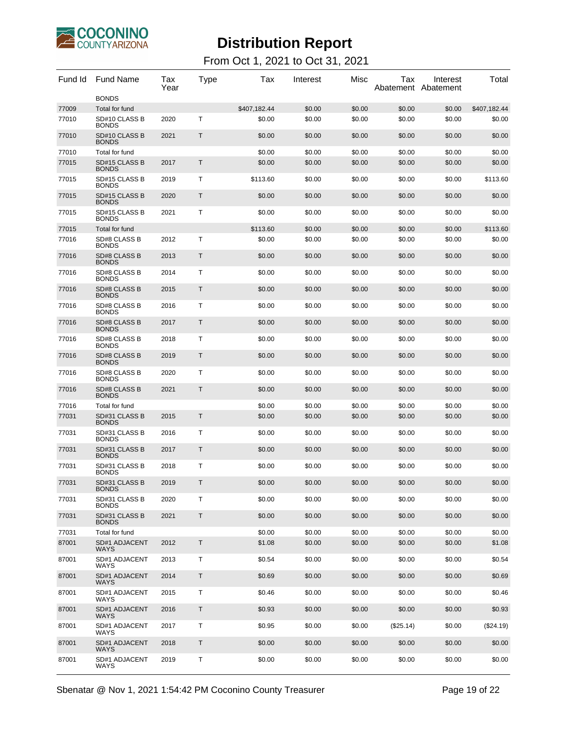# Distribution Report

From Oct 1, 2021 to Oct 31, 2021

| Fund Id | Fund Name | Tax Year | Type | Tax | Interest | Misc | Tax Abatement | Interest Abatement | Total |
|---|---|---|---|---|---|---|---|---|---|
| | BONDS | | | | | | | | |
| 77009 | Total for fund | | | $407,182.44 | $0.00 | $0.00 | $0.00 | $0.00 | $407,182.44 |
| 77010 | SD#10 CLASS B BONDS | 2020 | T | $0.00 | $0.00 | $0.00 | $0.00 | $0.00 | $0.00 |
| 77010 | SD#10 CLASS B BONDS | 2021 | T | $0.00 | $0.00 | $0.00 | $0.00 | $0.00 | $0.00 |
| 77010 | Total for fund | | | $0.00 | $0.00 | $0.00 | $0.00 | $0.00 | $0.00 |
| 77015 | SD#15 CLASS B BONDS | 2017 | T | $0.00 | $0.00 | $0.00 | $0.00 | $0.00 | $0.00 |
| 77015 | SD#15 CLASS B BONDS | 2019 | T | $113.60 | $0.00 | $0.00 | $0.00 | $0.00 | $113.60 |
| 77015 | SD#15 CLASS B BONDS | 2020 | T | $0.00 | $0.00 | $0.00 | $0.00 | $0.00 | $0.00 |
| 77015 | SD#15 CLASS B BONDS | 2021 | T | $0.00 | $0.00 | $0.00 | $0.00 | $0.00 | $0.00 |
| 77015 | Total for fund | | | $113.60 | $0.00 | $0.00 | $0.00 | $0.00 | $113.60 |
| 77016 | SD#8 CLASS B BONDS | 2012 | T | $0.00 | $0.00 | $0.00 | $0.00 | $0.00 | $0.00 |
| 77016 | SD#8 CLASS B BONDS | 2013 | T | $0.00 | $0.00 | $0.00 | $0.00 | $0.00 | $0.00 |
| 77016 | SD#8 CLASS B BONDS | 2014 | T | $0.00 | $0.00 | $0.00 | $0.00 | $0.00 | $0.00 |
| 77016 | SD#8 CLASS B BONDS | 2015 | T | $0.00 | $0.00 | $0.00 | $0.00 | $0.00 | $0.00 |
| 77016 | SD#8 CLASS B BONDS | 2016 | T | $0.00 | $0.00 | $0.00 | $0.00 | $0.00 | $0.00 |
| 77016 | SD#8 CLASS B BONDS | 2017 | T | $0.00 | $0.00 | $0.00 | $0.00 | $0.00 | $0.00 |
| 77016 | SD#8 CLASS B BONDS | 2018 | T | $0.00 | $0.00 | $0.00 | $0.00 | $0.00 | $0.00 |
| 77016 | SD#8 CLASS B BONDS | 2019 | T | $0.00 | $0.00 | $0.00 | $0.00 | $0.00 | $0.00 |
| 77016 | SD#8 CLASS B BONDS | 2020 | T | $0.00 | $0.00 | $0.00 | $0.00 | $0.00 | $0.00 |
| 77016 | SD#8 CLASS B BONDS | 2021 | T | $0.00 | $0.00 | $0.00 | $0.00 | $0.00 | $0.00 |
| 77016 | Total for fund | | | $0.00 | $0.00 | $0.00 | $0.00 | $0.00 | $0.00 |
| 77031 | SD#31 CLASS B BONDS | 2015 | T | $0.00 | $0.00 | $0.00 | $0.00 | $0.00 | $0.00 |
| 77031 | SD#31 CLASS B BONDS | 2016 | T | $0.00 | $0.00 | $0.00 | $0.00 | $0.00 | $0.00 |
| 77031 | SD#31 CLASS B BONDS | 2017 | T | $0.00 | $0.00 | $0.00 | $0.00 | $0.00 | $0.00 |
| 77031 | SD#31 CLASS B BONDS | 2018 | T | $0.00 | $0.00 | $0.00 | $0.00 | $0.00 | $0.00 |
| 77031 | SD#31 CLASS B BONDS | 2019 | T | $0.00 | $0.00 | $0.00 | $0.00 | $0.00 | $0.00 |
| 77031 | SD#31 CLASS B BONDS | 2020 | T | $0.00 | $0.00 | $0.00 | $0.00 | $0.00 | $0.00 |
| 77031 | SD#31 CLASS B BONDS | 2021 | T | $0.00 | $0.00 | $0.00 | $0.00 | $0.00 | $0.00 |
| 77031 | Total for fund | | | $0.00 | $0.00 | $0.00 | $0.00 | $0.00 | $0.00 |
| 87001 | SD#1 ADJACENT WAYS | 2012 | T | $1.08 | $0.00 | $0.00 | $0.00 | $0.00 | $1.08 |
| 87001 | SD#1 ADJACENT WAYS | 2013 | T | $0.54 | $0.00 | $0.00 | $0.00 | $0.00 | $0.54 |
| 87001 | SD#1 ADJACENT WAYS | 2014 | T | $0.69 | $0.00 | $0.00 | $0.00 | $0.00 | $0.69 |
| 87001 | SD#1 ADJACENT WAYS | 2015 | T | $0.46 | $0.00 | $0.00 | $0.00 | $0.00 | $0.46 |
| 87001 | SD#1 ADJACENT WAYS | 2016 | T | $0.93 | $0.00 | $0.00 | $0.00 | $0.00 | $0.93 |
| 87001 | SD#1 ADJACENT WAYS | 2017 | T | $0.95 | $0.00 | $0.00 | ($25.14) | $0.00 | ($24.19) |
| 87001 | SD#1 ADJACENT WAYS | 2018 | T | $0.00 | $0.00 | $0.00 | $0.00 | $0.00 | $0.00 |
| 87001 | SD#1 ADJACENT WAYS | 2019 | T | $0.00 | $0.00 | $0.00 | $0.00 | $0.00 | $0.00 |

Sbenatar @ Nov 1, 2021 1:54:42 PM Coconino County Treasurer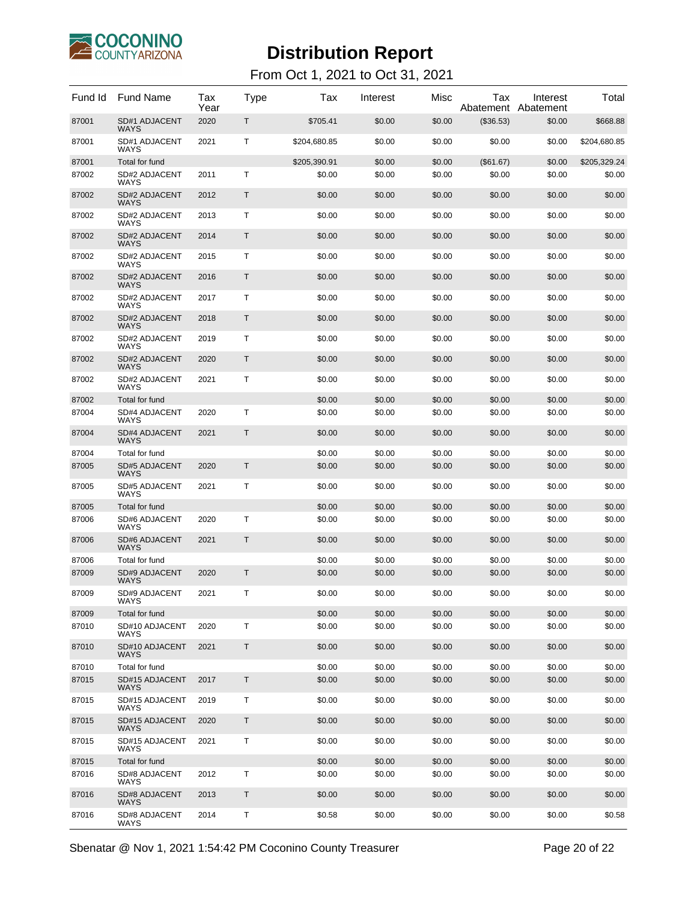# Distribution Report

From Oct 1, 2021 to Oct 31, 2021

| Fund Id | Fund Name | Tax Year | Type | Tax | Interest | Misc | Tax Abatement | Interest Abatement | Total |
|---|---|---|---|---|---|---|---|---|---|
| 87001 | SD#1 ADJACENT WAYS | 2020 | T | $705.41 | $0.00 | $0.00 | ($36.53) | $0.00 | $668.88 |
| 87001 | SD#1 ADJACENT WAYS | 2021 | T | $204,680.85 | $0.00 | $0.00 | $0.00 | $0.00 | $204,680.85 |
| 87001 | Total for fund | | | $205,390.91 | $0.00 | $0.00 | ($61.67) | $0.00 | $205,329.24 |
| 87002 | SD#2 ADJACENT WAYS | 2011 | T | $0.00 | $0.00 | $0.00 | $0.00 | $0.00 | $0.00 |
| 87002 | SD#2 ADJACENT WAYS | 2012 | T | $0.00 | $0.00 | $0.00 | $0.00 | $0.00 | $0.00 |
| 87002 | SD#2 ADJACENT WAYS | 2013 | T | $0.00 | $0.00 | $0.00 | $0.00 | $0.00 | $0.00 |
| 87002 | SD#2 ADJACENT WAYS | 2014 | T | $0.00 | $0.00 | $0.00 | $0.00 | $0.00 | $0.00 |
| 87002 | SD#2 ADJACENT WAYS | 2015 | T | $0.00 | $0.00 | $0.00 | $0.00 | $0.00 | $0.00 |
| 87002 | SD#2 ADJACENT WAYS | 2016 | T | $0.00 | $0.00 | $0.00 | $0.00 | $0.00 | $0.00 |
| 87002 | SD#2 ADJACENT WAYS | 2017 | T | $0.00 | $0.00 | $0.00 | $0.00 | $0.00 | $0.00 |
| 87002 | SD#2 ADJACENT WAYS | 2018 | T | $0.00 | $0.00 | $0.00 | $0.00 | $0.00 | $0.00 |
| 87002 | SD#2 ADJACENT WAYS | 2019 | T | $0.00 | $0.00 | $0.00 | $0.00 | $0.00 | $0.00 |
| 87002 | SD#2 ADJACENT WAYS | 2020 | T | $0.00 | $0.00 | $0.00 | $0.00 | $0.00 | $0.00 |
| 87002 | SD#2 ADJACENT WAYS | 2021 | T | $0.00 | $0.00 | $0.00 | $0.00 | $0.00 | $0.00 |
| 87002 | Total for fund | | | $0.00 | $0.00 | $0.00 | $0.00 | $0.00 | $0.00 |
| 87004 | SD#4 ADJACENT WAYS | 2020 | T | $0.00 | $0.00 | $0.00 | $0.00 | $0.00 | $0.00 |
| 87004 | SD#4 ADJACENT WAYS | 2021 | T | $0.00 | $0.00 | $0.00 | $0.00 | $0.00 | $0.00 |
| 87004 | Total for fund | | | $0.00 | $0.00 | $0.00 | $0.00 | $0.00 | $0.00 |
| 87005 | SD#5 ADJACENT WAYS | 2020 | T | $0.00 | $0.00 | $0.00 | $0.00 | $0.00 | $0.00 |
| 87005 | SD#5 ADJACENT WAYS | 2021 | T | $0.00 | $0.00 | $0.00 | $0.00 | $0.00 | $0.00 |
| 87005 | Total for fund | | | $0.00 | $0.00 | $0.00 | $0.00 | $0.00 | $0.00 |
| 87006 | SD#6 ADJACENT WAYS | 2020 | T | $0.00 | $0.00 | $0.00 | $0.00 | $0.00 | $0.00 |
| 87006 | SD#6 ADJACENT WAYS | 2021 | T | $0.00 | $0.00 | $0.00 | $0.00 | $0.00 | $0.00 |
| 87006 | Total for fund | | | $0.00 | $0.00 | $0.00 | $0.00 | $0.00 | $0.00 |
| 87009 | SD#9 ADJACENT WAYS | 2020 | T | $0.00 | $0.00 | $0.00 | $0.00 | $0.00 | $0.00 |
| 87009 | SD#9 ADJACENT WAYS | 2021 | T | $0.00 | $0.00 | $0.00 | $0.00 | $0.00 | $0.00 |
| 87009 | Total for fund | | | $0.00 | $0.00 | $0.00 | $0.00 | $0.00 | $0.00 |
| 87010 | SD#10 ADJACENT WAYS | 2020 | T | $0.00 | $0.00 | $0.00 | $0.00 | $0.00 | $0.00 |
| 87010 | SD#10 ADJACENT WAYS | 2021 | T | $0.00 | $0.00 | $0.00 | $0.00 | $0.00 | $0.00 |
| 87010 | Total for fund | | | $0.00 | $0.00 | $0.00 | $0.00 | $0.00 | $0.00 |
| 87015 | SD#15 ADJACENT WAYS | 2017 | T | $0.00 | $0.00 | $0.00 | $0.00 | $0.00 | $0.00 |
| 87015 | SD#15 ADJACENT WAYS | 2019 | T | $0.00 | $0.00 | $0.00 | $0.00 | $0.00 | $0.00 |
| 87015 | SD#15 ADJACENT WAYS | 2020 | T | $0.00 | $0.00 | $0.00 | $0.00 | $0.00 | $0.00 |
| 87015 | SD#15 ADJACENT WAYS | 2021 | T | $0.00 | $0.00 | $0.00 | $0.00 | $0.00 | $0.00 |
| 87015 | Total for fund | | | $0.00 | $0.00 | $0.00 | $0.00 | $0.00 | $0.00 |
| 87016 | SD#8 ADJACENT WAYS | 2012 | T | $0.00 | $0.00 | $0.00 | $0.00 | $0.00 | $0.00 |
| 87016 | SD#8 ADJACENT WAYS | 2013 | T | $0.00 | $0.00 | $0.00 | $0.00 | $0.00 | $0.00 |
| 87016 | SD#8 ADJACENT WAYS | 2014 | T | $0.58 | $0.00 | $0.00 | $0.00 | $0.00 | $0.58 |

Sbenatar @ Nov 1, 2021 1:54:42 PM Coconino County Treasurer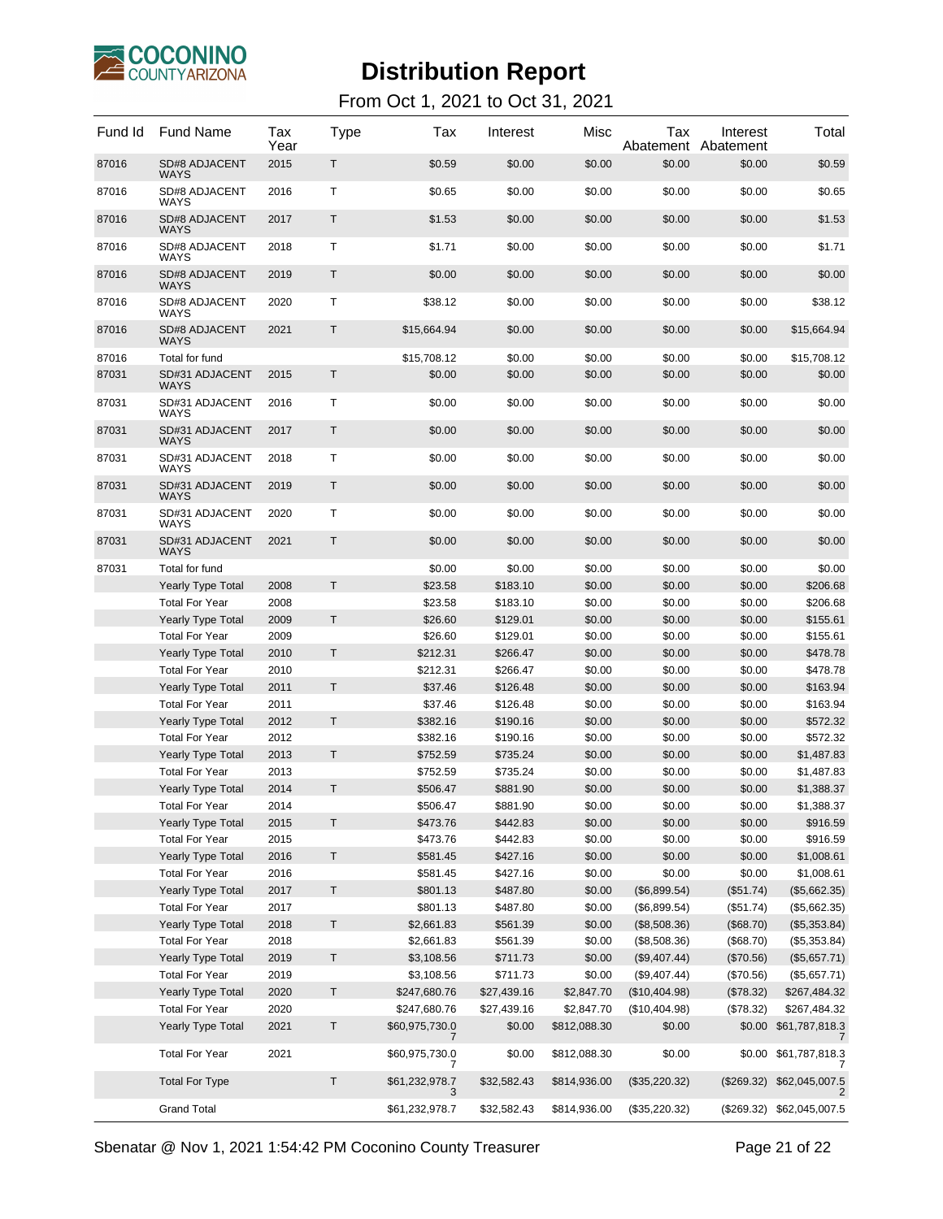# Distribution Report

From Oct 1, 2021 to Oct 31, 2021

| Fund Id | Fund Name | Tax Year | Type | Tax | Interest | Misc | Tax Abatement | Interest Abatement | Total |
|---|---|---|---|---|---|---|---|---|---|
| 87016 | SD#8 ADJACENT WAYS | 2015 | T | $0.59 | $0.00 | $0.00 | $0.00 | $0.00 | $0.59 |
| 87016 | SD#8 ADJACENT WAYS | 2016 | T | $0.65 | $0.00 | $0.00 | $0.00 | $0.00 | $0.65 |
| 87016 | SD#8 ADJACENT WAYS | 2017 | T | $1.53 | $0.00 | $0.00 | $0.00 | $0.00 | $1.53 |
| 87016 | SD#8 ADJACENT WAYS | 2018 | T | $1.71 | $0.00 | $0.00 | $0.00 | $0.00 | $1.71 |
| 87016 | SD#8 ADJACENT WAYS | 2019 | T | $0.00 | $0.00 | $0.00 | $0.00 | $0.00 | $0.00 |
| 87016 | SD#8 ADJACENT WAYS | 2020 | T | $38.12 | $0.00 | $0.00 | $0.00 | $0.00 | $38.12 |
| 87016 | SD#8 ADJACENT WAYS | 2021 | T | $15,664.94 | $0.00 | $0.00 | $0.00 | $0.00 | $15,664.94 |
| 87016 | Total for fund | | | $15,708.12 | $0.00 | $0.00 | $0.00 | $0.00 | $15,708.12 |
| 87031 | SD#31 ADJACENT WAYS | 2015 | T | $0.00 | $0.00 | $0.00 | $0.00 | $0.00 | $0.00 |
| 87031 | SD#31 ADJACENT WAYS | 2016 | T | $0.00 | $0.00 | $0.00 | $0.00 | $0.00 | $0.00 |
| 87031 | SD#31 ADJACENT WAYS | 2017 | T | $0.00 | $0.00 | $0.00 | $0.00 | $0.00 | $0.00 |
| 87031 | SD#31 ADJACENT WAYS | 2018 | T | $0.00 | $0.00 | $0.00 | $0.00 | $0.00 | $0.00 |
| 87031 | SD#31 ADJACENT WAYS | 2019 | T | $0.00 | $0.00 | $0.00 | $0.00 | $0.00 | $0.00 |
| 87031 | SD#31 ADJACENT WAYS | 2020 | T | $0.00 | $0.00 | $0.00 | $0.00 | $0.00 | $0.00 |
| 87031 | SD#31 ADJACENT WAYS | 2021 | T | $0.00 | $0.00 | $0.00 | $0.00 | $0.00 | $0.00 |
| 87031 | Total for fund | | | $0.00 | $0.00 | $0.00 | $0.00 | $0.00 | $0.00 |
| | Yearly Type Total | 2008 | T | $23.58 | $183.10 | $0.00 | $0.00 | $0.00 | $206.68 |
| | Total For Year | 2008 | | $23.58 | $183.10 | $0.00 | $0.00 | $0.00 | $206.68 |
| | Yearly Type Total | 2009 | T | $26.60 | $129.01 | $0.00 | $0.00 | $0.00 | $155.61 |
| | Total For Year | 2009 | | $26.60 | $129.01 | $0.00 | $0.00 | $0.00 | $155.61 |
| | Yearly Type Total | 2010 | T | $212.31 | $266.47 | $0.00 | $0.00 | $0.00 | $478.78 |
| | Total For Year | 2010 | | $212.31 | $266.47 | $0.00 | $0.00 | $0.00 | $478.78 |
| | Yearly Type Total | 2011 | T | $37.46 | $126.48 | $0.00 | $0.00 | $0.00 | $163.94 |
| | Total For Year | 2011 | | $37.46 | $126.48 | $0.00 | $0.00 | $0.00 | $163.94 |
| | Yearly Type Total | 2012 | T | $382.16 | $190.16 | $0.00 | $0.00 | $0.00 | $572.32 |
| | Total For Year | 2012 | | $382.16 | $190.16 | $0.00 | $0.00 | $0.00 | $572.32 |
| | Yearly Type Total | 2013 | T | $752.59 | $735.24 | $0.00 | $0.00 | $0.00 | $1,487.83 |
| | Total For Year | 2013 | | $752.59 | $735.24 | $0.00 | $0.00 | $0.00 | $1,487.83 |
| | Yearly Type Total | 2014 | T | $506.47 | $881.90 | $0.00 | $0.00 | $0.00 | $1,388.37 |
| | Total For Year | 2014 | | $506.47 | $881.90 | $0.00 | $0.00 | $0.00 | $1,388.37 |
| | Yearly Type Total | 2015 | T | $473.76 | $442.83 | $0.00 | $0.00 | $0.00 | $916.59 |
| | Total For Year | 2015 | | $473.76 | $442.83 | $0.00 | $0.00 | $0.00 | $916.59 |
| | Yearly Type Total | 2016 | T | $581.45 | $427.16 | $0.00 | $0.00 | $0.00 | $1,008.61 |
| | Total For Year | 2016 | | $581.45 | $427.16 | $0.00 | $0.00 | $0.00 | $1,008.61 |
| | Yearly Type Total | 2017 | T | $801.13 | $487.80 | $0.00 | ($6,899.54) | ($51.74) | ($5,662.35) |
| | Total For Year | 2017 | | $801.13 | $487.80 | $0.00 | ($6,899.54) | ($51.74) | ($5,662.35) |
| | Yearly Type Total | 2018 | T | $2,661.83 | $561.39 | $0.00 | ($8,508.36) | ($68.70) | ($5,353.84) |
| | Total For Year | 2018 | | $2,661.83 | $561.39 | $0.00 | ($8,508.36) | ($68.70) | ($5,353.84) |
| | Yearly Type Total | 2019 | T | $3,108.56 | $711.73 | $0.00 | ($9,407.44) | ($70.56) | ($5,657.71) |
| | Total For Year | 2019 | | $3,108.56 | $711.73 | $0.00 | ($9,407.44) | ($70.56) | ($5,657.71) |
| | Yearly Type Total | 2020 | T | $247,680.76 | $27,439.16 | $2,847.70 | ($10,404.98) | ($78.32) | $267,484.32 |
| | Total For Year | 2020 | | $247,680.76 | $27,439.16 | $2,847.70 | ($10,404.98) | ($78.32) | $267,484.32 |
| | Yearly Type Total | 2021 | T | $60,975,730.07 | $0.00 | $812,088.30 | $0.00 | $0.00 | $61,787,818.37 |
| | Total For Year | 2021 | | $60,975,730.07 | $0.00 | $812,088.30 | $0.00 | $0.00 | $61,787,818.37 |
| | Total For Type | | T | $61,232,978.73 | $32,582.43 | $814,936.00 | ($35,220.32) | ($269.32) | $62,045,007.52 |
| | Grand Total | | | $61,232,978.7 | $32,582.43 | $814,936.00 | ($35,220.32) | ($269.32) | $62,045,007.5 |

Sbenatar @ Nov 1, 2021 1:54:42 PM Coconino County Treasurer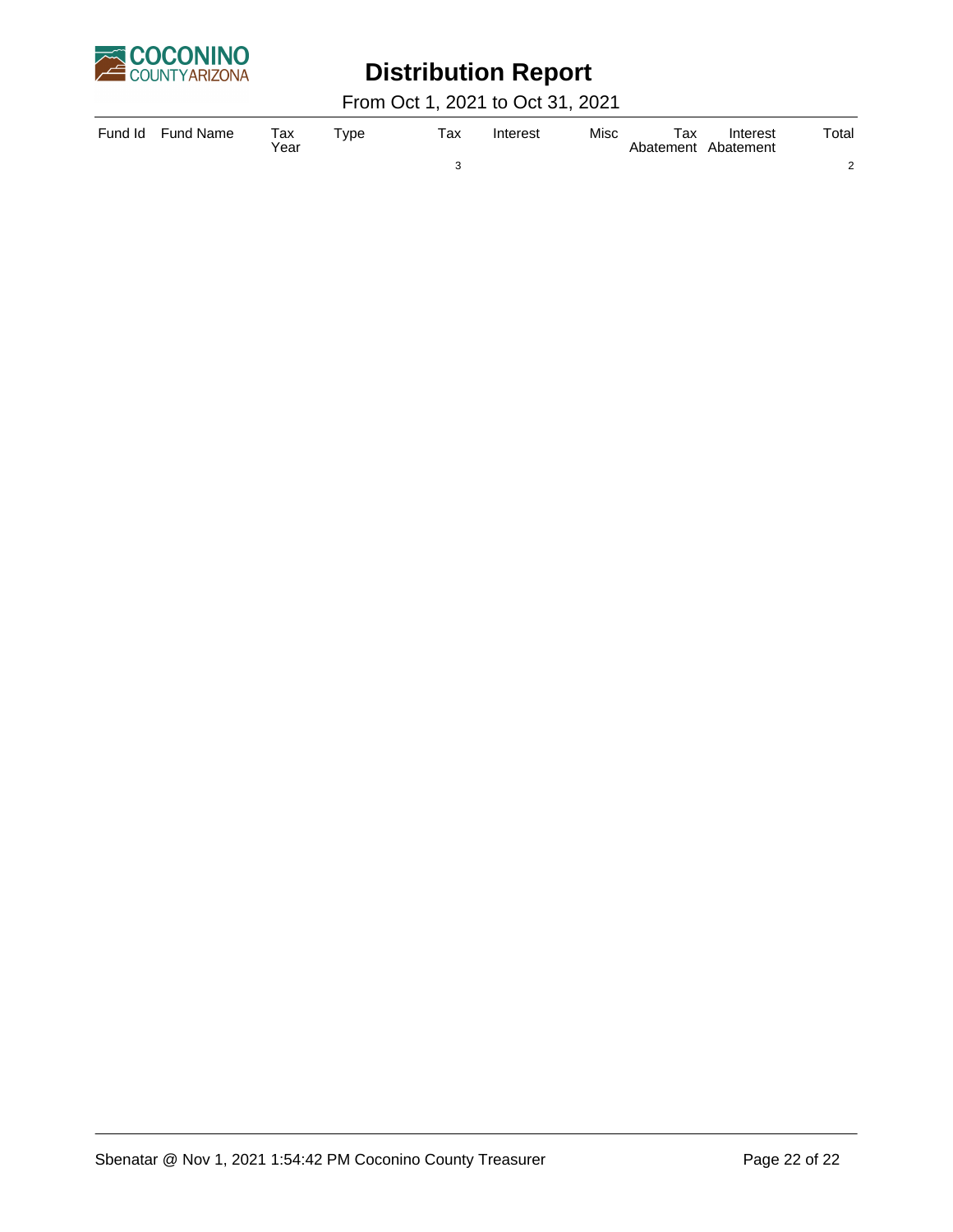# Distribution Report

From Oct 1, 2021 to Oct 31, 2021

| Fund Id | Fund Name | Tax Year | Type | Tax | Interest | Misc | Tax Abatement | Interest Abatement | Total |
|---|---|---|---|---|---|---|---|---|---|
| | | | | 3 | | | | | 2 |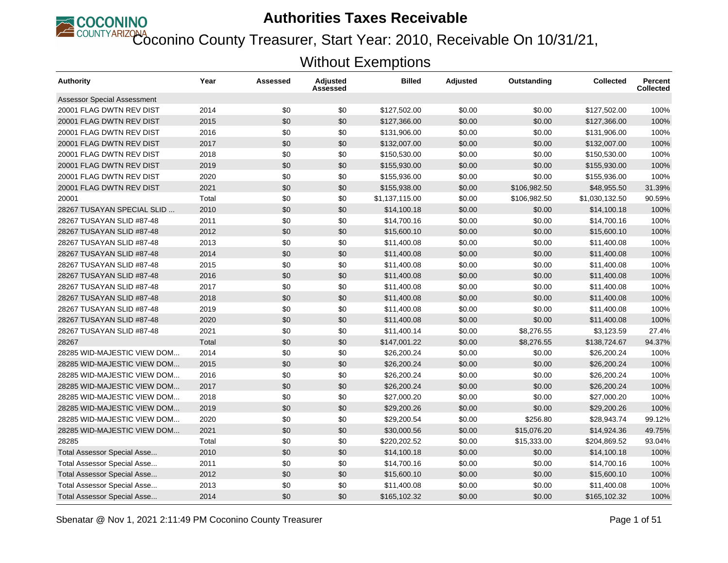# Authorities Taxes Receivable

## Coconino County Treasurer, Start Year: 2010, Receivable On 10/31/21, Without Exemptions

| Authority | Year | Assessed | Adjusted Assessed | Billed | Adjusted | Outstanding | Collected | Percent Collected |
|---|---|---|---|---|---|---|---|---|
| Assessor Special Assessment | | | | | | | | |
| 20001 FLAG DWTN REV DIST | 2014 | $0 | $0 | $127,502.00 | $0.00 | $0.00 | $127,502.00 | 100% |
| 20001 FLAG DWTN REV DIST | 2015 | $0 | $0 | $127,366.00 | $0.00 | $0.00 | $127,366.00 | 100% |
| 20001 FLAG DWTN REV DIST | 2016 | $0 | $0 | $131,906.00 | $0.00 | $0.00 | $131,906.00 | 100% |
| 20001 FLAG DWTN REV DIST | 2017 | $0 | $0 | $132,007.00 | $0.00 | $0.00 | $132,007.00 | 100% |
| 20001 FLAG DWTN REV DIST | 2018 | $0 | $0 | $150,530.00 | $0.00 | $0.00 | $150,530.00 | 100% |
| 20001 FLAG DWTN REV DIST | 2019 | $0 | $0 | $155,930.00 | $0.00 | $0.00 | $155,930.00 | 100% |
| 20001 FLAG DWTN REV DIST | 2020 | $0 | $0 | $155,936.00 | $0.00 | $0.00 | $155,936.00 | 100% |
| 20001 FLAG DWTN REV DIST | 2021 | $0 | $0 | $155,938.00 | $0.00 | $106,982.50 | $48,955.50 | 31.39% |
| 20001 | Total | $0 | $0 | $1,137,115.00 | $0.00 | $106,982.50 | $1,030,132.50 | 90.59% |
| 28267 TUSAYAN SPECIAL SLID ... | 2010 | $0 | $0 | $14,100.18 | $0.00 | $0.00 | $14,100.18 | 100% |
| 28267 TUSAYAN SLID #87-48 | 2011 | $0 | $0 | $14,700.16 | $0.00 | $0.00 | $14,700.16 | 100% |
| 28267 TUSAYAN SLID #87-48 | 2012 | $0 | $0 | $15,600.10 | $0.00 | $0.00 | $15,600.10 | 100% |
| 28267 TUSAYAN SLID #87-48 | 2013 | $0 | $0 | $11,400.08 | $0.00 | $0.00 | $11,400.08 | 100% |
| 28267 TUSAYAN SLID #87-48 | 2014 | $0 | $0 | $11,400.08 | $0.00 | $0.00 | $11,400.08 | 100% |
| 28267 TUSAYAN SLID #87-48 | 2015 | $0 | $0 | $11,400.08 | $0.00 | $0.00 | $11,400.08 | 100% |
| 28267 TUSAYAN SLID #87-48 | 2016 | $0 | $0 | $11,400.08 | $0.00 | $0.00 | $11,400.08 | 100% |
| 28267 TUSAYAN SLID #87-48 | 2017 | $0 | $0 | $11,400.08 | $0.00 | $0.00 | $11,400.08 | 100% |
| 28267 TUSAYAN SLID #87-48 | 2018 | $0 | $0 | $11,400.08 | $0.00 | $0.00 | $11,400.08 | 100% |
| 28267 TUSAYAN SLID #87-48 | 2019 | $0 | $0 | $11,400.08 | $0.00 | $0.00 | $11,400.08 | 100% |
| 28267 TUSAYAN SLID #87-48 | 2020 | $0 | $0 | $11,400.08 | $0.00 | $0.00 | $11,400.08 | 100% |
| 28267 TUSAYAN SLID #87-48 | 2021 | $0 | $0 | $11,400.14 | $0.00 | $8,276.55 | $3,123.59 | 27.4% |
| 28267 | Total | $0 | $0 | $147,001.22 | $0.00 | $8,276.55 | $138,724.67 | 94.37% |
| 28285 WID-MAJESTIC VIEW DOM... | 2014 | $0 | $0 | $26,200.24 | $0.00 | $0.00 | $26,200.24 | 100% |
| 28285 WID-MAJESTIC VIEW DOM... | 2015 | $0 | $0 | $26,200.24 | $0.00 | $0.00 | $26,200.24 | 100% |
| 28285 WID-MAJESTIC VIEW DOM... | 2016 | $0 | $0 | $26,200.24 | $0.00 | $0.00 | $26,200.24 | 100% |
| 28285 WID-MAJESTIC VIEW DOM... | 2017 | $0 | $0 | $26,200.24 | $0.00 | $0.00 | $26,200.24 | 100% |
| 28285 WID-MAJESTIC VIEW DOM... | 2018 | $0 | $0 | $27,000.20 | $0.00 | $0.00 | $27,000.20 | 100% |
| 28285 WID-MAJESTIC VIEW DOM... | 2019 | $0 | $0 | $29,200.26 | $0.00 | $0.00 | $29,200.26 | 100% |
| 28285 WID-MAJESTIC VIEW DOM... | 2020 | $0 | $0 | $29,200.54 | $0.00 | $256.80 | $28,943.74 | 99.12% |
| 28285 WID-MAJESTIC VIEW DOM... | 2021 | $0 | $0 | $30,000.56 | $0.00 | $15,076.20 | $14,924.36 | 49.75% |
| 28285 | Total | $0 | $0 | $220,202.52 | $0.00 | $15,333.00 | $204,869.52 | 93.04% |
| Total Assessor Special Asse... | 2010 | $0 | $0 | $14,100.18 | $0.00 | $0.00 | $14,100.18 | 100% |
| Total Assessor Special Asse... | 2011 | $0 | $0 | $14,700.16 | $0.00 | $0.00 | $14,700.16 | 100% |
| Total Assessor Special Asse... | 2012 | $0 | $0 | $15,600.10 | $0.00 | $0.00 | $15,600.10 | 100% |
| Total Assessor Special Asse... | 2013 | $0 | $0 | $11,400.08 | $0.00 | $0.00 | $11,400.08 | 100% |
| Total Assessor Special Asse... | 2014 | $0 | $0 | $165,102.32 | $0.00 | $0.00 | $165,102.32 | 100% |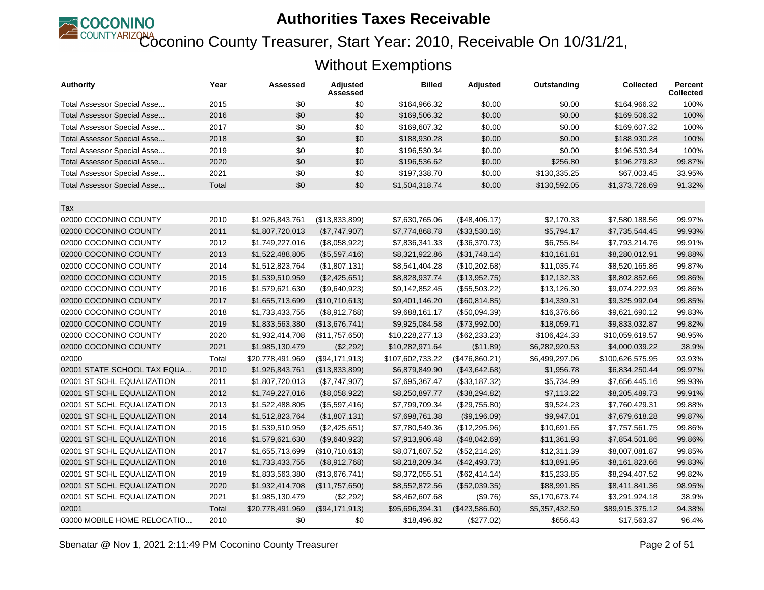# Authorities Taxes Receivable

## Coconino County Treasurer, Start Year: 2010, Receivable On 10/31/21, Without Exemptions

| Authority | Year | Assessed | Adjusted Assessed | Billed | Adjusted | Outstanding | Collected | Percent Collected |
|---|---|---|---|---|---|---|---|---|
| Total Assessor Special Asse... | 2015 | $0 | $0 | $164,966.32 | $0.00 | $0.00 | $164,966.32 | 100% |
| Total Assessor Special Asse... | 2016 | $0 | $0 | $169,506.32 | $0.00 | $0.00 | $169,506.32 | 100% |
| Total Assessor Special Asse... | 2017 | $0 | $0 | $169,607.32 | $0.00 | $0.00 | $169,607.32 | 100% |
| Total Assessor Special Asse... | 2018 | $0 | $0 | $188,930.28 | $0.00 | $0.00 | $188,930.28 | 100% |
| Total Assessor Special Asse... | 2019 | $0 | $0 | $196,530.34 | $0.00 | $0.00 | $196,530.34 | 100% |
| Total Assessor Special Asse... | 2020 | $0 | $0 | $196,536.62 | $0.00 | $256.80 | $196,279.82 | 99.87% |
| Total Assessor Special Asse... | 2021 | $0 | $0 | $197,338.70 | $0.00 | $130,335.25 | $67,003.45 | 33.95% |
| Total Assessor Special Asse... | Total | $0 | $0 | $1,504,318.74 | $0.00 | $130,592.05 | $1,373,726.69 | 91.32% |
| | | | | | | | | |
| Tax | | | | | | | | |
| 02000 COCONINO COUNTY | 2010 | $1,926,843,761 | ($13,833,899) | $7,630,765.06 | ($48,406.17) | $2,170.33 | $7,580,188.56 | 99.97% |
| 02000 COCONINO COUNTY | 2011 | $1,807,720,013 | ($7,747,907) | $7,774,868.78 | ($33,530.16) | $5,794.17 | $7,735,544.45 | 99.93% |
| 02000 COCONINO COUNTY | 2012 | $1,749,227,016 | ($8,058,922) | $7,836,341.33 | ($36,370.73) | $6,755.84 | $7,793,214.76 | 99.91% |
| 02000 COCONINO COUNTY | 2013 | $1,522,488,805 | ($5,597,416) | $8,321,922.86 | ($31,748.14) | $10,161.81 | $8,280,012.91 | 99.88% |
| 02000 COCONINO COUNTY | 2014 | $1,512,823,764 | ($1,807,131) | $8,541,404.28 | ($10,202.68) | $11,035.74 | $8,520,165.86 | 99.87% |
| 02000 COCONINO COUNTY | 2015 | $1,539,510,959 | ($2,425,651) | $8,828,937.74 | ($13,952.75) | $12,132.33 | $8,802,852.66 | 99.86% |
| 02000 COCONINO COUNTY | 2016 | $1,579,621,630 | ($9,640,923) | $9,142,852.45 | ($55,503.22) | $13,126.30 | $9,074,222.93 | 99.86% |
| 02000 COCONINO COUNTY | 2017 | $1,655,713,699 | ($10,710,613) | $9,401,146.20 | ($60,814.85) | $14,339.31 | $9,325,992.04 | 99.85% |
| 02000 COCONINO COUNTY | 2018 | $1,733,433,755 | ($8,912,768) | $9,688,161.17 | ($50,094.39) | $16,376.66 | $9,621,690.12 | 99.83% |
| 02000 COCONINO COUNTY | 2019 | $1,833,563,380 | ($13,676,741) | $9,925,084.58 | ($73,992.00) | $18,059.71 | $9,833,032.87 | 99.82% |
| 02000 COCONINO COUNTY | 2020 | $1,932,414,708 | ($11,757,650) | $10,228,277.13 | ($62,233.23) | $106,424.33 | $10,059,619.57 | 98.95% |
| 02000 COCONINO COUNTY | 2021 | $1,985,130,479 | ($2,292) | $10,282,971.64 | ($11.89) | $6,282,920.53 | $4,000,039.22 | 38.9% |
| 02000 | Total | $20,778,491,969 | ($94,171,913) | $107,602,733.22 | ($476,860.21) | $6,499,297.06 | $100,626,575.95 | 93.93% |
| 02001 STATE SCHOOL TAX EQUA... | 2010 | $1,926,843,761 | ($13,833,899) | $6,879,849.90 | ($43,642.68) | $1,956.78 | $6,834,250.44 | 99.97% |
| 02001 ST SCHL EQUALIZATION | 2011 | $1,807,720,013 | ($7,747,907) | $7,695,367.47 | ($33,187.32) | $5,734.99 | $7,656,445.16 | 99.93% |
| 02001 ST SCHL EQUALIZATION | 2012 | $1,749,227,016 | ($8,058,922) | $8,250,897.77 | ($38,294.82) | $7,113.22 | $8,205,489.73 | 99.91% |
| 02001 ST SCHL EQUALIZATION | 2013 | $1,522,488,805 | ($5,597,416) | $7,799,709.34 | ($29,755.80) | $9,524.23 | $7,760,429.31 | 99.88% |
| 02001 ST SCHL EQUALIZATION | 2014 | $1,512,823,764 | ($1,807,131) | $7,698,761.38 | ($9,196.09) | $9,947.01 | $7,679,618.28 | 99.87% |
| 02001 ST SCHL EQUALIZATION | 2015 | $1,539,510,959 | ($2,425,651) | $7,780,549.36 | ($12,295.96) | $10,691.65 | $7,757,561.75 | 99.86% |
| 02001 ST SCHL EQUALIZATION | 2016 | $1,579,621,630 | ($9,640,923) | $7,913,906.48 | ($48,042.69) | $11,361.93 | $7,854,501.86 | 99.86% |
| 02001 ST SCHL EQUALIZATION | 2017 | $1,655,713,699 | ($10,710,613) | $8,071,607.52 | ($52,214.26) | $12,311.39 | $8,007,081.87 | 99.85% |
| 02001 ST SCHL EQUALIZATION | 2018 | $1,733,433,755 | ($8,912,768) | $8,218,209.34 | ($42,493.73) | $13,891.95 | $8,161,823.66 | 99.83% |
| 02001 ST SCHL EQUALIZATION | 2019 | $1,833,563,380 | ($13,676,741) | $8,372,055.51 | ($62,414.14) | $15,233.85 | $8,294,407.52 | 99.82% |
| 02001 ST SCHL EQUALIZATION | 2020 | $1,932,414,708 | ($11,757,650) | $8,552,872.56 | ($52,039.35) | $88,991.85 | $8,411,841.36 | 98.95% |
| 02001 ST SCHL EQUALIZATION | 2021 | $1,985,130,479 | ($2,292) | $8,462,607.68 | ($9.76) | $5,170,673.74 | $3,291,924.18 | 38.9% |
| 02001 | Total | $20,778,491,969 | ($94,171,913) | $95,696,394.31 | ($423,586.60) | $5,357,432.59 | $89,915,375.12 | 94.38% |
| 03000 MOBILE HOME RELOCATIO... | 2010 | $0 | $0 | $18,496.82 | ($277.02) | $656.43 | $17,563.37 | 96.4% |

Sbenatar @ Nov 1, 2021 2:11:49 PM Coconino County Treasurer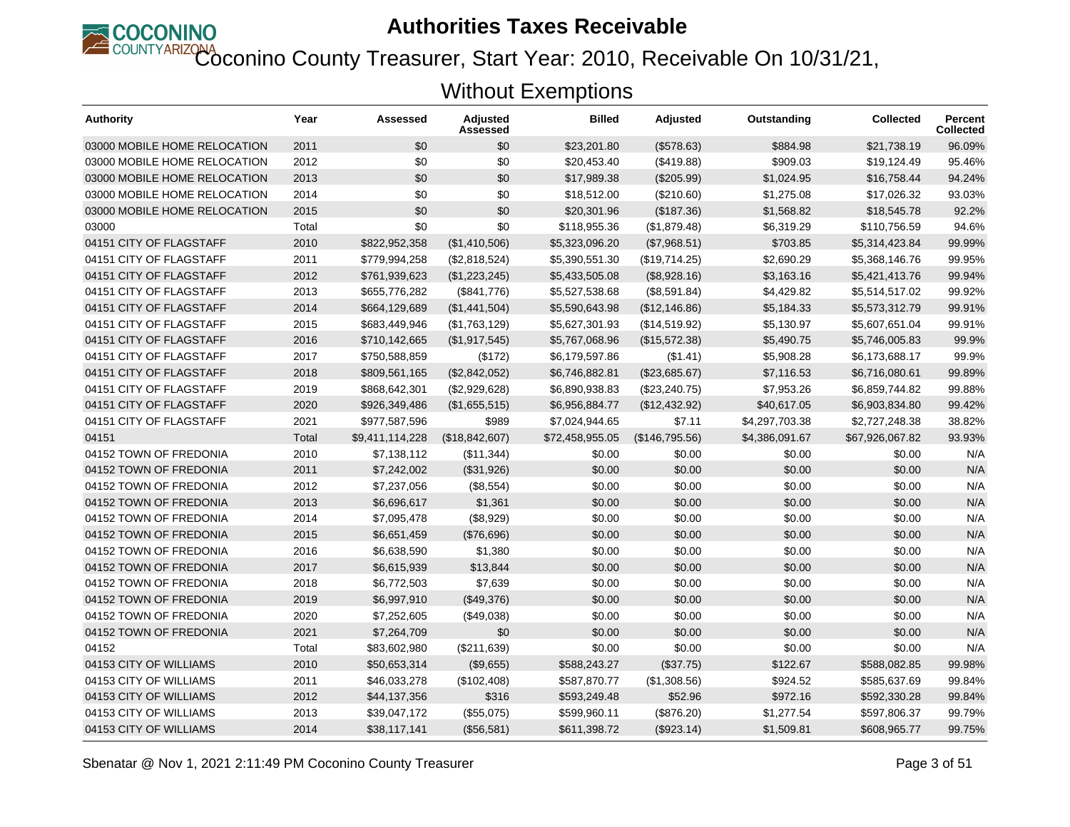# Authorities Taxes Receivable

## Coconino County Treasurer, Start Year: 2010, Receivable On 10/31/21, Without Exemptions

| Authority | Year | Assessed | Adjusted Assessed | Billed | Adjusted | Outstanding | Collected | Percent Collected |
|---|---|---|---|---|---|---|---|---|
| 03000 MOBILE HOME RELOCATION | 2011 | $0 | $0 | $23,201.80 | ($578.63) | $884.98 | $21,738.19 | 96.09% |
| 03000 MOBILE HOME RELOCATION | 2012 | $0 | $0 | $20,453.40 | ($419.88) | $909.03 | $19,124.49 | 95.46% |
| 03000 MOBILE HOME RELOCATION | 2013 | $0 | $0 | $17,989.38 | ($205.99) | $1,024.95 | $16,758.44 | 94.24% |
| 03000 MOBILE HOME RELOCATION | 2014 | $0 | $0 | $18,512.00 | ($210.60) | $1,275.08 | $17,026.32 | 93.03% |
| 03000 MOBILE HOME RELOCATION | 2015 | $0 | $0 | $20,301.96 | ($187.36) | $1,568.82 | $18,545.78 | 92.2% |
| 03000 | Total | $0 | $0 | $118,955.36 | ($1,879.48) | $6,319.29 | $110,756.59 | 94.6% |
| 04151 CITY OF FLAGSTAFF | 2010 | $822,952,358 | ($1,410,506) | $5,323,096.20 | ($7,968.51) | $703.85 | $5,314,423.84 | 99.99% |
| 04151 CITY OF FLAGSTAFF | 2011 | $779,994,258 | ($2,818,524) | $5,390,551.30 | ($19,714.25) | $2,690.29 | $5,368,146.76 | 99.95% |
| 04151 CITY OF FLAGSTAFF | 2012 | $761,939,623 | ($1,223,245) | $5,433,505.08 | ($8,928.16) | $3,163.16 | $5,421,413.76 | 99.94% |
| 04151 CITY OF FLAGSTAFF | 2013 | $655,776,282 | ($841,776) | $5,527,538.68 | ($8,591.84) | $4,429.82 | $5,514,517.02 | 99.92% |
| 04151 CITY OF FLAGSTAFF | 2014 | $664,129,689 | ($1,441,504) | $5,590,643.98 | ($12,146.86) | $5,184.33 | $5,573,312.79 | 99.91% |
| 04151 CITY OF FLAGSTAFF | 2015 | $683,449,946 | ($1,763,129) | $5,627,301.93 | ($14,519.92) | $5,130.97 | $5,607,651.04 | 99.91% |
| 04151 CITY OF FLAGSTAFF | 2016 | $710,142,665 | ($1,917,545) | $5,767,068.96 | ($15,572.38) | $5,490.75 | $5,746,005.83 | 99.9% |
| 04151 CITY OF FLAGSTAFF | 2017 | $750,588,859 | ($172) | $6,179,597.86 | ($1.41) | $5,908.28 | $6,173,688.17 | 99.9% |
| 04151 CITY OF FLAGSTAFF | 2018 | $809,561,165 | ($2,842,052) | $6,746,882.81 | ($23,685.67) | $7,116.53 | $6,716,080.61 | 99.89% |
| 04151 CITY OF FLAGSTAFF | 2019 | $868,642,301 | ($2,929,628) | $6,890,938.83 | ($23,240.75) | $7,953.26 | $6,859,744.82 | 99.88% |
| 04151 CITY OF FLAGSTAFF | 2020 | $926,349,486 | ($1,655,515) | $6,956,884.77 | ($12,432.92) | $40,617.05 | $6,903,834.80 | 99.42% |
| 04151 CITY OF FLAGSTAFF | 2021 | $977,587,596 | $989 | $7,024,944.65 | $7.11 | $4,297,703.38 | $2,727,248.38 | 38.82% |
| 04151 | Total | $9,411,114,228 | ($18,842,607) | $72,458,955.05 | ($146,795.56) | $4,386,091.67 | $67,926,067.82 | 93.93% |
| 04152 TOWN OF FREDONIA | 2010 | $7,138,112 | ($11,344) | $0.00 | $0.00 | $0.00 | $0.00 | N/A |
| 04152 TOWN OF FREDONIA | 2011 | $7,242,002 | ($31,926) | $0.00 | $0.00 | $0.00 | $0.00 | N/A |
| 04152 TOWN OF FREDONIA | 2012 | $7,237,056 | ($8,554) | $0.00 | $0.00 | $0.00 | $0.00 | N/A |
| 04152 TOWN OF FREDONIA | 2013 | $6,696,617 | $1,361 | $0.00 | $0.00 | $0.00 | $0.00 | N/A |
| 04152 TOWN OF FREDONIA | 2014 | $7,095,478 | ($8,929) | $0.00 | $0.00 | $0.00 | $0.00 | N/A |
| 04152 TOWN OF FREDONIA | 2015 | $6,651,459 | ($76,696) | $0.00 | $0.00 | $0.00 | $0.00 | N/A |
| 04152 TOWN OF FREDONIA | 2016 | $6,638,590 | $1,380 | $0.00 | $0.00 | $0.00 | $0.00 | N/A |
| 04152 TOWN OF FREDONIA | 2017 | $6,615,939 | $13,844 | $0.00 | $0.00 | $0.00 | $0.00 | N/A |
| 04152 TOWN OF FREDONIA | 2018 | $6,772,503 | $7,639 | $0.00 | $0.00 | $0.00 | $0.00 | N/A |
| 04152 TOWN OF FREDONIA | 2019 | $6,997,910 | ($49,376) | $0.00 | $0.00 | $0.00 | $0.00 | N/A |
| 04152 TOWN OF FREDONIA | 2020 | $7,252,605 | ($49,038) | $0.00 | $0.00 | $0.00 | $0.00 | N/A |
| 04152 TOWN OF FREDONIA | 2021 | $7,264,709 | $0 | $0.00 | $0.00 | $0.00 | $0.00 | N/A |
| 04152 | Total | $83,602,980 | ($211,639) | $0.00 | $0.00 | $0.00 | $0.00 | N/A |
| 04153 CITY OF WILLIAMS | 2010 | $50,653,314 | ($9,655) | $588,243.27 | ($37.75) | $122.67 | $588,082.85 | 99.98% |
| 04153 CITY OF WILLIAMS | 2011 | $46,033,278 | ($102,408) | $587,870.77 | ($1,308.56) | $924.52 | $585,637.69 | 99.84% |
| 04153 CITY OF WILLIAMS | 2012 | $44,137,356 | $316 | $593,249.48 | $52.96 | $972.16 | $592,330.28 | 99.84% |
| 04153 CITY OF WILLIAMS | 2013 | $39,047,172 | ($55,075) | $599,960.11 | ($876.20) | $1,277.54 | $597,806.37 | 99.79% |
| 04153 CITY OF WILLIAMS | 2014 | $38,117,141 | ($56,581) | $611,398.72 | ($923.14) | $1,509.81 | $608,965.77 | 99.75% |

Sbenatar @ Nov 1, 2021 2:11:49 PM Coconino County Treasurer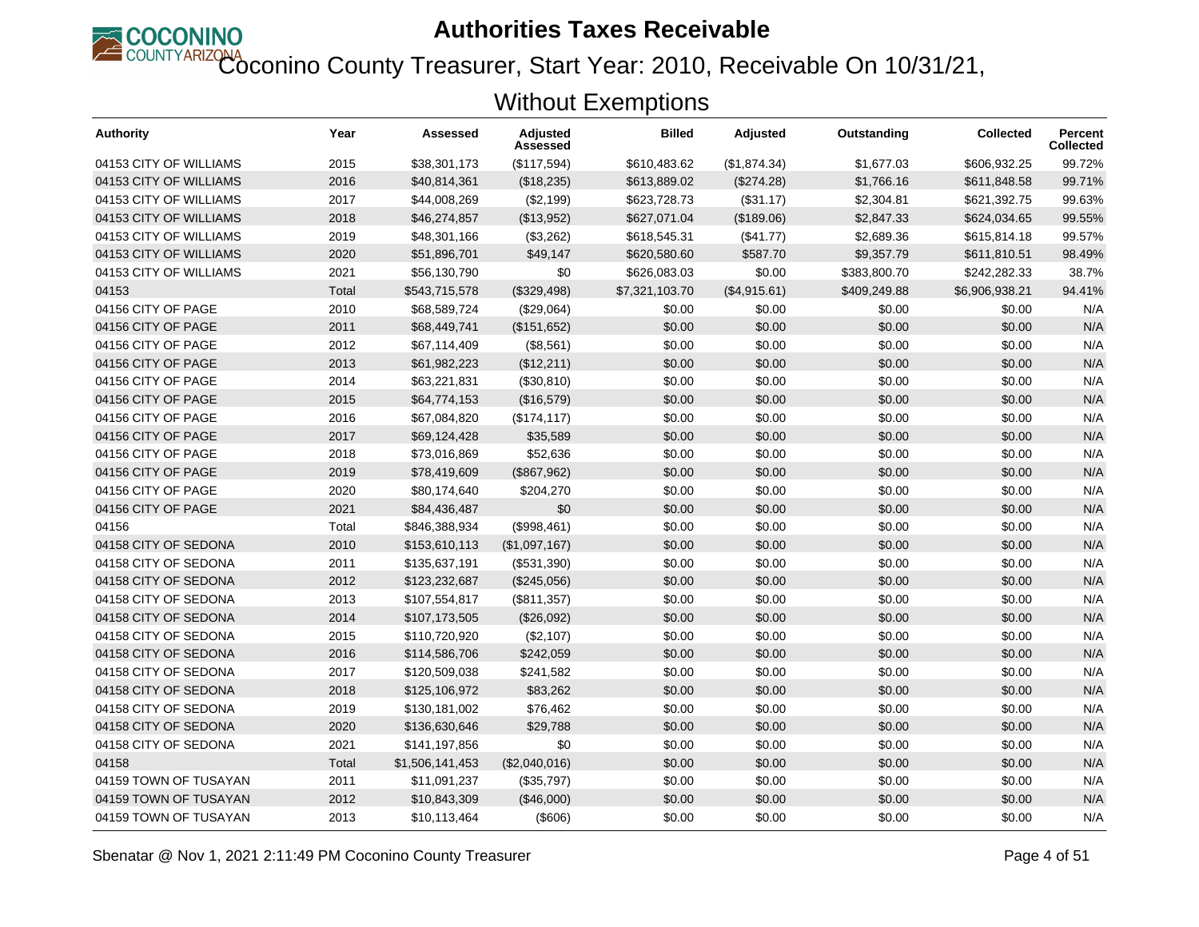# Authorities Taxes Receivable

## Coconino County Treasurer, Start Year: 2010, Receivable On 10/31/21, Without Exemptions

| Authority | Year | Assessed | Adjusted Assessed | Billed | Adjusted | Outstanding | Collected | Percent Collected |
|---|---|---|---|---|---|---|---|---|
| 04153 CITY OF WILLIAMS | 2015 | $38,301,173 | ($117,594) | $610,483.62 | ($1,874.34) | $1,677.03 | $606,932.25 | 99.72% |
| 04153 CITY OF WILLIAMS | 2016 | $40,814,361 | ($18,235) | $613,889.02 | ($274.28) | $1,766.16 | $611,848.58 | 99.71% |
| 04153 CITY OF WILLIAMS | 2017 | $44,008,269 | ($2,199) | $623,728.73 | ($31.17) | $2,304.81 | $621,392.75 | 99.63% |
| 04153 CITY OF WILLIAMS | 2018 | $46,274,857 | ($13,952) | $627,071.04 | ($189.06) | $2,847.33 | $624,034.65 | 99.55% |
| 04153 CITY OF WILLIAMS | 2019 | $48,301,166 | ($3,262) | $618,545.31 | ($41.77) | $2,689.36 | $615,814.18 | 99.57% |
| 04153 CITY OF WILLIAMS | 2020 | $51,896,701 | $49,147 | $620,580.60 | $587.70 | $9,357.79 | $611,810.51 | 98.49% |
| 04153 CITY OF WILLIAMS | 2021 | $56,130,790 | $0 | $626,083.03 | $0.00 | $383,800.70 | $242,282.33 | 38.7% |
| 04153 | Total | $543,715,578 | ($329,498) | $7,321,103.70 | ($4,915.61) | $409,249.88 | $6,906,938.21 | 94.41% |
| 04156 CITY OF PAGE | 2010 | $68,589,724 | ($29,064) | $0.00 | $0.00 | $0.00 | $0.00 | N/A |
| 04156 CITY OF PAGE | 2011 | $68,449,741 | ($151,652) | $0.00 | $0.00 | $0.00 | $0.00 | N/A |
| 04156 CITY OF PAGE | 2012 | $67,114,409 | ($8,561) | $0.00 | $0.00 | $0.00 | $0.00 | N/A |
| 04156 CITY OF PAGE | 2013 | $61,982,223 | ($12,211) | $0.00 | $0.00 | $0.00 | $0.00 | N/A |
| 04156 CITY OF PAGE | 2014 | $63,221,831 | ($30,810) | $0.00 | $0.00 | $0.00 | $0.00 | N/A |
| 04156 CITY OF PAGE | 2015 | $64,774,153 | ($16,579) | $0.00 | $0.00 | $0.00 | $0.00 | N/A |
| 04156 CITY OF PAGE | 2016 | $67,084,820 | ($174,117) | $0.00 | $0.00 | $0.00 | $0.00 | N/A |
| 04156 CITY OF PAGE | 2017 | $69,124,428 | $35,589 | $0.00 | $0.00 | $0.00 | $0.00 | N/A |
| 04156 CITY OF PAGE | 2018 | $73,016,869 | $52,636 | $0.00 | $0.00 | $0.00 | $0.00 | N/A |
| 04156 CITY OF PAGE | 2019 | $78,419,609 | ($867,962) | $0.00 | $0.00 | $0.00 | $0.00 | N/A |
| 04156 CITY OF PAGE | 2020 | $80,174,640 | $204,270 | $0.00 | $0.00 | $0.00 | $0.00 | N/A |
| 04156 CITY OF PAGE | 2021 | $84,436,487 | $0 | $0.00 | $0.00 | $0.00 | $0.00 | N/A |
| 04156 | Total | $846,388,934 | ($998,461) | $0.00 | $0.00 | $0.00 | $0.00 | N/A |
| 04158 CITY OF SEDONA | 2010 | $153,610,113 | ($1,097,167) | $0.00 | $0.00 | $0.00 | $0.00 | N/A |
| 04158 CITY OF SEDONA | 2011 | $135,637,191 | ($531,390) | $0.00 | $0.00 | $0.00 | $0.00 | N/A |
| 04158 CITY OF SEDONA | 2012 | $123,232,687 | ($245,056) | $0.00 | $0.00 | $0.00 | $0.00 | N/A |
| 04158 CITY OF SEDONA | 2013 | $107,554,817 | ($811,357) | $0.00 | $0.00 | $0.00 | $0.00 | N/A |
| 04158 CITY OF SEDONA | 2014 | $107,173,505 | ($26,092) | $0.00 | $0.00 | $0.00 | $0.00 | N/A |
| 04158 CITY OF SEDONA | 2015 | $110,720,920 | ($2,107) | $0.00 | $0.00 | $0.00 | $0.00 | N/A |
| 04158 CITY OF SEDONA | 2016 | $114,586,706 | $242,059 | $0.00 | $0.00 | $0.00 | $0.00 | N/A |
| 04158 CITY OF SEDONA | 2017 | $120,509,038 | $241,582 | $0.00 | $0.00 | $0.00 | $0.00 | N/A |
| 04158 CITY OF SEDONA | 2018 | $125,106,972 | $83,262 | $0.00 | $0.00 | $0.00 | $0.00 | N/A |
| 04158 CITY OF SEDONA | 2019 | $130,181,002 | $76,462 | $0.00 | $0.00 | $0.00 | $0.00 | N/A |
| 04158 CITY OF SEDONA | 2020 | $136,630,646 | $29,788 | $0.00 | $0.00 | $0.00 | $0.00 | N/A |
| 04158 CITY OF SEDONA | 2021 | $141,197,856 | $0 | $0.00 | $0.00 | $0.00 | $0.00 | N/A |
| 04158 | Total | $1,506,141,453 | ($2,040,016) | $0.00 | $0.00 | $0.00 | $0.00 | N/A |
| 04159 TOWN OF TUSAYAN | 2011 | $11,091,237 | ($35,797) | $0.00 | $0.00 | $0.00 | $0.00 | N/A |
| 04159 TOWN OF TUSAYAN | 2012 | $10,843,309 | ($46,000) | $0.00 | $0.00 | $0.00 | $0.00 | N/A |
| 04159 TOWN OF TUSAYAN | 2013 | $10,113,464 | ($606) | $0.00 | $0.00 | $0.00 | $0.00 | N/A |

Sbenatar @ Nov 1, 2021 2:11:49 PM Coconino County Treasurer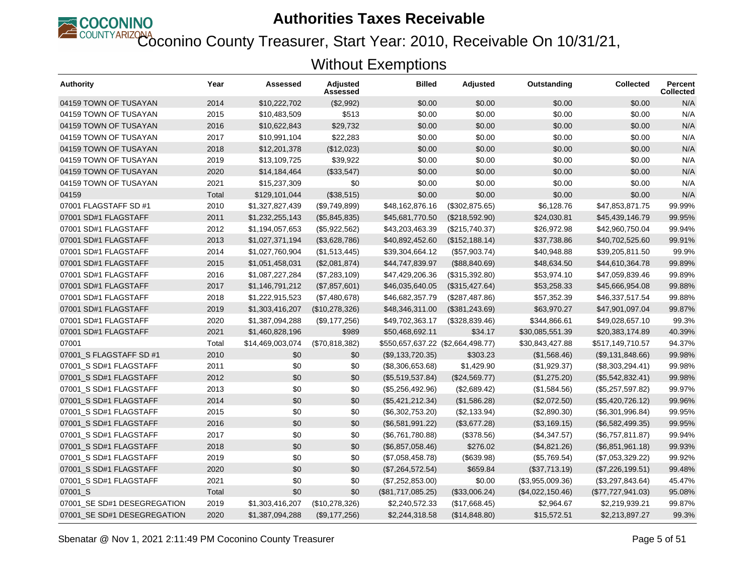# Authorities Taxes Receivable

## Coconino County Treasurer, Start Year: 2010, Receivable On 10/31/21, Without Exemptions

| Authority | Year | Assessed | Adjusted Assessed | Billed | Adjusted | Outstanding | Collected | Percent Collected |
|---|---|---|---|---|---|---|---|---|
| 04159 TOWN OF TUSAYAN | 2014 | $10,222,702 | ($2,992) | $0.00 | $0.00 | $0.00 | $0.00 | N/A |
| 04159 TOWN OF TUSAYAN | 2015 | $10,483,509 | $513 | $0.00 | $0.00 | $0.00 | $0.00 | N/A |
| 04159 TOWN OF TUSAYAN | 2016 | $10,622,843 | $29,732 | $0.00 | $0.00 | $0.00 | $0.00 | N/A |
| 04159 TOWN OF TUSAYAN | 2017 | $10,991,104 | $22,283 | $0.00 | $0.00 | $0.00 | $0.00 | N/A |
| 04159 TOWN OF TUSAYAN | 2018 | $12,201,378 | ($12,023) | $0.00 | $0.00 | $0.00 | $0.00 | N/A |
| 04159 TOWN OF TUSAYAN | 2019 | $13,109,725 | $39,922 | $0.00 | $0.00 | $0.00 | $0.00 | N/A |
| 04159 TOWN OF TUSAYAN | 2020 | $14,184,464 | ($33,547) | $0.00 | $0.00 | $0.00 | $0.00 | N/A |
| 04159 TOWN OF TUSAYAN | 2021 | $15,237,309 | $0 | $0.00 | $0.00 | $0.00 | $0.00 | N/A |
| 04159 | Total | $129,101,044 | ($38,515) | $0.00 | $0.00 | $0.00 | $0.00 | N/A |
| 07001 FLAGSTAFF SD #1 | 2010 | $1,327,827,439 | ($9,749,899) | $48,162,876.16 | ($302,875.65) | $6,128.76 | $47,853,871.75 | 99.99% |
| 07001 SD#1 FLAGSTAFF | 2011 | $1,232,255,143 | ($5,845,835) | $45,681,770.50 | ($218,592.90) | $24,030.81 | $45,439,146.79 | 99.95% |
| 07001 SD#1 FLAGSTAFF | 2012 | $1,194,057,653 | ($5,922,562) | $43,203,463.39 | ($215,740.37) | $26,972.98 | $42,960,750.04 | 99.94% |
| 07001 SD#1 FLAGSTAFF | 2013 | $1,027,371,194 | ($3,628,786) | $40,892,452.60 | ($152,188.14) | $37,738.86 | $40,702,525.60 | 99.91% |
| 07001 SD#1 FLAGSTAFF | 2014 | $1,027,760,904 | ($1,513,445) | $39,304,664.12 | ($57,903.74) | $40,948.88 | $39,205,811.50 | 99.9% |
| 07001 SD#1 FLAGSTAFF | 2015 | $1,051,458,031 | ($2,081,874) | $44,747,839.97 | ($88,840.69) | $48,634.50 | $44,610,364.78 | 99.89% |
| 07001 SD#1 FLAGSTAFF | 2016 | $1,087,227,284 | ($7,283,109) | $47,429,206.36 | ($315,392.80) | $53,974.10 | $47,059,839.46 | 99.89% |
| 07001 SD#1 FLAGSTAFF | 2017 | $1,146,791,212 | ($7,857,601) | $46,035,640.05 | ($315,427.64) | $53,258.33 | $45,666,954.08 | 99.88% |
| 07001 SD#1 FLAGSTAFF | 2018 | $1,222,915,523 | ($7,480,678) | $46,682,357.79 | ($287,487.86) | $57,352.39 | $46,337,517.54 | 99.88% |
| 07001 SD#1 FLAGSTAFF | 2019 | $1,303,416,207 | ($10,278,326) | $48,346,311.00 | ($381,243.69) | $63,970.27 | $47,901,097.04 | 99.87% |
| 07001 SD#1 FLAGSTAFF | 2020 | $1,387,094,288 | ($9,177,256) | $49,702,363.17 | ($328,839.46) | $344,866.61 | $49,028,657.10 | 99.3% |
| 07001 SD#1 FLAGSTAFF | 2021 | $1,460,828,196 | $989 | $50,468,692.11 | $34.17 | $30,085,551.39 | $20,383,174.89 | 40.39% |
| 07001 | Total | $14,469,003,074 | ($70,818,382) | $550,657,637.22 | ($2,664,498.77) | $30,843,427.88 | $517,149,710.57 | 94.37% |
| 07001_S FLAGSTAFF SD #1 | 2010 | $0 | $0 | ($9,133,720.35) | $303.23 | ($1,568.46) | ($9,131,848.66) | 99.98% |
| 07001_S SD#1 FLAGSTAFF | 2011 | $0 | $0 | ($8,306,653.68) | $1,429.90 | ($1,929.37) | ($8,303,294.41) | 99.98% |
| 07001_S SD#1 FLAGSTAFF | 2012 | $0 | $0 | ($5,519,537.84) | ($24,569.77) | ($1,275.20) | ($5,542,832.41) | 99.98% |
| 07001_S SD#1 FLAGSTAFF | 2013 | $0 | $0 | ($5,256,492.96) | ($2,689.42) | ($1,584.56) | ($5,257,597.82) | 99.97% |
| 07001_S SD#1 FLAGSTAFF | 2014 | $0 | $0 | ($5,421,212.34) | ($1,586.28) | ($2,072.50) | ($5,420,726.12) | 99.96% |
| 07001_S SD#1 FLAGSTAFF | 2015 | $0 | $0 | ($6,302,753.20) | ($2,133.94) | ($2,890.30) | ($6,301,996.84) | 99.95% |
| 07001_S SD#1 FLAGSTAFF | 2016 | $0 | $0 | ($6,581,991.22) | ($3,677.28) | ($3,169.15) | ($6,582,499.35) | 99.95% |
| 07001_S SD#1 FLAGSTAFF | 2017 | $0 | $0 | ($6,761,780.88) | ($378.56) | ($4,347.57) | ($6,757,811.87) | 99.94% |
| 07001_S SD#1 FLAGSTAFF | 2018 | $0 | $0 | ($6,857,058.46) | $276.02 | ($4,821.26) | ($6,851,961.18) | 99.93% |
| 07001_S SD#1 FLAGSTAFF | 2019 | $0 | $0 | ($7,058,458.78) | ($639.98) | ($5,769.54) | ($7,053,329.22) | 99.92% |
| 07001_S SD#1 FLAGSTAFF | 2020 | $0 | $0 | ($7,264,572.54) | $659.84 | ($37,713.19) | ($7,226,199.51) | 99.48% |
| 07001_S SD#1 FLAGSTAFF | 2021 | $0 | $0 | ($7,252,853.00) | $0.00 | ($3,955,009.36) | ($3,297,843.64) | 45.47% |
| 07001_S | Total | $0 | $0 | ($81,717,085.25) | ($33,006.24) | ($4,022,150.46) | ($77,727,941.03) | 95.08% |
| 07001_SE SD#1 DESEGREGATION | 2019 | $1,303,416,207 | ($10,278,326) | $2,240,572.33 | ($17,668.45) | $2,964.67 | $2,219,939.21 | 99.87% |
| 07001_SE SD#1 DESEGREGATION | 2020 | $1,387,094,288 | ($9,177,256) | $2,244,318.58 | ($14,848.80) | $15,572.51 | $2,213,897.27 | 99.3% |

Sbenatar @ Nov 1, 2021 2:11:49 PM Coconino County Treasurer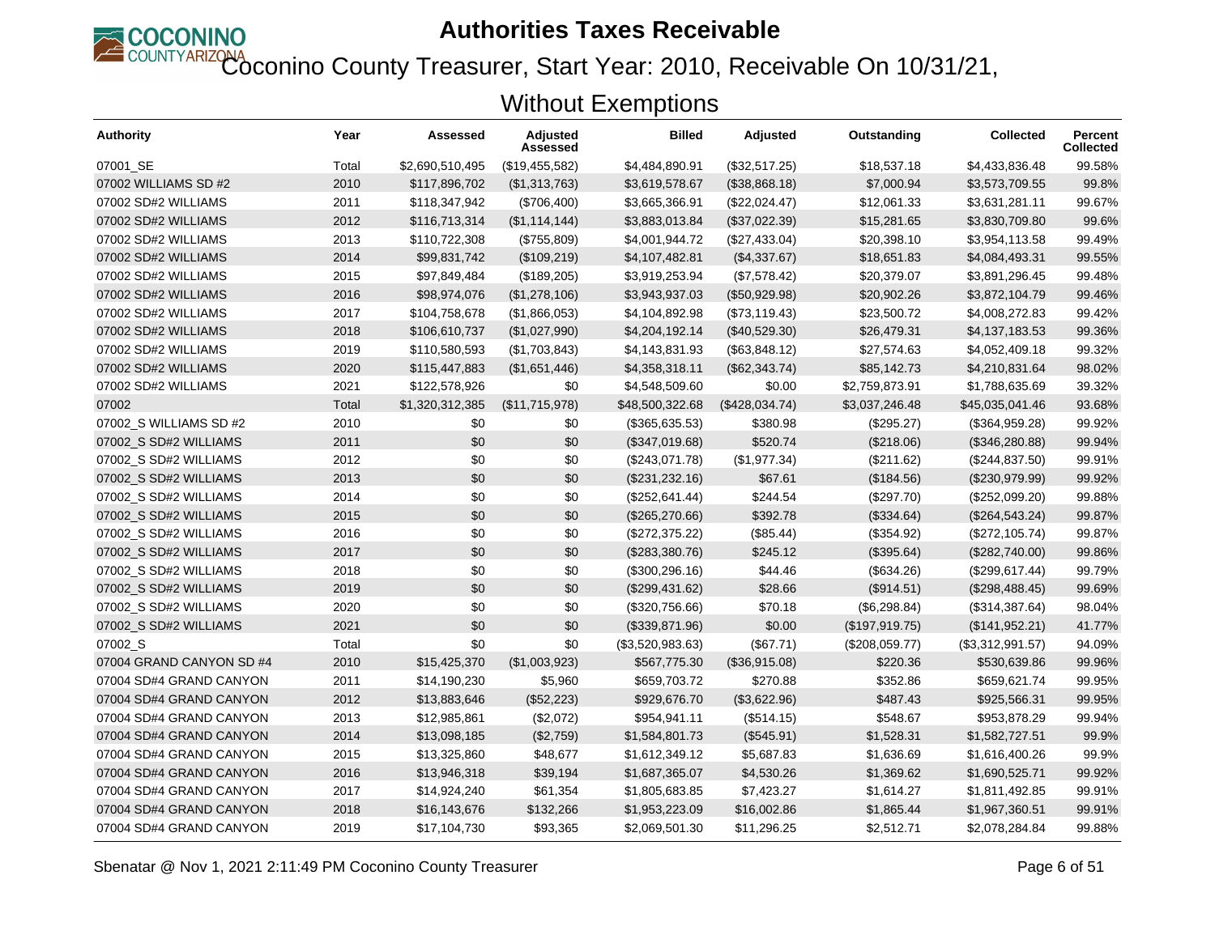# Authorities Taxes Receivable

## Coconino County Treasurer, Start Year: 2010, Receivable On 10/31/21, Without Exemptions

| Authority | Year | Assessed | Adjusted Assessed | Billed | Adjusted | Outstanding | Collected | Percent Collected |
|---|---|---|---|---|---|---|---|---|
| 07001_SE | Total | $2,690,510,495 | ($19,455,582) | $4,484,890.91 | ($32,517.25) | $18,537.18 | $4,433,836.48 | 99.58% |
| 07002 WILLIAMS SD #2 | 2010 | $117,896,702 | ($1,313,763) | $3,619,578.67 | ($38,868.18) | $7,000.94 | $3,573,709.55 | 99.8% |
| 07002 SD#2 WILLIAMS | 2011 | $118,347,942 | ($706,400) | $3,665,366.91 | ($22,024.47) | $12,061.33 | $3,631,281.11 | 99.67% |
| 07002 SD#2 WILLIAMS | 2012 | $116,713,314 | ($1,114,144) | $3,883,013.84 | ($37,022.39) | $15,281.65 | $3,830,709.80 | 99.6% |
| 07002 SD#2 WILLIAMS | 2013 | $110,722,308 | ($755,809) | $4,001,944.72 | ($27,433.04) | $20,398.10 | $3,954,113.58 | 99.49% |
| 07002 SD#2 WILLIAMS | 2014 | $99,831,742 | ($109,219) | $4,107,482.81 | ($4,337.67) | $18,651.83 | $4,084,493.31 | 99.55% |
| 07002 SD#2 WILLIAMS | 2015 | $97,849,484 | ($189,205) | $3,919,253.94 | ($7,578.42) | $20,379.07 | $3,891,296.45 | 99.48% |
| 07002 SD#2 WILLIAMS | 2016 | $98,974,076 | ($1,278,106) | $3,943,937.03 | ($50,929.98) | $20,902.26 | $3,872,104.79 | 99.46% |
| 07002 SD#2 WILLIAMS | 2017 | $104,758,678 | ($1,866,053) | $4,104,892.98 | ($73,119.43) | $23,500.72 | $4,008,272.83 | 99.42% |
| 07002 SD#2 WILLIAMS | 2018 | $106,610,737 | ($1,027,990) | $4,204,192.14 | ($40,529.30) | $26,479.31 | $4,137,183.53 | 99.36% |
| 07002 SD#2 WILLIAMS | 2019 | $110,580,593 | ($1,703,843) | $4,143,831.93 | ($63,848.12) | $27,574.63 | $4,052,409.18 | 99.32% |
| 07002 SD#2 WILLIAMS | 2020 | $115,447,883 | ($1,651,446) | $4,358,318.11 | ($62,343.74) | $85,142.73 | $4,210,831.64 | 98.02% |
| 07002 SD#2 WILLIAMS | 2021 | $122,578,926 | $0 | $4,548,509.60 | $0.00 | $2,759,873.91 | $1,788,635.69 | 39.32% |
| 07002 | Total | $1,320,312,385 | ($11,715,978) | $48,500,322.68 | ($428,034.74) | $3,037,246.48 | $45,035,041.46 | 93.68% |
| 07002_S WILLIAMS SD #2 | 2010 | $0 | $0 | ($365,635.53) | $380.98 | ($295.27) | ($364,959.28) | 99.92% |
| 07002_S SD#2 WILLIAMS | 2011 | $0 | $0 | ($347,019.68) | $520.74 | ($218.06) | ($346,280.88) | 99.94% |
| 07002_S SD#2 WILLIAMS | 2012 | $0 | $0 | ($243,071.78) | ($1,977.34) | ($211.62) | ($244,837.50) | 99.91% |
| 07002_S SD#2 WILLIAMS | 2013 | $0 | $0 | ($231,232.16) | $67.61 | ($184.56) | ($230,979.99) | 99.92% |
| 07002_S SD#2 WILLIAMS | 2014 | $0 | $0 | ($252,641.44) | $244.54 | ($297.70) | ($252,099.20) | 99.88% |
| 07002_S SD#2 WILLIAMS | 2015 | $0 | $0 | ($265,270.66) | $392.78 | ($334.64) | ($264,543.24) | 99.87% |
| 07002_S SD#2 WILLIAMS | 2016 | $0 | $0 | ($272,375.22) | ($85.44) | ($354.92) | ($272,105.74) | 99.87% |
| 07002_S SD#2 WILLIAMS | 2017 | $0 | $0 | ($283,380.76) | $245.12 | ($395.64) | ($282,740.00) | 99.86% |
| 07002_S SD#2 WILLIAMS | 2018 | $0 | $0 | ($300,296.16) | $44.46 | ($634.26) | ($299,617.44) | 99.79% |
| 07002_S SD#2 WILLIAMS | 2019 | $0 | $0 | ($299,431.62) | $28.66 | ($914.51) | ($298,488.45) | 99.69% |
| 07002_S SD#2 WILLIAMS | 2020 | $0 | $0 | ($320,756.66) | $70.18 | ($6,298.84) | ($314,387.64) | 98.04% |
| 07002_S SD#2 WILLIAMS | 2021 | $0 | $0 | ($339,871.96) | $0.00 | ($197,919.75) | ($141,952.21) | 41.77% |
| 07002_S | Total | $0 | $0 | ($3,520,983.63) | ($67.71) | ($208,059.77) | ($3,312,991.57) | 94.09% |
| 07004 GRAND CANYON SD #4 | 2010 | $15,425,370 | ($1,003,923) | $567,775.30 | ($36,915.08) | $220.36 | $530,639.86 | 99.96% |
| 07004 SD#4 GRAND CANYON | 2011 | $14,190,230 | $5,960 | $659,703.72 | $270.88 | $352.86 | $659,621.74 | 99.95% |
| 07004 SD#4 GRAND CANYON | 2012 | $13,883,646 | ($52,223) | $929,676.70 | ($3,622.96) | $487.43 | $925,566.31 | 99.95% |
| 07004 SD#4 GRAND CANYON | 2013 | $12,985,861 | ($2,072) | $954,941.11 | ($514.15) | $548.67 | $953,878.29 | 99.94% |
| 07004 SD#4 GRAND CANYON | 2014 | $13,098,185 | ($2,759) | $1,584,801.73 | ($545.91) | $1,528.31 | $1,582,727.51 | 99.9% |
| 07004 SD#4 GRAND CANYON | 2015 | $13,325,860 | $48,677 | $1,612,349.12 | $5,687.83 | $1,636.69 | $1,616,400.26 | 99.9% |
| 07004 SD#4 GRAND CANYON | 2016 | $13,946,318 | $39,194 | $1,687,365.07 | $4,530.26 | $1,369.62 | $1,690,525.71 | 99.92% |
| 07004 SD#4 GRAND CANYON | 2017 | $14,924,240 | $61,354 | $1,805,683.85 | $7,423.27 | $1,614.27 | $1,811,492.85 | 99.91% |
| 07004 SD#4 GRAND CANYON | 2018 | $16,143,676 | $132,266 | $1,953,223.09 | $16,002.86 | $1,865.44 | $1,967,360.51 | 99.91% |
| 07004 SD#4 GRAND CANYON | 2019 | $17,104,730 | $93,365 | $2,069,501.30 | $11,296.25 | $2,512.71 | $2,078,284.84 | 99.88% |

Sbenatar @ Nov 1, 2021 2:11:49 PM Coconino County Treasurer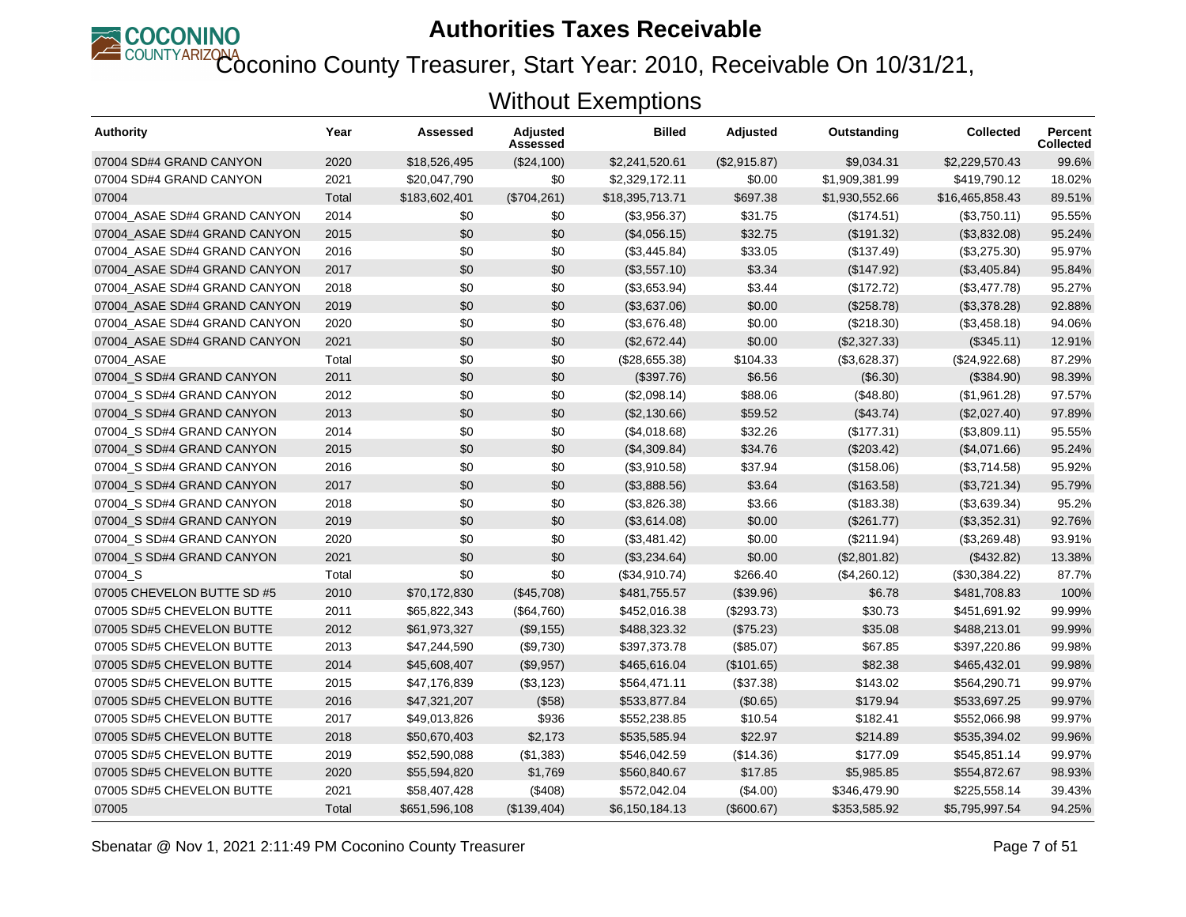# Authorities Taxes Receivable

## Coconino County Treasurer, Start Year: 2010, Receivable On 10/31/21, Without Exemptions

| Authority | Year | Assessed | Adjusted Assessed | Billed | Adjusted | Outstanding | Collected | Percent Collected |
|---|---|---|---|---|---|---|---|---|
| 07004 SD#4 GRAND CANYON | 2020 | $18,526,495 | ($24,100) | $2,241,520.61 | ($2,915.87) | $9,034.31 | $2,229,570.43 | 99.6% |
| 07004 SD#4 GRAND CANYON | 2021 | $20,047,790 | $0 | $2,329,172.11 | $0.00 | $1,909,381.99 | $419,790.12 | 18.02% |
| 07004 | Total | $183,602,401 | ($704,261) | $18,395,713.71 | $697.38 | $1,930,552.66 | $16,465,858.43 | 89.51% |
| 07004_ASAE SD#4 GRAND CANYON | 2014 | $0 | $0 | ($3,956.37) | $31.75 | ($174.51) | ($3,750.11) | 95.55% |
| 07004_ASAE SD#4 GRAND CANYON | 2015 | $0 | $0 | ($4,056.15) | $32.75 | ($191.32) | ($3,832.08) | 95.24% |
| 07004_ASAE SD#4 GRAND CANYON | 2016 | $0 | $0 | ($3,445.84) | $33.05 | ($137.49) | ($3,275.30) | 95.97% |
| 07004_ASAE SD#4 GRAND CANYON | 2017 | $0 | $0 | ($3,557.10) | $3.34 | ($147.92) | ($3,405.84) | 95.84% |
| 07004_ASAE SD#4 GRAND CANYON | 2018 | $0 | $0 | ($3,653.94) | $3.44 | ($172.72) | ($3,477.78) | 95.27% |
| 07004_ASAE SD#4 GRAND CANYON | 2019 | $0 | $0 | ($3,637.06) | $0.00 | ($258.78) | ($3,378.28) | 92.88% |
| 07004_ASAE SD#4 GRAND CANYON | 2020 | $0 | $0 | ($3,676.48) | $0.00 | ($218.30) | ($3,458.18) | 94.06% |
| 07004_ASAE SD#4 GRAND CANYON | 2021 | $0 | $0 | ($2,672.44) | $0.00 | ($2,327.33) | ($345.11) | 12.91% |
| 07004_ASAE | Total | $0 | $0 | ($28,655.38) | $104.33 | ($3,628.37) | ($24,922.68) | 87.29% |
| 07004_S SD#4 GRAND CANYON | 2011 | $0 | $0 | ($397.76) | $6.56 | ($6.30) | ($384.90) | 98.39% |
| 07004_S SD#4 GRAND CANYON | 2012 | $0 | $0 | ($2,098.14) | $88.06 | ($48.80) | ($1,961.28) | 97.57% |
| 07004_S SD#4 GRAND CANYON | 2013 | $0 | $0 | ($2,130.66) | $59.52 | ($43.74) | ($2,027.40) | 97.89% |
| 07004_S SD#4 GRAND CANYON | 2014 | $0 | $0 | ($4,018.68) | $32.26 | ($177.31) | ($3,809.11) | 95.55% |
| 07004_S SD#4 GRAND CANYON | 2015 | $0 | $0 | ($4,309.84) | $34.76 | ($203.42) | ($4,071.66) | 95.24% |
| 07004_S SD#4 GRAND CANYON | 2016 | $0 | $0 | ($3,910.58) | $37.94 | ($158.06) | ($3,714.58) | 95.92% |
| 07004_S SD#4 GRAND CANYON | 2017 | $0 | $0 | ($3,888.56) | $3.64 | ($163.58) | ($3,721.34) | 95.79% |
| 07004_S SD#4 GRAND CANYON | 2018 | $0 | $0 | ($3,826.38) | $3.66 | ($183.38) | ($3,639.34) | 95.2% |
| 07004_S SD#4 GRAND CANYON | 2019 | $0 | $0 | ($3,614.08) | $0.00 | ($261.77) | ($3,352.31) | 92.76% |
| 07004_S SD#4 GRAND CANYON | 2020 | $0 | $0 | ($3,481.42) | $0.00 | ($211.94) | ($3,269.48) | 93.91% |
| 07004_S SD#4 GRAND CANYON | 2021 | $0 | $0 | ($3,234.64) | $0.00 | ($2,801.82) | ($432.82) | 13.38% |
| 07004_S | Total | $0 | $0 | ($34,910.74) | $266.40 | ($4,260.12) | ($30,384.22) | 87.7% |
| 07005 CHEVELON BUTTE SD #5 | 2010 | $70,172,830 | ($45,708) | $481,755.57 | ($39.96) | $6.78 | $481,708.83 | 100% |
| 07005 SD#5 CHEVELON BUTTE | 2011 | $65,822,343 | ($64,760) | $452,016.38 | ($293.73) | $30.73 | $451,691.92 | 99.99% |
| 07005 SD#5 CHEVELON BUTTE | 2012 | $61,973,327 | ($9,155) | $488,323.32 | ($75.23) | $35.08 | $488,213.01 | 99.99% |
| 07005 SD#5 CHEVELON BUTTE | 2013 | $47,244,590 | ($9,730) | $397,373.78 | ($85.07) | $67.85 | $397,220.86 | 99.98% |
| 07005 SD#5 CHEVELON BUTTE | 2014 | $45,608,407 | ($9,957) | $465,616.04 | ($101.65) | $82.38 | $465,432.01 | 99.98% |
| 07005 SD#5 CHEVELON BUTTE | 2015 | $47,176,839 | ($3,123) | $564,471.11 | ($37.38) | $143.02 | $564,290.71 | 99.97% |
| 07005 SD#5 CHEVELON BUTTE | 2016 | $47,321,207 | ($58) | $533,877.84 | ($0.65) | $179.94 | $533,697.25 | 99.97% |
| 07005 SD#5 CHEVELON BUTTE | 2017 | $49,013,826 | $936 | $552,238.85 | $10.54 | $182.41 | $552,066.98 | 99.97% |
| 07005 SD#5 CHEVELON BUTTE | 2018 | $50,670,403 | $2,173 | $535,585.94 | $22.97 | $214.89 | $535,394.02 | 99.96% |
| 07005 SD#5 CHEVELON BUTTE | 2019 | $52,590,088 | ($1,383) | $546,042.59 | ($14.36) | $177.09 | $545,851.14 | 99.97% |
| 07005 SD#5 CHEVELON BUTTE | 2020 | $55,594,820 | $1,769 | $560,840.67 | $17.85 | $5,985.85 | $554,872.67 | 98.93% |
| 07005 SD#5 CHEVELON BUTTE | 2021 | $58,407,428 | ($408) | $572,042.04 | ($4.00) | $346,479.90 | $225,558.14 | 39.43% |
| 07005 | Total | $651,596,108 | ($139,404) | $6,150,184.13 | ($600.67) | $353,585.92 | $5,795,997.54 | 94.25% |

Sbenatar @ Nov 1, 2021 2:11:49 PM Coconino County Treasurer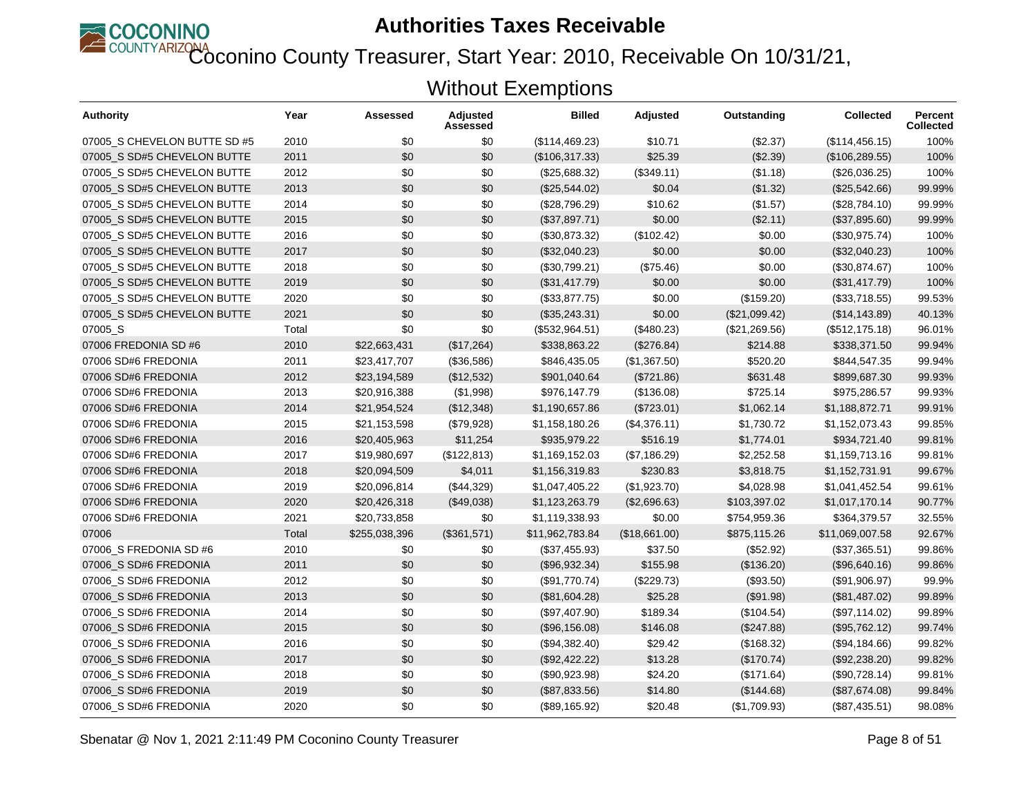# Authorities Taxes Receivable

## Coconino County Treasurer, Start Year: 2010, Receivable On 10/31/21, Without Exemptions

| Authority | Year | Assessed | Adjusted Assessed | Billed | Adjusted | Outstanding | Collected | Percent Collected |
|---|---|---|---|---|---|---|---|---|
| 07005_S CHEVELON BUTTE SD #5 | 2010 | $0 | $0 | ($114,469.23) | $10.71 | ($2.37) | ($114,456.15) | 100% |
| 07005_S SD#5 CHEVELON BUTTE | 2011 | $0 | $0 | ($106,317.33) | $25.39 | ($2.39) | ($106,289.55) | 100% |
| 07005_S SD#5 CHEVELON BUTTE | 2012 | $0 | $0 | ($25,688.32) | ($349.11) | ($1.18) | ($26,036.25) | 100% |
| 07005_S SD#5 CHEVELON BUTTE | 2013 | $0 | $0 | ($25,544.02) | $0.04 | ($1.32) | ($25,542.66) | 99.99% |
| 07005_S SD#5 CHEVELON BUTTE | 2014 | $0 | $0 | ($28,796.29) | $10.62 | ($1.57) | ($28,784.10) | 99.99% |
| 07005_S SD#5 CHEVELON BUTTE | 2015 | $0 | $0 | ($37,897.71) | $0.00 | ($2.11) | ($37,895.60) | 99.99% |
| 07005_S SD#5 CHEVELON BUTTE | 2016 | $0 | $0 | ($30,873.32) | ($102.42) | $0.00 | ($30,975.74) | 100% |
| 07005_S SD#5 CHEVELON BUTTE | 2017 | $0 | $0 | ($32,040.23) | $0.00 | $0.00 | ($32,040.23) | 100% |
| 07005_S SD#5 CHEVELON BUTTE | 2018 | $0 | $0 | ($30,799.21) | ($75.46) | $0.00 | ($30,874.67) | 100% |
| 07005_S SD#5 CHEVELON BUTTE | 2019 | $0 | $0 | ($31,417.79) | $0.00 | $0.00 | ($31,417.79) | 100% |
| 07005_S SD#5 CHEVELON BUTTE | 2020 | $0 | $0 | ($33,877.75) | $0.00 | ($159.20) | ($33,718.55) | 99.53% |
| 07005_S SD#5 CHEVELON BUTTE | 2021 | $0 | $0 | ($35,243.31) | $0.00 | ($21,099.42) | ($14,143.89) | 40.13% |
| 07005_S | Total | $0 | $0 | ($532,964.51) | ($480.23) | ($21,269.56) | ($512,175.18) | 96.01% |
| 07006 FREDONIA SD #6 | 2010 | $22,663,431 | ($17,264) | $338,863.22 | ($276.84) | $214.88 | $338,371.50 | 99.94% |
| 07006 SD#6 FREDONIA | 2011 | $23,417,707 | ($36,586) | $846,435.05 | ($1,367.50) | $520.20 | $844,547.35 | 99.94% |
| 07006 SD#6 FREDONIA | 2012 | $23,194,589 | ($12,532) | $901,040.64 | ($721.86) | $631.48 | $899,687.30 | 99.93% |
| 07006 SD#6 FREDONIA | 2013 | $20,916,388 | ($1,998) | $976,147.79 | ($136.08) | $725.14 | $975,286.57 | 99.93% |
| 07006 SD#6 FREDONIA | 2014 | $21,954,524 | ($12,348) | $1,190,657.86 | ($723.01) | $1,062.14 | $1,188,872.71 | 99.91% |
| 07006 SD#6 FREDONIA | 2015 | $21,153,598 | ($79,928) | $1,158,180.26 | ($4,376.11) | $1,730.72 | $1,152,073.43 | 99.85% |
| 07006 SD#6 FREDONIA | 2016 | $20,405,963 | $11,254 | $935,979.22 | $516.19 | $1,774.01 | $934,721.40 | 99.81% |
| 07006 SD#6 FREDONIA | 2017 | $19,980,697 | ($122,813) | $1,169,152.03 | ($7,186.29) | $2,252.58 | $1,159,713.16 | 99.81% |
| 07006 SD#6 FREDONIA | 2018 | $20,094,509 | $4,011 | $1,156,319.83 | $230.83 | $3,818.75 | $1,152,731.91 | 99.67% |
| 07006 SD#6 FREDONIA | 2019 | $20,096,814 | ($44,329) | $1,047,405.22 | ($1,923.70) | $4,028.98 | $1,041,452.54 | 99.61% |
| 07006 SD#6 FREDONIA | 2020 | $20,426,318 | ($49,038) | $1,123,263.79 | ($2,696.63) | $103,397.02 | $1,017,170.14 | 90.77% |
| 07006 SD#6 FREDONIA | 2021 | $20,733,858 | $0 | $1,119,338.93 | $0.00 | $754,959.36 | $364,379.57 | 32.55% |
| 07006 | Total | $255,038,396 | ($361,571) | $11,962,783.84 | ($18,661.00) | $875,115.26 | $11,069,007.58 | 92.67% |
| 07006_S FREDONIA SD #6 | 2010 | $0 | $0 | ($37,455.93) | $37.50 | ($52.92) | ($37,365.51) | 99.86% |
| 07006_S SD#6 FREDONIA | 2011 | $0 | $0 | ($96,932.34) | $155.98 | ($136.20) | ($96,640.16) | 99.86% |
| 07006_S SD#6 FREDONIA | 2012 | $0 | $0 | ($91,770.74) | ($229.73) | ($93.50) | ($91,906.97) | 99.9% |
| 07006_S SD#6 FREDONIA | 2013 | $0 | $0 | ($81,604.28) | $25.28 | ($91.98) | ($81,487.02) | 99.89% |
| 07006_S SD#6 FREDONIA | 2014 | $0 | $0 | ($97,407.90) | $189.34 | ($104.54) | ($97,114.02) | 99.89% |
| 07006_S SD#6 FREDONIA | 2015 | $0 | $0 | ($96,156.08) | $146.08 | ($247.88) | ($95,762.12) | 99.74% |
| 07006_S SD#6 FREDONIA | 2016 | $0 | $0 | ($94,382.40) | $29.42 | ($168.32) | ($94,184.66) | 99.82% |
| 07006_S SD#6 FREDONIA | 2017 | $0 | $0 | ($92,422.22) | $13.28 | ($170.74) | ($92,238.20) | 99.82% |
| 07006_S SD#6 FREDONIA | 2018 | $0 | $0 | ($90,923.98) | $24.20 | ($171.64) | ($90,728.14) | 99.81% |
| 07006_S SD#6 FREDONIA | 2019 | $0 | $0 | ($87,833.56) | $14.80 | ($144.68) | ($87,674.08) | 99.84% |
| 07006_S SD#6 FREDONIA | 2020 | $0 | $0 | ($89,165.92) | $20.48 | ($1,709.93) | ($87,435.51) | 98.08% |

Sbenatar @ Nov 1, 2021 2:11:49 PM Coconino County Treasurer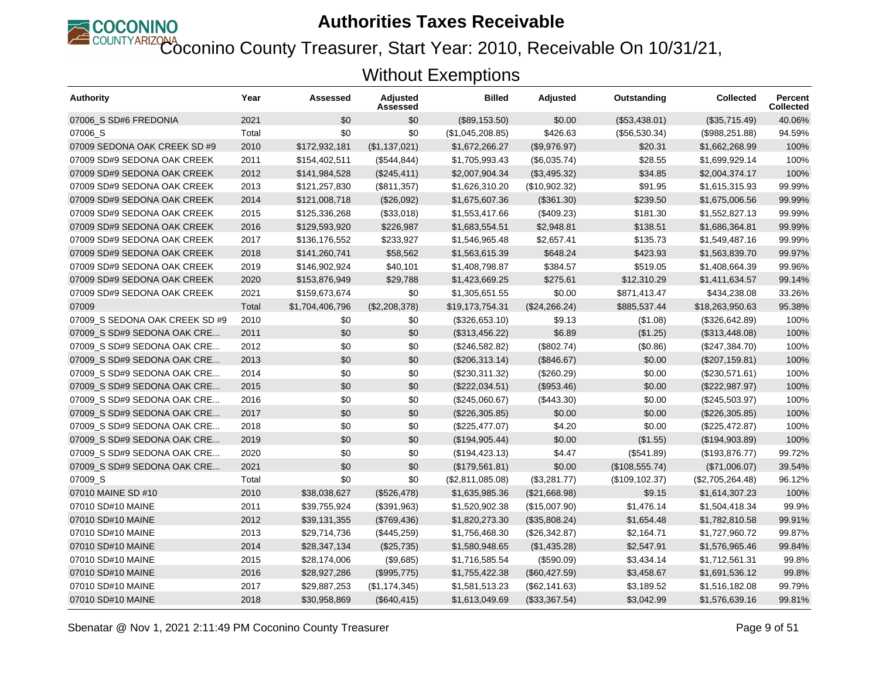# Authorities Taxes Receivable

## Coconino County Treasurer, Start Year: 2010, Receivable On 10/31/21, Without Exemptions

| Authority | Year | Assessed | Adjusted Assessed | Billed | Adjusted | Outstanding | Collected | Percent Collected |
|---|---|---|---|---|---|---|---|---|
| 07006_S SD#6 FREDONIA | 2021 | $0 | $0 | ($89,153.50) | $0.00 | ($53,438.01) | ($35,715.49) | 40.06% |
| 07006_S | Total | $0 | $0 | ($1,045,208.85) | $426.63 | ($56,530.34) | ($988,251.88) | 94.59% |
| 07009 SEDONA OAK CREEK SD #9 | 2010 | $172,932,181 | ($1,137,021) | $1,672,266.27 | ($9,976.97) | $20.31 | $1,662,268.99 | 100% |
| 07009 SD#9 SEDONA OAK CREEK | 2011 | $154,402,511 | ($544,844) | $1,705,993.43 | ($6,035.74) | $28.55 | $1,699,929.14 | 100% |
| 07009 SD#9 SEDONA OAK CREEK | 2012 | $141,984,528 | ($245,411) | $2,007,904.34 | ($3,495.32) | $34.85 | $2,004,374.17 | 100% |
| 07009 SD#9 SEDONA OAK CREEK | 2013 | $121,257,830 | ($811,357) | $1,626,310.20 | ($10,902.32) | $91.95 | $1,615,315.93 | 99.99% |
| 07009 SD#9 SEDONA OAK CREEK | 2014 | $121,008,718 | ($26,092) | $1,675,607.36 | ($361.30) | $239.50 | $1,675,006.56 | 99.99% |
| 07009 SD#9 SEDONA OAK CREEK | 2015 | $125,336,268 | ($33,018) | $1,553,417.66 | ($409.23) | $181.30 | $1,552,827.13 | 99.99% |
| 07009 SD#9 SEDONA OAK CREEK | 2016 | $129,593,920 | $226,987 | $1,683,554.51 | $2,948.81 | $138.51 | $1,686,364.81 | 99.99% |
| 07009 SD#9 SEDONA OAK CREEK | 2017 | $136,176,552 | $233,927 | $1,546,965.48 | $2,657.41 | $135.73 | $1,549,487.16 | 99.99% |
| 07009 SD#9 SEDONA OAK CREEK | 2018 | $141,260,741 | $58,562 | $1,563,615.39 | $648.24 | $423.93 | $1,563,839.70 | 99.97% |
| 07009 SD#9 SEDONA OAK CREEK | 2019 | $146,902,924 | $40,101 | $1,408,798.87 | $384.57 | $519.05 | $1,408,664.39 | 99.96% |
| 07009 SD#9 SEDONA OAK CREEK | 2020 | $153,876,949 | $29,788 | $1,423,669.25 | $275.61 | $12,310.29 | $1,411,634.57 | 99.14% |
| 07009 SD#9 SEDONA OAK CREEK | 2021 | $159,673,674 | $0 | $1,305,651.55 | $0.00 | $871,413.47 | $434,238.08 | 33.26% |
| 07009 | Total | $1,704,406,796 | ($2,208,378) | $19,173,754.31 | ($24,266.24) | $885,537.44 | $18,263,950.63 | 95.38% |
| 07009_S SEDONA OAK CREEK SD #9 | 2010 | $0 | $0 | ($326,653.10) | $9.13 | ($1.08) | ($326,642.89) | 100% |
| 07009_S SD#9 SEDONA OAK CRE... | 2011 | $0 | $0 | ($313,456.22) | $6.89 | ($1.25) | ($313,448.08) | 100% |
| 07009_S SD#9 SEDONA OAK CRE... | 2012 | $0 | $0 | ($246,582.82) | ($802.74) | ($0.86) | ($247,384.70) | 100% |
| 07009_S SD#9 SEDONA OAK CRE... | 2013 | $0 | $0 | ($206,313.14) | ($846.67) | $0.00 | ($207,159.81) | 100% |
| 07009_S SD#9 SEDONA OAK CRE... | 2014 | $0 | $0 | ($230,311.32) | ($260.29) | $0.00 | ($230,571.61) | 100% |
| 07009_S SD#9 SEDONA OAK CRE... | 2015 | $0 | $0 | ($222,034.51) | ($953.46) | $0.00 | ($222,987.97) | 100% |
| 07009_S SD#9 SEDONA OAK CRE... | 2016 | $0 | $0 | ($245,060.67) | ($443.30) | $0.00 | ($245,503.97) | 100% |
| 07009_S SD#9 SEDONA OAK CRE... | 2017 | $0 | $0 | ($226,305.85) | $0.00 | $0.00 | ($226,305.85) | 100% |
| 07009_S SD#9 SEDONA OAK CRE... | 2018 | $0 | $0 | ($225,477.07) | $4.20 | $0.00 | ($225,472.87) | 100% |
| 07009_S SD#9 SEDONA OAK CRE... | 2019 | $0 | $0 | ($194,905.44) | $0.00 | ($1.55) | ($194,903.89) | 100% |
| 07009_S SD#9 SEDONA OAK CRE... | 2020 | $0 | $0 | ($194,423.13) | $4.47 | ($541.89) | ($193,876.77) | 99.72% |
| 07009_S SD#9 SEDONA OAK CRE... | 2021 | $0 | $0 | ($179,561.81) | $0.00 | ($108,555.74) | ($71,006.07) | 39.54% |
| 07009_S | Total | $0 | $0 | ($2,811,085.08) | ($3,281.77) | ($109,102.37) | ($2,705,264.48) | 96.12% |
| 07010 MAINE SD #10 | 2010 | $38,038,627 | ($526,478) | $1,635,985.36 | ($21,668.98) | $9.15 | $1,614,307.23 | 100% |
| 07010 SD#10 MAINE | 2011 | $39,755,924 | ($391,963) | $1,520,902.38 | ($15,007.90) | $1,476.14 | $1,504,418.34 | 99.9% |
| 07010 SD#10 MAINE | 2012 | $39,131,355 | ($769,436) | $1,820,273.30 | ($35,808.24) | $1,654.48 | $1,782,810.58 | 99.91% |
| 07010 SD#10 MAINE | 2013 | $29,714,736 | ($445,259) | $1,756,468.30 | ($26,342.87) | $2,164.71 | $1,727,960.72 | 99.87% |
| 07010 SD#10 MAINE | 2014 | $28,347,134 | ($25,735) | $1,580,948.65 | ($1,435.28) | $2,547.91 | $1,576,965.46 | 99.84% |
| 07010 SD#10 MAINE | 2015 | $28,174,006 | ($9,685) | $1,716,585.54 | ($590.09) | $3,434.14 | $1,712,561.31 | 99.8% |
| 07010 SD#10 MAINE | 2016 | $28,927,286 | ($995,775) | $1,755,422.38 | ($60,427.59) | $3,458.67 | $1,691,536.12 | 99.8% |
| 07010 SD#10 MAINE | 2017 | $29,887,253 | ($1,174,345) | $1,581,513.23 | ($62,141.63) | $3,189.52 | $1,516,182.08 | 99.79% |
| 07010 SD#10 MAINE | 2018 | $30,958,869 | ($640,415) | $1,613,049.69 | ($33,367.54) | $3,042.99 | $1,576,639.16 | 99.81% |

Sbenatar @ Nov 1, 2021 2:11:49 PM Coconino County Treasurer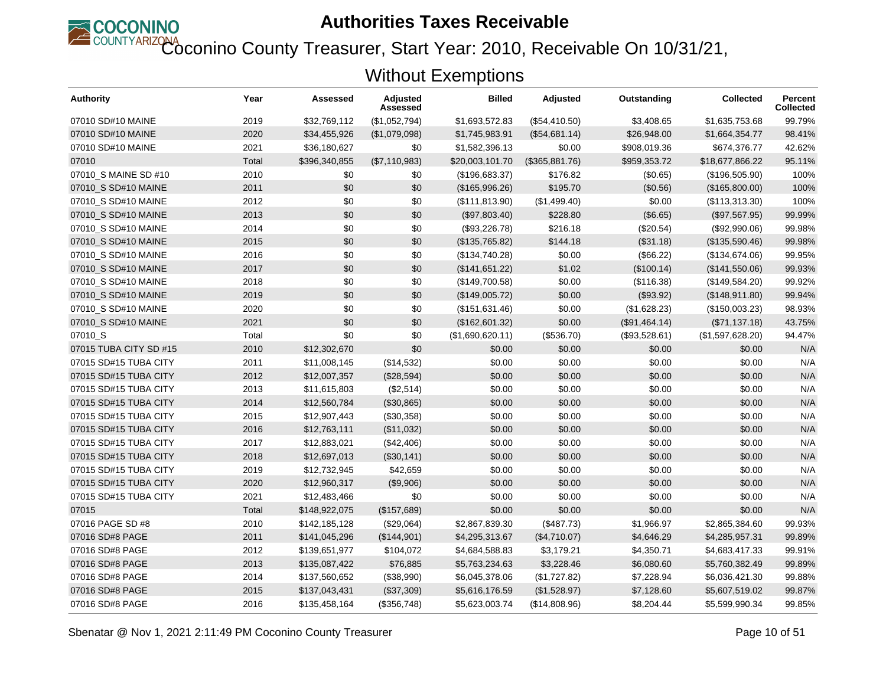# Authorities Taxes Receivable

## Coconino County Treasurer, Start Year: 2010, Receivable On 10/31/21, Without Exemptions

| Authority | Year | Assessed | Adjusted Assessed | Billed | Adjusted | Outstanding | Collected | Percent Collected |
|---|---|---|---|---|---|---|---|---|
| 07010 SD#10 MAINE | 2019 | $32,769,112 | ($1,052,794) | $1,693,572.83 | ($54,410.50) | $3,408.65 | $1,635,753.68 | 99.79% |
| 07010 SD#10 MAINE | 2020 | $34,455,926 | ($1,079,098) | $1,745,983.91 | ($54,681.14) | $26,948.00 | $1,664,354.77 | 98.41% |
| 07010 SD#10 MAINE | 2021 | $36,180,627 | $0 | $1,582,396.13 | $0.00 | $908,019.36 | $674,376.77 | 42.62% |
| 07010 | Total | $396,340,855 | ($7,110,983) | $20,003,101.70 | ($365,881.76) | $959,353.72 | $18,677,866.22 | 95.11% |
| 07010_S MAINE SD #10 | 2010 | $0 | $0 | ($196,683.37) | $176.82 | ($0.65) | ($196,505.90) | 100% |
| 07010_S SD#10 MAINE | 2011 | $0 | $0 | ($165,996.26) | $195.70 | ($0.56) | ($165,800.00) | 100% |
| 07010_S SD#10 MAINE | 2012 | $0 | $0 | ($111,813.90) | ($1,499.40) | $0.00 | ($113,313.30) | 100% |
| 07010_S SD#10 MAINE | 2013 | $0 | $0 | ($97,803.40) | $228.80 | ($6.65) | ($97,567.95) | 99.99% |
| 07010_S SD#10 MAINE | 2014 | $0 | $0 | ($93,226.78) | $216.18 | ($20.54) | ($92,990.06) | 99.98% |
| 07010_S SD#10 MAINE | 2015 | $0 | $0 | ($135,765.82) | $144.18 | ($31.18) | ($135,590.46) | 99.98% |
| 07010_S SD#10 MAINE | 2016 | $0 | $0 | ($134,740.28) | $0.00 | ($66.22) | ($134,674.06) | 99.95% |
| 07010_S SD#10 MAINE | 2017 | $0 | $0 | ($141,651.22) | $1.02 | ($100.14) | ($141,550.06) | 99.93% |
| 07010_S SD#10 MAINE | 2018 | $0 | $0 | ($149,700.58) | $0.00 | ($116.38) | ($149,584.20) | 99.92% |
| 07010_S SD#10 MAINE | 2019 | $0 | $0 | ($149,005.72) | $0.00 | ($93.92) | ($148,911.80) | 99.94% |
| 07010_S SD#10 MAINE | 2020 | $0 | $0 | ($151,631.46) | $0.00 | ($1,628.23) | ($150,003.23) | 98.93% |
| 07010_S SD#10 MAINE | 2021 | $0 | $0 | ($162,601.32) | $0.00 | ($91,464.14) | ($71,137.18) | 43.75% |
| 07010_S | Total | $0 | $0 | ($1,690,620.11) | ($536.70) | ($93,528.61) | ($1,597,628.20) | 94.47% |
| 07015 TUBA CITY SD #15 | 2010 | $12,302,670 | $0 | $0.00 | $0.00 | $0.00 | $0.00 | N/A |
| 07015 SD#15 TUBA CITY | 2011 | $11,008,145 | ($14,532) | $0.00 | $0.00 | $0.00 | $0.00 | N/A |
| 07015 SD#15 TUBA CITY | 2012 | $12,007,357 | ($28,594) | $0.00 | $0.00 | $0.00 | $0.00 | N/A |
| 07015 SD#15 TUBA CITY | 2013 | $11,615,803 | ($2,514) | $0.00 | $0.00 | $0.00 | $0.00 | N/A |
| 07015 SD#15 TUBA CITY | 2014 | $12,560,784 | ($30,865) | $0.00 | $0.00 | $0.00 | $0.00 | N/A |
| 07015 SD#15 TUBA CITY | 2015 | $12,907,443 | ($30,358) | $0.00 | $0.00 | $0.00 | $0.00 | N/A |
| 07015 SD#15 TUBA CITY | 2016 | $12,763,111 | ($11,032) | $0.00 | $0.00 | $0.00 | $0.00 | N/A |
| 07015 SD#15 TUBA CITY | 2017 | $12,883,021 | ($42,406) | $0.00 | $0.00 | $0.00 | $0.00 | N/A |
| 07015 SD#15 TUBA CITY | 2018 | $12,697,013 | ($30,141) | $0.00 | $0.00 | $0.00 | $0.00 | N/A |
| 07015 SD#15 TUBA CITY | 2019 | $12,732,945 | $42,659 | $0.00 | $0.00 | $0.00 | $0.00 | N/A |
| 07015 SD#15 TUBA CITY | 2020 | $12,960,317 | ($9,906) | $0.00 | $0.00 | $0.00 | $0.00 | N/A |
| 07015 SD#15 TUBA CITY | 2021 | $12,483,466 | $0 | $0.00 | $0.00 | $0.00 | $0.00 | N/A |
| 07015 | Total | $148,922,075 | ($157,689) | $0.00 | $0.00 | $0.00 | $0.00 | N/A |
| 07016 PAGE SD #8 | 2010 | $142,185,128 | ($29,064) | $2,867,839.30 | ($487.73) | $1,966.97 | $2,865,384.60 | 99.93% |
| 07016 SD#8 PAGE | 2011 | $141,045,296 | ($144,901) | $4,295,313.67 | ($4,710.07) | $4,646.29 | $4,285,957.31 | 99.89% |
| 07016 SD#8 PAGE | 2012 | $139,651,977 | $104,072 | $4,684,588.83 | $3,179.21 | $4,350.71 | $4,683,417.33 | 99.91% |
| 07016 SD#8 PAGE | 2013 | $135,087,422 | $76,885 | $5,763,234.63 | $3,228.46 | $6,080.60 | $5,760,382.49 | 99.89% |
| 07016 SD#8 PAGE | 2014 | $137,560,652 | ($38,990) | $6,045,378.06 | ($1,727.82) | $7,228.94 | $6,036,421.30 | 99.88% |
| 07016 SD#8 PAGE | 2015 | $137,043,431 | ($37,309) | $5,616,176.59 | ($1,528.97) | $7,128.60 | $5,607,519.02 | 99.87% |
| 07016 SD#8 PAGE | 2016 | $135,458,164 | ($356,748) | $5,623,003.74 | ($14,808.96) | $8,204.44 | $5,599,990.34 | 99.85% |

Sbenatar @ Nov 1, 2021 2:11:49 PM Coconino County Treasurer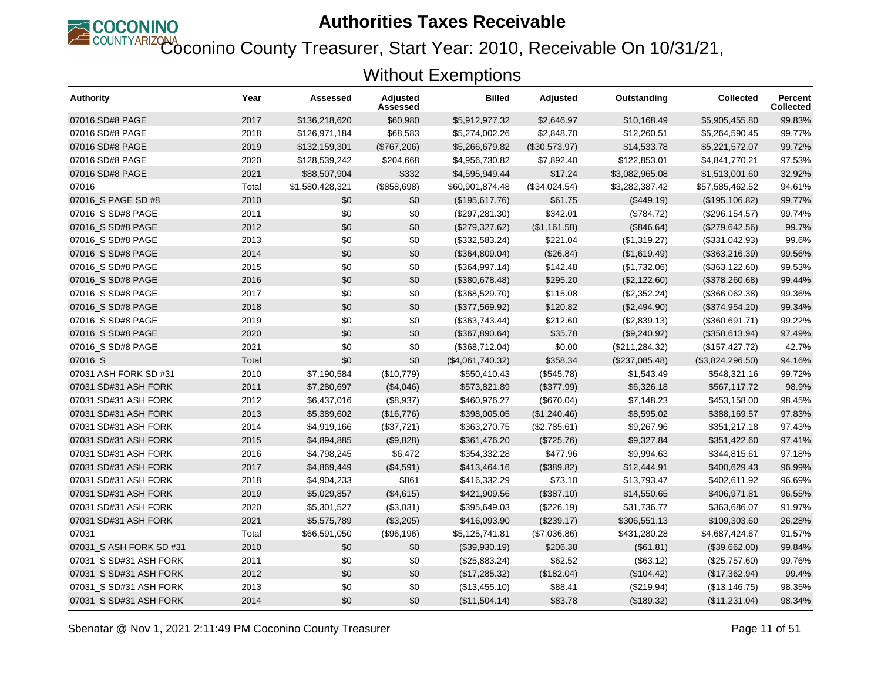# Authorities Taxes Receivable

## Coconino County Treasurer, Start Year: 2010, Receivable On 10/31/21, Without Exemptions

| Authority | Year | Assessed | Adjusted Assessed | Billed | Adjusted | Outstanding | Collected | Percent Collected |
|---|---|---|---|---|---|---|---|---|
| 07016 SD#8 PAGE | 2017 | $136,218,620 | $60,980 | $5,912,977.32 | $2,646.97 | $10,168.49 | $5,905,455.80 | 99.83% |
| 07016 SD#8 PAGE | 2018 | $126,971,184 | $68,583 | $5,274,002.26 | $2,848.70 | $12,260.51 | $5,264,590.45 | 99.77% |
| 07016 SD#8 PAGE | 2019 | $132,159,301 | ($767,206) | $5,266,679.82 | ($30,573.97) | $14,533.78 | $5,221,572.07 | 99.72% |
| 07016 SD#8 PAGE | 2020 | $128,539,242 | $204,668 | $4,956,730.82 | $7,892.40 | $122,853.01 | $4,841,770.21 | 97.53% |
| 07016 SD#8 PAGE | 2021 | $88,507,904 | $332 | $4,595,949.44 | $17.24 | $3,082,965.08 | $1,513,001.60 | 32.92% |
| 07016 | Total | $1,580,428,321 | ($858,698) | $60,901,874.48 | ($34,024.54) | $3,282,387.42 | $57,585,462.52 | 94.61% |
| 07016_S PAGE SD #8 | 2010 | $0 | $0 | ($195,617.76) | $61.75 | ($449.19) | ($195,106.82) | 99.77% |
| 07016_S SD#8 PAGE | 2011 | $0 | $0 | ($297,281.30) | $342.01 | ($784.72) | ($296,154.57) | 99.74% |
| 07016_S SD#8 PAGE | 2012 | $0 | $0 | ($279,327.62) | ($1,161.58) | ($846.64) | ($279,642.56) | 99.7% |
| 07016_S SD#8 PAGE | 2013 | $0 | $0 | ($332,583.24) | $221.04 | ($1,319.27) | ($331,042.93) | 99.6% |
| 07016_S SD#8 PAGE | 2014 | $0 | $0 | ($364,809.04) | ($26.84) | ($1,619.49) | ($363,216.39) | 99.56% |
| 07016_S SD#8 PAGE | 2015 | $0 | $0 | ($364,997.14) | $142.48 | ($1,732.06) | ($363,122.60) | 99.53% |
| 07016_S SD#8 PAGE | 2016 | $0 | $0 | ($380,678.48) | $295.20 | ($2,122.60) | ($378,260.68) | 99.44% |
| 07016_S SD#8 PAGE | 2017 | $0 | $0 | ($368,529.70) | $115.08 | ($2,352.24) | ($366,062.38) | 99.36% |
| 07016_S SD#8 PAGE | 2018 | $0 | $0 | ($377,569.92) | $120.82 | ($2,494.90) | ($374,954.20) | 99.34% |
| 07016_S SD#8 PAGE | 2019 | $0 | $0 | ($363,743.44) | $212.60 | ($2,839.13) | ($360,691.71) | 99.22% |
| 07016_S SD#8 PAGE | 2020 | $0 | $0 | ($367,890.64) | $35.78 | ($9,240.92) | ($358,613.94) | 97.49% |
| 07016_S SD#8 PAGE | 2021 | $0 | $0 | ($368,712.04) | $0.00 | ($211,284.32) | ($157,427.72) | 42.7% |
| 07016_S | Total | $0 | $0 | ($4,061,740.32) | $358.34 | ($237,085.48) | ($3,824,296.50) | 94.16% |
| 07031 ASH FORK SD #31 | 2010 | $7,190,584 | ($10,779) | $550,410.43 | ($545.78) | $1,543.49 | $548,321.16 | 99.72% |
| 07031 SD#31 ASH FORK | 2011 | $7,280,697 | ($4,046) | $573,821.89 | ($377.99) | $6,326.18 | $567,117.72 | 98.9% |
| 07031 SD#31 ASH FORK | 2012 | $6,437,016 | ($8,937) | $460,976.27 | ($670.04) | $7,148.23 | $453,158.00 | 98.45% |
| 07031 SD#31 ASH FORK | 2013 | $5,389,602 | ($16,776) | $398,005.05 | ($1,240.46) | $8,595.02 | $388,169.57 | 97.83% |
| 07031 SD#31 ASH FORK | 2014 | $4,919,166 | ($37,721) | $363,270.75 | ($2,785.61) | $9,267.96 | $351,217.18 | 97.43% |
| 07031 SD#31 ASH FORK | 2015 | $4,894,885 | ($9,828) | $361,476.20 | ($725.76) | $9,327.84 | $351,422.60 | 97.41% |
| 07031 SD#31 ASH FORK | 2016 | $4,798,245 | $6,472 | $354,332.28 | $477.96 | $9,994.63 | $344,815.61 | 97.18% |
| 07031 SD#31 ASH FORK | 2017 | $4,869,449 | ($4,591) | $413,464.16 | ($389.82) | $12,444.91 | $400,629.43 | 96.99% |
| 07031 SD#31 ASH FORK | 2018 | $4,904,233 | $861 | $416,332.29 | $73.10 | $13,793.47 | $402,611.92 | 96.69% |
| 07031 SD#31 ASH FORK | 2019 | $5,029,857 | ($4,615) | $421,909.56 | ($387.10) | $14,550.65 | $406,971.81 | 96.55% |
| 07031 SD#31 ASH FORK | 2020 | $5,301,527 | ($3,031) | $395,649.03 | ($226.19) | $31,736.77 | $363,686.07 | 91.97% |
| 07031 SD#31 ASH FORK | 2021 | $5,575,789 | ($3,205) | $416,093.90 | ($239.17) | $306,551.13 | $109,303.60 | 26.28% |
| 07031 | Total | $66,591,050 | ($96,196) | $5,125,741.81 | ($7,036.86) | $431,280.28 | $4,687,424.67 | 91.57% |
| 07031_S ASH FORK SD #31 | 2010 | $0 | $0 | ($39,930.19) | $206.38 | ($61.81) | ($39,662.00) | 99.84% |
| 07031_S SD#31 ASH FORK | 2011 | $0 | $0 | ($25,883.24) | $62.52 | ($63.12) | ($25,757.60) | 99.76% |
| 07031_S SD#31 ASH FORK | 2012 | $0 | $0 | ($17,285.32) | ($182.04) | ($104.42) | ($17,362.94) | 99.4% |
| 07031_S SD#31 ASH FORK | 2013 | $0 | $0 | ($13,455.10) | $88.41 | ($219.94) | ($13,146.75) | 98.35% |
| 07031_S SD#31 ASH FORK | 2014 | $0 | $0 | ($11,504.14) | $83.78 | ($189.32) | ($11,231.04) | 98.34% |

Sbenatar @ Nov 1, 2021 2:11:49 PM Coconino County Treasurer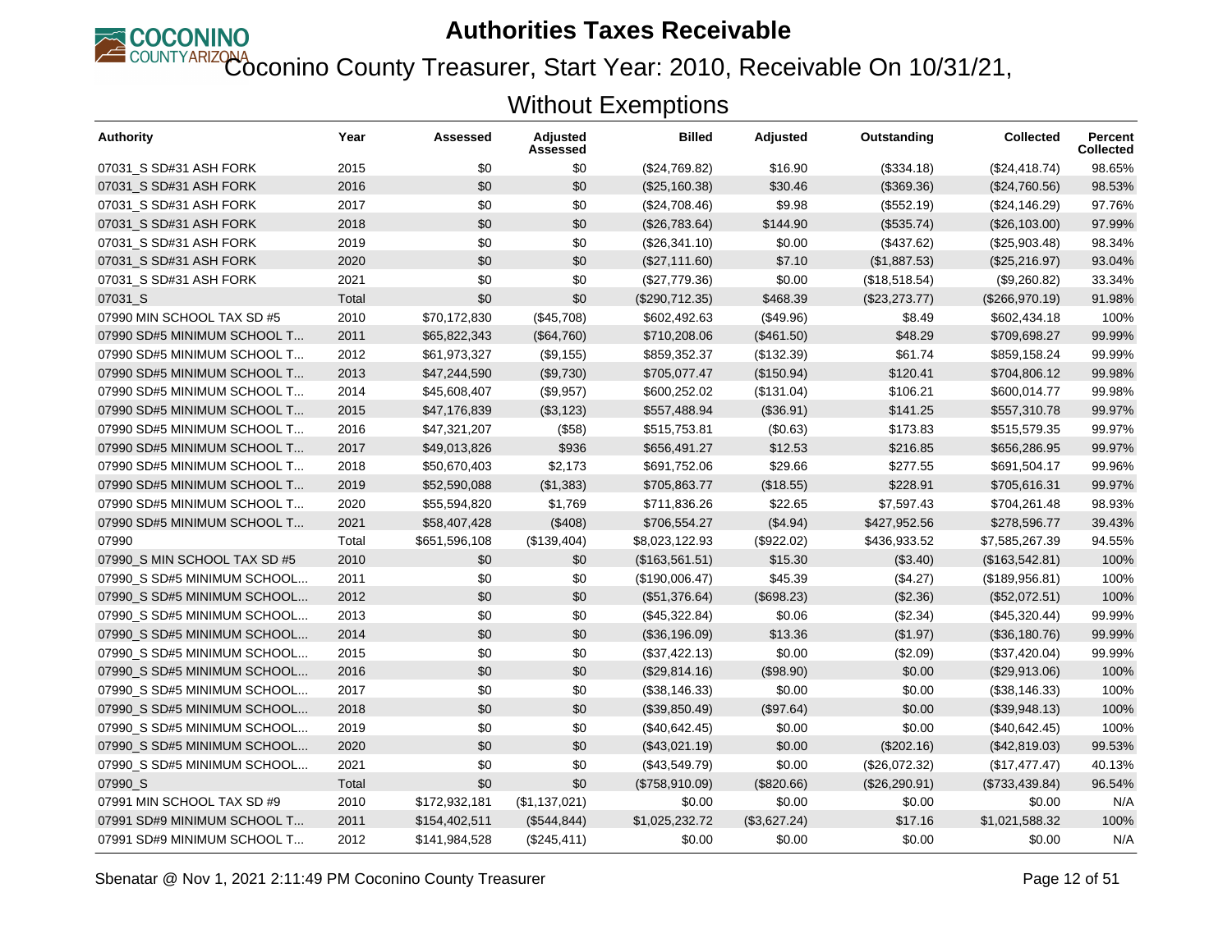# Authorities Taxes Receivable

## Coconino County Treasurer, Start Year: 2010, Receivable On 10/31/21, Without Exemptions

| Authority | Year | Assessed | Adjusted Assessed | Billed | Adjusted | Outstanding | Collected | Percent Collected |
|---|---|---|---|---|---|---|---|---|
| 07031_S SD#31 ASH FORK | 2015 | $0 | $0 | ($24,769.82) | $16.90 | ($334.18) | ($24,418.74) | 98.65% |
| 07031_S SD#31 ASH FORK | 2016 | $0 | $0 | ($25,160.38) | $30.46 | ($369.36) | ($24,760.56) | 98.53% |
| 07031_S SD#31 ASH FORK | 2017 | $0 | $0 | ($24,708.46) | $9.98 | ($552.19) | ($24,146.29) | 97.76% |
| 07031_S SD#31 ASH FORK | 2018 | $0 | $0 | ($26,783.64) | $144.90 | ($535.74) | ($26,103.00) | 97.99% |
| 07031_S SD#31 ASH FORK | 2019 | $0 | $0 | ($26,341.10) | $0.00 | ($437.62) | ($25,903.48) | 98.34% |
| 07031_S SD#31 ASH FORK | 2020 | $0 | $0 | ($27,111.60) | $7.10 | ($1,887.53) | ($25,216.97) | 93.04% |
| 07031_S SD#31 ASH FORK | 2021 | $0 | $0 | ($27,779.36) | $0.00 | ($18,518.54) | ($9,260.82) | 33.34% |
| 07031_S | Total | $0 | $0 | ($290,712.35) | $468.39 | ($23,273.77) | ($266,970.19) | 91.98% |
| 07990 MIN SCHOOL TAX SD #5 | 2010 | $70,172,830 | ($45,708) | $602,492.63 | ($49.96) | $8.49 | $602,434.18 | 100% |
| 07990 SD#5 MINIMUM SCHOOL T... | 2011 | $65,822,343 | ($64,760) | $710,208.06 | ($461.50) | $48.29 | $709,698.27 | 99.99% |
| 07990 SD#5 MINIMUM SCHOOL T... | 2012 | $61,973,327 | ($9,155) | $859,352.37 | ($132.39) | $61.74 | $859,158.24 | 99.99% |
| 07990 SD#5 MINIMUM SCHOOL T... | 2013 | $47,244,590 | ($9,730) | $705,077.47 | ($150.94) | $120.41 | $704,806.12 | 99.98% |
| 07990 SD#5 MINIMUM SCHOOL T... | 2014 | $45,608,407 | ($9,957) | $600,252.02 | ($131.04) | $106.21 | $600,014.77 | 99.98% |
| 07990 SD#5 MINIMUM SCHOOL T... | 2015 | $47,176,839 | ($3,123) | $557,488.94 | ($36.91) | $141.25 | $557,310.78 | 99.97% |
| 07990 SD#5 MINIMUM SCHOOL T... | 2016 | $47,321,207 | ($58) | $515,753.81 | ($0.63) | $173.83 | $515,579.35 | 99.97% |
| 07990 SD#5 MINIMUM SCHOOL T... | 2017 | $49,013,826 | $936 | $656,491.27 | $12.53 | $216.85 | $656,286.95 | 99.97% |
| 07990 SD#5 MINIMUM SCHOOL T... | 2018 | $50,670,403 | $2,173 | $691,752.06 | $29.66 | $277.55 | $691,504.17 | 99.96% |
| 07990 SD#5 MINIMUM SCHOOL T... | 2019 | $52,590,088 | ($1,383) | $705,863.77 | ($18.55) | $228.91 | $705,616.31 | 99.97% |
| 07990 SD#5 MINIMUM SCHOOL T... | 2020 | $55,594,820 | $1,769 | $711,836.26 | $22.65 | $7,597.43 | $704,261.48 | 98.93% |
| 07990 SD#5 MINIMUM SCHOOL T... | 2021 | $58,407,428 | ($408) | $706,554.27 | ($4.94) | $427,952.56 | $278,596.77 | 39.43% |
| 07990 | Total | $651,596,108 | ($139,404) | $8,023,122.93 | ($922.02) | $436,933.52 | $7,585,267.39 | 94.55% |
| 07990_S MIN SCHOOL TAX SD #5 | 2010 | $0 | $0 | ($163,561.51) | $15.30 | ($3.40) | ($163,542.81) | 100% |
| 07990_S SD#5 MINIMUM SCHOOL... | 2011 | $0 | $0 | ($190,006.47) | $45.39 | ($4.27) | ($189,956.81) | 100% |
| 07990_S SD#5 MINIMUM SCHOOL... | 2012 | $0 | $0 | ($51,376.64) | ($698.23) | ($2.36) | ($52,072.51) | 100% |
| 07990_S SD#5 MINIMUM SCHOOL... | 2013 | $0 | $0 | ($45,322.84) | $0.06 | ($2.34) | ($45,320.44) | 99.99% |
| 07990_S SD#5 MINIMUM SCHOOL... | 2014 | $0 | $0 | ($36,196.09) | $13.36 | ($1.97) | ($36,180.76) | 99.99% |
| 07990_S SD#5 MINIMUM SCHOOL... | 2015 | $0 | $0 | ($37,422.13) | $0.00 | ($2.09) | ($37,420.04) | 99.99% |
| 07990_S SD#5 MINIMUM SCHOOL... | 2016 | $0 | $0 | ($29,814.16) | ($98.90) | $0.00 | ($29,913.06) | 100% |
| 07990_S SD#5 MINIMUM SCHOOL... | 2017 | $0 | $0 | ($38,146.33) | $0.00 | $0.00 | ($38,146.33) | 100% |
| 07990_S SD#5 MINIMUM SCHOOL... | 2018 | $0 | $0 | ($39,850.49) | ($97.64) | $0.00 | ($39,948.13) | 100% |
| 07990_S SD#5 MINIMUM SCHOOL... | 2019 | $0 | $0 | ($40,642.45) | $0.00 | $0.00 | ($40,642.45) | 100% |
| 07990_S SD#5 MINIMUM SCHOOL... | 2020 | $0 | $0 | ($43,021.19) | $0.00 | ($202.16) | ($42,819.03) | 99.53% |
| 07990_S SD#5 MINIMUM SCHOOL... | 2021 | $0 | $0 | ($43,549.79) | $0.00 | ($26,072.32) | ($17,477.47) | 40.13% |
| 07990_S | Total | $0 | $0 | ($758,910.09) | ($820.66) | ($26,290.91) | ($733,439.84) | 96.54% |
| 07991 MIN SCHOOL TAX SD #9 | 2010 | $172,932,181 | ($1,137,021) | $0.00 | $0.00 | $0.00 | $0.00 | N/A |
| 07991 SD#9 MINIMUM SCHOOL T... | 2011 | $154,402,511 | ($544,844) | $1,025,232.72 | ($3,627.24) | $17.16 | $1,021,588.32 | 100% |
| 07991 SD#9 MINIMUM SCHOOL T... | 2012 | $141,984,528 | ($245,411) | $0.00 | $0.00 | $0.00 | $0.00 | N/A |

Sbenatar @ Nov 1, 2021 2:11:49 PM Coconino County Treasurer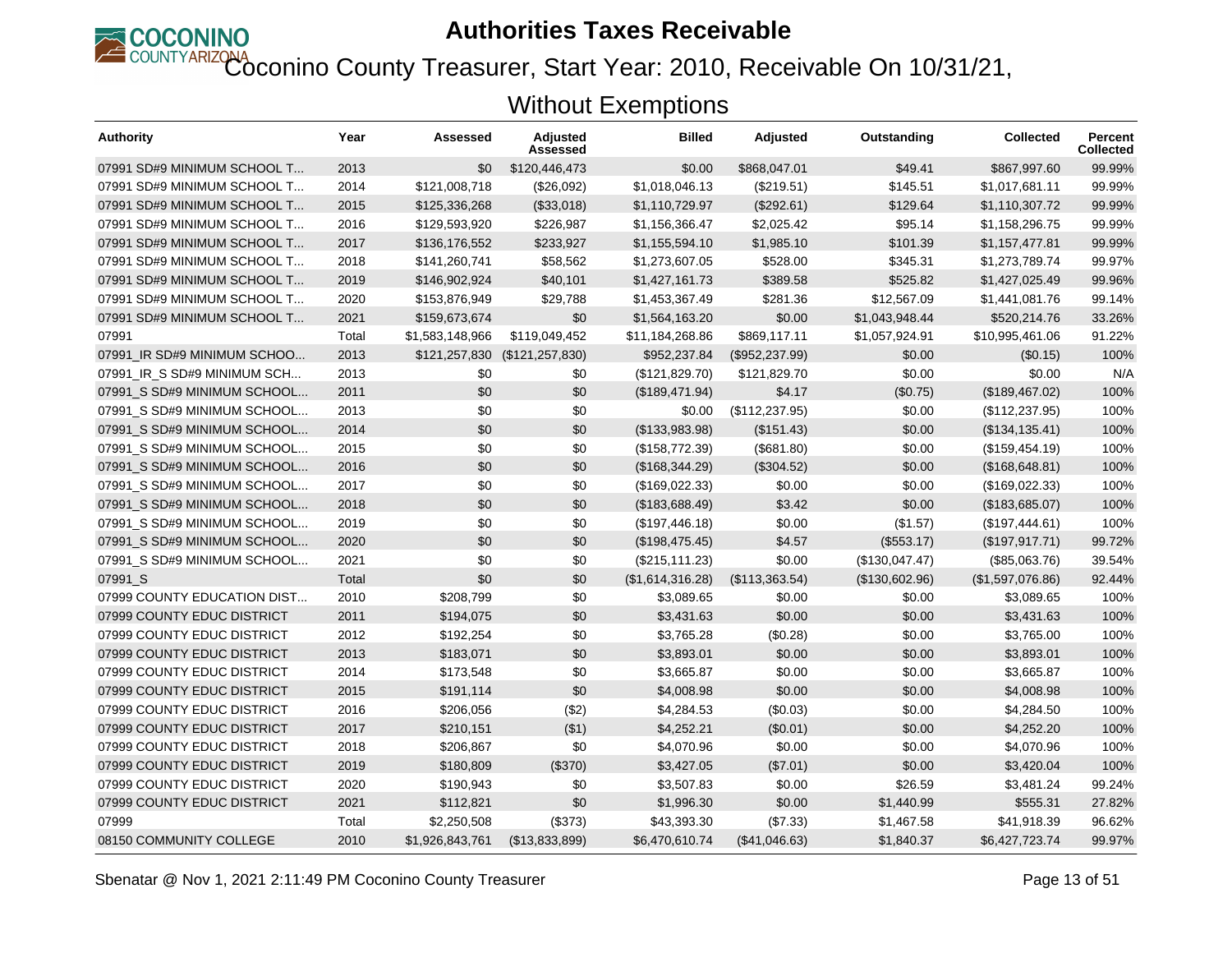# Authorities Taxes Receivable

## Coconino County Treasurer, Start Year: 2010, Receivable On 10/31/21, Without Exemptions

| Authority | Year | Assessed | Adjusted Assessed | Billed | Adjusted | Outstanding | Collected | Percent Collected |
|---|---|---|---|---|---|---|---|---|
| 07991 SD#9 MINIMUM SCHOOL T... | 2013 | $0 | $120,446,473 | $0.00 | $868,047.01 | $49.41 | $867,997.60 | 99.99% |
| 07991 SD#9 MINIMUM SCHOOL T... | 2014 | $121,008,718 | ($26,092) | $1,018,046.13 | ($219.51) | $145.51 | $1,017,681.11 | 99.99% |
| 07991 SD#9 MINIMUM SCHOOL T... | 2015 | $125,336,268 | ($33,018) | $1,110,729.97 | ($292.61) | $129.64 | $1,110,307.72 | 99.99% |
| 07991 SD#9 MINIMUM SCHOOL T... | 2016 | $129,593,920 | $226,987 | $1,156,366.47 | $2,025.42 | $95.14 | $1,158,296.75 | 99.99% |
| 07991 SD#9 MINIMUM SCHOOL T... | 2017 | $136,176,552 | $233,927 | $1,155,594.10 | $1,985.10 | $101.39 | $1,157,477.81 | 99.99% |
| 07991 SD#9 MINIMUM SCHOOL T... | 2018 | $141,260,741 | $58,562 | $1,273,607.05 | $528.00 | $345.31 | $1,273,789.74 | 99.97% |
| 07991 SD#9 MINIMUM SCHOOL T... | 2019 | $146,902,924 | $40,101 | $1,427,161.73 | $389.58 | $525.82 | $1,427,025.49 | 99.96% |
| 07991 SD#9 MINIMUM SCHOOL T... | 2020 | $153,876,949 | $29,788 | $1,453,367.49 | $281.36 | $12,567.09 | $1,441,081.76 | 99.14% |
| 07991 SD#9 MINIMUM SCHOOL T... | 2021 | $159,673,674 | $0 | $1,564,163.20 | $0.00 | $1,043,948.44 | $520,214.76 | 33.26% |
| 07991 | Total | $1,583,148,966 | $119,049,452 | $11,184,268.86 | $869,117.11 | $1,057,924.91 | $10,995,461.06 | 91.22% |
| 07991_IR SD#9 MINIMUM SCHOO... | 2013 | $121,257,830 | ($121,257,830) | $952,237.84 | ($952,237.99) | $0.00 | ($0.15) | 100% |
| 07991_IR_S SD#9 MINIMUM SCH... | 2013 | $0 | $0 | ($121,829.70) | $121,829.70 | $0.00 | $0.00 | N/A |
| 07991_S SD#9 MINIMUM SCHOOL... | 2011 | $0 | $0 | ($189,471.94) | $4.17 | ($0.75) | ($189,467.02) | 100% |
| 07991_S SD#9 MINIMUM SCHOOL... | 2013 | $0 | $0 | $0.00 | ($112,237.95) | $0.00 | ($112,237.95) | 100% |
| 07991_S SD#9 MINIMUM SCHOOL... | 2014 | $0 | $0 | ($133,983.98) | ($151.43) | $0.00 | ($134,135.41) | 100% |
| 07991_S SD#9 MINIMUM SCHOOL... | 2015 | $0 | $0 | ($158,772.39) | ($681.80) | $0.00 | ($159,454.19) | 100% |
| 07991_S SD#9 MINIMUM SCHOOL... | 2016 | $0 | $0 | ($168,344.29) | ($304.52) | $0.00 | ($168,648.81) | 100% |
| 07991_S SD#9 MINIMUM SCHOOL... | 2017 | $0 | $0 | ($169,022.33) | $0.00 | $0.00 | ($169,022.33) | 100% |
| 07991_S SD#9 MINIMUM SCHOOL... | 2018 | $0 | $0 | ($183,688.49) | $3.42 | $0.00 | ($183,685.07) | 100% |
| 07991_S SD#9 MINIMUM SCHOOL... | 2019 | $0 | $0 | ($197,446.18) | $0.00 | ($1.57) | ($197,444.61) | 100% |
| 07991_S SD#9 MINIMUM SCHOOL... | 2020 | $0 | $0 | ($198,475.45) | $4.57 | ($553.17) | ($197,917.71) | 99.72% |
| 07991_S SD#9 MINIMUM SCHOOL... | 2021 | $0 | $0 | ($215,111.23) | $0.00 | ($130,047.47) | ($85,063.76) | 39.54% |
| 07991_S | Total | $0 | $0 | ($1,614,316.28) | ($113,363.54) | ($130,602.96) | ($1,597,076.86) | 92.44% |
| 07999 COUNTY EDUCATION DIST... | 2010 | $208,799 | $0 | $3,089.65 | $0.00 | $0.00 | $3,089.65 | 100% |
| 07999 COUNTY EDUC DISTRICT | 2011 | $194,075 | $0 | $3,431.63 | $0.00 | $0.00 | $3,431.63 | 100% |
| 07999 COUNTY EDUC DISTRICT | 2012 | $192,254 | $0 | $3,765.28 | ($0.28) | $0.00 | $3,765.00 | 100% |
| 07999 COUNTY EDUC DISTRICT | 2013 | $183,071 | $0 | $3,893.01 | $0.00 | $0.00 | $3,893.01 | 100% |
| 07999 COUNTY EDUC DISTRICT | 2014 | $173,548 | $0 | $3,665.87 | $0.00 | $0.00 | $3,665.87 | 100% |
| 07999 COUNTY EDUC DISTRICT | 2015 | $191,114 | $0 | $4,008.98 | $0.00 | $0.00 | $4,008.98 | 100% |
| 07999 COUNTY EDUC DISTRICT | 2016 | $206,056 | ($2) | $4,284.53 | ($0.03) | $0.00 | $4,284.50 | 100% |
| 07999 COUNTY EDUC DISTRICT | 2017 | $210,151 | ($1) | $4,252.21 | ($0.01) | $0.00 | $4,252.20 | 100% |
| 07999 COUNTY EDUC DISTRICT | 2018 | $206,867 | $0 | $4,070.96 | $0.00 | $0.00 | $4,070.96 | 100% |
| 07999 COUNTY EDUC DISTRICT | 2019 | $180,809 | ($370) | $3,427.05 | ($7.01) | $0.00 | $3,420.04 | 100% |
| 07999 COUNTY EDUC DISTRICT | 2020 | $190,943 | $0 | $3,507.83 | $0.00 | $26.59 | $3,481.24 | 99.24% |
| 07999 COUNTY EDUC DISTRICT | 2021 | $112,821 | $0 | $1,996.30 | $0.00 | $1,440.99 | $555.31 | 27.82% |
| 07999 | Total | $2,250,508 | ($373) | $43,393.30 | ($7.33) | $1,467.58 | $41,918.39 | 96.62% |
| 08150 COMMUNITY COLLEGE | 2010 | $1,926,843,761 | ($13,833,899) | $6,470,610.74 | ($41,046.63) | $1,840.37 | $6,427,723.74 | 99.97% |

Sbenatar @ Nov 1, 2021 2:11:49 PM Coconino County Treasurer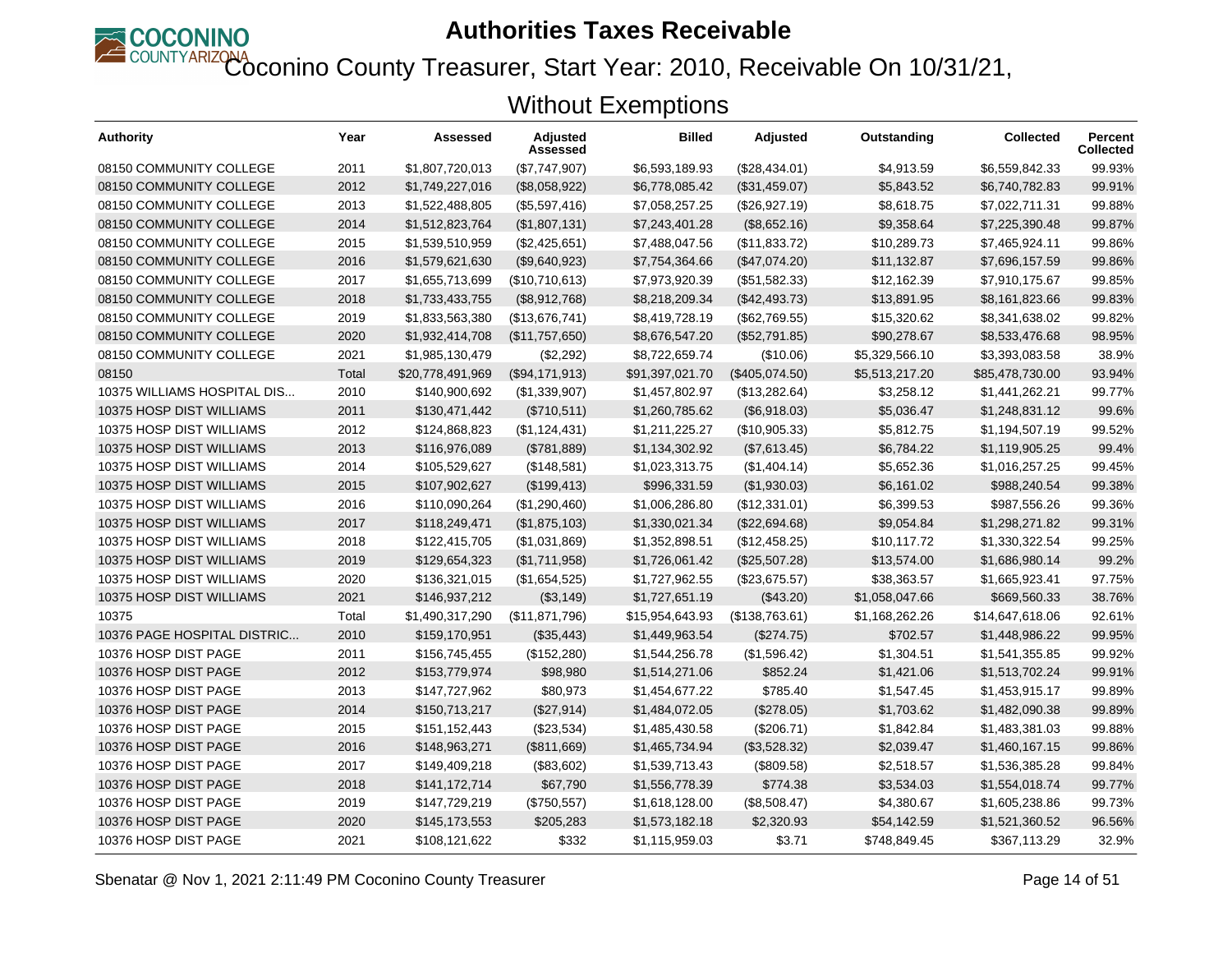# Authorities Taxes Receivable

## Coconino County Treasurer, Start Year: 2010, Receivable On 10/31/21, Without Exemptions

| Authority | Year | Assessed | Adjusted Assessed | Billed | Adjusted | Outstanding | Collected | Percent Collected |
|---|---|---|---|---|---|---|---|---|
| 08150 COMMUNITY COLLEGE | 2011 | $1,807,720,013 | ($7,747,907) | $6,593,189.93 | ($28,434.01) | $4,913.59 | $6,559,842.33 | 99.93% |
| 08150 COMMUNITY COLLEGE | 2012 | $1,749,227,016 | ($8,058,922) | $6,778,085.42 | ($31,459.07) | $5,843.52 | $6,740,782.83 | 99.91% |
| 08150 COMMUNITY COLLEGE | 2013 | $1,522,488,805 | ($5,597,416) | $7,058,257.25 | ($26,927.19) | $8,618.75 | $7,022,711.31 | 99.88% |
| 08150 COMMUNITY COLLEGE | 2014 | $1,512,823,764 | ($1,807,131) | $7,243,401.28 | ($8,652.16) | $9,358.64 | $7,225,390.48 | 99.87% |
| 08150 COMMUNITY COLLEGE | 2015 | $1,539,510,959 | ($2,425,651) | $7,488,047.56 | ($11,833.72) | $10,289.73 | $7,465,924.11 | 99.86% |
| 08150 COMMUNITY COLLEGE | 2016 | $1,579,621,630 | ($9,640,923) | $7,754,364.66 | ($47,074.20) | $11,132.87 | $7,696,157.59 | 99.86% |
| 08150 COMMUNITY COLLEGE | 2017 | $1,655,713,699 | ($10,710,613) | $7,973,920.39 | ($51,582.33) | $12,162.39 | $7,910,175.67 | 99.85% |
| 08150 COMMUNITY COLLEGE | 2018 | $1,733,433,755 | ($8,912,768) | $8,218,209.34 | ($42,493.73) | $13,891.95 | $8,161,823.66 | 99.83% |
| 08150 COMMUNITY COLLEGE | 2019 | $1,833,563,380 | ($13,676,741) | $8,419,728.19 | ($62,769.55) | $15,320.62 | $8,341,638.02 | 99.82% |
| 08150 COMMUNITY COLLEGE | 2020 | $1,932,414,708 | ($11,757,650) | $8,676,547.20 | ($52,791.85) | $90,278.67 | $8,533,476.68 | 98.95% |
| 08150 COMMUNITY COLLEGE | 2021 | $1,985,130,479 | ($2,292) | $8,722,659.74 | ($10.06) | $5,329,566.10 | $3,393,083.58 | 38.9% |
| 08150 | Total | $20,778,491,969 | ($94,171,913) | $91,397,021.70 | ($405,074.50) | $5,513,217.20 | $85,478,730.00 | 93.94% |
| 10375 WILLIAMS HOSPITAL DIS... | 2010 | $140,900,692 | ($1,339,907) | $1,457,802.97 | ($13,282.64) | $3,258.12 | $1,441,262.21 | 99.77% |
| 10375 HOSP DIST WILLIAMS | 2011 | $130,471,442 | ($710,511) | $1,260,785.62 | ($6,918.03) | $5,036.47 | $1,248,831.12 | 99.6% |
| 10375 HOSP DIST WILLIAMS | 2012 | $124,868,823 | ($1,124,431) | $1,211,225.27 | ($10,905.33) | $5,812.75 | $1,194,507.19 | 99.52% |
| 10375 HOSP DIST WILLIAMS | 2013 | $116,976,089 | ($781,889) | $1,134,302.92 | ($7,613.45) | $6,784.22 | $1,119,905.25 | 99.4% |
| 10375 HOSP DIST WILLIAMS | 2014 | $105,529,627 | ($148,581) | $1,023,313.75 | ($1,404.14) | $5,652.36 | $1,016,257.25 | 99.45% |
| 10375 HOSP DIST WILLIAMS | 2015 | $107,902,627 | ($199,413) | $996,331.59 | ($1,930.03) | $6,161.02 | $988,240.54 | 99.38% |
| 10375 HOSP DIST WILLIAMS | 2016 | $110,090,264 | ($1,290,460) | $1,006,286.80 | ($12,331.01) | $6,399.53 | $987,556.26 | 99.36% |
| 10375 HOSP DIST WILLIAMS | 2017 | $118,249,471 | ($1,875,103) | $1,330,021.34 | ($22,694.68) | $9,054.84 | $1,298,271.82 | 99.31% |
| 10375 HOSP DIST WILLIAMS | 2018 | $122,415,705 | ($1,031,869) | $1,352,898.51 | ($12,458.25) | $10,117.72 | $1,330,322.54 | 99.25% |
| 10375 HOSP DIST WILLIAMS | 2019 | $129,654,323 | ($1,711,958) | $1,726,061.42 | ($25,507.28) | $13,574.00 | $1,686,980.14 | 99.2% |
| 10375 HOSP DIST WILLIAMS | 2020 | $136,321,015 | ($1,654,525) | $1,727,962.55 | ($23,675.57) | $38,363.57 | $1,665,923.41 | 97.75% |
| 10375 HOSP DIST WILLIAMS | 2021 | $146,937,212 | ($3,149) | $1,727,651.19 | ($43.20) | $1,058,047.66 | $669,560.33 | 38.76% |
| 10375 | Total | $1,490,317,290 | ($11,871,796) | $15,954,643.93 | ($138,763.61) | $1,168,262.26 | $14,647,618.06 | 92.61% |
| 10376 PAGE HOSPITAL DISTRIC... | 2010 | $159,170,951 | ($35,443) | $1,449,963.54 | ($274.75) | $702.57 | $1,448,986.22 | 99.95% |
| 10376 HOSP DIST PAGE | 2011 | $156,745,455 | ($152,280) | $1,544,256.78 | ($1,596.42) | $1,304.51 | $1,541,355.85 | 99.92% |
| 10376 HOSP DIST PAGE | 2012 | $153,779,974 | $98,980 | $1,514,271.06 | $852.24 | $1,421.06 | $1,513,702.24 | 99.91% |
| 10376 HOSP DIST PAGE | 2013 | $147,727,962 | $80,973 | $1,454,677.22 | $785.40 | $1,547.45 | $1,453,915.17 | 99.89% |
| 10376 HOSP DIST PAGE | 2014 | $150,713,217 | ($27,914) | $1,484,072.05 | ($278.05) | $1,703.62 | $1,482,090.38 | 99.89% |
| 10376 HOSP DIST PAGE | 2015 | $151,152,443 | ($23,534) | $1,485,430.58 | ($206.71) | $1,842.84 | $1,483,381.03 | 99.88% |
| 10376 HOSP DIST PAGE | 2016 | $148,963,271 | ($811,669) | $1,465,734.94 | ($3,528.32) | $2,039.47 | $1,460,167.15 | 99.86% |
| 10376 HOSP DIST PAGE | 2017 | $149,409,218 | ($83,602) | $1,539,713.43 | ($809.58) | $2,518.57 | $1,536,385.28 | 99.84% |
| 10376 HOSP DIST PAGE | 2018 | $141,172,714 | $67,790 | $1,556,778.39 | $774.38 | $3,534.03 | $1,554,018.74 | 99.77% |
| 10376 HOSP DIST PAGE | 2019 | $147,729,219 | ($750,557) | $1,618,128.00 | ($8,508.47) | $4,380.67 | $1,605,238.86 | 99.73% |
| 10376 HOSP DIST PAGE | 2020 | $145,173,553 | $205,283 | $1,573,182.18 | $2,320.93 | $54,142.59 | $1,521,360.52 | 96.56% |
| 10376 HOSP DIST PAGE | 2021 | $108,121,622 | $332 | $1,115,959.03 | $3.71 | $748,849.45 | $367,113.29 | 32.9% |

Sbenatar @ Nov 1, 2021 2:11:49 PM Coconino County Treasurer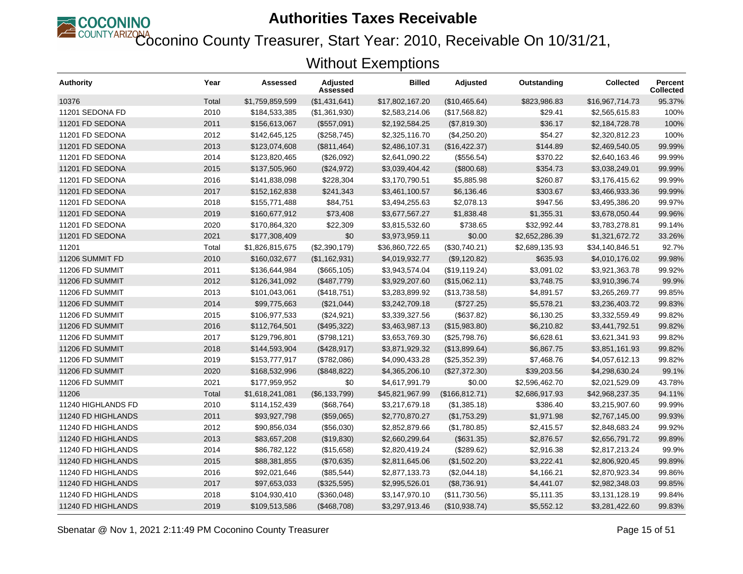# Authorities Taxes Receivable

## Coconino County Treasurer, Start Year: 2010, Receivable On 10/31/21, Without Exemptions

| Authority | Year | Assessed | Adjusted Assessed | Billed | Adjusted | Outstanding | Collected | Percent Collected |
|---|---|---|---|---|---|---|---|---|
| 10376 | Total | $1,759,859,599 | ($1,431,641) | $17,802,167.20 | ($10,465.64) | $823,986.83 | $16,967,714.73 | 95.37% |
| 11201 SEDONA FD | 2010 | $184,533,385 | ($1,361,930) | $2,583,214.06 | ($17,568.82) | $29.41 | $2,565,615.83 | 100% |
| 11201 FD SEDONA | 2011 | $156,613,067 | ($557,091) | $2,192,584.25 | ($7,819.30) | $36.17 | $2,184,728.78 | 100% |
| 11201 FD SEDONA | 2012 | $142,645,125 | ($258,745) | $2,325,116.70 | ($4,250.20) | $54.27 | $2,320,812.23 | 100% |
| 11201 FD SEDONA | 2013 | $123,074,608 | ($811,464) | $2,486,107.31 | ($16,422.37) | $144.89 | $2,469,540.05 | 99.99% |
| 11201 FD SEDONA | 2014 | $123,820,465 | ($26,092) | $2,641,090.22 | ($556.54) | $370.22 | $2,640,163.46 | 99.99% |
| 11201 FD SEDONA | 2015 | $137,505,960 | ($24,972) | $3,039,404.42 | ($800.68) | $354.73 | $3,038,249.01 | 99.99% |
| 11201 FD SEDONA | 2016 | $141,838,098 | $228,304 | $3,170,790.51 | $5,885.98 | $260.87 | $3,176,415.62 | 99.99% |
| 11201 FD SEDONA | 2017 | $152,162,838 | $241,343 | $3,461,100.57 | $6,136.46 | $303.67 | $3,466,933.36 | 99.99% |
| 11201 FD SEDONA | 2018 | $155,771,488 | $84,751 | $3,494,255.63 | $2,078.13 | $947.56 | $3,495,386.20 | 99.97% |
| 11201 FD SEDONA | 2019 | $160,677,912 | $73,408 | $3,677,567.27 | $1,838.48 | $1,355.31 | $3,678,050.44 | 99.96% |
| 11201 FD SEDONA | 2020 | $170,864,320 | $22,309 | $3,815,532.60 | $738.65 | $32,992.44 | $3,783,278.81 | 99.14% |
| 11201 FD SEDONA | 2021 | $177,308,409 | $0 | $3,973,959.11 | $0.00 | $2,652,286.39 | $1,321,672.72 | 33.26% |
| 11201 | Total | $1,826,815,675 | ($2,390,179) | $36,860,722.65 | ($30,740.21) | $2,689,135.93 | $34,140,846.51 | 92.7% |
| 11206 SUMMIT FD | 2010 | $160,032,677 | ($1,162,931) | $4,019,932.77 | ($9,120.82) | $635.93 | $4,010,176.02 | 99.98% |
| 11206 FD SUMMIT | 2011 | $136,644,984 | ($665,105) | $3,943,574.04 | ($19,119.24) | $3,091.02 | $3,921,363.78 | 99.92% |
| 11206 FD SUMMIT | 2012 | $126,341,092 | ($487,779) | $3,929,207.60 | ($15,062.11) | $3,748.75 | $3,910,396.74 | 99.9% |
| 11206 FD SUMMIT | 2013 | $101,043,061 | ($418,751) | $3,283,899.92 | ($13,738.58) | $4,891.57 | $3,265,269.77 | 99.85% |
| 11206 FD SUMMIT | 2014 | $99,775,663 | ($21,044) | $3,242,709.18 | ($727.25) | $5,578.21 | $3,236,403.72 | 99.83% |
| 11206 FD SUMMIT | 2015 | $106,977,533 | ($24,921) | $3,339,327.56 | ($637.82) | $6,130.25 | $3,332,559.49 | 99.82% |
| 11206 FD SUMMIT | 2016 | $112,764,501 | ($495,322) | $3,463,987.13 | ($15,983.80) | $6,210.82 | $3,441,792.51 | 99.82% |
| 11206 FD SUMMIT | 2017 | $129,796,801 | ($798,121) | $3,653,769.30 | ($25,798.76) | $6,628.61 | $3,621,341.93 | 99.82% |
| 11206 FD SUMMIT | 2018 | $144,593,904 | ($428,917) | $3,871,929.32 | ($13,899.64) | $6,867.75 | $3,851,161.93 | 99.82% |
| 11206 FD SUMMIT | 2019 | $153,777,917 | ($782,086) | $4,090,433.28 | ($25,352.39) | $7,468.76 | $4,057,612.13 | 99.82% |
| 11206 FD SUMMIT | 2020 | $168,532,996 | ($848,822) | $4,365,206.10 | ($27,372.30) | $39,203.56 | $4,298,630.24 | 99.1% |
| 11206 FD SUMMIT | 2021 | $177,959,952 | $0 | $4,617,991.79 | $0.00 | $2,596,462.70 | $2,021,529.09 | 43.78% |
| 11206 | Total | $1,618,241,081 | ($6,133,799) | $45,821,967.99 | ($166,812.71) | $2,686,917.93 | $42,968,237.35 | 94.11% |
| 11240 HIGHLANDS FD | 2010 | $114,152,439 | ($68,764) | $3,217,679.18 | ($1,385.18) | $386.40 | $3,215,907.60 | 99.99% |
| 11240 FD HIGHLANDS | 2011 | $93,927,798 | ($59,065) | $2,770,870.27 | ($1,753.29) | $1,971.98 | $2,767,145.00 | 99.93% |
| 11240 FD HIGHLANDS | 2012 | $90,856,034 | ($56,030) | $2,852,879.66 | ($1,780.85) | $2,415.57 | $2,848,683.24 | 99.92% |
| 11240 FD HIGHLANDS | 2013 | $83,657,208 | ($19,830) | $2,660,299.64 | ($631.35) | $2,876.57 | $2,656,791.72 | 99.89% |
| 11240 FD HIGHLANDS | 2014 | $86,782,122 | ($15,658) | $2,820,419.24 | ($289.62) | $2,916.38 | $2,817,213.24 | 99.9% |
| 11240 FD HIGHLANDS | 2015 | $88,381,855 | ($70,635) | $2,811,645.06 | ($1,502.20) | $3,222.41 | $2,806,920.45 | 99.89% |
| 11240 FD HIGHLANDS | 2016 | $92,021,646 | ($85,544) | $2,877,133.73 | ($2,044.18) | $4,166.21 | $2,870,923.34 | 99.86% |
| 11240 FD HIGHLANDS | 2017 | $97,653,033 | ($325,595) | $2,995,526.01 | ($8,736.91) | $4,441.07 | $2,982,348.03 | 99.85% |
| 11240 FD HIGHLANDS | 2018 | $104,930,410 | ($360,048) | $3,147,970.10 | ($11,730.56) | $5,111.35 | $3,131,128.19 | 99.84% |
| 11240 FD HIGHLANDS | 2019 | $109,513,586 | ($468,708) | $3,297,913.46 | ($10,938.74) | $5,552.12 | $3,281,422.60 | 99.83% |

Sbenatar @ Nov 1, 2021 2:11:49 PM Coconino County Treasurer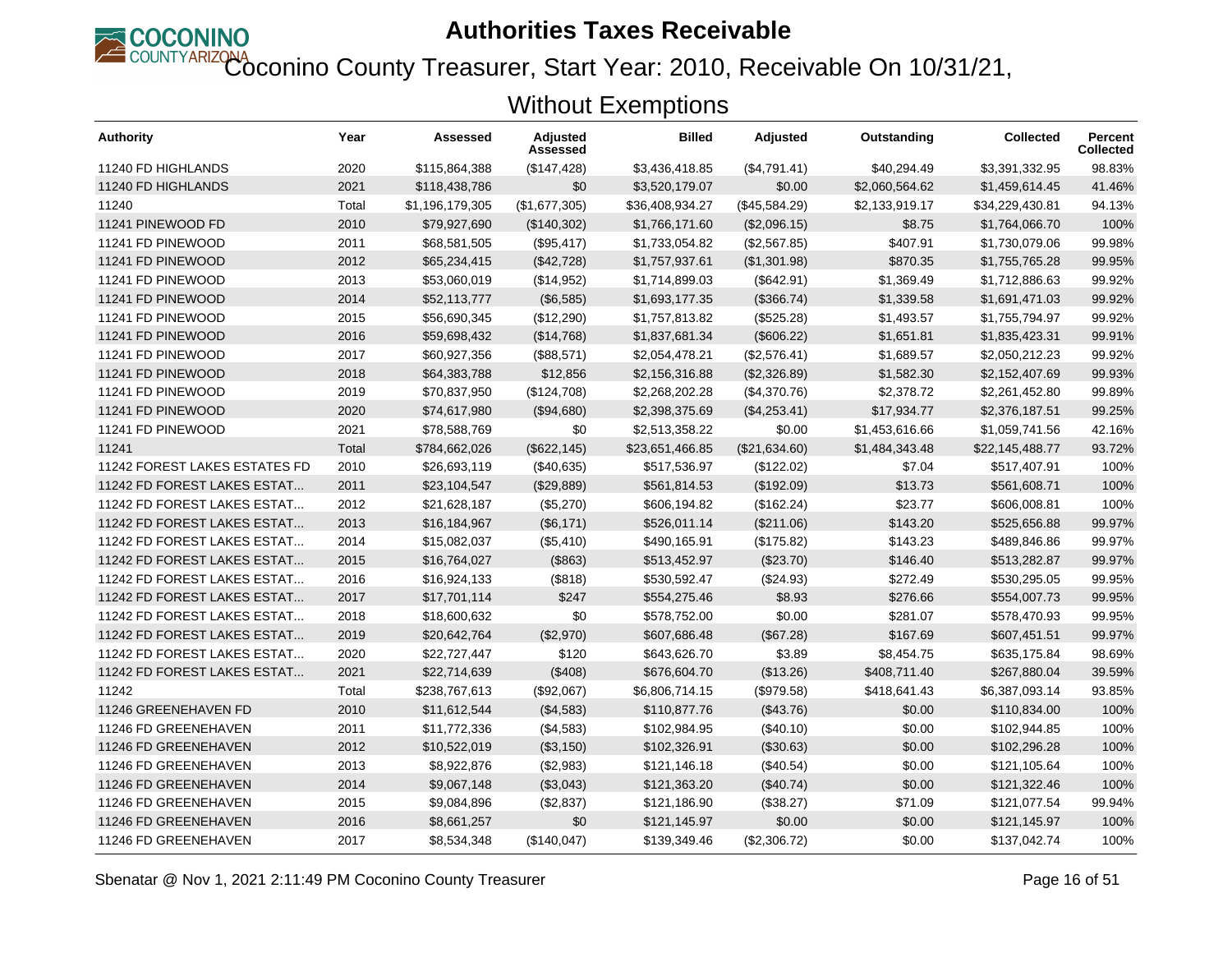# Authorities Taxes Receivable

## Coconino County Treasurer, Start Year: 2010, Receivable On 10/31/21, Without Exemptions

| Authority | Year | Assessed | Adjusted Assessed | Billed | Adjusted | Outstanding | Collected | Percent Collected |
|---|---|---|---|---|---|---|---|---|
| 11240 FD HIGHLANDS | 2020 | $115,864,388 | ($147,428) | $3,436,418.85 | ($4,791.41) | $40,294.49 | $3,391,332.95 | 98.83% |
| 11240 FD HIGHLANDS | 2021 | $118,438,786 | $0 | $3,520,179.07 | $0.00 | $2,060,564.62 | $1,459,614.45 | 41.46% |
| 11240 | Total | $1,196,179,305 | ($1,677,305) | $36,408,934.27 | ($45,584.29) | $2,133,919.17 | $34,229,430.81 | 94.13% |
| 11241 PINEWOOD FD | 2010 | $79,927,690 | ($140,302) | $1,766,171.60 | ($2,096.15) | $8.75 | $1,764,066.70 | 100% |
| 11241 FD PINEWOOD | 2011 | $68,581,505 | ($95,417) | $1,733,054.82 | ($2,567.85) | $407.91 | $1,730,079.06 | 99.98% |
| 11241 FD PINEWOOD | 2012 | $65,234,415 | ($42,728) | $1,757,937.61 | ($1,301.98) | $870.35 | $1,755,765.28 | 99.95% |
| 11241 FD PINEWOOD | 2013 | $53,060,019 | ($14,952) | $1,714,899.03 | ($642.91) | $1,369.49 | $1,712,886.63 | 99.92% |
| 11241 FD PINEWOOD | 2014 | $52,113,777 | ($6,585) | $1,693,177.35 | ($366.74) | $1,339.58 | $1,691,471.03 | 99.92% |
| 11241 FD PINEWOOD | 2015 | $56,690,345 | ($12,290) | $1,757,813.82 | ($525.28) | $1,493.57 | $1,755,794.97 | 99.92% |
| 11241 FD PINEWOOD | 2016 | $59,698,432 | ($14,768) | $1,837,681.34 | ($606.22) | $1,651.81 | $1,835,423.31 | 99.91% |
| 11241 FD PINEWOOD | 2017 | $60,927,356 | ($88,571) | $2,054,478.21 | ($2,576.41) | $1,689.57 | $2,050,212.23 | 99.92% |
| 11241 FD PINEWOOD | 2018 | $64,383,788 | $12,856 | $2,156,316.88 | ($2,326.89) | $1,582.30 | $2,152,407.69 | 99.93% |
| 11241 FD PINEWOOD | 2019 | $70,837,950 | ($124,708) | $2,268,202.28 | ($4,370.76) | $2,378.72 | $2,261,452.80 | 99.89% |
| 11241 FD PINEWOOD | 2020 | $74,617,980 | ($94,680) | $2,398,375.69 | ($4,253.41) | $17,934.77 | $2,376,187.51 | 99.25% |
| 11241 FD PINEWOOD | 2021 | $78,588,769 | $0 | $2,513,358.22 | $0.00 | $1,453,616.66 | $1,059,741.56 | 42.16% |
| 11241 | Total | $784,662,026 | ($622,145) | $23,651,466.85 | ($21,634.60) | $1,484,343.48 | $22,145,488.77 | 93.72% |
| 11242 FOREST LAKES ESTATES FD | 2010 | $26,693,119 | ($40,635) | $517,536.97 | ($122.02) | $7.04 | $517,407.91 | 100% |
| 11242 FD FOREST LAKES ESTAT... | 2011 | $23,104,547 | ($29,889) | $561,814.53 | ($192.09) | $13.73 | $561,608.71 | 100% |
| 11242 FD FOREST LAKES ESTAT... | 2012 | $21,628,187 | ($5,270) | $606,194.82 | ($162.24) | $23.77 | $606,008.81 | 100% |
| 11242 FD FOREST LAKES ESTAT... | 2013 | $16,184,967 | ($6,171) | $526,011.14 | ($211.06) | $143.20 | $525,656.88 | 99.97% |
| 11242 FD FOREST LAKES ESTAT... | 2014 | $15,082,037 | ($5,410) | $490,165.91 | ($175.82) | $143.23 | $489,846.86 | 99.97% |
| 11242 FD FOREST LAKES ESTAT... | 2015 | $16,764,027 | ($863) | $513,452.97 | ($23.70) | $146.40 | $513,282.87 | 99.97% |
| 11242 FD FOREST LAKES ESTAT... | 2016 | $16,924,133 | ($818) | $530,592.47 | ($24.93) | $272.49 | $530,295.05 | 99.95% |
| 11242 FD FOREST LAKES ESTAT... | 2017 | $17,701,114 | $247 | $554,275.46 | $8.93 | $276.66 | $554,007.73 | 99.95% |
| 11242 FD FOREST LAKES ESTAT... | 2018 | $18,600,632 | $0 | $578,752.00 | $0.00 | $281.07 | $578,470.93 | 99.95% |
| 11242 FD FOREST LAKES ESTAT... | 2019 | $20,642,764 | ($2,970) | $607,686.48 | ($67.28) | $167.69 | $607,451.51 | 99.97% |
| 11242 FD FOREST LAKES ESTAT... | 2020 | $22,727,447 | $120 | $643,626.70 | $3.89 | $8,454.75 | $635,175.84 | 98.69% |
| 11242 FD FOREST LAKES ESTAT... | 2021 | $22,714,639 | ($408) | $676,604.70 | ($13.26) | $408,711.40 | $267,880.04 | 39.59% |
| 11242 | Total | $238,767,613 | ($92,067) | $6,806,714.15 | ($979.58) | $418,641.43 | $6,387,093.14 | 93.85% |
| 11246 GREENEHAVEN FD | 2010 | $11,612,544 | ($4,583) | $110,877.76 | ($43.76) | $0.00 | $110,834.00 | 100% |
| 11246 FD GREENEHAVEN | 2011 | $11,772,336 | ($4,583) | $102,984.95 | ($40.10) | $0.00 | $102,944.85 | 100% |
| 11246 FD GREENEHAVEN | 2012 | $10,522,019 | ($3,150) | $102,326.91 | ($30.63) | $0.00 | $102,296.28 | 100% |
| 11246 FD GREENEHAVEN | 2013 | $8,922,876 | ($2,983) | $121,146.18 | ($40.54) | $0.00 | $121,105.64 | 100% |
| 11246 FD GREENEHAVEN | 2014 | $9,067,148 | ($3,043) | $121,363.20 | ($40.74) | $0.00 | $121,322.46 | 100% |
| 11246 FD GREENEHAVEN | 2015 | $9,084,896 | ($2,837) | $121,186.90 | ($38.27) | $71.09 | $121,077.54 | 99.94% |
| 11246 FD GREENEHAVEN | 2016 | $8,661,257 | $0 | $121,145.97 | $0.00 | $0.00 | $121,145.97 | 100% |
| 11246 FD GREENEHAVEN | 2017 | $8,534,348 | ($140,047) | $139,349.46 | ($2,306.72) | $0.00 | $137,042.74 | 100% |

Sbenatar @ Nov 1, 2021 2:11:49 PM Coconino County Treasurer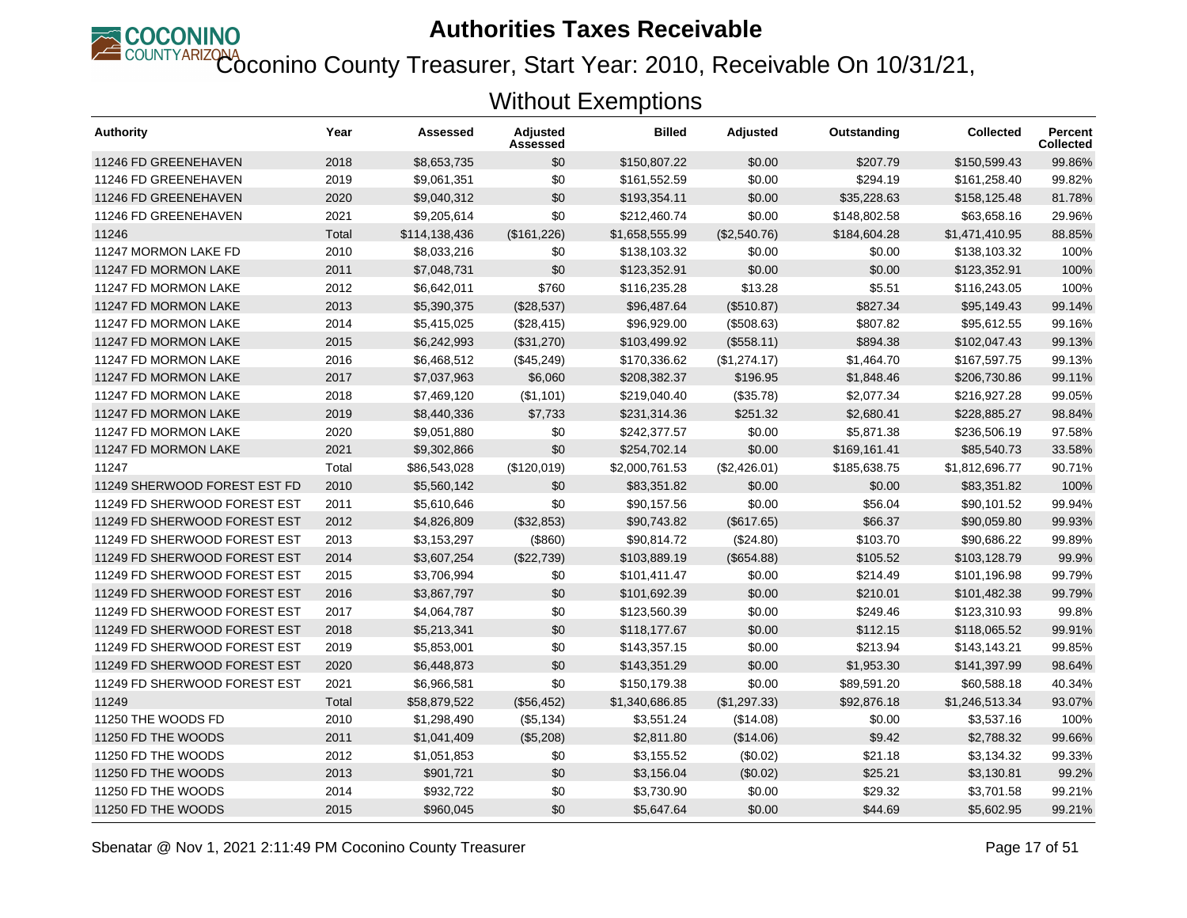# Authorities Taxes Receivable

## Coconino County Treasurer, Start Year: 2010, Receivable On 10/31/21, Without Exemptions

| Authority | Year | Assessed | Adjusted Assessed | Billed | Adjusted | Outstanding | Collected | Percent Collected |
|---|---|---|---|---|---|---|---|---|
| 11246 FD GREENEHAVEN | 2018 | $8,653,735 | $0 | $150,807.22 | $0.00 | $207.79 | $150,599.43 | 99.86% |
| 11246 FD GREENEHAVEN | 2019 | $9,061,351 | $0 | $161,552.59 | $0.00 | $294.19 | $161,258.40 | 99.82% |
| 11246 FD GREENEHAVEN | 2020 | $9,040,312 | $0 | $193,354.11 | $0.00 | $35,228.63 | $158,125.48 | 81.78% |
| 11246 FD GREENEHAVEN | 2021 | $9,205,614 | $0 | $212,460.74 | $0.00 | $148,802.58 | $63,658.16 | 29.96% |
| 11246 | Total | $114,138,436 | ($161,226) | $1,658,555.99 | ($2,540.76) | $184,604.28 | $1,471,410.95 | 88.85% |
| 11247 MORMON LAKE FD | 2010 | $8,033,216 | $0 | $138,103.32 | $0.00 | $0.00 | $138,103.32 | 100% |
| 11247 FD MORMON LAKE | 2011 | $7,048,731 | $0 | $123,352.91 | $0.00 | $0.00 | $123,352.91 | 100% |
| 11247 FD MORMON LAKE | 2012 | $6,642,011 | $760 | $116,235.28 | $13.28 | $5.51 | $116,243.05 | 100% |
| 11247 FD MORMON LAKE | 2013 | $5,390,375 | ($28,537) | $96,487.64 | ($510.87) | $827.34 | $95,149.43 | 99.14% |
| 11247 FD MORMON LAKE | 2014 | $5,415,025 | ($28,415) | $96,929.00 | ($508.63) | $807.82 | $95,612.55 | 99.16% |
| 11247 FD MORMON LAKE | 2015 | $6,242,993 | ($31,270) | $103,499.92 | ($558.11) | $894.38 | $102,047.43 | 99.13% |
| 11247 FD MORMON LAKE | 2016 | $6,468,512 | ($45,249) | $170,336.62 | ($1,274.17) | $1,464.70 | $167,597.75 | 99.13% |
| 11247 FD MORMON LAKE | 2017 | $7,037,963 | $6,060 | $208,382.37 | $196.95 | $1,848.46 | $206,730.86 | 99.11% |
| 11247 FD MORMON LAKE | 2018 | $7,469,120 | ($1,101) | $219,040.40 | ($35.78) | $2,077.34 | $216,927.28 | 99.05% |
| 11247 FD MORMON LAKE | 2019 | $8,440,336 | $7,733 | $231,314.36 | $251.32 | $2,680.41 | $228,885.27 | 98.84% |
| 11247 FD MORMON LAKE | 2020 | $9,051,880 | $0 | $242,377.57 | $0.00 | $5,871.38 | $236,506.19 | 97.58% |
| 11247 FD MORMON LAKE | 2021 | $9,302,866 | $0 | $254,702.14 | $0.00 | $169,161.41 | $85,540.73 | 33.58% |
| 11247 | Total | $86,543,028 | ($120,019) | $2,000,761.53 | ($2,426.01) | $185,638.75 | $1,812,696.77 | 90.71% |
| 11249 SHERWOOD FOREST EST FD | 2010 | $5,560,142 | $0 | $83,351.82 | $0.00 | $0.00 | $83,351.82 | 100% |
| 11249 FD SHERWOOD FOREST EST | 2011 | $5,610,646 | $0 | $90,157.56 | $0.00 | $56.04 | $90,101.52 | 99.94% |
| 11249 FD SHERWOOD FOREST EST | 2012 | $4,826,809 | ($32,853) | $90,743.82 | ($617.65) | $66.37 | $90,059.80 | 99.93% |
| 11249 FD SHERWOOD FOREST EST | 2013 | $3,153,297 | ($860) | $90,814.72 | ($24.80) | $103.70 | $90,686.22 | 99.89% |
| 11249 FD SHERWOOD FOREST EST | 2014 | $3,607,254 | ($22,739) | $103,889.19 | ($654.88) | $105.52 | $103,128.79 | 99.9% |
| 11249 FD SHERWOOD FOREST EST | 2015 | $3,706,994 | $0 | $101,411.47 | $0.00 | $214.49 | $101,196.98 | 99.79% |
| 11249 FD SHERWOOD FOREST EST | 2016 | $3,867,797 | $0 | $101,692.39 | $0.00 | $210.01 | $101,482.38 | 99.79% |
| 11249 FD SHERWOOD FOREST EST | 2017 | $4,064,787 | $0 | $123,560.39 | $0.00 | $249.46 | $123,310.93 | 99.8% |
| 11249 FD SHERWOOD FOREST EST | 2018 | $5,213,341 | $0 | $118,177.67 | $0.00 | $112.15 | $118,065.52 | 99.91% |
| 11249 FD SHERWOOD FOREST EST | 2019 | $5,853,001 | $0 | $143,357.15 | $0.00 | $213.94 | $143,143.21 | 99.85% |
| 11249 FD SHERWOOD FOREST EST | 2020 | $6,448,873 | $0 | $143,351.29 | $0.00 | $1,953.30 | $141,397.99 | 98.64% |
| 11249 FD SHERWOOD FOREST EST | 2021 | $6,966,581 | $0 | $150,179.38 | $0.00 | $89,591.20 | $60,588.18 | 40.34% |
| 11249 | Total | $58,879,522 | ($56,452) | $1,340,686.85 | ($1,297.33) | $92,876.18 | $1,246,513.34 | 93.07% |
| 11250 THE WOODS FD | 2010 | $1,298,490 | ($5,134) | $3,551.24 | ($14.08) | $0.00 | $3,537.16 | 100% |
| 11250 FD THE WOODS | 2011 | $1,041,409 | ($5,208) | $2,811.80 | ($14.06) | $9.42 | $2,788.32 | 99.66% |
| 11250 FD THE WOODS | 2012 | $1,051,853 | $0 | $3,155.52 | ($0.02) | $21.18 | $3,134.32 | 99.33% |
| 11250 FD THE WOODS | 2013 | $901,721 | $0 | $3,156.04 | ($0.02) | $25.21 | $3,130.81 | 99.2% |
| 11250 FD THE WOODS | 2014 | $932,722 | $0 | $3,730.90 | $0.00 | $29.32 | $3,701.58 | 99.21% |
| 11250 FD THE WOODS | 2015 | $960,045 | $0 | $5,647.64 | $0.00 | $44.69 | $5,602.95 | 99.21% |

Sbenatar @ Nov 1, 2021 2:11:49 PM Coconino County Treasurer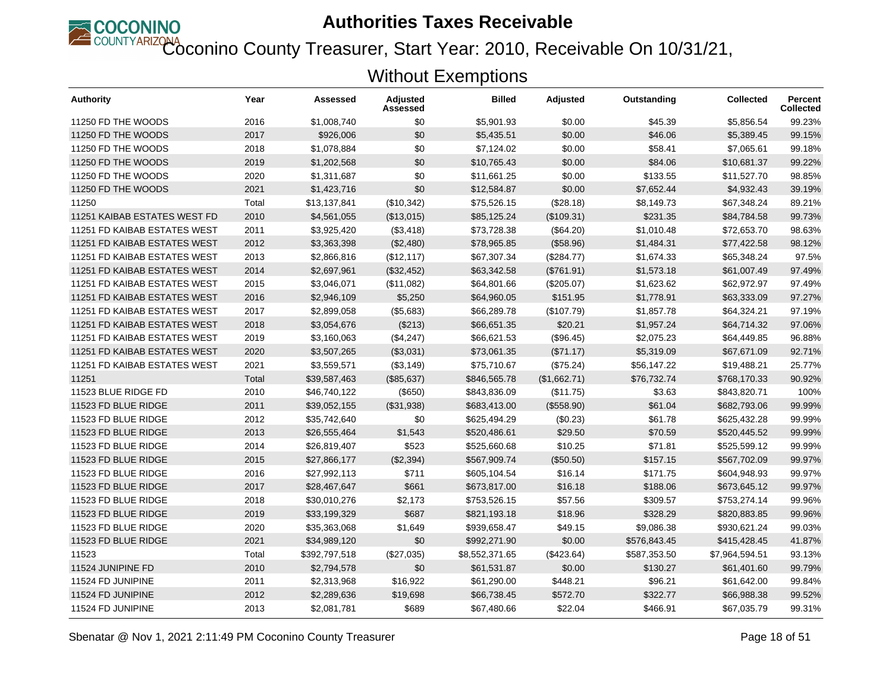# Authorities Taxes Receivable

## Coconino County Treasurer, Start Year: 2010, Receivable On 10/31/21, Without Exemptions

| Authority | Year | Assessed | Adjusted Assessed | Billed | Adjusted | Outstanding | Collected | Percent Collected |
|---|---|---|---|---|---|---|---|---|
| 11250 FD THE WOODS | 2016 | $1,008,740 | $0 | $5,901.93 | $0.00 | $45.39 | $5,856.54 | 99.23% |
| 11250 FD THE WOODS | 2017 | $926,006 | $0 | $5,435.51 | $0.00 | $46.06 | $5,389.45 | 99.15% |
| 11250 FD THE WOODS | 2018 | $1,078,884 | $0 | $7,124.02 | $0.00 | $58.41 | $7,065.61 | 99.18% |
| 11250 FD THE WOODS | 2019 | $1,202,568 | $0 | $10,765.43 | $0.00 | $84.06 | $10,681.37 | 99.22% |
| 11250 FD THE WOODS | 2020 | $1,311,687 | $0 | $11,661.25 | $0.00 | $133.55 | $11,527.70 | 98.85% |
| 11250 FD THE WOODS | 2021 | $1,423,716 | $0 | $12,584.87 | $0.00 | $7,652.44 | $4,932.43 | 39.19% |
| 11250 | Total | $13,137,841 | ($10,342) | $75,526.15 | ($28.18) | $8,149.73 | $67,348.24 | 89.21% |
| 11251 KAIBAB ESTATES WEST FD | 2010 | $4,561,055 | ($13,015) | $85,125.24 | ($109.31) | $231.35 | $84,784.58 | 99.73% |
| 11251 FD KAIBAB ESTATES WEST | 2011 | $3,925,420 | ($3,418) | $73,728.38 | ($64.20) | $1,010.48 | $72,653.70 | 98.63% |
| 11251 FD KAIBAB ESTATES WEST | 2012 | $3,363,398 | ($2,480) | $78,965.85 | ($58.96) | $1,484.31 | $77,422.58 | 98.12% |
| 11251 FD KAIBAB ESTATES WEST | 2013 | $2,866,816 | ($12,117) | $67,307.34 | ($284.77) | $1,674.33 | $65,348.24 | 97.5% |
| 11251 FD KAIBAB ESTATES WEST | 2014 | $2,697,961 | ($32,452) | $63,342.58 | ($761.91) | $1,573.18 | $61,007.49 | 97.49% |
| 11251 FD KAIBAB ESTATES WEST | 2015 | $3,046,071 | ($11,082) | $64,801.66 | ($205.07) | $1,623.62 | $62,972.97 | 97.49% |
| 11251 FD KAIBAB ESTATES WEST | 2016 | $2,946,109 | $5,250 | $64,960.05 | $151.95 | $1,778.91 | $63,333.09 | 97.27% |
| 11251 FD KAIBAB ESTATES WEST | 2017 | $2,899,058 | ($5,683) | $66,289.78 | ($107.79) | $1,857.78 | $64,324.21 | 97.19% |
| 11251 FD KAIBAB ESTATES WEST | 2018 | $3,054,676 | ($213) | $66,651.35 | $20.21 | $1,957.24 | $64,714.32 | 97.06% |
| 11251 FD KAIBAB ESTATES WEST | 2019 | $3,160,063 | ($4,247) | $66,621.53 | ($96.45) | $2,075.23 | $64,449.85 | 96.88% |
| 11251 FD KAIBAB ESTATES WEST | 2020 | $3,507,265 | ($3,031) | $73,061.35 | ($71.17) | $5,319.09 | $67,671.09 | 92.71% |
| 11251 FD KAIBAB ESTATES WEST | 2021 | $3,559,571 | ($3,149) | $75,710.67 | ($75.24) | $56,147.22 | $19,488.21 | 25.77% |
| 11251 | Total | $39,587,463 | ($85,637) | $846,565.78 | ($1,662.71) | $76,732.74 | $768,170.33 | 90.92% |
| 11523 BLUE RIDGE FD | 2010 | $46,740,122 | ($650) | $843,836.09 | ($11.75) | $3.63 | $843,820.71 | 100% |
| 11523 FD BLUE RIDGE | 2011 | $39,052,155 | ($31,938) | $683,413.00 | ($558.90) | $61.04 | $682,793.06 | 99.99% |
| 11523 FD BLUE RIDGE | 2012 | $35,742,640 | $0 | $625,494.29 | ($0.23) | $61.78 | $625,432.28 | 99.99% |
| 11523 FD BLUE RIDGE | 2013 | $26,555,464 | $1,543 | $520,486.61 | $29.50 | $70.59 | $520,445.52 | 99.99% |
| 11523 FD BLUE RIDGE | 2014 | $26,819,407 | $523 | $525,660.68 | $10.25 | $71.81 | $525,599.12 | 99.99% |
| 11523 FD BLUE RIDGE | 2015 | $27,866,177 | ($2,394) | $567,909.74 | ($50.50) | $157.15 | $567,702.09 | 99.97% |
| 11523 FD BLUE RIDGE | 2016 | $27,992,113 | $711 | $605,104.54 | $16.14 | $171.75 | $604,948.93 | 99.97% |
| 11523 FD BLUE RIDGE | 2017 | $28,467,647 | $661 | $673,817.00 | $16.18 | $188.06 | $673,645.12 | 99.97% |
| 11523 FD BLUE RIDGE | 2018 | $30,010,276 | $2,173 | $753,526.15 | $57.56 | $309.57 | $753,274.14 | 99.96% |
| 11523 FD BLUE RIDGE | 2019 | $33,199,329 | $687 | $821,193.18 | $18.96 | $328.29 | $820,883.85 | 99.96% |
| 11523 FD BLUE RIDGE | 2020 | $35,363,068 | $1,649 | $939,658.47 | $49.15 | $9,086.38 | $930,621.24 | 99.03% |
| 11523 FD BLUE RIDGE | 2021 | $34,989,120 | $0 | $992,271.90 | $0.00 | $576,843.45 | $415,428.45 | 41.87% |
| 11523 | Total | $392,797,518 | ($27,035) | $8,552,371.65 | ($423.64) | $587,353.50 | $7,964,594.51 | 93.13% |
| 11524 JUNIPINE FD | 2010 | $2,794,578 | $0 | $61,531.87 | $0.00 | $130.27 | $61,401.60 | 99.79% |
| 11524 FD JUNIPINE | 2011 | $2,313,968 | $16,922 | $61,290.00 | $448.21 | $96.21 | $61,642.00 | 99.84% |
| 11524 FD JUNIPINE | 2012 | $2,289,636 | $19,698 | $66,738.45 | $572.70 | $322.77 | $66,988.38 | 99.52% |
| 11524 FD JUNIPINE | 2013 | $2,081,781 | $689 | $67,480.66 | $22.04 | $466.91 | $67,035.79 | 99.31% |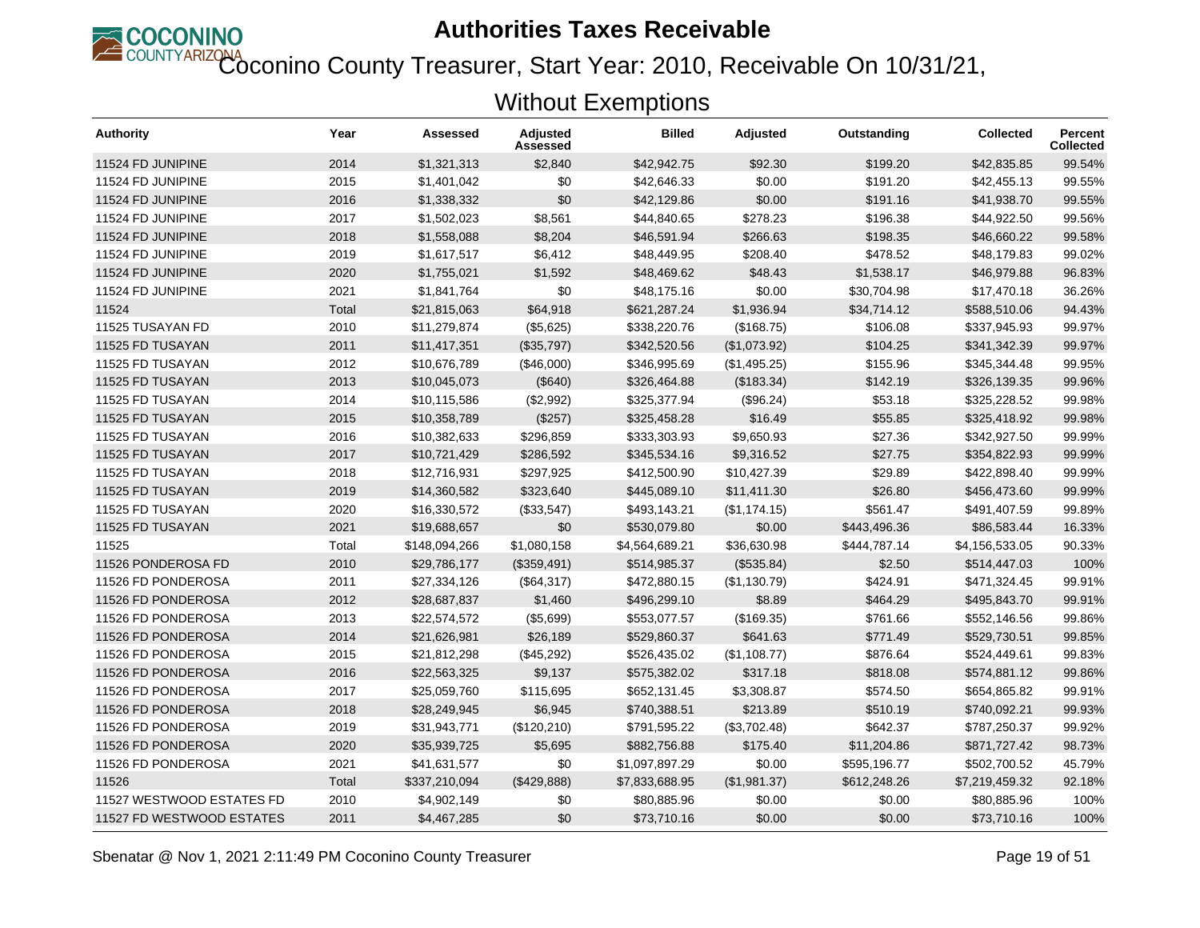# Authorities Taxes Receivable

## Coconino County Treasurer, Start Year: 2010, Receivable On 10/31/21, Without Exemptions

| Authority | Year | Assessed | Adjusted Assessed | Billed | Adjusted | Outstanding | Collected | Percent Collected |
|---|---|---|---|---|---|---|---|---|
| 11524 FD JUNIPINE | 2014 | $1,321,313 | $2,840 | $42,942.75 | $92.30 | $199.20 | $42,835.85 | 99.54% |
| 11524 FD JUNIPINE | 2015 | $1,401,042 | $0 | $42,646.33 | $0.00 | $191.20 | $42,455.13 | 99.55% |
| 11524 FD JUNIPINE | 2016 | $1,338,332 | $0 | $42,129.86 | $0.00 | $191.16 | $41,938.70 | 99.55% |
| 11524 FD JUNIPINE | 2017 | $1,502,023 | $8,561 | $44,840.65 | $278.23 | $196.38 | $44,922.50 | 99.56% |
| 11524 FD JUNIPINE | 2018 | $1,558,088 | $8,204 | $46,591.94 | $266.63 | $198.35 | $46,660.22 | 99.58% |
| 11524 FD JUNIPINE | 2019 | $1,617,517 | $6,412 | $48,449.95 | $208.40 | $478.52 | $48,179.83 | 99.02% |
| 11524 FD JUNIPINE | 2020 | $1,755,021 | $1,592 | $48,469.62 | $48.43 | $1,538.17 | $46,979.88 | 96.83% |
| 11524 FD JUNIPINE | 2021 | $1,841,764 | $0 | $48,175.16 | $0.00 | $30,704.98 | $17,470.18 | 36.26% |
| 11524 | Total | $21,815,063 | $64,918 | $621,287.24 | $1,936.94 | $34,714.12 | $588,510.06 | 94.43% |
| 11525 TUSAYAN FD | 2010 | $11,279,874 | ($5,625) | $338,220.76 | ($168.75) | $106.08 | $337,945.93 | 99.97% |
| 11525 FD TUSAYAN | 2011 | $11,417,351 | ($35,797) | $342,520.56 | ($1,073.92) | $104.25 | $341,342.39 | 99.97% |
| 11525 FD TUSAYAN | 2012 | $10,676,789 | ($46,000) | $346,995.69 | ($1,495.25) | $155.96 | $345,344.48 | 99.95% |
| 11525 FD TUSAYAN | 2013 | $10,045,073 | ($640) | $326,464.88 | ($183.34) | $142.19 | $326,139.35 | 99.96% |
| 11525 FD TUSAYAN | 2014 | $10,115,586 | ($2,992) | $325,377.94 | ($96.24) | $53.18 | $325,228.52 | 99.98% |
| 11525 FD TUSAYAN | 2015 | $10,358,789 | ($257) | $325,458.28 | $16.49 | $55.85 | $325,418.92 | 99.98% |
| 11525 FD TUSAYAN | 2016 | $10,382,633 | $296,859 | $333,303.93 | $9,650.93 | $27.36 | $342,927.50 | 99.99% |
| 11525 FD TUSAYAN | 2017 | $10,721,429 | $286,592 | $345,534.16 | $9,316.52 | $27.75 | $354,822.93 | 99.99% |
| 11525 FD TUSAYAN | 2018 | $12,716,931 | $297,925 | $412,500.90 | $10,427.39 | $29.89 | $422,898.40 | 99.99% |
| 11525 FD TUSAYAN | 2019 | $14,360,582 | $323,640 | $445,089.10 | $11,411.30 | $26.80 | $456,473.60 | 99.99% |
| 11525 FD TUSAYAN | 2020 | $16,330,572 | ($33,547) | $493,143.21 | ($1,174.15) | $561.47 | $491,407.59 | 99.89% |
| 11525 FD TUSAYAN | 2021 | $19,688,657 | $0 | $530,079.80 | $0.00 | $443,496.36 | $86,583.44 | 16.33% |
| 11525 | Total | $148,094,266 | $1,080,158 | $4,564,689.21 | $36,630.98 | $444,787.14 | $4,156,533.05 | 90.33% |
| 11526 PONDEROSA FD | 2010 | $29,786,177 | ($359,491) | $514,985.37 | ($535.84) | $2.50 | $514,447.03 | 100% |
| 11526 FD PONDEROSA | 2011 | $27,334,126 | ($64,317) | $472,880.15 | ($1,130.79) | $424.91 | $471,324.45 | 99.91% |
| 11526 FD PONDEROSA | 2012 | $28,687,837 | $1,460 | $496,299.10 | $8.89 | $464.29 | $495,843.70 | 99.91% |
| 11526 FD PONDEROSA | 2013 | $22,574,572 | ($5,699) | $553,077.57 | ($169.35) | $761.66 | $552,146.56 | 99.86% |
| 11526 FD PONDEROSA | 2014 | $21,626,981 | $26,189 | $529,860.37 | $641.63 | $771.49 | $529,730.51 | 99.85% |
| 11526 FD PONDEROSA | 2015 | $21,812,298 | ($45,292) | $526,435.02 | ($1,108.77) | $876.64 | $524,449.61 | 99.83% |
| 11526 FD PONDEROSA | 2016 | $22,563,325 | $9,137 | $575,382.02 | $317.18 | $818.08 | $574,881.12 | 99.86% |
| 11526 FD PONDEROSA | 2017 | $25,059,760 | $115,695 | $652,131.45 | $3,308.87 | $574.50 | $654,865.82 | 99.91% |
| 11526 FD PONDEROSA | 2018 | $28,249,945 | $6,945 | $740,388.51 | $213.89 | $510.19 | $740,092.21 | 99.93% |
| 11526 FD PONDEROSA | 2019 | $31,943,771 | ($120,210) | $791,595.22 | ($3,702.48) | $642.37 | $787,250.37 | 99.92% |
| 11526 FD PONDEROSA | 2020 | $35,939,725 | $5,695 | $882,756.88 | $175.40 | $11,204.86 | $871,727.42 | 98.73% |
| 11526 FD PONDEROSA | 2021 | $41,631,577 | $0 | $1,097,897.29 | $0.00 | $595,196.77 | $502,700.52 | 45.79% |
| 11526 | Total | $337,210,094 | ($429,888) | $7,833,688.95 | ($1,981.37) | $612,248.26 | $7,219,459.32 | 92.18% |
| 11527 WESTWOOD ESTATES FD | 2010 | $4,902,149 | $0 | $80,885.96 | $0.00 | $0.00 | $80,885.96 | 100% |
| 11527 FD WESTWOOD ESTATES | 2011 | $4,467,285 | $0 | $73,710.16 | $0.00 | $0.00 | $73,710.16 | 100% |

Sbenatar @ Nov 1, 2021 2:11:49 PM Coconino County Treasurer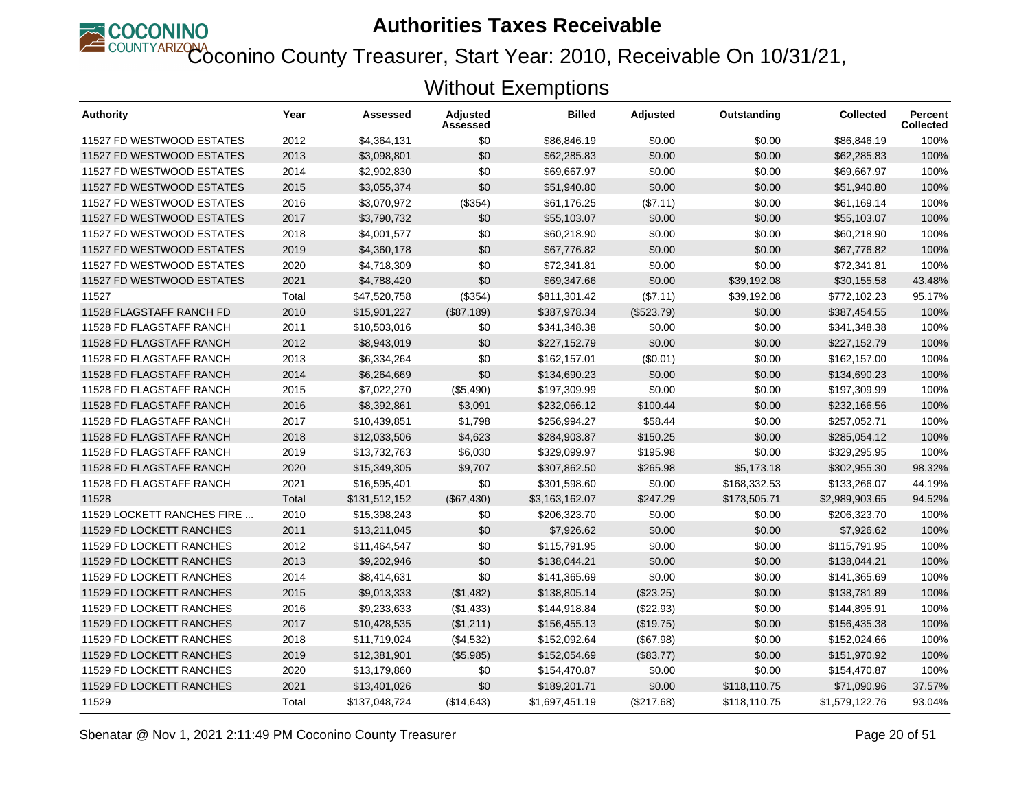# Authorities Taxes Receivable

## Coconino County Treasurer, Start Year: 2010, Receivable On 10/31/21, Without Exemptions

| Authority | Year | Assessed | Adjusted Assessed | Billed | Adjusted | Outstanding | Collected | Percent Collected |
|---|---|---|---|---|---|---|---|---|
| 11527 FD WESTWOOD ESTATES | 2012 | $4,364,131 | $0 | $86,846.19 | $0.00 | $0.00 | $86,846.19 | 100% |
| 11527 FD WESTWOOD ESTATES | 2013 | $3,098,801 | $0 | $62,285.83 | $0.00 | $0.00 | $62,285.83 | 100% |
| 11527 FD WESTWOOD ESTATES | 2014 | $2,902,830 | $0 | $69,667.97 | $0.00 | $0.00 | $69,667.97 | 100% |
| 11527 FD WESTWOOD ESTATES | 2015 | $3,055,374 | $0 | $51,940.80 | $0.00 | $0.00 | $51,940.80 | 100% |
| 11527 FD WESTWOOD ESTATES | 2016 | $3,070,972 | ($354) | $61,176.25 | ($7.11) | $0.00 | $61,169.14 | 100% |
| 11527 FD WESTWOOD ESTATES | 2017 | $3,790,732 | $0 | $55,103.07 | $0.00 | $0.00 | $55,103.07 | 100% |
| 11527 FD WESTWOOD ESTATES | 2018 | $4,001,577 | $0 | $60,218.90 | $0.00 | $0.00 | $60,218.90 | 100% |
| 11527 FD WESTWOOD ESTATES | 2019 | $4,360,178 | $0 | $67,776.82 | $0.00 | $0.00 | $67,776.82 | 100% |
| 11527 FD WESTWOOD ESTATES | 2020 | $4,718,309 | $0 | $72,341.81 | $0.00 | $0.00 | $72,341.81 | 100% |
| 11527 FD WESTWOOD ESTATES | 2021 | $4,788,420 | $0 | $69,347.66 | $0.00 | $39,192.08 | $30,155.58 | 43.48% |
| 11527 | Total | $47,520,758 | ($354) | $811,301.42 | ($7.11) | $39,192.08 | $772,102.23 | 95.17% |
| 11528 FLAGSTAFF RANCH FD | 2010 | $15,901,227 | ($87,189) | $387,978.34 | ($523.79) | $0.00 | $387,454.55 | 100% |
| 11528 FD FLAGSTAFF RANCH | 2011 | $10,503,016 | $0 | $341,348.38 | $0.00 | $0.00 | $341,348.38 | 100% |
| 11528 FD FLAGSTAFF RANCH | 2012 | $8,943,019 | $0 | $227,152.79 | $0.00 | $0.00 | $227,152.79 | 100% |
| 11528 FD FLAGSTAFF RANCH | 2013 | $6,334,264 | $0 | $162,157.01 | ($0.01) | $0.00 | $162,157.00 | 100% |
| 11528 FD FLAGSTAFF RANCH | 2014 | $6,264,669 | $0 | $134,690.23 | $0.00 | $0.00 | $134,690.23 | 100% |
| 11528 FD FLAGSTAFF RANCH | 2015 | $7,022,270 | ($5,490) | $197,309.99 | $0.00 | $0.00 | $197,309.99 | 100% |
| 11528 FD FLAGSTAFF RANCH | 2016 | $8,392,861 | $3,091 | $232,066.12 | $100.44 | $0.00 | $232,166.56 | 100% |
| 11528 FD FLAGSTAFF RANCH | 2017 | $10,439,851 | $1,798 | $256,994.27 | $58.44 | $0.00 | $257,052.71 | 100% |
| 11528 FD FLAGSTAFF RANCH | 2018 | $12,033,506 | $4,623 | $284,903.87 | $150.25 | $0.00 | $285,054.12 | 100% |
| 11528 FD FLAGSTAFF RANCH | 2019 | $13,732,763 | $6,030 | $329,099.97 | $195.98 | $0.00 | $329,295.95 | 100% |
| 11528 FD FLAGSTAFF RANCH | 2020 | $15,349,305 | $9,707 | $307,862.50 | $265.98 | $5,173.18 | $302,955.30 | 98.32% |
| 11528 FD FLAGSTAFF RANCH | 2021 | $16,595,401 | $0 | $301,598.60 | $0.00 | $168,332.53 | $133,266.07 | 44.19% |
| 11528 | Total | $131,512,152 | ($67,430) | $3,163,162.07 | $247.29 | $173,505.71 | $2,989,903.65 | 94.52% |
| 11529 LOCKETT RANCHES FIRE ... | 2010 | $15,398,243 | $0 | $206,323.70 | $0.00 | $0.00 | $206,323.70 | 100% |
| 11529 FD LOCKETT RANCHES | 2011 | $13,211,045 | $0 | $7,926.62 | $0.00 | $0.00 | $7,926.62 | 100% |
| 11529 FD LOCKETT RANCHES | 2012 | $11,464,547 | $0 | $115,791.95 | $0.00 | $0.00 | $115,791.95 | 100% |
| 11529 FD LOCKETT RANCHES | 2013 | $9,202,946 | $0 | $138,044.21 | $0.00 | $0.00 | $138,044.21 | 100% |
| 11529 FD LOCKETT RANCHES | 2014 | $8,414,631 | $0 | $141,365.69 | $0.00 | $0.00 | $141,365.69 | 100% |
| 11529 FD LOCKETT RANCHES | 2015 | $9,013,333 | ($1,482) | $138,805.14 | ($23.25) | $0.00 | $138,781.89 | 100% |
| 11529 FD LOCKETT RANCHES | 2016 | $9,233,633 | ($1,433) | $144,918.84 | ($22.93) | $0.00 | $144,895.91 | 100% |
| 11529 FD LOCKETT RANCHES | 2017 | $10,428,535 | ($1,211) | $156,455.13 | ($19.75) | $0.00 | $156,435.38 | 100% |
| 11529 FD LOCKETT RANCHES | 2018 | $11,719,024 | ($4,532) | $152,092.64 | ($67.98) | $0.00 | $152,024.66 | 100% |
| 11529 FD LOCKETT RANCHES | 2019 | $12,381,901 | ($5,985) | $152,054.69 | ($83.77) | $0.00 | $151,970.92 | 100% |
| 11529 FD LOCKETT RANCHES | 2020 | $13,179,860 | $0 | $154,470.87 | $0.00 | $0.00 | $154,470.87 | 100% |
| 11529 FD LOCKETT RANCHES | 2021 | $13,401,026 | $0 | $189,201.71 | $0.00 | $118,110.75 | $71,090.96 | 37.57% |
| 11529 | Total | $137,048,724 | ($14,643) | $1,697,451.19 | ($217.68) | $118,110.75 | $1,579,122.76 | 93.04% |

Sbenatar @ Nov 1, 2021 2:11:49 PM Coconino County Treasurer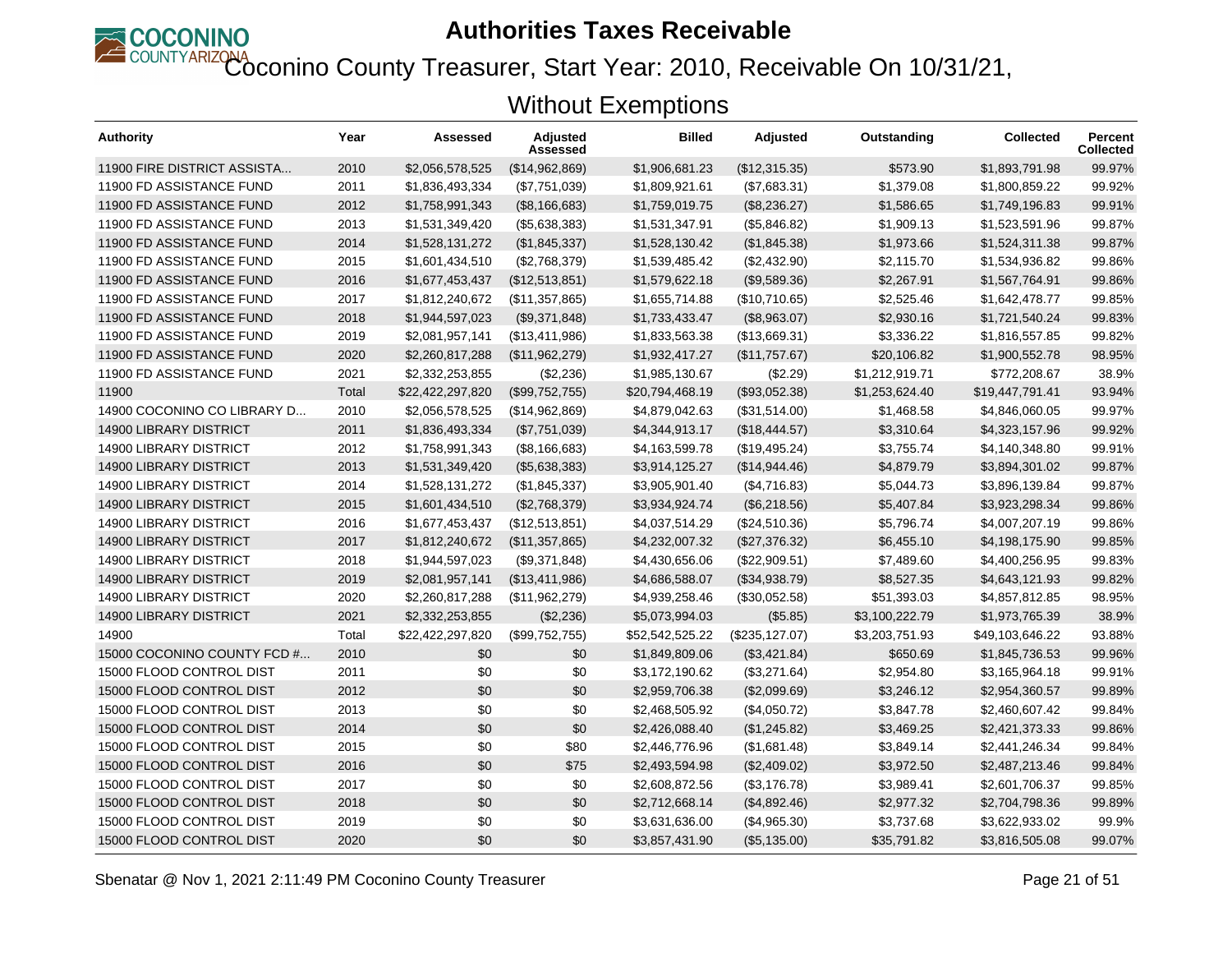# Authorities Taxes Receivable

## Coconino County Treasurer, Start Year: 2010, Receivable On 10/31/21, Without Exemptions

| Authority | Year | Assessed | Adjusted Assessed | Billed | Adjusted | Outstanding | Collected | Percent Collected |
|---|---|---|---|---|---|---|---|---|
| 11900 FIRE DISTRICT ASSISTA... | 2010 | $2,056,578,525 | ($14,962,869) | $1,906,681.23 | ($12,315.35) | $573.90 | $1,893,791.98 | 99.97% |
| 11900 FD ASSISTANCE FUND | 2011 | $1,836,493,334 | ($7,751,039) | $1,809,921.61 | ($7,683.31) | $1,379.08 | $1,800,859.22 | 99.92% |
| 11900 FD ASSISTANCE FUND | 2012 | $1,758,991,343 | ($8,166,683) | $1,759,019.75 | ($8,236.27) | $1,586.65 | $1,749,196.83 | 99.91% |
| 11900 FD ASSISTANCE FUND | 2013 | $1,531,349,420 | ($5,638,383) | $1,531,347.91 | ($5,846.82) | $1,909.13 | $1,523,591.96 | 99.87% |
| 11900 FD ASSISTANCE FUND | 2014 | $1,528,131,272 | ($1,845,337) | $1,528,130.42 | ($1,845.38) | $1,973.66 | $1,524,311.38 | 99.87% |
| 11900 FD ASSISTANCE FUND | 2015 | $1,601,434,510 | ($2,768,379) | $1,539,485.42 | ($2,432.90) | $2,115.70 | $1,534,936.82 | 99.86% |
| 11900 FD ASSISTANCE FUND | 2016 | $1,677,453,437 | ($12,513,851) | $1,579,622.18 | ($9,589.36) | $2,267.91 | $1,567,764.91 | 99.86% |
| 11900 FD ASSISTANCE FUND | 2017 | $1,812,240,672 | ($11,357,865) | $1,655,714.88 | ($10,710.65) | $2,525.46 | $1,642,478.77 | 99.85% |
| 11900 FD ASSISTANCE FUND | 2018 | $1,944,597,023 | ($9,371,848) | $1,733,433.47 | ($8,963.07) | $2,930.16 | $1,721,540.24 | 99.83% |
| 11900 FD ASSISTANCE FUND | 2019 | $2,081,957,141 | ($13,411,986) | $1,833,563.38 | ($13,669.31) | $3,336.22 | $1,816,557.85 | 99.82% |
| 11900 FD ASSISTANCE FUND | 2020 | $2,260,817,288 | ($11,962,279) | $1,932,417.27 | ($11,757.67) | $20,106.82 | $1,900,552.78 | 98.95% |
| 11900 FD ASSISTANCE FUND | 2021 | $2,332,253,855 | ($2,236) | $1,985,130.67 | ($2.29) | $1,212,919.71 | $772,208.67 | 38.9% |
| 11900 | Total | $22,422,297,820 | ($99,752,755) | $20,794,468.19 | ($93,052.38) | $1,253,624.40 | $19,447,791.41 | 93.94% |
| 14900 COCONINO CO LIBRARY D... | 2010 | $2,056,578,525 | ($14,962,869) | $4,879,042.63 | ($31,514.00) | $1,468.58 | $4,846,060.05 | 99.97% |
| 14900 LIBRARY DISTRICT | 2011 | $1,836,493,334 | ($7,751,039) | $4,344,913.17 | ($18,444.57) | $3,310.64 | $4,323,157.96 | 99.92% |
| 14900 LIBRARY DISTRICT | 2012 | $1,758,991,343 | ($8,166,683) | $4,163,599.78 | ($19,495.24) | $3,755.74 | $4,140,348.80 | 99.91% |
| 14900 LIBRARY DISTRICT | 2013 | $1,531,349,420 | ($5,638,383) | $3,914,125.27 | ($14,944.46) | $4,879.79 | $3,894,301.02 | 99.87% |
| 14900 LIBRARY DISTRICT | 2014 | $1,528,131,272 | ($1,845,337) | $3,905,901.40 | ($4,716.83) | $5,044.73 | $3,896,139.84 | 99.87% |
| 14900 LIBRARY DISTRICT | 2015 | $1,601,434,510 | ($2,768,379) | $3,934,924.74 | ($6,218.56) | $5,407.84 | $3,923,298.34 | 99.86% |
| 14900 LIBRARY DISTRICT | 2016 | $1,677,453,437 | ($12,513,851) | $4,037,514.29 | ($24,510.36) | $5,796.74 | $4,007,207.19 | 99.86% |
| 14900 LIBRARY DISTRICT | 2017 | $1,812,240,672 | ($11,357,865) | $4,232,007.32 | ($27,376.32) | $6,455.10 | $4,198,175.90 | 99.85% |
| 14900 LIBRARY DISTRICT | 2018 | $1,944,597,023 | ($9,371,848) | $4,430,656.06 | ($22,909.51) | $7,489.60 | $4,400,256.95 | 99.83% |
| 14900 LIBRARY DISTRICT | 2019 | $2,081,957,141 | ($13,411,986) | $4,686,588.07 | ($34,938.79) | $8,527.35 | $4,643,121.93 | 99.82% |
| 14900 LIBRARY DISTRICT | 2020 | $2,260,817,288 | ($11,962,279) | $4,939,258.46 | ($30,052.58) | $51,393.03 | $4,857,812.85 | 98.95% |
| 14900 LIBRARY DISTRICT | 2021 | $2,332,253,855 | ($2,236) | $5,073,994.03 | ($5.85) | $3,100,222.79 | $1,973,765.39 | 38.9% |
| 14900 | Total | $22,422,297,820 | ($99,752,755) | $52,542,525.22 | ($235,127.07) | $3,203,751.93 | $49,103,646.22 | 93.88% |
| 15000 COCONINO COUNTY FCD #... | 2010 | $0 | $0 | $1,849,809.06 | ($3,421.84) | $650.69 | $1,845,736.53 | 99.96% |
| 15000 FLOOD CONTROL DIST | 2011 | $0 | $0 | $3,172,190.62 | ($3,271.64) | $2,954.80 | $3,165,964.18 | 99.91% |
| 15000 FLOOD CONTROL DIST | 2012 | $0 | $0 | $2,959,706.38 | ($2,099.69) | $3,246.12 | $2,954,360.57 | 99.89% |
| 15000 FLOOD CONTROL DIST | 2013 | $0 | $0 | $2,468,505.92 | ($4,050.72) | $3,847.78 | $2,460,607.42 | 99.84% |
| 15000 FLOOD CONTROL DIST | 2014 | $0 | $0 | $2,426,088.40 | ($1,245.82) | $3,469.25 | $2,421,373.33 | 99.86% |
| 15000 FLOOD CONTROL DIST | 2015 | $0 | $80 | $2,446,776.96 | ($1,681.48) | $3,849.14 | $2,441,246.34 | 99.84% |
| 15000 FLOOD CONTROL DIST | 2016 | $0 | $75 | $2,493,594.98 | ($2,409.02) | $3,972.50 | $2,487,213.46 | 99.84% |
| 15000 FLOOD CONTROL DIST | 2017 | $0 | $0 | $2,608,872.56 | ($3,176.78) | $3,989.41 | $2,601,706.37 | 99.85% |
| 15000 FLOOD CONTROL DIST | 2018 | $0 | $0 | $2,712,668.14 | ($4,892.46) | $2,977.32 | $2,704,798.36 | 99.89% |
| 15000 FLOOD CONTROL DIST | 2019 | $0 | $0 | $3,631,636.00 | ($4,965.30) | $3,737.68 | $3,622,933.02 | 99.9% |
| 15000 FLOOD CONTROL DIST | 2020 | $0 | $0 | $3,857,431.90 | ($5,135.00) | $35,791.82 | $3,816,505.08 | 99.07% |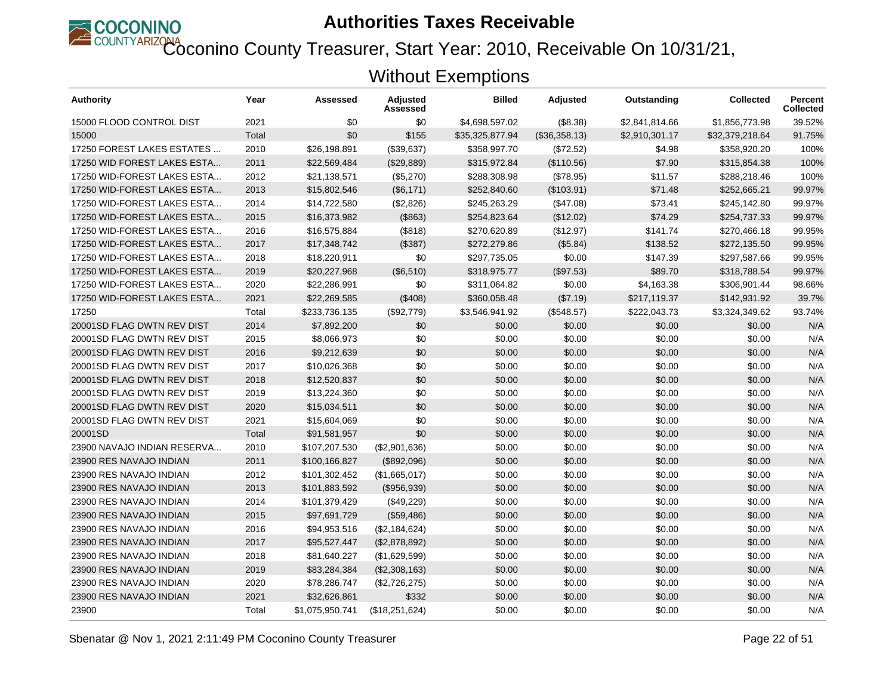# Authorities Taxes Receivable

## Coconino County Treasurer, Start Year: 2010, Receivable On 10/31/21, Without Exemptions

| Authority | Year | Assessed | Adjusted Assessed | Billed | Adjusted | Outstanding | Collected | Percent Collected |
|---|---|---|---|---|---|---|---|---|
| 15000 FLOOD CONTROL DIST | 2021 | $0 | $0 | $4,698,597.02 | ($8.38) | $2,841,814.66 | $1,856,773.98 | 39.52% |
| 15000 | Total | $0 | $155 | $35,325,877.94 | ($36,358.13) | $2,910,301.17 | $32,379,218.64 | 91.75% |
| 17250 FOREST LAKES ESTATES ... | 2010 | $26,198,891 | ($39,637) | $358,997.70 | ($72.52) | $4.98 | $358,920.20 | 100% |
| 17250 WID FOREST LAKES ESTA... | 2011 | $22,569,484 | ($29,889) | $315,972.84 | ($110.56) | $7.90 | $315,854.38 | 100% |
| 17250 WID-FOREST LAKES ESTA... | 2012 | $21,138,571 | ($5,270) | $288,308.98 | ($78.95) | $11.57 | $288,218.46 | 100% |
| 17250 WID-FOREST LAKES ESTA... | 2013 | $15,802,546 | ($6,171) | $252,840.60 | ($103.91) | $71.48 | $252,665.21 | 99.97% |
| 17250 WID-FOREST LAKES ESTA... | 2014 | $14,722,580 | ($2,826) | $245,263.29 | ($47.08) | $73.41 | $245,142.80 | 99.97% |
| 17250 WID-FOREST LAKES ESTA... | 2015 | $16,373,982 | ($863) | $254,823.64 | ($12.02) | $74.29 | $254,737.33 | 99.97% |
| 17250 WID-FOREST LAKES ESTA... | 2016 | $16,575,884 | ($818) | $270,620.89 | ($12.97) | $141.74 | $270,466.18 | 99.95% |
| 17250 WID-FOREST LAKES ESTA... | 2017 | $17,348,742 | ($387) | $272,279.86 | ($5.84) | $138.52 | $272,135.50 | 99.95% |
| 17250 WID-FOREST LAKES ESTA... | 2018 | $18,220,911 | $0 | $297,735.05 | $0.00 | $147.39 | $297,587.66 | 99.95% |
| 17250 WID-FOREST LAKES ESTA... | 2019 | $20,227,968 | ($6,510) | $318,975.77 | ($97.53) | $89.70 | $318,788.54 | 99.97% |
| 17250 WID-FOREST LAKES ESTA... | 2020 | $22,286,991 | $0 | $311,064.82 | $0.00 | $4,163.38 | $306,901.44 | 98.66% |
| 17250 WID-FOREST LAKES ESTA... | 2021 | $22,269,585 | ($408) | $360,058.48 | ($7.19) | $217,119.37 | $142,931.92 | 39.7% |
| 17250 | Total | $233,736,135 | ($92,779) | $3,546,941.92 | ($548.57) | $222,043.73 | $3,324,349.62 | 93.74% |
| 20001SD FLAG DWTN REV DIST | 2014 | $7,892,200 | $0 | $0.00 | $0.00 | $0.00 | $0.00 | N/A |
| 20001SD FLAG DWTN REV DIST | 2015 | $8,066,973 | $0 | $0.00 | $0.00 | $0.00 | $0.00 | N/A |
| 20001SD FLAG DWTN REV DIST | 2016 | $9,212,639 | $0 | $0.00 | $0.00 | $0.00 | $0.00 | N/A |
| 20001SD FLAG DWTN REV DIST | 2017 | $10,026,368 | $0 | $0.00 | $0.00 | $0.00 | $0.00 | N/A |
| 20001SD FLAG DWTN REV DIST | 2018 | $12,520,837 | $0 | $0.00 | $0.00 | $0.00 | $0.00 | N/A |
| 20001SD FLAG DWTN REV DIST | 2019 | $13,224,360 | $0 | $0.00 | $0.00 | $0.00 | $0.00 | N/A |
| 20001SD FLAG DWTN REV DIST | 2020 | $15,034,511 | $0 | $0.00 | $0.00 | $0.00 | $0.00 | N/A |
| 20001SD FLAG DWTN REV DIST | 2021 | $15,604,069 | $0 | $0.00 | $0.00 | $0.00 | $0.00 | N/A |
| 20001SD | Total | $91,581,957 | $0 | $0.00 | $0.00 | $0.00 | $0.00 | N/A |
| 23900 NAVAJO INDIAN RESERVA... | 2010 | $107,207,530 | ($2,901,636) | $0.00 | $0.00 | $0.00 | $0.00 | N/A |
| 23900 RES NAVAJO INDIAN | 2011 | $100,166,827 | ($892,096) | $0.00 | $0.00 | $0.00 | $0.00 | N/A |
| 23900 RES NAVAJO INDIAN | 2012 | $101,302,452 | ($1,665,017) | $0.00 | $0.00 | $0.00 | $0.00 | N/A |
| 23900 RES NAVAJO INDIAN | 2013 | $101,883,592 | ($956,939) | $0.00 | $0.00 | $0.00 | $0.00 | N/A |
| 23900 RES NAVAJO INDIAN | 2014 | $101,379,429 | ($49,229) | $0.00 | $0.00 | $0.00 | $0.00 | N/A |
| 23900 RES NAVAJO INDIAN | 2015 | $97,691,729 | ($59,486) | $0.00 | $0.00 | $0.00 | $0.00 | N/A |
| 23900 RES NAVAJO INDIAN | 2016 | $94,953,516 | ($2,184,624) | $0.00 | $0.00 | $0.00 | $0.00 | N/A |
| 23900 RES NAVAJO INDIAN | 2017 | $95,527,447 | ($2,878,892) | $0.00 | $0.00 | $0.00 | $0.00 | N/A |
| 23900 RES NAVAJO INDIAN | 2018 | $81,640,227 | ($1,629,599) | $0.00 | $0.00 | $0.00 | $0.00 | N/A |
| 23900 RES NAVAJO INDIAN | 2019 | $83,284,384 | ($2,308,163) | $0.00 | $0.00 | $0.00 | $0.00 | N/A |
| 23900 RES NAVAJO INDIAN | 2020 | $78,286,747 | ($2,726,275) | $0.00 | $0.00 | $0.00 | $0.00 | N/A |
| 23900 RES NAVAJO INDIAN | 2021 | $32,626,861 | $332 | $0.00 | $0.00 | $0.00 | $0.00 | N/A |
| 23900 | Total | $1,075,950,741 | ($18,251,624) | $0.00 | $0.00 | $0.00 | $0.00 | N/A |

Sbenatar @ Nov 1, 2021 2:11:49 PM Coconino County Treasurer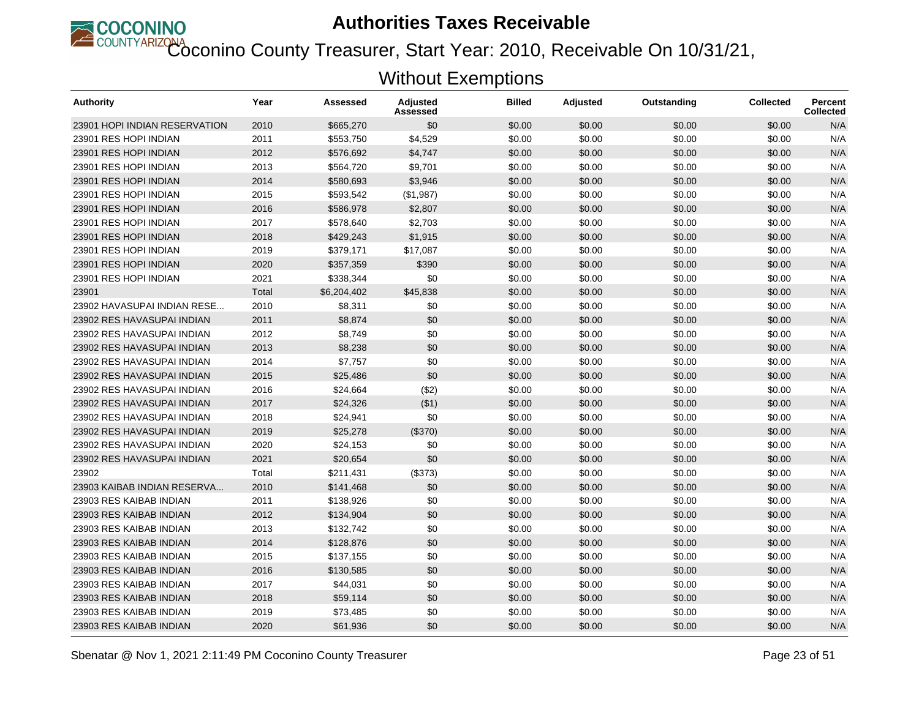# Authorities Taxes Receivable

## Coconino County Treasurer, Start Year: 2010, Receivable On 10/31/21, Without Exemptions

| Authority | Year | Assessed | Adjusted Assessed | Billed | Adjusted | Outstanding | Collected | Percent Collected |
|---|---|---|---|---|---|---|---|---|
| 23901 HOPI INDIAN RESERVATION | 2010 | $665,270 | $0 | $0.00 | $0.00 | $0.00 | $0.00 | N/A |
| 23901 RES HOPI INDIAN | 2011 | $553,750 | $4,529 | $0.00 | $0.00 | $0.00 | $0.00 | N/A |
| 23901 RES HOPI INDIAN | 2012 | $576,692 | $4,747 | $0.00 | $0.00 | $0.00 | $0.00 | N/A |
| 23901 RES HOPI INDIAN | 2013 | $564,720 | $9,701 | $0.00 | $0.00 | $0.00 | $0.00 | N/A |
| 23901 RES HOPI INDIAN | 2014 | $580,693 | $3,946 | $0.00 | $0.00 | $0.00 | $0.00 | N/A |
| 23901 RES HOPI INDIAN | 2015 | $593,542 | ($1,987) | $0.00 | $0.00 | $0.00 | $0.00 | N/A |
| 23901 RES HOPI INDIAN | 2016 | $586,978 | $2,807 | $0.00 | $0.00 | $0.00 | $0.00 | N/A |
| 23901 RES HOPI INDIAN | 2017 | $578,640 | $2,703 | $0.00 | $0.00 | $0.00 | $0.00 | N/A |
| 23901 RES HOPI INDIAN | 2018 | $429,243 | $1,915 | $0.00 | $0.00 | $0.00 | $0.00 | N/A |
| 23901 RES HOPI INDIAN | 2019 | $379,171 | $17,087 | $0.00 | $0.00 | $0.00 | $0.00 | N/A |
| 23901 RES HOPI INDIAN | 2020 | $357,359 | $390 | $0.00 | $0.00 | $0.00 | $0.00 | N/A |
| 23901 RES HOPI INDIAN | 2021 | $338,344 | $0 | $0.00 | $0.00 | $0.00 | $0.00 | N/A |
| 23901 | Total | $6,204,402 | $45,838 | $0.00 | $0.00 | $0.00 | $0.00 | N/A |
| 23902 HAVASUPAI INDIAN RESE... | 2010 | $8,311 | $0 | $0.00 | $0.00 | $0.00 | $0.00 | N/A |
| 23902 RES HAVASUPAI INDIAN | 2011 | $8,874 | $0 | $0.00 | $0.00 | $0.00 | $0.00 | N/A |
| 23902 RES HAVASUPAI INDIAN | 2012 | $8,749 | $0 | $0.00 | $0.00 | $0.00 | $0.00 | N/A |
| 23902 RES HAVASUPAI INDIAN | 2013 | $8,238 | $0 | $0.00 | $0.00 | $0.00 | $0.00 | N/A |
| 23902 RES HAVASUPAI INDIAN | 2014 | $7,757 | $0 | $0.00 | $0.00 | $0.00 | $0.00 | N/A |
| 23902 RES HAVASUPAI INDIAN | 2015 | $25,486 | $0 | $0.00 | $0.00 | $0.00 | $0.00 | N/A |
| 23902 RES HAVASUPAI INDIAN | 2016 | $24,664 | ($2) | $0.00 | $0.00 | $0.00 | $0.00 | N/A |
| 23902 RES HAVASUPAI INDIAN | 2017 | $24,326 | ($1) | $0.00 | $0.00 | $0.00 | $0.00 | N/A |
| 23902 RES HAVASUPAI INDIAN | 2018 | $24,941 | $0 | $0.00 | $0.00 | $0.00 | $0.00 | N/A |
| 23902 RES HAVASUPAI INDIAN | 2019 | $25,278 | ($370) | $0.00 | $0.00 | $0.00 | $0.00 | N/A |
| 23902 RES HAVASUPAI INDIAN | 2020 | $24,153 | $0 | $0.00 | $0.00 | $0.00 | $0.00 | N/A |
| 23902 RES HAVASUPAI INDIAN | 2021 | $20,654 | $0 | $0.00 | $0.00 | $0.00 | $0.00 | N/A |
| 23902 | Total | $211,431 | ($373) | $0.00 | $0.00 | $0.00 | $0.00 | N/A |
| 23903 KAIBAB INDIAN RESERVA... | 2010 | $141,468 | $0 | $0.00 | $0.00 | $0.00 | $0.00 | N/A |
| 23903 RES KAIBAB INDIAN | 2011 | $138,926 | $0 | $0.00 | $0.00 | $0.00 | $0.00 | N/A |
| 23903 RES KAIBAB INDIAN | 2012 | $134,904 | $0 | $0.00 | $0.00 | $0.00 | $0.00 | N/A |
| 23903 RES KAIBAB INDIAN | 2013 | $132,742 | $0 | $0.00 | $0.00 | $0.00 | $0.00 | N/A |
| 23903 RES KAIBAB INDIAN | 2014 | $128,876 | $0 | $0.00 | $0.00 | $0.00 | $0.00 | N/A |
| 23903 RES KAIBAB INDIAN | 2015 | $137,155 | $0 | $0.00 | $0.00 | $0.00 | $0.00 | N/A |
| 23903 RES KAIBAB INDIAN | 2016 | $130,585 | $0 | $0.00 | $0.00 | $0.00 | $0.00 | N/A |
| 23903 RES KAIBAB INDIAN | 2017 | $44,031 | $0 | $0.00 | $0.00 | $0.00 | $0.00 | N/A |
| 23903 RES KAIBAB INDIAN | 2018 | $59,114 | $0 | $0.00 | $0.00 | $0.00 | $0.00 | N/A |
| 23903 RES KAIBAB INDIAN | 2019 | $73,485 | $0 | $0.00 | $0.00 | $0.00 | $0.00 | N/A |
| 23903 RES KAIBAB INDIAN | 2020 | $61,936 | $0 | $0.00 | $0.00 | $0.00 | $0.00 | N/A |

Sbenatar @ Nov 1, 2021 2:11:49 PM Coconino County Treasurer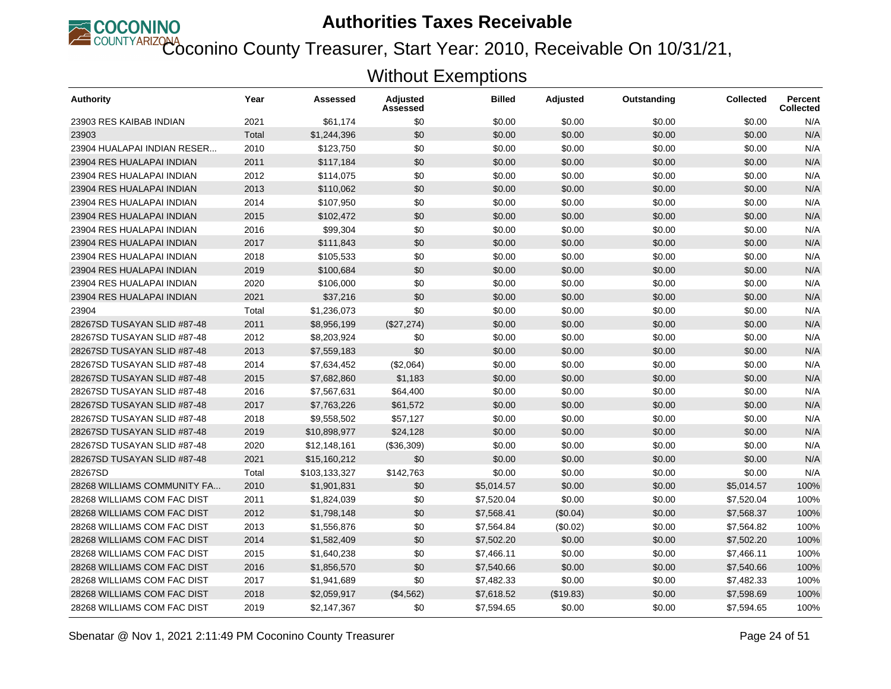# Authorities Taxes Receivable

## Coconino County Treasurer, Start Year: 2010, Receivable On 10/31/21, Without Exemptions

| Authority | Year | Assessed | Adjusted Assessed | Billed | Adjusted | Outstanding | Collected | Percent Collected |
|---|---|---|---|---|---|---|---|---|
| 23903 RES KAIBAB INDIAN | 2021 | $61,174 | $0 | $0.00 | $0.00 | $0.00 | $0.00 | N/A |
| 23903 | Total | $1,244,396 | $0 | $0.00 | $0.00 | $0.00 | $0.00 | N/A |
| 23904 HUALAPAI INDIAN RESER... | 2010 | $123,750 | $0 | $0.00 | $0.00 | $0.00 | $0.00 | N/A |
| 23904 RES HUALAPAI INDIAN | 2011 | $117,184 | $0 | $0.00 | $0.00 | $0.00 | $0.00 | N/A |
| 23904 RES HUALAPAI INDIAN | 2012 | $114,075 | $0 | $0.00 | $0.00 | $0.00 | $0.00 | N/A |
| 23904 RES HUALAPAI INDIAN | 2013 | $110,062 | $0 | $0.00 | $0.00 | $0.00 | $0.00 | N/A |
| 23904 RES HUALAPAI INDIAN | 2014 | $107,950 | $0 | $0.00 | $0.00 | $0.00 | $0.00 | N/A |
| 23904 RES HUALAPAI INDIAN | 2015 | $102,472 | $0 | $0.00 | $0.00 | $0.00 | $0.00 | N/A |
| 23904 RES HUALAPAI INDIAN | 2016 | $99,304 | $0 | $0.00 | $0.00 | $0.00 | $0.00 | N/A |
| 23904 RES HUALAPAI INDIAN | 2017 | $111,843 | $0 | $0.00 | $0.00 | $0.00 | $0.00 | N/A |
| 23904 RES HUALAPAI INDIAN | 2018 | $105,533 | $0 | $0.00 | $0.00 | $0.00 | $0.00 | N/A |
| 23904 RES HUALAPAI INDIAN | 2019 | $100,684 | $0 | $0.00 | $0.00 | $0.00 | $0.00 | N/A |
| 23904 RES HUALAPAI INDIAN | 2020 | $106,000 | $0 | $0.00 | $0.00 | $0.00 | $0.00 | N/A |
| 23904 RES HUALAPAI INDIAN | 2021 | $37,216 | $0 | $0.00 | $0.00 | $0.00 | $0.00 | N/A |
| 23904 | Total | $1,236,073 | $0 | $0.00 | $0.00 | $0.00 | $0.00 | N/A |
| 28267SD TUSAYAN SLID #87-48 | 2011 | $8,956,199 | ($27,274) | $0.00 | $0.00 | $0.00 | $0.00 | N/A |
| 28267SD TUSAYAN SLID #87-48 | 2012 | $8,203,924 | $0 | $0.00 | $0.00 | $0.00 | $0.00 | N/A |
| 28267SD TUSAYAN SLID #87-48 | 2013 | $7,559,183 | $0 | $0.00 | $0.00 | $0.00 | $0.00 | N/A |
| 28267SD TUSAYAN SLID #87-48 | 2014 | $7,634,452 | ($2,064) | $0.00 | $0.00 | $0.00 | $0.00 | N/A |
| 28267SD TUSAYAN SLID #87-48 | 2015 | $7,682,860 | $1,183 | $0.00 | $0.00 | $0.00 | $0.00 | N/A |
| 28267SD TUSAYAN SLID #87-48 | 2016 | $7,567,631 | $64,400 | $0.00 | $0.00 | $0.00 | $0.00 | N/A |
| 28267SD TUSAYAN SLID #87-48 | 2017 | $7,763,226 | $61,572 | $0.00 | $0.00 | $0.00 | $0.00 | N/A |
| 28267SD TUSAYAN SLID #87-48 | 2018 | $9,558,502 | $57,127 | $0.00 | $0.00 | $0.00 | $0.00 | N/A |
| 28267SD TUSAYAN SLID #87-48 | 2019 | $10,898,977 | $24,128 | $0.00 | $0.00 | $0.00 | $0.00 | N/A |
| 28267SD TUSAYAN SLID #87-48 | 2020 | $12,148,161 | ($36,309) | $0.00 | $0.00 | $0.00 | $0.00 | N/A |
| 28267SD TUSAYAN SLID #87-48 | 2021 | $15,160,212 | $0 | $0.00 | $0.00 | $0.00 | $0.00 | N/A |
| 28267SD | Total | $103,133,327 | $142,763 | $0.00 | $0.00 | $0.00 | $0.00 | N/A |
| 28268 WILLIAMS COMMUNITY FA... | 2010 | $1,901,831 | $0 | $5,014.57 | $0.00 | $0.00 | $5,014.57 | 100% |
| 28268 WILLIAMS COM FAC DIST | 2011 | $1,824,039 | $0 | $7,520.04 | $0.00 | $0.00 | $7,520.04 | 100% |
| 28268 WILLIAMS COM FAC DIST | 2012 | $1,798,148 | $0 | $7,568.41 | ($0.04) | $0.00 | $7,568.37 | 100% |
| 28268 WILLIAMS COM FAC DIST | 2013 | $1,556,876 | $0 | $7,564.84 | ($0.02) | $0.00 | $7,564.82 | 100% |
| 28268 WILLIAMS COM FAC DIST | 2014 | $1,582,409 | $0 | $7,502.20 | $0.00 | $0.00 | $7,502.20 | 100% |
| 28268 WILLIAMS COM FAC DIST | 2015 | $1,640,238 | $0 | $7,466.11 | $0.00 | $0.00 | $7,466.11 | 100% |
| 28268 WILLIAMS COM FAC DIST | 2016 | $1,856,570 | $0 | $7,540.66 | $0.00 | $0.00 | $7,540.66 | 100% |
| 28268 WILLIAMS COM FAC DIST | 2017 | $1,941,689 | $0 | $7,482.33 | $0.00 | $0.00 | $7,482.33 | 100% |
| 28268 WILLIAMS COM FAC DIST | 2018 | $2,059,917 | ($4,562) | $7,618.52 | ($19.83) | $0.00 | $7,598.69 | 100% |
| 28268 WILLIAMS COM FAC DIST | 2019 | $2,147,367 | $0 | $7,594.65 | $0.00 | $0.00 | $7,594.65 | 100% |

Sbenatar @ Nov 1, 2021 2:11:49 PM Coconino County Treasurer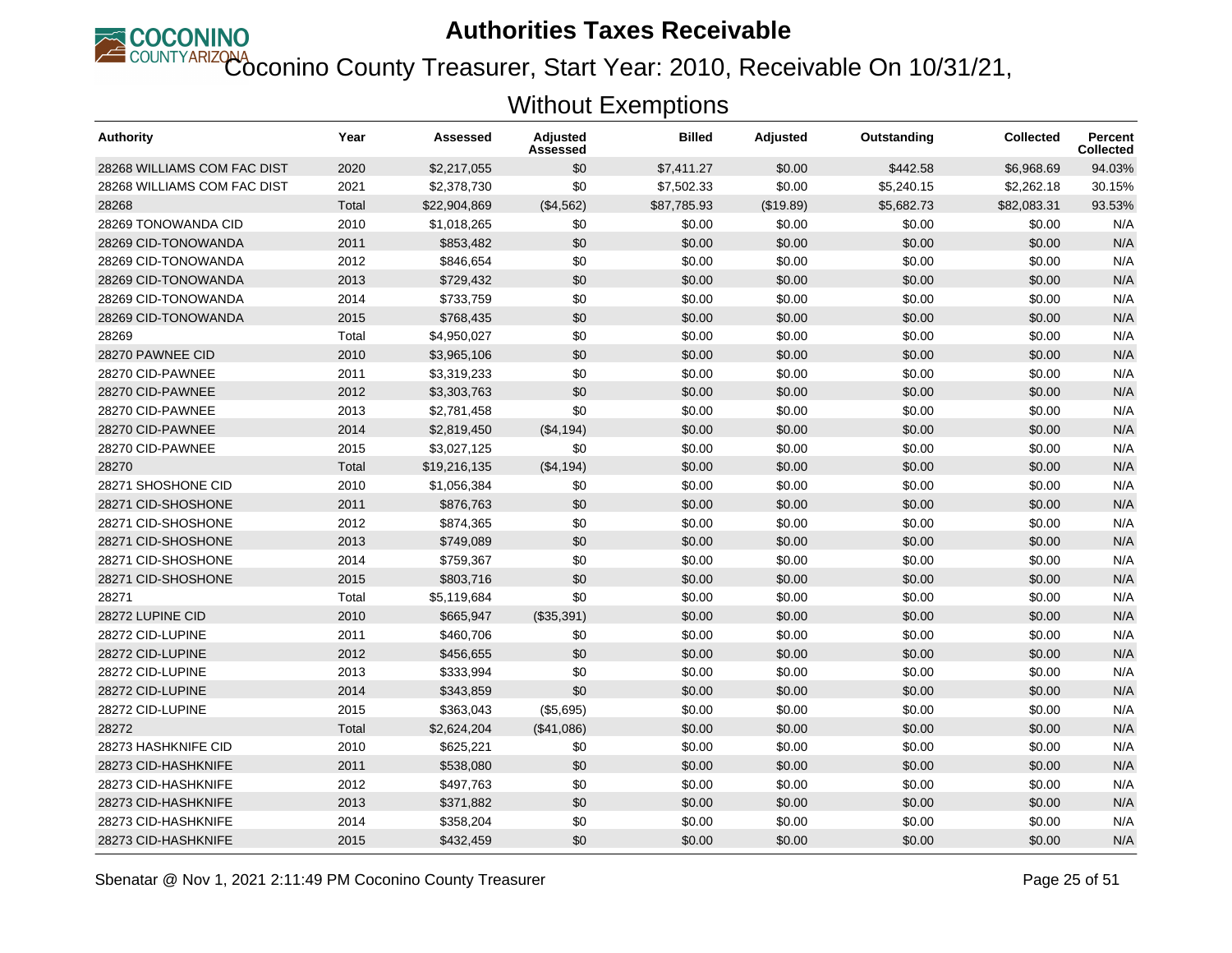# Authorities Taxes Receivable

## Coconino County Treasurer, Start Year: 2010, Receivable On 10/31/21, Without Exemptions

| Authority | Year | Assessed | Adjusted Assessed | Billed | Adjusted | Outstanding | Collected | Percent Collected |
|---|---|---|---|---|---|---|---|---|
| 28268 WILLIAMS COM FAC DIST | 2020 | $2,217,055 | $0 | $7,411.27 | $0.00 | $442.58 | $6,968.69 | 94.03% |
| 28268 WILLIAMS COM FAC DIST | 2021 | $2,378,730 | $0 | $7,502.33 | $0.00 | $5,240.15 | $2,262.18 | 30.15% |
| 28268 | Total | $22,904,869 | ($4,562) | $87,785.93 | ($19.89) | $5,682.73 | $82,083.31 | 93.53% |
| 28269 TONOWANDA CID | 2010 | $1,018,265 | $0 | $0.00 | $0.00 | $0.00 | $0.00 | N/A |
| 28269 CID-TONOWANDA | 2011 | $853,482 | $0 | $0.00 | $0.00 | $0.00 | $0.00 | N/A |
| 28269 CID-TONOWANDA | 2012 | $846,654 | $0 | $0.00 | $0.00 | $0.00 | $0.00 | N/A |
| 28269 CID-TONOWANDA | 2013 | $729,432 | $0 | $0.00 | $0.00 | $0.00 | $0.00 | N/A |
| 28269 CID-TONOWANDA | 2014 | $733,759 | $0 | $0.00 | $0.00 | $0.00 | $0.00 | N/A |
| 28269 CID-TONOWANDA | 2015 | $768,435 | $0 | $0.00 | $0.00 | $0.00 | $0.00 | N/A |
| 28269 | Total | $4,950,027 | $0 | $0.00 | $0.00 | $0.00 | $0.00 | N/A |
| 28270 PAWNEE CID | 2010 | $3,965,106 | $0 | $0.00 | $0.00 | $0.00 | $0.00 | N/A |
| 28270 CID-PAWNEE | 2011 | $3,319,233 | $0 | $0.00 | $0.00 | $0.00 | $0.00 | N/A |
| 28270 CID-PAWNEE | 2012 | $3,303,763 | $0 | $0.00 | $0.00 | $0.00 | $0.00 | N/A |
| 28270 CID-PAWNEE | 2013 | $2,781,458 | $0 | $0.00 | $0.00 | $0.00 | $0.00 | N/A |
| 28270 CID-PAWNEE | 2014 | $2,819,450 | ($4,194) | $0.00 | $0.00 | $0.00 | $0.00 | N/A |
| 28270 CID-PAWNEE | 2015 | $3,027,125 | $0 | $0.00 | $0.00 | $0.00 | $0.00 | N/A |
| 28270 | Total | $19,216,135 | ($4,194) | $0.00 | $0.00 | $0.00 | $0.00 | N/A |
| 28271 SHOSHONE CID | 2010 | $1,056,384 | $0 | $0.00 | $0.00 | $0.00 | $0.00 | N/A |
| 28271 CID-SHOSHONE | 2011 | $876,763 | $0 | $0.00 | $0.00 | $0.00 | $0.00 | N/A |
| 28271 CID-SHOSHONE | 2012 | $874,365 | $0 | $0.00 | $0.00 | $0.00 | $0.00 | N/A |
| 28271 CID-SHOSHONE | 2013 | $749,089 | $0 | $0.00 | $0.00 | $0.00 | $0.00 | N/A |
| 28271 CID-SHOSHONE | 2014 | $759,367 | $0 | $0.00 | $0.00 | $0.00 | $0.00 | N/A |
| 28271 CID-SHOSHONE | 2015 | $803,716 | $0 | $0.00 | $0.00 | $0.00 | $0.00 | N/A |
| 28271 | Total | $5,119,684 | $0 | $0.00 | $0.00 | $0.00 | $0.00 | N/A |
| 28272 LUPINE CID | 2010 | $665,947 | ($35,391) | $0.00 | $0.00 | $0.00 | $0.00 | N/A |
| 28272 CID-LUPINE | 2011 | $460,706 | $0 | $0.00 | $0.00 | $0.00 | $0.00 | N/A |
| 28272 CID-LUPINE | 2012 | $456,655 | $0 | $0.00 | $0.00 | $0.00 | $0.00 | N/A |
| 28272 CID-LUPINE | 2013 | $333,994 | $0 | $0.00 | $0.00 | $0.00 | $0.00 | N/A |
| 28272 CID-LUPINE | 2014 | $343,859 | $0 | $0.00 | $0.00 | $0.00 | $0.00 | N/A |
| 28272 CID-LUPINE | 2015 | $363,043 | ($5,695) | $0.00 | $0.00 | $0.00 | $0.00 | N/A |
| 28272 | Total | $2,624,204 | ($41,086) | $0.00 | $0.00 | $0.00 | $0.00 | N/A |
| 28273 HASHKNIFE CID | 2010 | $625,221 | $0 | $0.00 | $0.00 | $0.00 | $0.00 | N/A |
| 28273 CID-HASHKNIFE | 2011 | $538,080 | $0 | $0.00 | $0.00 | $0.00 | $0.00 | N/A |
| 28273 CID-HASHKNIFE | 2012 | $497,763 | $0 | $0.00 | $0.00 | $0.00 | $0.00 | N/A |
| 28273 CID-HASHKNIFE | 2013 | $371,882 | $0 | $0.00 | $0.00 | $0.00 | $0.00 | N/A |
| 28273 CID-HASHKNIFE | 2014 | $358,204 | $0 | $0.00 | $0.00 | $0.00 | $0.00 | N/A |
| 28273 CID-HASHKNIFE | 2015 | $432,459 | $0 | $0.00 | $0.00 | $0.00 | $0.00 | N/A |

Sbenatar @ Nov 1, 2021 2:11:49 PM Coconino County Treasurer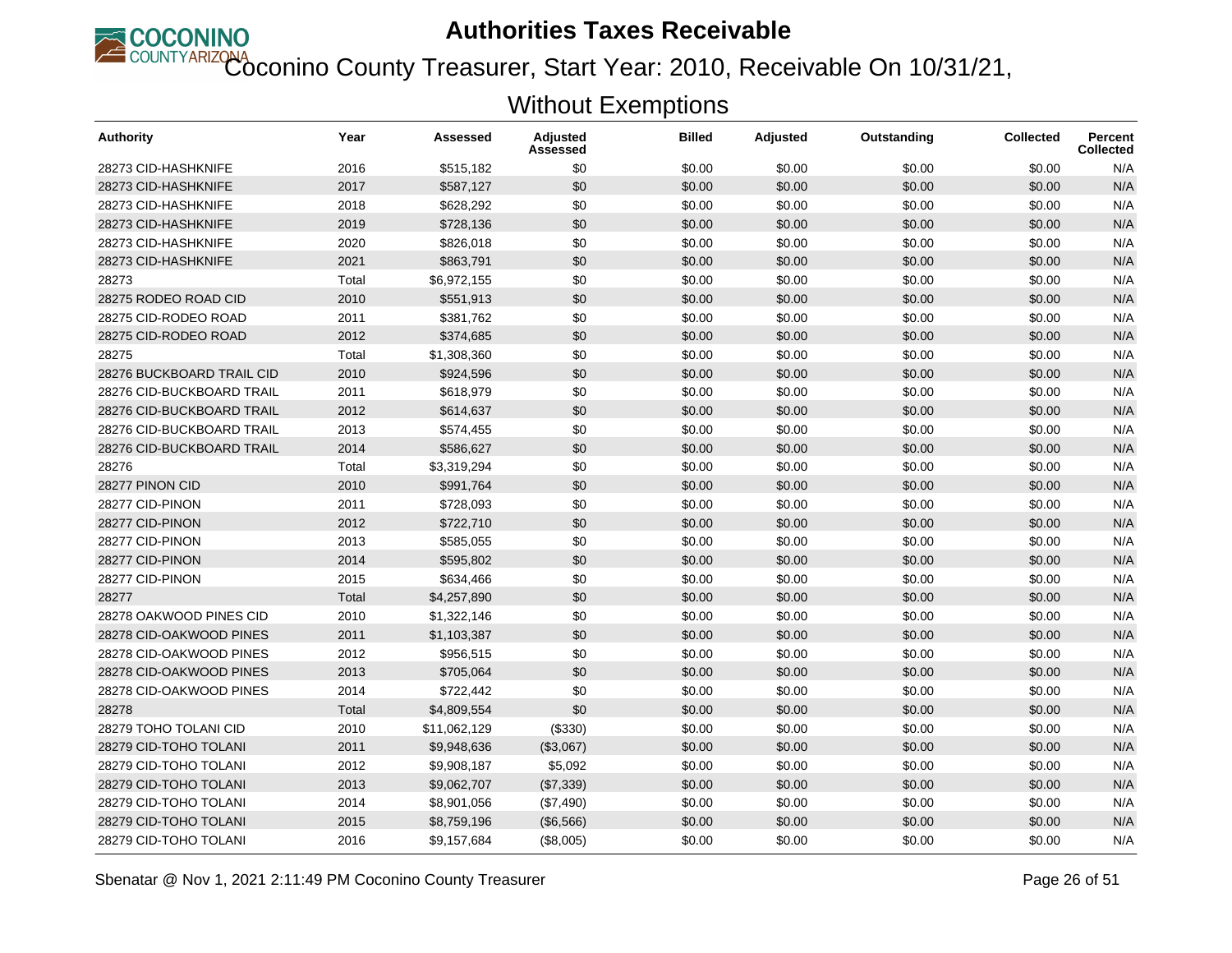# Authorities Taxes Receivable

## Coconino County Treasurer, Start Year: 2010, Receivable On 10/31/21, Without Exemptions

| Authority | Year | Assessed | Adjusted Assessed | Billed | Adjusted | Outstanding | Collected | Percent Collected |
|---|---|---|---|---|---|---|---|---|
| 28273 CID-HASHKNIFE | 2016 | $515,182 | $0 | $0.00 | $0.00 | $0.00 | $0.00 | N/A |
| 28273 CID-HASHKNIFE | 2017 | $587,127 | $0 | $0.00 | $0.00 | $0.00 | $0.00 | N/A |
| 28273 CID-HASHKNIFE | 2018 | $628,292 | $0 | $0.00 | $0.00 | $0.00 | $0.00 | N/A |
| 28273 CID-HASHKNIFE | 2019 | $728,136 | $0 | $0.00 | $0.00 | $0.00 | $0.00 | N/A |
| 28273 CID-HASHKNIFE | 2020 | $826,018 | $0 | $0.00 | $0.00 | $0.00 | $0.00 | N/A |
| 28273 CID-HASHKNIFE | 2021 | $863,791 | $0 | $0.00 | $0.00 | $0.00 | $0.00 | N/A |
| 28273 | Total | $6,972,155 | $0 | $0.00 | $0.00 | $0.00 | $0.00 | N/A |
| 28275 RODEO ROAD CID | 2010 | $551,913 | $0 | $0.00 | $0.00 | $0.00 | $0.00 | N/A |
| 28275 CID-RODEO ROAD | 2011 | $381,762 | $0 | $0.00 | $0.00 | $0.00 | $0.00 | N/A |
| 28275 CID-RODEO ROAD | 2012 | $374,685 | $0 | $0.00 | $0.00 | $0.00 | $0.00 | N/A |
| 28275 | Total | $1,308,360 | $0 | $0.00 | $0.00 | $0.00 | $0.00 | N/A |
| 28276 BUCKBOARD TRAIL CID | 2010 | $924,596 | $0 | $0.00 | $0.00 | $0.00 | $0.00 | N/A |
| 28276 CID-BUCKBOARD TRAIL | 2011 | $618,979 | $0 | $0.00 | $0.00 | $0.00 | $0.00 | N/A |
| 28276 CID-BUCKBOARD TRAIL | 2012 | $614,637 | $0 | $0.00 | $0.00 | $0.00 | $0.00 | N/A |
| 28276 CID-BUCKBOARD TRAIL | 2013 | $574,455 | $0 | $0.00 | $0.00 | $0.00 | $0.00 | N/A |
| 28276 CID-BUCKBOARD TRAIL | 2014 | $586,627 | $0 | $0.00 | $0.00 | $0.00 | $0.00 | N/A |
| 28276 | Total | $3,319,294 | $0 | $0.00 | $0.00 | $0.00 | $0.00 | N/A |
| 28277 PINON CID | 2010 | $991,764 | $0 | $0.00 | $0.00 | $0.00 | $0.00 | N/A |
| 28277 CID-PINON | 2011 | $728,093 | $0 | $0.00 | $0.00 | $0.00 | $0.00 | N/A |
| 28277 CID-PINON | 2012 | $722,710 | $0 | $0.00 | $0.00 | $0.00 | $0.00 | N/A |
| 28277 CID-PINON | 2013 | $585,055 | $0 | $0.00 | $0.00 | $0.00 | $0.00 | N/A |
| 28277 CID-PINON | 2014 | $595,802 | $0 | $0.00 | $0.00 | $0.00 | $0.00 | N/A |
| 28277 CID-PINON | 2015 | $634,466 | $0 | $0.00 | $0.00 | $0.00 | $0.00 | N/A |
| 28277 | Total | $4,257,890 | $0 | $0.00 | $0.00 | $0.00 | $0.00 | N/A |
| 28278 OAKWOOD PINES CID | 2010 | $1,322,146 | $0 | $0.00 | $0.00 | $0.00 | $0.00 | N/A |
| 28278 CID-OAKWOOD PINES | 2011 | $1,103,387 | $0 | $0.00 | $0.00 | $0.00 | $0.00 | N/A |
| 28278 CID-OAKWOOD PINES | 2012 | $956,515 | $0 | $0.00 | $0.00 | $0.00 | $0.00 | N/A |
| 28278 CID-OAKWOOD PINES | 2013 | $705,064 | $0 | $0.00 | $0.00 | $0.00 | $0.00 | N/A |
| 28278 CID-OAKWOOD PINES | 2014 | $722,442 | $0 | $0.00 | $0.00 | $0.00 | $0.00 | N/A |
| 28278 | Total | $4,809,554 | $0 | $0.00 | $0.00 | $0.00 | $0.00 | N/A |
| 28279 TOHO TOLANI CID | 2010 | $11,062,129 | ($330) | $0.00 | $0.00 | $0.00 | $0.00 | N/A |
| 28279 CID-TOHO TOLANI | 2011 | $9,948,636 | ($3,067) | $0.00 | $0.00 | $0.00 | $0.00 | N/A |
| 28279 CID-TOHO TOLANI | 2012 | $9,908,187 | $5,092 | $0.00 | $0.00 | $0.00 | $0.00 | N/A |
| 28279 CID-TOHO TOLANI | 2013 | $9,062,707 | ($7,339) | $0.00 | $0.00 | $0.00 | $0.00 | N/A |
| 28279 CID-TOHO TOLANI | 2014 | $8,901,056 | ($7,490) | $0.00 | $0.00 | $0.00 | $0.00 | N/A |
| 28279 CID-TOHO TOLANI | 2015 | $8,759,196 | ($6,566) | $0.00 | $0.00 | $0.00 | $0.00 | N/A |
| 28279 CID-TOHO TOLANI | 2016 | $9,157,684 | ($8,005) | $0.00 | $0.00 | $0.00 | $0.00 | N/A |

Sbenatar @ Nov 1, 2021 2:11:49 PM Coconino County Treasurer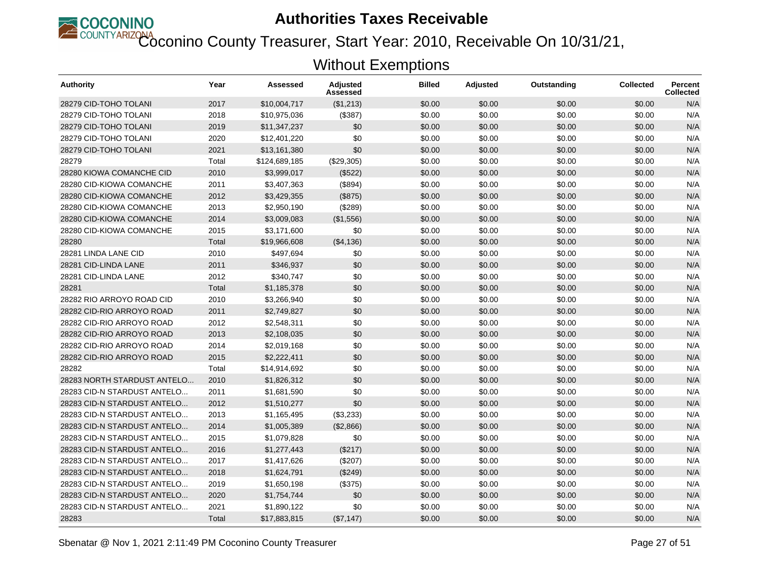# Authorities Taxes Receivable

## Coconino County Treasurer, Start Year: 2010, Receivable On 10/31/21, Without Exemptions

| Authority | Year | Assessed | Adjusted Assessed | Billed | Adjusted | Outstanding | Collected | Percent Collected |
|---|---|---|---|---|---|---|---|---|
| 28279 CID-TOHO TOLANI | 2017 | $10,004,717 | ($1,213) | $0.00 | $0.00 | $0.00 | $0.00 | N/A |
| 28279 CID-TOHO TOLANI | 2018 | $10,975,036 | ($387) | $0.00 | $0.00 | $0.00 | $0.00 | N/A |
| 28279 CID-TOHO TOLANI | 2019 | $11,347,237 | $0 | $0.00 | $0.00 | $0.00 | $0.00 | N/A |
| 28279 CID-TOHO TOLANI | 2020 | $12,401,220 | $0 | $0.00 | $0.00 | $0.00 | $0.00 | N/A |
| 28279 CID-TOHO TOLANI | 2021 | $13,161,380 | $0 | $0.00 | $0.00 | $0.00 | $0.00 | N/A |
| 28279 | Total | $124,689,185 | ($29,305) | $0.00 | $0.00 | $0.00 | $0.00 | N/A |
| 28280 KIOWA COMANCHE CID | 2010 | $3,999,017 | ($522) | $0.00 | $0.00 | $0.00 | $0.00 | N/A |
| 28280 CID-KIOWA COMANCHE | 2011 | $3,407,363 | ($894) | $0.00 | $0.00 | $0.00 | $0.00 | N/A |
| 28280 CID-KIOWA COMANCHE | 2012 | $3,429,355 | ($875) | $0.00 | $0.00 | $0.00 | $0.00 | N/A |
| 28280 CID-KIOWA COMANCHE | 2013 | $2,950,190 | ($289) | $0.00 | $0.00 | $0.00 | $0.00 | N/A |
| 28280 CID-KIOWA COMANCHE | 2014 | $3,009,083 | ($1,556) | $0.00 | $0.00 | $0.00 | $0.00 | N/A |
| 28280 CID-KIOWA COMANCHE | 2015 | $3,171,600 | $0 | $0.00 | $0.00 | $0.00 | $0.00 | N/A |
| 28280 | Total | $19,966,608 | ($4,136) | $0.00 | $0.00 | $0.00 | $0.00 | N/A |
| 28281 LINDA LANE CID | 2010 | $497,694 | $0 | $0.00 | $0.00 | $0.00 | $0.00 | N/A |
| 28281 CID-LINDA LANE | 2011 | $346,937 | $0 | $0.00 | $0.00 | $0.00 | $0.00 | N/A |
| 28281 CID-LINDA LANE | 2012 | $340,747 | $0 | $0.00 | $0.00 | $0.00 | $0.00 | N/A |
| 28281 | Total | $1,185,378 | $0 | $0.00 | $0.00 | $0.00 | $0.00 | N/A |
| 28282 RIO ARROYO ROAD CID | 2010 | $3,266,940 | $0 | $0.00 | $0.00 | $0.00 | $0.00 | N/A |
| 28282 CID-RIO ARROYO ROAD | 2011 | $2,749,827 | $0 | $0.00 | $0.00 | $0.00 | $0.00 | N/A |
| 28282 CID-RIO ARROYO ROAD | 2012 | $2,548,311 | $0 | $0.00 | $0.00 | $0.00 | $0.00 | N/A |
| 28282 CID-RIO ARROYO ROAD | 2013 | $2,108,035 | $0 | $0.00 | $0.00 | $0.00 | $0.00 | N/A |
| 28282 CID-RIO ARROYO ROAD | 2014 | $2,019,168 | $0 | $0.00 | $0.00 | $0.00 | $0.00 | N/A |
| 28282 CID-RIO ARROYO ROAD | 2015 | $2,222,411 | $0 | $0.00 | $0.00 | $0.00 | $0.00 | N/A |
| 28282 | Total | $14,914,692 | $0 | $0.00 | $0.00 | $0.00 | $0.00 | N/A |
| 28283 NORTH STARDUST ANTELO... | 2010 | $1,826,312 | $0 | $0.00 | $0.00 | $0.00 | $0.00 | N/A |
| 28283 CID-N STARDUST ANTELO... | 2011 | $1,681,590 | $0 | $0.00 | $0.00 | $0.00 | $0.00 | N/A |
| 28283 CID-N STARDUST ANTELO... | 2012 | $1,510,277 | $0 | $0.00 | $0.00 | $0.00 | $0.00 | N/A |
| 28283 CID-N STARDUST ANTELO... | 2013 | $1,165,495 | ($3,233) | $0.00 | $0.00 | $0.00 | $0.00 | N/A |
| 28283 CID-N STARDUST ANTELO... | 2014 | $1,005,389 | ($2,866) | $0.00 | $0.00 | $0.00 | $0.00 | N/A |
| 28283 CID-N STARDUST ANTELO... | 2015 | $1,079,828 | $0 | $0.00 | $0.00 | $0.00 | $0.00 | N/A |
| 28283 CID-N STARDUST ANTELO... | 2016 | $1,277,443 | ($217) | $0.00 | $0.00 | $0.00 | $0.00 | N/A |
| 28283 CID-N STARDUST ANTELO... | 2017 | $1,417,626 | ($207) | $0.00 | $0.00 | $0.00 | $0.00 | N/A |
| 28283 CID-N STARDUST ANTELO... | 2018 | $1,624,791 | ($249) | $0.00 | $0.00 | $0.00 | $0.00 | N/A |
| 28283 CID-N STARDUST ANTELO... | 2019 | $1,650,198 | ($375) | $0.00 | $0.00 | $0.00 | $0.00 | N/A |
| 28283 CID-N STARDUST ANTELO... | 2020 | $1,754,744 | $0 | $0.00 | $0.00 | $0.00 | $0.00 | N/A |
| 28283 CID-N STARDUST ANTELO... | 2021 | $1,890,122 | $0 | $0.00 | $0.00 | $0.00 | $0.00 | N/A |
| 28283 | Total | $17,883,815 | ($7,147) | $0.00 | $0.00 | $0.00 | $0.00 | N/A |

Sbenatar @ Nov 1, 2021 2:11:49 PM Coconino County Treasurer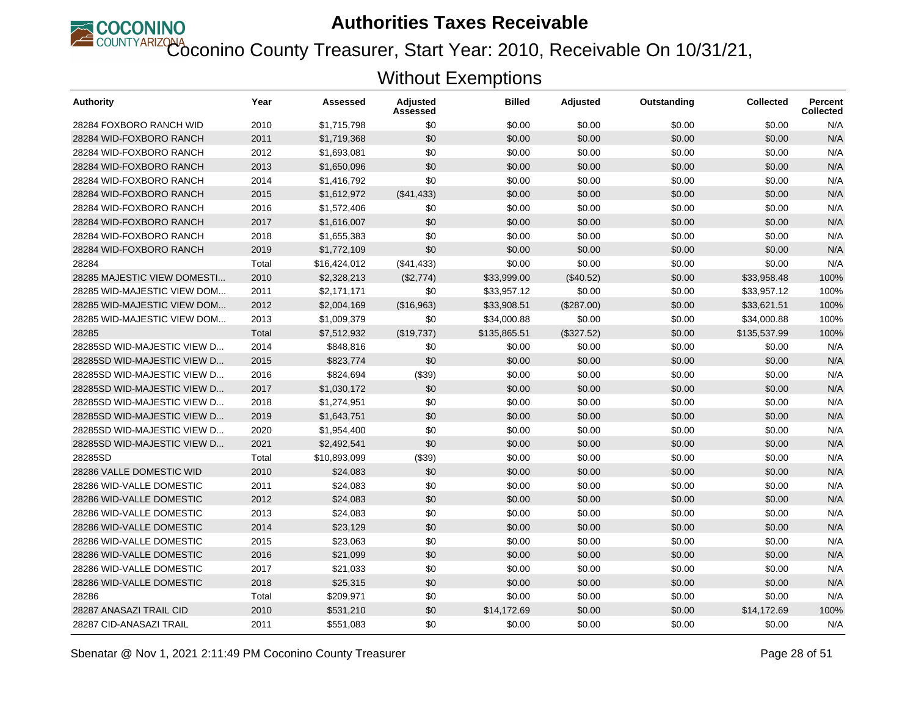# Authorities Taxes Receivable

## Coconino County Treasurer, Start Year: 2010, Receivable On 10/31/21, Without Exemptions

| Authority | Year | Assessed | Adjusted Assessed | Billed | Adjusted | Outstanding | Collected | Percent Collected |
|---|---|---|---|---|---|---|---|---|
| 28284 FOXBORO RANCH WID | 2010 | $1,715,798 | $0 | $0.00 | $0.00 | $0.00 | $0.00 | N/A |
| 28284 WID-FOXBORO RANCH | 2011 | $1,719,368 | $0 | $0.00 | $0.00 | $0.00 | $0.00 | N/A |
| 28284 WID-FOXBORO RANCH | 2012 | $1,693,081 | $0 | $0.00 | $0.00 | $0.00 | $0.00 | N/A |
| 28284 WID-FOXBORO RANCH | 2013 | $1,650,096 | $0 | $0.00 | $0.00 | $0.00 | $0.00 | N/A |
| 28284 WID-FOXBORO RANCH | 2014 | $1,416,792 | $0 | $0.00 | $0.00 | $0.00 | $0.00 | N/A |
| 28284 WID-FOXBORO RANCH | 2015 | $1,612,972 | ($41,433) | $0.00 | $0.00 | $0.00 | $0.00 | N/A |
| 28284 WID-FOXBORO RANCH | 2016 | $1,572,406 | $0 | $0.00 | $0.00 | $0.00 | $0.00 | N/A |
| 28284 WID-FOXBORO RANCH | 2017 | $1,616,007 | $0 | $0.00 | $0.00 | $0.00 | $0.00 | N/A |
| 28284 WID-FOXBORO RANCH | 2018 | $1,655,383 | $0 | $0.00 | $0.00 | $0.00 | $0.00 | N/A |
| 28284 WID-FOXBORO RANCH | 2019 | $1,772,109 | $0 | $0.00 | $0.00 | $0.00 | $0.00 | N/A |
| 28284 | Total | $16,424,012 | ($41,433) | $0.00 | $0.00 | $0.00 | $0.00 | N/A |
| 28285 MAJESTIC VIEW DOMESTI... | 2010 | $2,328,213 | ($2,774) | $33,999.00 | ($40.52) | $0.00 | $33,958.48 | 100% |
| 28285 WID-MAJESTIC VIEW DOM... | 2011 | $2,171,171 | $0 | $33,957.12 | $0.00 | $0.00 | $33,957.12 | 100% |
| 28285 WID-MAJESTIC VIEW DOM... | 2012 | $2,004,169 | ($16,963) | $33,908.51 | ($287.00) | $0.00 | $33,621.51 | 100% |
| 28285 WID-MAJESTIC VIEW DOM... | 2013 | $1,009,379 | $0 | $34,000.88 | $0.00 | $0.00 | $34,000.88 | 100% |
| 28285 | Total | $7,512,932 | ($19,737) | $135,865.51 | ($327.52) | $0.00 | $135,537.99 | 100% |
| 28285SD WID-MAJESTIC VIEW D... | 2014 | $848,816 | $0 | $0.00 | $0.00 | $0.00 | $0.00 | N/A |
| 28285SD WID-MAJESTIC VIEW D... | 2015 | $823,774 | $0 | $0.00 | $0.00 | $0.00 | $0.00 | N/A |
| 28285SD WID-MAJESTIC VIEW D... | 2016 | $824,694 | ($39) | $0.00 | $0.00 | $0.00 | $0.00 | N/A |
| 28285SD WID-MAJESTIC VIEW D... | 2017 | $1,030,172 | $0 | $0.00 | $0.00 | $0.00 | $0.00 | N/A |
| 28285SD WID-MAJESTIC VIEW D... | 2018 | $1,274,951 | $0 | $0.00 | $0.00 | $0.00 | $0.00 | N/A |
| 28285SD WID-MAJESTIC VIEW D... | 2019 | $1,643,751 | $0 | $0.00 | $0.00 | $0.00 | $0.00 | N/A |
| 28285SD WID-MAJESTIC VIEW D... | 2020 | $1,954,400 | $0 | $0.00 | $0.00 | $0.00 | $0.00 | N/A |
| 28285SD WID-MAJESTIC VIEW D... | 2021 | $2,492,541 | $0 | $0.00 | $0.00 | $0.00 | $0.00 | N/A |
| 28285SD | Total | $10,893,099 | ($39) | $0.00 | $0.00 | $0.00 | $0.00 | N/A |
| 28286 VALLE DOMESTIC WID | 2010 | $24,083 | $0 | $0.00 | $0.00 | $0.00 | $0.00 | N/A |
| 28286 WID-VALLE DOMESTIC | 2011 | $24,083 | $0 | $0.00 | $0.00 | $0.00 | $0.00 | N/A |
| 28286 WID-VALLE DOMESTIC | 2012 | $24,083 | $0 | $0.00 | $0.00 | $0.00 | $0.00 | N/A |
| 28286 WID-VALLE DOMESTIC | 2013 | $24,083 | $0 | $0.00 | $0.00 | $0.00 | $0.00 | N/A |
| 28286 WID-VALLE DOMESTIC | 2014 | $23,129 | $0 | $0.00 | $0.00 | $0.00 | $0.00 | N/A |
| 28286 WID-VALLE DOMESTIC | 2015 | $23,063 | $0 | $0.00 | $0.00 | $0.00 | $0.00 | N/A |
| 28286 WID-VALLE DOMESTIC | 2016 | $21,099 | $0 | $0.00 | $0.00 | $0.00 | $0.00 | N/A |
| 28286 WID-VALLE DOMESTIC | 2017 | $21,033 | $0 | $0.00 | $0.00 | $0.00 | $0.00 | N/A |
| 28286 WID-VALLE DOMESTIC | 2018 | $25,315 | $0 | $0.00 | $0.00 | $0.00 | $0.00 | N/A |
| 28286 | Total | $209,971 | $0 | $0.00 | $0.00 | $0.00 | $0.00 | N/A |
| 28287 ANASAZI TRAIL CID | 2010 | $531,210 | $0 | $14,172.69 | $0.00 | $0.00 | $14,172.69 | 100% |
| 28287 CID-ANASAZI TRAIL | 2011 | $551,083 | $0 | $0.00 | $0.00 | $0.00 | $0.00 | N/A |

Sbenatar @ Nov 1, 2021 2:11:49 PM Coconino County Treasurer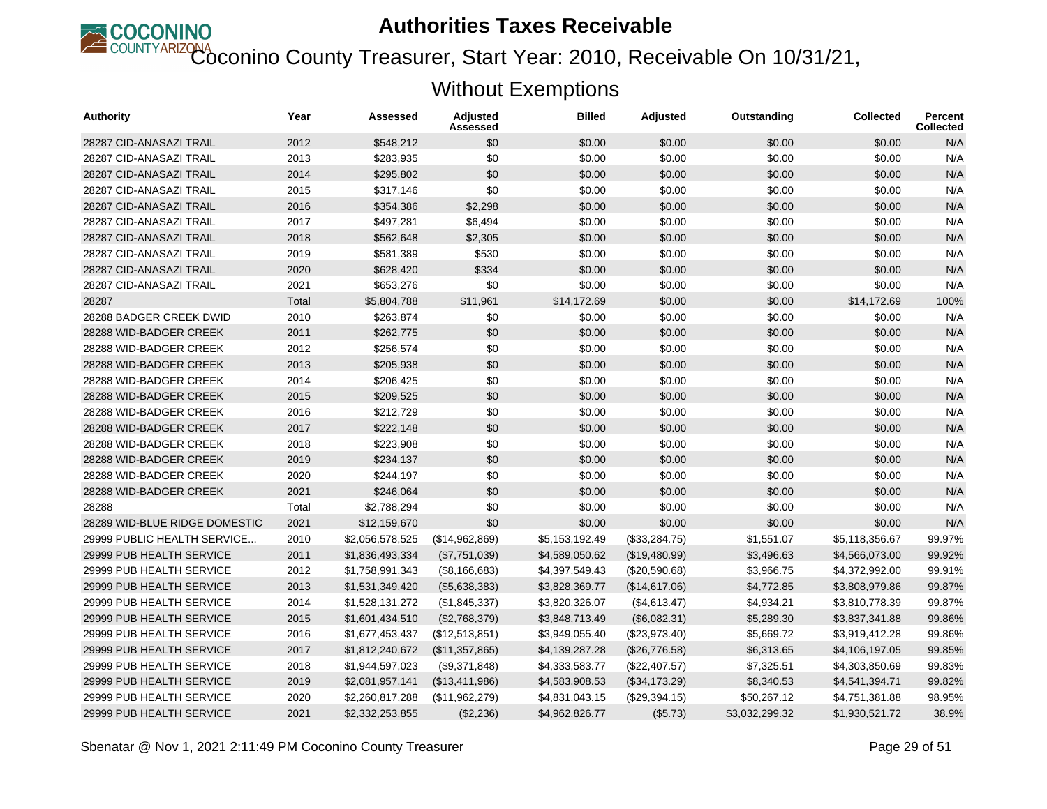# Authorities Taxes Receivable

## Coconino County Treasurer, Start Year: 2010, Receivable On 10/31/21, Without Exemptions

| Authority | Year | Assessed | Adjusted Assessed | Billed | Adjusted | Outstanding | Collected | Percent Collected |
|---|---|---|---|---|---|---|---|---|
| 28287 CID-ANASAZI TRAIL | 2012 | $548,212 | $0 | $0.00 | $0.00 | $0.00 | $0.00 | N/A |
| 28287 CID-ANASAZI TRAIL | 2013 | $283,935 | $0 | $0.00 | $0.00 | $0.00 | $0.00 | N/A |
| 28287 CID-ANASAZI TRAIL | 2014 | $295,802 | $0 | $0.00 | $0.00 | $0.00 | $0.00 | N/A |
| 28287 CID-ANASAZI TRAIL | 2015 | $317,146 | $0 | $0.00 | $0.00 | $0.00 | $0.00 | N/A |
| 28287 CID-ANASAZI TRAIL | 2016 | $354,386 | $2,298 | $0.00 | $0.00 | $0.00 | $0.00 | N/A |
| 28287 CID-ANASAZI TRAIL | 2017 | $497,281 | $6,494 | $0.00 | $0.00 | $0.00 | $0.00 | N/A |
| 28287 CID-ANASAZI TRAIL | 2018 | $562,648 | $2,305 | $0.00 | $0.00 | $0.00 | $0.00 | N/A |
| 28287 CID-ANASAZI TRAIL | 2019 | $581,389 | $530 | $0.00 | $0.00 | $0.00 | $0.00 | N/A |
| 28287 CID-ANASAZI TRAIL | 2020 | $628,420 | $334 | $0.00 | $0.00 | $0.00 | $0.00 | N/A |
| 28287 CID-ANASAZI TRAIL | 2021 | $653,276 | $0 | $0.00 | $0.00 | $0.00 | $0.00 | N/A |
| 28287 | Total | $5,804,788 | $11,961 | $14,172.69 | $0.00 | $0.00 | $14,172.69 | 100% |
| 28288 BADGER CREEK DWID | 2010 | $263,874 | $0 | $0.00 | $0.00 | $0.00 | $0.00 | N/A |
| 28288 WID-BADGER CREEK | 2011 | $262,775 | $0 | $0.00 | $0.00 | $0.00 | $0.00 | N/A |
| 28288 WID-BADGER CREEK | 2012 | $256,574 | $0 | $0.00 | $0.00 | $0.00 | $0.00 | N/A |
| 28288 WID-BADGER CREEK | 2013 | $205,938 | $0 | $0.00 | $0.00 | $0.00 | $0.00 | N/A |
| 28288 WID-BADGER CREEK | 2014 | $206,425 | $0 | $0.00 | $0.00 | $0.00 | $0.00 | N/A |
| 28288 WID-BADGER CREEK | 2015 | $209,525 | $0 | $0.00 | $0.00 | $0.00 | $0.00 | N/A |
| 28288 WID-BADGER CREEK | 2016 | $212,729 | $0 | $0.00 | $0.00 | $0.00 | $0.00 | N/A |
| 28288 WID-BADGER CREEK | 2017 | $222,148 | $0 | $0.00 | $0.00 | $0.00 | $0.00 | N/A |
| 28288 WID-BADGER CREEK | 2018 | $223,908 | $0 | $0.00 | $0.00 | $0.00 | $0.00 | N/A |
| 28288 WID-BADGER CREEK | 2019 | $234,137 | $0 | $0.00 | $0.00 | $0.00 | $0.00 | N/A |
| 28288 WID-BADGER CREEK | 2020 | $244,197 | $0 | $0.00 | $0.00 | $0.00 | $0.00 | N/A |
| 28288 WID-BADGER CREEK | 2021 | $246,064 | $0 | $0.00 | $0.00 | $0.00 | $0.00 | N/A |
| 28288 | Total | $2,788,294 | $0 | $0.00 | $0.00 | $0.00 | $0.00 | N/A |
| 28289 WID-BLUE RIDGE DOMESTIC | 2021 | $12,159,670 | $0 | $0.00 | $0.00 | $0.00 | $0.00 | N/A |
| 29999 PUBLIC HEALTH SERVICE... | 2010 | $2,056,578,525 | ($14,962,869) | $5,153,192.49 | ($33,284.75) | $1,551.07 | $5,118,356.67 | 99.97% |
| 29999 PUB HEALTH SERVICE | 2011 | $1,836,493,334 | ($7,751,039) | $4,589,050.62 | ($19,480.99) | $3,496.63 | $4,566,073.00 | 99.92% |
| 29999 PUB HEALTH SERVICE | 2012 | $1,758,991,343 | ($8,166,683) | $4,397,549.43 | ($20,590.68) | $3,966.75 | $4,372,992.00 | 99.91% |
| 29999 PUB HEALTH SERVICE | 2013 | $1,531,349,420 | ($5,638,383) | $3,828,369.77 | ($14,617.06) | $4,772.85 | $3,808,979.86 | 99.87% |
| 29999 PUB HEALTH SERVICE | 2014 | $1,528,131,272 | ($1,845,337) | $3,820,326.07 | ($4,613.47) | $4,934.21 | $3,810,778.39 | 99.87% |
| 29999 PUB HEALTH SERVICE | 2015 | $1,601,434,510 | ($2,768,379) | $3,848,713.49 | ($6,082.31) | $5,289.30 | $3,837,341.88 | 99.86% |
| 29999 PUB HEALTH SERVICE | 2016 | $1,677,453,437 | ($12,513,851) | $3,949,055.40 | ($23,973.40) | $5,669.72 | $3,919,412.28 | 99.86% |
| 29999 PUB HEALTH SERVICE | 2017 | $1,812,240,672 | ($11,357,865) | $4,139,287.28 | ($26,776.58) | $6,313.65 | $4,106,197.05 | 99.85% |
| 29999 PUB HEALTH SERVICE | 2018 | $1,944,597,023 | ($9,371,848) | $4,333,583.77 | ($22,407.57) | $7,325.51 | $4,303,850.69 | 99.83% |
| 29999 PUB HEALTH SERVICE | 2019 | $2,081,957,141 | ($13,411,986) | $4,583,908.53 | ($34,173.29) | $8,340.53 | $4,541,394.71 | 99.82% |
| 29999 PUB HEALTH SERVICE | 2020 | $2,260,817,288 | ($11,962,279) | $4,831,043.15 | ($29,394.15) | $50,267.12 | $4,751,381.88 | 98.95% |
| 29999 PUB HEALTH SERVICE | 2021 | $2,332,253,855 | ($2,236) | $4,962,826.77 | ($5.73) | $3,032,299.32 | $1,930,521.72 | 38.9% |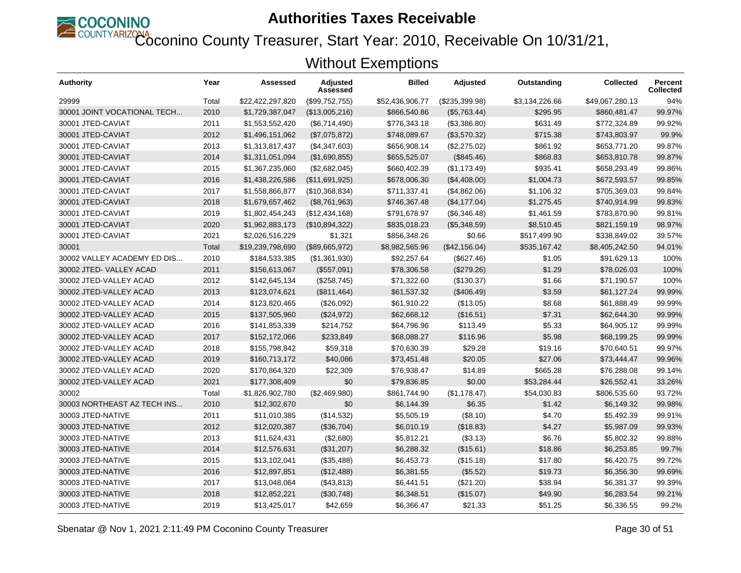# Authorities Taxes Receivable

## Coconino County Treasurer, Start Year: 2010, Receivable On 10/31/21, Without Exemptions

| Authority | Year | Assessed | Adjusted Assessed | Billed | Adjusted | Outstanding | Collected | Percent Collected |
|---|---|---|---|---|---|---|---|---|
| 29999 | Total | $22,422,297,820 | ($99,752,755) | $52,436,906.77 | ($235,399.98) | $3,134,226.66 | $49,067,280.13 | 94% |
| 30001 JOINT VOCATIONAL TECH... | 2010 | $1,729,387,047 | ($13,005,216) | $866,540.86 | ($5,763.44) | $295.95 | $860,481.47 | 99.97% |
| 30001 JTED-CAVIAT | 2011 | $1,553,552,420 | ($6,714,490) | $776,343.18 | ($3,386.80) | $631.49 | $772,324.89 | 99.92% |
| 30001 JTED-CAVIAT | 2012 | $1,496,151,062 | ($7,075,872) | $748,089.67 | ($3,570.32) | $715.38 | $743,803.97 | 99.9% |
| 30001 JTED-CAVIAT | 2013 | $1,313,817,437 | ($4,347,603) | $656,908.14 | ($2,275.02) | $861.92 | $653,771.20 | 99.87% |
| 30001 JTED-CAVIAT | 2014 | $1,311,051,094 | ($1,690,855) | $655,525.07 | ($845.46) | $868.83 | $653,810.78 | 99.87% |
| 30001 JTED-CAVIAT | 2015 | $1,367,235,060 | ($2,682,045) | $660,402.39 | ($1,173.49) | $935.41 | $658,293.49 | 99.86% |
| 30001 JTED-CAVIAT | 2016 | $1,438,226,586 | ($11,691,925) | $678,006.30 | ($4,408.00) | $1,004.73 | $672,593.57 | 99.85% |
| 30001 JTED-CAVIAT | 2017 | $1,558,866,877 | ($10,368,834) | $711,337.41 | ($4,862.06) | $1,106.32 | $705,369.03 | 99.84% |
| 30001 JTED-CAVIAT | 2018 | $1,679,657,462 | ($8,761,963) | $746,367.48 | ($4,177.04) | $1,275.45 | $740,914.99 | 99.83% |
| 30001 JTED-CAVIAT | 2019 | $1,802,454,243 | ($12,434,168) | $791,678.97 | ($6,346.48) | $1,461.59 | $783,870.90 | 99.81% |
| 30001 JTED-CAVIAT | 2020 | $1,962,883,173 | ($10,894,322) | $835,018.23 | ($5,348.59) | $8,510.45 | $821,159.19 | 98.97% |
| 30001 JTED-CAVIAT | 2021 | $2,026,516,229 | $1,321 | $856,348.26 | $0.66 | $517,499.90 | $338,849.02 | 39.57% |
| 30001 | Total | $19,239,798,690 | ($89,665,972) | $8,982,565.96 | ($42,156.04) | $535,167.42 | $8,405,242.50 | 94.01% |
| 30002 VALLEY ACADEMY ED DIS... | 2010 | $184,533,385 | ($1,361,930) | $92,257.64 | ($627.46) | $1.05 | $91,629.13 | 100% |
| 30002 JTED- VALLEY ACAD | 2011 | $156,613,067 | ($557,091) | $78,306.58 | ($279.26) | $1.29 | $78,026.03 | 100% |
| 30002 JTED-VALLEY ACAD | 2012 | $142,645,134 | ($258,745) | $71,322.60 | ($130.37) | $1.66 | $71,190.57 | 100% |
| 30002 JTED-VALLEY ACAD | 2013 | $123,074,621 | ($811,464) | $61,537.32 | ($406.49) | $3.59 | $61,127.24 | 99.99% |
| 30002 JTED-VALLEY ACAD | 2014 | $123,820,465 | ($26,092) | $61,910.22 | ($13.05) | $8.68 | $61,888.49 | 99.99% |
| 30002 JTED-VALLEY ACAD | 2015 | $137,505,960 | ($24,972) | $62,668.12 | ($16.51) | $7.31 | $62,644.30 | 99.99% |
| 30002 JTED-VALLEY ACAD | 2016 | $141,853,339 | $214,752 | $64,796.96 | $113.49 | $5.33 | $64,905.12 | 99.99% |
| 30002 JTED-VALLEY ACAD | 2017 | $152,172,066 | $233,849 | $68,088.27 | $116.96 | $5.98 | $68,199.25 | 99.99% |
| 30002 JTED-VALLEY ACAD | 2018 | $155,798,842 | $59,318 | $70,630.39 | $29.28 | $19.16 | $70,640.51 | 99.97% |
| 30002 JTED-VALLEY ACAD | 2019 | $160,713,172 | $40,086 | $73,451.48 | $20.05 | $27.06 | $73,444.47 | 99.96% |
| 30002 JTED-VALLEY ACAD | 2020 | $170,864,320 | $22,309 | $76,938.47 | $14.89 | $665.28 | $76,288.08 | 99.14% |
| 30002 JTED-VALLEY ACAD | 2021 | $177,308,409 | $0 | $79,836.85 | $0.00 | $53,284.44 | $26,552.41 | 33.26% |
| 30002 | Total | $1,826,902,780 | ($2,469,980) | $861,744.90 | ($1,178.47) | $54,030.83 | $806,535.60 | 93.72% |
| 30003 NORTHEAST AZ TECH INS... | 2010 | $12,302,670 | $0 | $6,144.39 | $6.35 | $1.42 | $6,149.32 | 99.98% |
| 30003 JTED-NATIVE | 2011 | $11,010,385 | ($14,532) | $5,505.19 | ($8.10) | $4.70 | $5,492.39 | 99.91% |
| 30003 JTED-NATIVE | 2012 | $12,020,387 | ($36,704) | $6,010.19 | ($18.83) | $4.27 | $5,987.09 | 99.93% |
| 30003 JTED-NATIVE | 2013 | $11,624,431 | ($2,680) | $5,812.21 | ($3.13) | $6.76 | $5,802.32 | 99.88% |
| 30003 JTED-NATIVE | 2014 | $12,576,631 | ($31,207) | $6,288.32 | ($15.61) | $18.86 | $6,253.85 | 99.7% |
| 30003 JTED-NATIVE | 2015 | $13,102,041 | ($35,488) | $6,453.73 | ($15.18) | $17.80 | $6,420.75 | 99.72% |
| 30003 JTED-NATIVE | 2016 | $12,897,851 | ($12,488) | $6,381.55 | ($5.52) | $19.73 | $6,356.30 | 99.69% |
| 30003 JTED-NATIVE | 2017 | $13,048,064 | ($43,813) | $6,441.51 | ($21.20) | $38.94 | $6,381.37 | 99.39% |
| 30003 JTED-NATIVE | 2018 | $12,852,221 | ($30,748) | $6,348.51 | ($15.07) | $49.90 | $6,283.54 | 99.21% |
| 30003 JTED-NATIVE | 2019 | $13,425,017 | $42,659 | $6,366.47 | $21.33 | $51.25 | $6,336.55 | 99.2% |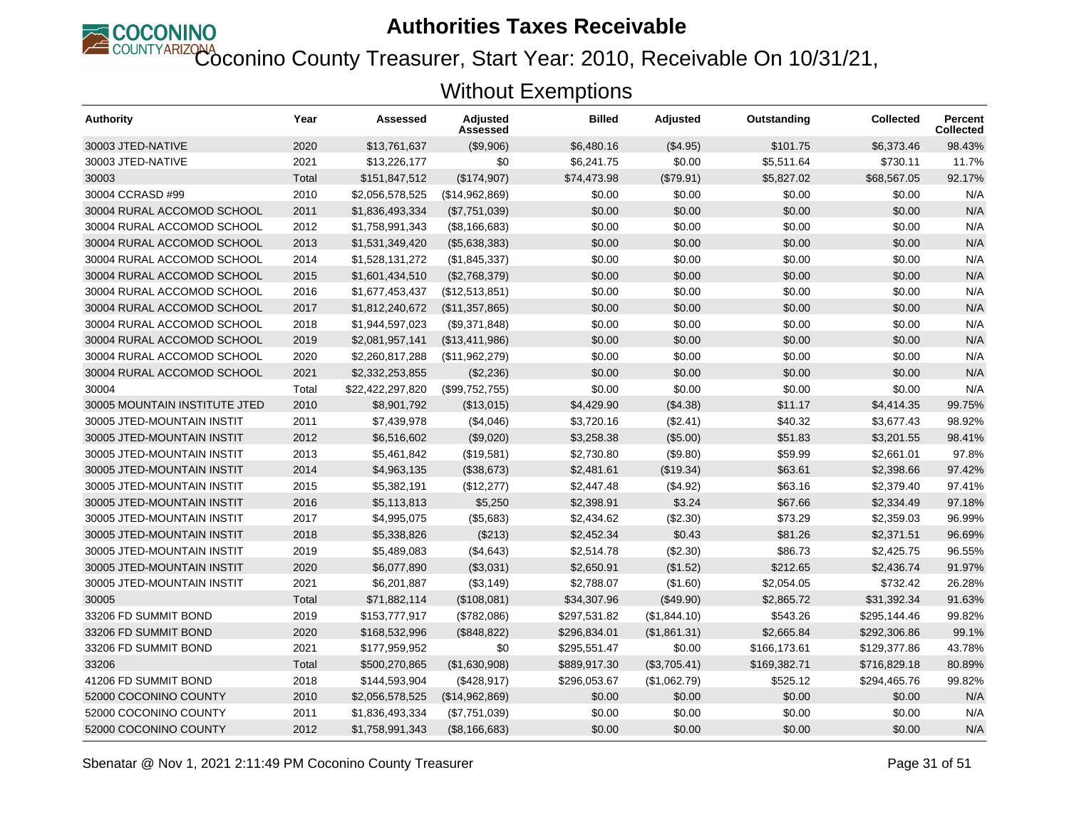# Authorities Taxes Receivable

## Coconino County Treasurer, Start Year: 2010, Receivable On 10/31/21, Without Exemptions

| Authority | Year | Assessed | Adjusted Assessed | Billed | Adjusted | Outstanding | Collected | Percent Collected |
|---|---|---|---|---|---|---|---|---|
| 30003 JTED-NATIVE | 2020 | $13,761,637 | ($9,906) | $6,480.16 | ($4.95) | $101.75 | $6,373.46 | 98.43% |
| 30003 JTED-NATIVE | 2021 | $13,226,177 | $0 | $6,241.75 | $0.00 | $5,511.64 | $730.11 | 11.7% |
| 30003 | Total | $151,847,512 | ($174,907) | $74,473.98 | ($79.91) | $5,827.02 | $68,567.05 | 92.17% |
| 30004 CCRASD #99 | 2010 | $2,056,578,525 | ($14,962,869) | $0.00 | $0.00 | $0.00 | $0.00 | N/A |
| 30004 RURAL ACCOMOD SCHOOL | 2011 | $1,836,493,334 | ($7,751,039) | $0.00 | $0.00 | $0.00 | $0.00 | N/A |
| 30004 RURAL ACCOMOD SCHOOL | 2012 | $1,758,991,343 | ($8,166,683) | $0.00 | $0.00 | $0.00 | $0.00 | N/A |
| 30004 RURAL ACCOMOD SCHOOL | 2013 | $1,531,349,420 | ($5,638,383) | $0.00 | $0.00 | $0.00 | $0.00 | N/A |
| 30004 RURAL ACCOMOD SCHOOL | 2014 | $1,528,131,272 | ($1,845,337) | $0.00 | $0.00 | $0.00 | $0.00 | N/A |
| 30004 RURAL ACCOMOD SCHOOL | 2015 | $1,601,434,510 | ($2,768,379) | $0.00 | $0.00 | $0.00 | $0.00 | N/A |
| 30004 RURAL ACCOMOD SCHOOL | 2016 | $1,677,453,437 | ($12,513,851) | $0.00 | $0.00 | $0.00 | $0.00 | N/A |
| 30004 RURAL ACCOMOD SCHOOL | 2017 | $1,812,240,672 | ($11,357,865) | $0.00 | $0.00 | $0.00 | $0.00 | N/A |
| 30004 RURAL ACCOMOD SCHOOL | 2018 | $1,944,597,023 | ($9,371,848) | $0.00 | $0.00 | $0.00 | $0.00 | N/A |
| 30004 RURAL ACCOMOD SCHOOL | 2019 | $2,081,957,141 | ($13,411,986) | $0.00 | $0.00 | $0.00 | $0.00 | N/A |
| 30004 RURAL ACCOMOD SCHOOL | 2020 | $2,260,817,288 | ($11,962,279) | $0.00 | $0.00 | $0.00 | $0.00 | N/A |
| 30004 RURAL ACCOMOD SCHOOL | 2021 | $2,332,253,855 | ($2,236) | $0.00 | $0.00 | $0.00 | $0.00 | N/A |
| 30004 | Total | $22,422,297,820 | ($99,752,755) | $0.00 | $0.00 | $0.00 | $0.00 | N/A |
| 30005 MOUNTAIN INSTITUTE JTED | 2010 | $8,901,792 | ($13,015) | $4,429.90 | ($4.38) | $11.17 | $4,414.35 | 99.75% |
| 30005 JTED-MOUNTAIN INSTIT | 2011 | $7,439,978 | ($4,046) | $3,720.16 | ($2.41) | $40.32 | $3,677.43 | 98.92% |
| 30005 JTED-MOUNTAIN INSTIT | 2012 | $6,516,602 | ($9,020) | $3,258.38 | ($5.00) | $51.83 | $3,201.55 | 98.41% |
| 30005 JTED-MOUNTAIN INSTIT | 2013 | $5,461,842 | ($19,581) | $2,730.80 | ($9.80) | $59.99 | $2,661.01 | 97.8% |
| 30005 JTED-MOUNTAIN INSTIT | 2014 | $4,963,135 | ($38,673) | $2,481.61 | ($19.34) | $63.61 | $2,398.66 | 97.42% |
| 30005 JTED-MOUNTAIN INSTIT | 2015 | $5,382,191 | ($12,277) | $2,447.48 | ($4.92) | $63.16 | $2,379.40 | 97.41% |
| 30005 JTED-MOUNTAIN INSTIT | 2016 | $5,113,813 | $5,250 | $2,398.91 | $3.24 | $67.66 | $2,334.49 | 97.18% |
| 30005 JTED-MOUNTAIN INSTIT | 2017 | $4,995,075 | ($5,683) | $2,434.62 | ($2.30) | $73.29 | $2,359.03 | 96.99% |
| 30005 JTED-MOUNTAIN INSTIT | 2018 | $5,338,826 | ($213) | $2,452.34 | $0.43 | $81.26 | $2,371.51 | 96.69% |
| 30005 JTED-MOUNTAIN INSTIT | 2019 | $5,489,083 | ($4,643) | $2,514.78 | ($2.30) | $86.73 | $2,425.75 | 96.55% |
| 30005 JTED-MOUNTAIN INSTIT | 2020 | $6,077,890 | ($3,031) | $2,650.91 | ($1.52) | $212.65 | $2,436.74 | 91.97% |
| 30005 JTED-MOUNTAIN INSTIT | 2021 | $6,201,887 | ($3,149) | $2,788.07 | ($1.60) | $2,054.05 | $732.42 | 26.28% |
| 30005 | Total | $71,882,114 | ($108,081) | $34,307.96 | ($49.90) | $2,865.72 | $31,392.34 | 91.63% |
| 33206 FD SUMMIT BOND | 2019 | $153,777,917 | ($782,086) | $297,531.82 | ($1,844.10) | $543.26 | $295,144.46 | 99.82% |
| 33206 FD SUMMIT BOND | 2020 | $168,532,996 | ($848,822) | $296,834.01 | ($1,861.31) | $2,665.84 | $292,306.86 | 99.1% |
| 33206 FD SUMMIT BOND | 2021 | $177,959,952 | $0 | $295,551.47 | $0.00 | $166,173.61 | $129,377.86 | 43.78% |
| 33206 | Total | $500,270,865 | ($1,630,908) | $889,917.30 | ($3,705.41) | $169,382.71 | $716,829.18 | 80.89% |
| 41206 FD SUMMIT BOND | 2018 | $144,593,904 | ($428,917) | $296,053.67 | ($1,062.79) | $525.12 | $294,465.76 | 99.82% |
| 52000 COCONINO COUNTY | 2010 | $2,056,578,525 | ($14,962,869) | $0.00 | $0.00 | $0.00 | $0.00 | N/A |
| 52000 COCONINO COUNTY | 2011 | $1,836,493,334 | ($7,751,039) | $0.00 | $0.00 | $0.00 | $0.00 | N/A |
| 52000 COCONINO COUNTY | 2012 | $1,758,991,343 | ($8,166,683) | $0.00 | $0.00 | $0.00 | $0.00 | N/A |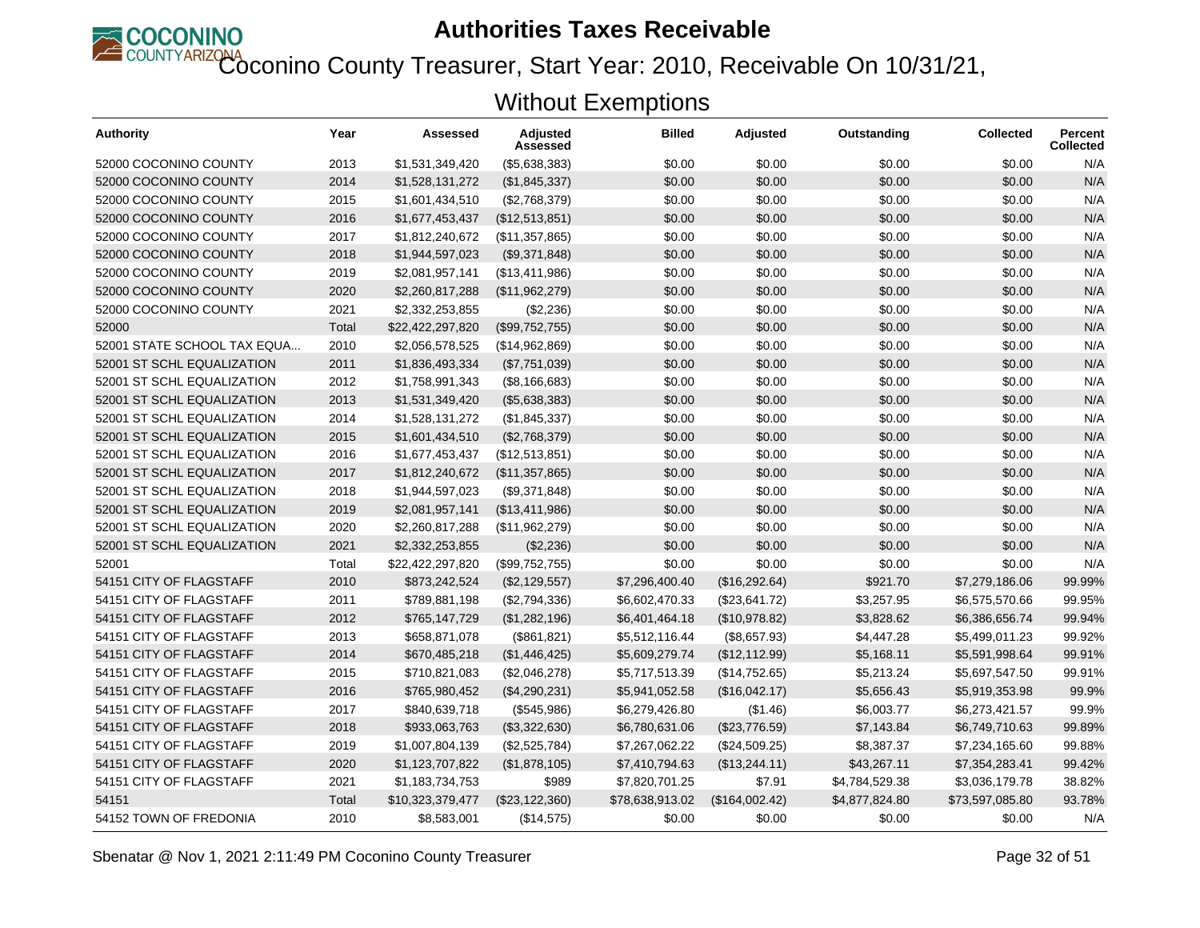# Authorities Taxes Receivable

## Coconino County Treasurer, Start Year: 2010, Receivable On 10/31/21, Without Exemptions

| Authority | Year | Assessed | Adjusted Assessed | Billed | Adjusted | Outstanding | Collected | Percent Collected |
|---|---|---|---|---|---|---|---|---|
| 52000 COCONINO COUNTY | 2013 | $1,531,349,420 | ($5,638,383) | $0.00 | $0.00 | $0.00 | $0.00 | N/A |
| 52000 COCONINO COUNTY | 2014 | $1,528,131,272 | ($1,845,337) | $0.00 | $0.00 | $0.00 | $0.00 | N/A |
| 52000 COCONINO COUNTY | 2015 | $1,601,434,510 | ($2,768,379) | $0.00 | $0.00 | $0.00 | $0.00 | N/A |
| 52000 COCONINO COUNTY | 2016 | $1,677,453,437 | ($12,513,851) | $0.00 | $0.00 | $0.00 | $0.00 | N/A |
| 52000 COCONINO COUNTY | 2017 | $1,812,240,672 | ($11,357,865) | $0.00 | $0.00 | $0.00 | $0.00 | N/A |
| 52000 COCONINO COUNTY | 2018 | $1,944,597,023 | ($9,371,848) | $0.00 | $0.00 | $0.00 | $0.00 | N/A |
| 52000 COCONINO COUNTY | 2019 | $2,081,957,141 | ($13,411,986) | $0.00 | $0.00 | $0.00 | $0.00 | N/A |
| 52000 COCONINO COUNTY | 2020 | $2,260,817,288 | ($11,962,279) | $0.00 | $0.00 | $0.00 | $0.00 | N/A |
| 52000 COCONINO COUNTY | 2021 | $2,332,253,855 | ($2,236) | $0.00 | $0.00 | $0.00 | $0.00 | N/A |
| 52000 | Total | $22,422,297,820 | ($99,752,755) | $0.00 | $0.00 | $0.00 | $0.00 | N/A |
| 52001 STATE SCHOOL TAX EQUA... | 2010 | $2,056,578,525 | ($14,962,869) | $0.00 | $0.00 | $0.00 | $0.00 | N/A |
| 52001 ST SCHL EQUALIZATION | 2011 | $1,836,493,334 | ($7,751,039) | $0.00 | $0.00 | $0.00 | $0.00 | N/A |
| 52001 ST SCHL EQUALIZATION | 2012 | $1,758,991,343 | ($8,166,683) | $0.00 | $0.00 | $0.00 | $0.00 | N/A |
| 52001 ST SCHL EQUALIZATION | 2013 | $1,531,349,420 | ($5,638,383) | $0.00 | $0.00 | $0.00 | $0.00 | N/A |
| 52001 ST SCHL EQUALIZATION | 2014 | $1,528,131,272 | ($1,845,337) | $0.00 | $0.00 | $0.00 | $0.00 | N/A |
| 52001 ST SCHL EQUALIZATION | 2015 | $1,601,434,510 | ($2,768,379) | $0.00 | $0.00 | $0.00 | $0.00 | N/A |
| 52001 ST SCHL EQUALIZATION | 2016 | $1,677,453,437 | ($12,513,851) | $0.00 | $0.00 | $0.00 | $0.00 | N/A |
| 52001 ST SCHL EQUALIZATION | 2017 | $1,812,240,672 | ($11,357,865) | $0.00 | $0.00 | $0.00 | $0.00 | N/A |
| 52001 ST SCHL EQUALIZATION | 2018 | $1,944,597,023 | ($9,371,848) | $0.00 | $0.00 | $0.00 | $0.00 | N/A |
| 52001 ST SCHL EQUALIZATION | 2019 | $2,081,957,141 | ($13,411,986) | $0.00 | $0.00 | $0.00 | $0.00 | N/A |
| 52001 ST SCHL EQUALIZATION | 2020 | $2,260,817,288 | ($11,962,279) | $0.00 | $0.00 | $0.00 | $0.00 | N/A |
| 52001 ST SCHL EQUALIZATION | 2021 | $2,332,253,855 | ($2,236) | $0.00 | $0.00 | $0.00 | $0.00 | N/A |
| 52001 | Total | $22,422,297,820 | ($99,752,755) | $0.00 | $0.00 | $0.00 | $0.00 | N/A |
| 54151 CITY OF FLAGSTAFF | 2010 | $873,242,524 | ($2,129,557) | $7,296,400.40 | ($16,292.64) | $921.70 | $7,279,186.06 | 99.99% |
| 54151 CITY OF FLAGSTAFF | 2011 | $789,881,198 | ($2,794,336) | $6,602,470.33 | ($23,641.72) | $3,257.95 | $6,575,570.66 | 99.95% |
| 54151 CITY OF FLAGSTAFF | 2012 | $765,147,729 | ($1,282,196) | $6,401,464.18 | ($10,978.82) | $3,828.62 | $6,386,656.74 | 99.94% |
| 54151 CITY OF FLAGSTAFF | 2013 | $658,871,078 | ($861,821) | $5,512,116.44 | ($8,657.93) | $4,447.28 | $5,499,011.23 | 99.92% |
| 54151 CITY OF FLAGSTAFF | 2014 | $670,485,218 | ($1,446,425) | $5,609,279.74 | ($12,112.99) | $5,168.11 | $5,591,998.64 | 99.91% |
| 54151 CITY OF FLAGSTAFF | 2015 | $710,821,083 | ($2,046,278) | $5,717,513.39 | ($14,752.65) | $5,213.24 | $5,697,547.50 | 99.91% |
| 54151 CITY OF FLAGSTAFF | 2016 | $765,980,452 | ($4,290,231) | $5,941,052.58 | ($16,042.17) | $5,656.43 | $5,919,353.98 | 99.9% |
| 54151 CITY OF FLAGSTAFF | 2017 | $840,639,718 | ($545,986) | $6,279,426.80 | ($1.46) | $6,003.77 | $6,273,421.57 | 99.9% |
| 54151 CITY OF FLAGSTAFF | 2018 | $933,063,763 | ($3,322,630) | $6,780,631.06 | ($23,776.59) | $7,143.84 | $6,749,710.63 | 99.89% |
| 54151 CITY OF FLAGSTAFF | 2019 | $1,007,804,139 | ($2,525,784) | $7,267,062.22 | ($24,509.25) | $8,387.37 | $7,234,165.60 | 99.88% |
| 54151 CITY OF FLAGSTAFF | 2020 | $1,123,707,822 | ($1,878,105) | $7,410,794.63 | ($13,244.11) | $43,267.11 | $7,354,283.41 | 99.42% |
| 54151 CITY OF FLAGSTAFF | 2021 | $1,183,734,753 | $989 | $7,820,701.25 | $7.91 | $4,784,529.38 | $3,036,179.78 | 38.82% |
| 54151 | Total | $10,323,379,477 | ($23,122,360) | $78,638,913.02 | ($164,002.42) | $4,877,824.80 | $73,597,085.80 | 93.78% |
| 54152 TOWN OF FREDONIA | 2010 | $8,583,001 | ($14,575) | $0.00 | $0.00 | $0.00 | $0.00 | N/A |

Sbenatar @ Nov 1, 2021 2:11:49 PM Coconino County Treasurer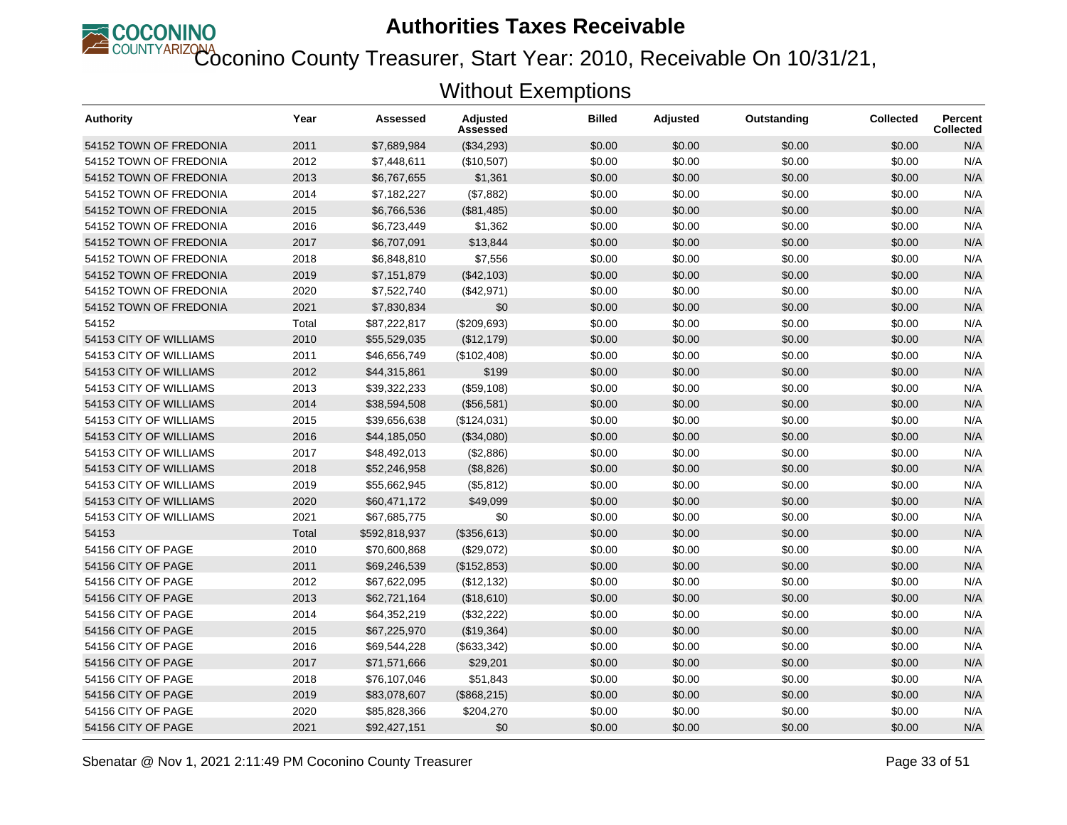# Authorities Taxes Receivable

## Coconino County Treasurer, Start Year: 2010, Receivable On 10/31/21, Without Exemptions

| Authority | Year | Assessed | Adjusted Assessed | Billed | Adjusted | Outstanding | Collected | Percent Collected |
|---|---|---|---|---|---|---|---|---|
| 54152 TOWN OF FREDONIA | 2011 | $7,689,984 | ($34,293) | $0.00 | $0.00 | $0.00 | $0.00 | N/A |
| 54152 TOWN OF FREDONIA | 2012 | $7,448,611 | ($10,507) | $0.00 | $0.00 | $0.00 | $0.00 | N/A |
| 54152 TOWN OF FREDONIA | 2013 | $6,767,655 | $1,361 | $0.00 | $0.00 | $0.00 | $0.00 | N/A |
| 54152 TOWN OF FREDONIA | 2014 | $7,182,227 | ($7,882) | $0.00 | $0.00 | $0.00 | $0.00 | N/A |
| 54152 TOWN OF FREDONIA | 2015 | $6,766,536 | ($81,485) | $0.00 | $0.00 | $0.00 | $0.00 | N/A |
| 54152 TOWN OF FREDONIA | 2016 | $6,723,449 | $1,362 | $0.00 | $0.00 | $0.00 | $0.00 | N/A |
| 54152 TOWN OF FREDONIA | 2017 | $6,707,091 | $13,844 | $0.00 | $0.00 | $0.00 | $0.00 | N/A |
| 54152 TOWN OF FREDONIA | 2018 | $6,848,810 | $7,556 | $0.00 | $0.00 | $0.00 | $0.00 | N/A |
| 54152 TOWN OF FREDONIA | 2019 | $7,151,879 | ($42,103) | $0.00 | $0.00 | $0.00 | $0.00 | N/A |
| 54152 TOWN OF FREDONIA | 2020 | $7,522,740 | ($42,971) | $0.00 | $0.00 | $0.00 | $0.00 | N/A |
| 54152 TOWN OF FREDONIA | 2021 | $7,830,834 | $0 | $0.00 | $0.00 | $0.00 | $0.00 | N/A |
| 54152 | Total | $87,222,817 | ($209,693) | $0.00 | $0.00 | $0.00 | $0.00 | N/A |
| 54153 CITY OF WILLIAMS | 2010 | $55,529,035 | ($12,179) | $0.00 | $0.00 | $0.00 | $0.00 | N/A |
| 54153 CITY OF WILLIAMS | 2011 | $46,656,749 | ($102,408) | $0.00 | $0.00 | $0.00 | $0.00 | N/A |
| 54153 CITY OF WILLIAMS | 2012 | $44,315,861 | $199 | $0.00 | $0.00 | $0.00 | $0.00 | N/A |
| 54153 CITY OF WILLIAMS | 2013 | $39,322,233 | ($59,108) | $0.00 | $0.00 | $0.00 | $0.00 | N/A |
| 54153 CITY OF WILLIAMS | 2014 | $38,594,508 | ($56,581) | $0.00 | $0.00 | $0.00 | $0.00 | N/A |
| 54153 CITY OF WILLIAMS | 2015 | $39,656,638 | ($124,031) | $0.00 | $0.00 | $0.00 | $0.00 | N/A |
| 54153 CITY OF WILLIAMS | 2016 | $44,185,050 | ($34,080) | $0.00 | $0.00 | $0.00 | $0.00 | N/A |
| 54153 CITY OF WILLIAMS | 2017 | $48,492,013 | ($2,886) | $0.00 | $0.00 | $0.00 | $0.00 | N/A |
| 54153 CITY OF WILLIAMS | 2018 | $52,246,958 | ($8,826) | $0.00 | $0.00 | $0.00 | $0.00 | N/A |
| 54153 CITY OF WILLIAMS | 2019 | $55,662,945 | ($5,812) | $0.00 | $0.00 | $0.00 | $0.00 | N/A |
| 54153 CITY OF WILLIAMS | 2020 | $60,471,172 | $49,099 | $0.00 | $0.00 | $0.00 | $0.00 | N/A |
| 54153 CITY OF WILLIAMS | 2021 | $67,685,775 | $0 | $0.00 | $0.00 | $0.00 | $0.00 | N/A |
| 54153 | Total | $592,818,937 | ($356,613) | $0.00 | $0.00 | $0.00 | $0.00 | N/A |
| 54156 CITY OF PAGE | 2010 | $70,600,868 | ($29,072) | $0.00 | $0.00 | $0.00 | $0.00 | N/A |
| 54156 CITY OF PAGE | 2011 | $69,246,539 | ($152,853) | $0.00 | $0.00 | $0.00 | $0.00 | N/A |
| 54156 CITY OF PAGE | 2012 | $67,622,095 | ($12,132) | $0.00 | $0.00 | $0.00 | $0.00 | N/A |
| 54156 CITY OF PAGE | 2013 | $62,721,164 | ($18,610) | $0.00 | $0.00 | $0.00 | $0.00 | N/A |
| 54156 CITY OF PAGE | 2014 | $64,352,219 | ($32,222) | $0.00 | $0.00 | $0.00 | $0.00 | N/A |
| 54156 CITY OF PAGE | 2015 | $67,225,970 | ($19,364) | $0.00 | $0.00 | $0.00 | $0.00 | N/A |
| 54156 CITY OF PAGE | 2016 | $69,544,228 | ($633,342) | $0.00 | $0.00 | $0.00 | $0.00 | N/A |
| 54156 CITY OF PAGE | 2017 | $71,571,666 | $29,201 | $0.00 | $0.00 | $0.00 | $0.00 | N/A |
| 54156 CITY OF PAGE | 2018 | $76,107,046 | $51,843 | $0.00 | $0.00 | $0.00 | $0.00 | N/A |
| 54156 CITY OF PAGE | 2019 | $83,078,607 | ($868,215) | $0.00 | $0.00 | $0.00 | $0.00 | N/A |
| 54156 CITY OF PAGE | 2020 | $85,828,366 | $204,270 | $0.00 | $0.00 | $0.00 | $0.00 | N/A |
| 54156 CITY OF PAGE | 2021 | $92,427,151 | $0 | $0.00 | $0.00 | $0.00 | $0.00 | N/A |

Sbenatar @ Nov 1, 2021 2:11:49 PM Coconino County Treasurer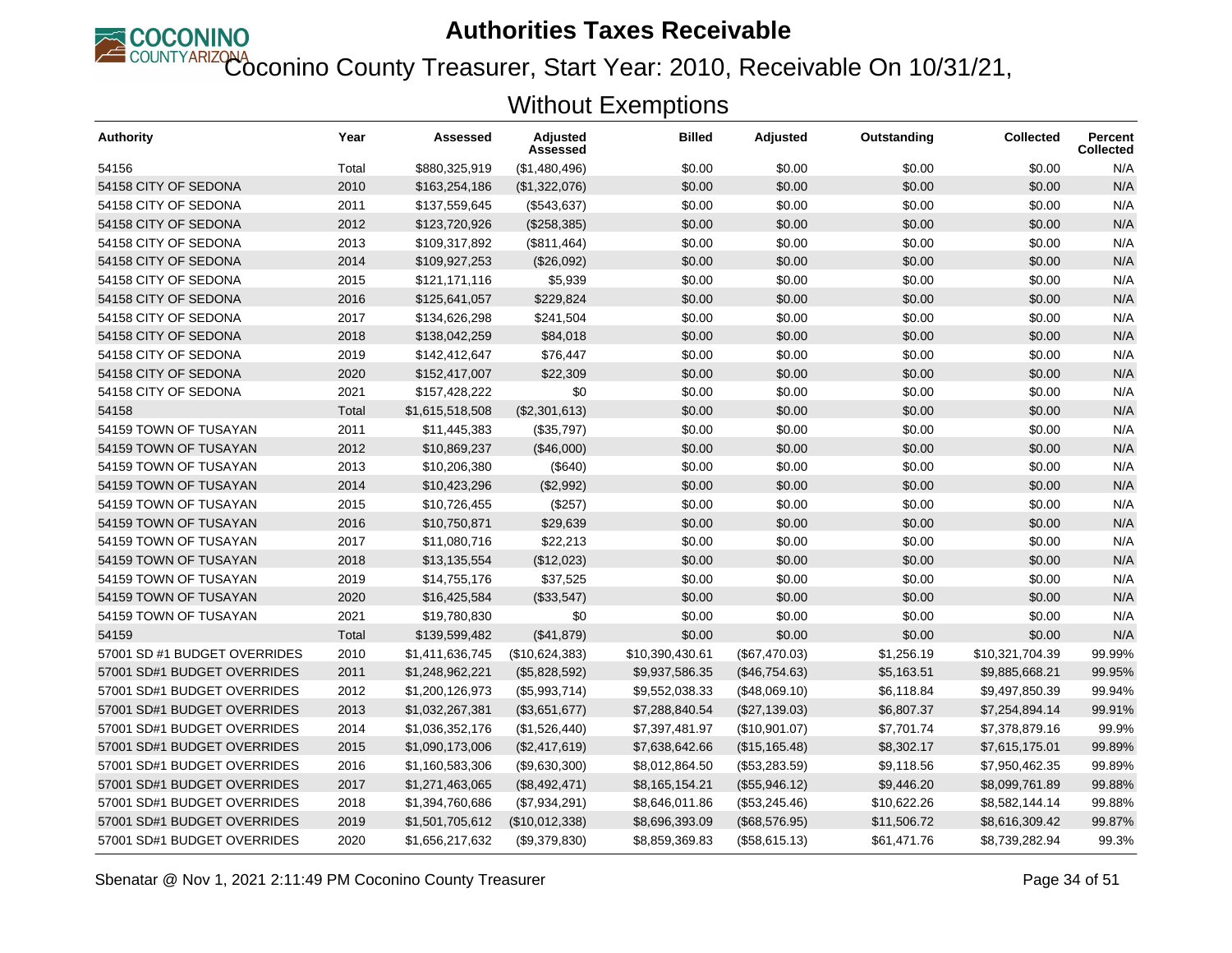# Authorities Taxes Receivable

## Coconino County Treasurer, Start Year: 2010, Receivable On 10/31/21, Without Exemptions

| Authority | Year | Assessed | Adjusted Assessed | Billed | Adjusted | Outstanding | Collected | Percent Collected |
|---|---|---|---|---|---|---|---|---|
| 54156 | Total | $880,325,919 | ($1,480,496) | $0.00 | $0.00 | $0.00 | $0.00 | N/A |
| 54158 CITY OF SEDONA | 2010 | $163,254,186 | ($1,322,076) | $0.00 | $0.00 | $0.00 | $0.00 | N/A |
| 54158 CITY OF SEDONA | 2011 | $137,559,645 | ($543,637) | $0.00 | $0.00 | $0.00 | $0.00 | N/A |
| 54158 CITY OF SEDONA | 2012 | $123,720,926 | ($258,385) | $0.00 | $0.00 | $0.00 | $0.00 | N/A |
| 54158 CITY OF SEDONA | 2013 | $109,317,892 | ($811,464) | $0.00 | $0.00 | $0.00 | $0.00 | N/A |
| 54158 CITY OF SEDONA | 2014 | $109,927,253 | ($26,092) | $0.00 | $0.00 | $0.00 | $0.00 | N/A |
| 54158 CITY OF SEDONA | 2015 | $121,171,116 | $5,939 | $0.00 | $0.00 | $0.00 | $0.00 | N/A |
| 54158 CITY OF SEDONA | 2016 | $125,641,057 | $229,824 | $0.00 | $0.00 | $0.00 | $0.00 | N/A |
| 54158 CITY OF SEDONA | 2017 | $134,626,298 | $241,504 | $0.00 | $0.00 | $0.00 | $0.00 | N/A |
| 54158 CITY OF SEDONA | 2018 | $138,042,259 | $84,018 | $0.00 | $0.00 | $0.00 | $0.00 | N/A |
| 54158 CITY OF SEDONA | 2019 | $142,412,647 | $76,447 | $0.00 | $0.00 | $0.00 | $0.00 | N/A |
| 54158 CITY OF SEDONA | 2020 | $152,417,007 | $22,309 | $0.00 | $0.00 | $0.00 | $0.00 | N/A |
| 54158 CITY OF SEDONA | 2021 | $157,428,222 | $0 | $0.00 | $0.00 | $0.00 | $0.00 | N/A |
| 54158 | Total | $1,615,518,508 | ($2,301,613) | $0.00 | $0.00 | $0.00 | $0.00 | N/A |
| 54159 TOWN OF TUSAYAN | 2011 | $11,445,383 | ($35,797) | $0.00 | $0.00 | $0.00 | $0.00 | N/A |
| 54159 TOWN OF TUSAYAN | 2012 | $10,869,237 | ($46,000) | $0.00 | $0.00 | $0.00 | $0.00 | N/A |
| 54159 TOWN OF TUSAYAN | 2013 | $10,206,380 | ($640) | $0.00 | $0.00 | $0.00 | $0.00 | N/A |
| 54159 TOWN OF TUSAYAN | 2014 | $10,423,296 | ($2,992) | $0.00 | $0.00 | $0.00 | $0.00 | N/A |
| 54159 TOWN OF TUSAYAN | 2015 | $10,726,455 | ($257) | $0.00 | $0.00 | $0.00 | $0.00 | N/A |
| 54159 TOWN OF TUSAYAN | 2016 | $10,750,871 | $29,639 | $0.00 | $0.00 | $0.00 | $0.00 | N/A |
| 54159 TOWN OF TUSAYAN | 2017 | $11,080,716 | $22,213 | $0.00 | $0.00 | $0.00 | $0.00 | N/A |
| 54159 TOWN OF TUSAYAN | 2018 | $13,135,554 | ($12,023) | $0.00 | $0.00 | $0.00 | $0.00 | N/A |
| 54159 TOWN OF TUSAYAN | 2019 | $14,755,176 | $37,525 | $0.00 | $0.00 | $0.00 | $0.00 | N/A |
| 54159 TOWN OF TUSAYAN | 2020 | $16,425,584 | ($33,547) | $0.00 | $0.00 | $0.00 | $0.00 | N/A |
| 54159 TOWN OF TUSAYAN | 2021 | $19,780,830 | $0 | $0.00 | $0.00 | $0.00 | $0.00 | N/A |
| 54159 | Total | $139,599,482 | ($41,879) | $0.00 | $0.00 | $0.00 | $0.00 | N/A |
| 57001 SD #1 BUDGET OVERRIDES | 2010 | $1,411,636,745 | ($10,624,383) | $10,390,430.61 | ($67,470.03) | $1,256.19 | $10,321,704.39 | 99.99% |
| 57001 SD#1 BUDGET OVERRIDES | 2011 | $1,248,962,221 | ($5,828,592) | $9,937,586.35 | ($46,754.63) | $5,163.51 | $9,885,668.21 | 99.95% |
| 57001 SD#1 BUDGET OVERRIDES | 2012 | $1,200,126,973 | ($5,993,714) | $9,552,038.33 | ($48,069.10) | $6,118.84 | $9,497,850.39 | 99.94% |
| 57001 SD#1 BUDGET OVERRIDES | 2013 | $1,032,267,381 | ($3,651,677) | $7,288,840.54 | ($27,139.03) | $6,807.37 | $7,254,894.14 | 99.91% |
| 57001 SD#1 BUDGET OVERRIDES | 2014 | $1,036,352,176 | ($1,526,440) | $7,397,481.97 | ($10,901.07) | $7,701.74 | $7,378,879.16 | 99.9% |
| 57001 SD#1 BUDGET OVERRIDES | 2015 | $1,090,173,006 | ($2,417,619) | $7,638,642.66 | ($15,165.48) | $8,302.17 | $7,615,175.01 | 99.89% |
| 57001 SD#1 BUDGET OVERRIDES | 2016 | $1,160,583,306 | ($9,630,300) | $8,012,864.50 | ($53,283.59) | $9,118.56 | $7,950,462.35 | 99.89% |
| 57001 SD#1 BUDGET OVERRIDES | 2017 | $1,271,463,065 | ($8,492,471) | $8,165,154.21 | ($55,946.12) | $9,446.20 | $8,099,761.89 | 99.88% |
| 57001 SD#1 BUDGET OVERRIDES | 2018 | $1,394,760,686 | ($7,934,291) | $8,646,011.86 | ($53,245.46) | $10,622.26 | $8,582,144.14 | 99.88% |
| 57001 SD#1 BUDGET OVERRIDES | 2019 | $1,501,705,612 | ($10,012,338) | $8,696,393.09 | ($68,576.95) | $11,506.72 | $8,616,309.42 | 99.87% |
| 57001 SD#1 BUDGET OVERRIDES | 2020 | $1,656,217,632 | ($9,379,830) | $8,859,369.83 | ($58,615.13) | $61,471.76 | $8,739,282.94 | 99.3% |

Sbenatar @ Nov 1, 2021 2:11:49 PM Coconino County Treasurer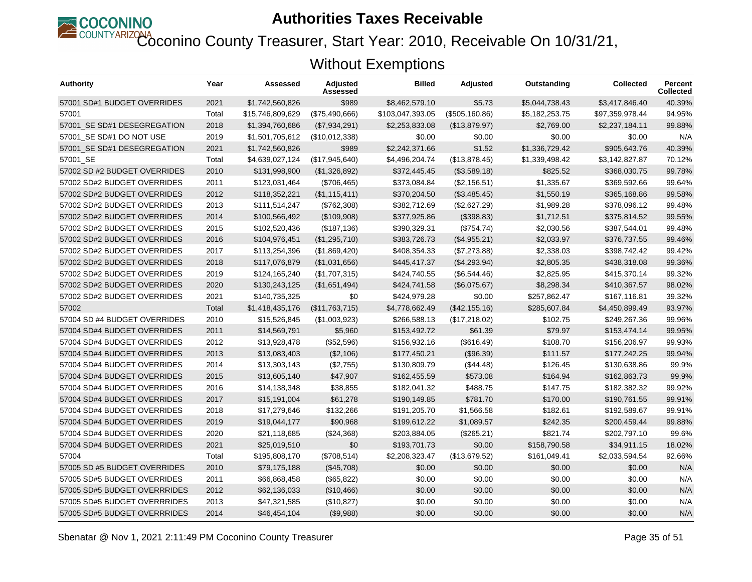# Authorities Taxes Receivable

## Coconino County Treasurer, Start Year: 2010, Receivable On 10/31/21, Without Exemptions

| Authority | Year | Assessed | Adjusted Assessed | Billed | Adjusted | Outstanding | Collected | Percent Collected |
|---|---|---|---|---|---|---|---|---|
| 57001 SD#1 BUDGET OVERRIDES | 2021 | $1,742,560,826 | $989 | $8,462,579.10 | $5.73 | $5,044,738.43 | $3,417,846.40 | 40.39% |
| 57001 | Total | $15,746,809,629 | ($75,490,666) | $103,047,393.05 | ($505,160.86) | $5,182,253.75 | $97,359,978.44 | 94.95% |
| 57001_SE SD#1 DESEGREGATION | 2018 | $1,394,760,686 | ($7,934,291) | $2,253,833.08 | ($13,879.97) | $2,769.00 | $2,237,184.11 | 99.88% |
| 57001_SE SD#1 DO NOT USE | 2019 | $1,501,705,612 | ($10,012,338) | $0.00 | $0.00 | $0.00 | $0.00 | N/A |
| 57001_SE SD#1 DESEGREGATION | 2021 | $1,742,560,826 | $989 | $2,242,371.66 | $1.52 | $1,336,729.42 | $905,643.76 | 40.39% |
| 57001_SE | Total | $4,639,027,124 | ($17,945,640) | $4,496,204.74 | ($13,878.45) | $1,339,498.42 | $3,142,827.87 | 70.12% |
| 57002 SD #2 BUDGET OVERRIDES | 2010 | $131,998,900 | ($1,326,892) | $372,445.45 | ($3,589.18) | $825.52 | $368,030.75 | 99.78% |
| 57002 SD#2 BUDGET OVERRIDES | 2011 | $123,031,464 | ($706,465) | $373,084.84 | ($2,156.51) | $1,335.67 | $369,592.66 | 99.64% |
| 57002 SD#2 BUDGET OVERRIDES | 2012 | $118,352,221 | ($1,115,411) | $370,204.50 | ($3,485.45) | $1,550.19 | $365,168.86 | 99.58% |
| 57002 SD#2 BUDGET OVERRIDES | 2013 | $111,514,247 | ($762,308) | $382,712.69 | ($2,627.29) | $1,989.28 | $378,096.12 | 99.48% |
| 57002 SD#2 BUDGET OVERRIDES | 2014 | $100,566,492 | ($109,908) | $377,925.86 | ($398.83) | $1,712.51 | $375,814.52 | 99.55% |
| 57002 SD#2 BUDGET OVERRIDES | 2015 | $102,520,436 | ($187,136) | $390,329.31 | ($754.74) | $2,030.56 | $387,544.01 | 99.48% |
| 57002 SD#2 BUDGET OVERRIDES | 2016 | $104,976,451 | ($1,295,710) | $383,726.73 | ($4,955.21) | $2,033.97 | $376,737.55 | 99.46% |
| 57002 SD#2 BUDGET OVERRIDES | 2017 | $113,254,396 | ($1,869,420) | $408,354.33 | ($7,273.88) | $2,338.03 | $398,742.42 | 99.42% |
| 57002 SD#2 BUDGET OVERRIDES | 2018 | $117,076,879 | ($1,031,656) | $445,417.37 | ($4,293.94) | $2,805.35 | $438,318.08 | 99.36% |
| 57002 SD#2 BUDGET OVERRIDES | 2019 | $124,165,240 | ($1,707,315) | $424,740.55 | ($6,544.46) | $2,825.95 | $415,370.14 | 99.32% |
| 57002 SD#2 BUDGET OVERRIDES | 2020 | $130,243,125 | ($1,651,494) | $424,741.58 | ($6,075.67) | $8,298.34 | $410,367.57 | 98.02% |
| 57002 SD#2 BUDGET OVERRIDES | 2021 | $140,735,325 | $0 | $424,979.28 | $0.00 | $257,862.47 | $167,116.81 | 39.32% |
| 57002 | Total | $1,418,435,176 | ($11,763,715) | $4,778,662.49 | ($42,155.16) | $285,607.84 | $4,450,899.49 | 93.97% |
| 57004 SD #4 BUDGET OVERRIDES | 2010 | $15,526,845 | ($1,003,923) | $266,588.13 | ($17,218.02) | $102.75 | $249,267.36 | 99.96% |
| 57004 SD#4 BUDGET OVERRIDES | 2011 | $14,569,791 | $5,960 | $153,492.72 | $61.39 | $79.97 | $153,474.14 | 99.95% |
| 57004 SD#4 BUDGET OVERRIDES | 2012 | $13,928,478 | ($52,596) | $156,932.16 | ($616.49) | $108.70 | $156,206.97 | 99.93% |
| 57004 SD#4 BUDGET OVERRIDES | 2013 | $13,083,403 | ($2,106) | $177,450.21 | ($96.39) | $111.57 | $177,242.25 | 99.94% |
| 57004 SD#4 BUDGET OVERRIDES | 2014 | $13,303,143 | ($2,755) | $130,809.79 | ($44.48) | $126.45 | $130,638.86 | 99.9% |
| 57004 SD#4 BUDGET OVERRIDES | 2015 | $13,605,140 | $47,907 | $162,455.59 | $573.08 | $164.94 | $162,863.73 | 99.9% |
| 57004 SD#4 BUDGET OVERRIDES | 2016 | $14,138,348 | $38,855 | $182,041.32 | $488.75 | $147.75 | $182,382.32 | 99.92% |
| 57004 SD#4 BUDGET OVERRIDES | 2017 | $15,191,004 | $61,278 | $190,149.85 | $781.70 | $170.00 | $190,761.55 | 99.91% |
| 57004 SD#4 BUDGET OVERRIDES | 2018 | $17,279,646 | $132,266 | $191,205.70 | $1,566.58 | $182.61 | $192,589.67 | 99.91% |
| 57004 SD#4 BUDGET OVERRIDES | 2019 | $19,044,177 | $90,968 | $199,612.22 | $1,089.57 | $242.35 | $200,459.44 | 99.88% |
| 57004 SD#4 BUDGET OVERRIDES | 2020 | $21,118,685 | ($24,368) | $203,884.05 | ($265.21) | $821.74 | $202,797.10 | 99.6% |
| 57004 SD#4 BUDGET OVERRIDES | 2021 | $25,019,510 | $0 | $193,701.73 | $0.00 | $158,790.58 | $34,911.15 | 18.02% |
| 57004 | Total | $195,808,170 | ($708,514) | $2,208,323.47 | ($13,679.52) | $161,049.41 | $2,033,594.54 | 92.66% |
| 57005 SD #5 BUDGET OVERRIDES | 2010 | $79,175,188 | ($45,708) | $0.00 | $0.00 | $0.00 | $0.00 | N/A |
| 57005 SD#5 BUDGET OVERRIDES | 2011 | $66,868,458 | ($65,822) | $0.00 | $0.00 | $0.00 | $0.00 | N/A |
| 57005 SD#5 BUDGET OVERRRIDES | 2012 | $62,136,033 | ($10,466) | $0.00 | $0.00 | $0.00 | $0.00 | N/A |
| 57005 SD#5 BUDGET OVERRRIDES | 2013 | $47,321,585 | ($10,827) | $0.00 | $0.00 | $0.00 | $0.00 | N/A |
| 57005 SD#5 BUDGET OVERRRIDES | 2014 | $46,454,104 | ($9,988) | $0.00 | $0.00 | $0.00 | $0.00 | N/A |

Sbenatar @ Nov 1, 2021 2:11:49 PM Coconino County Treasurer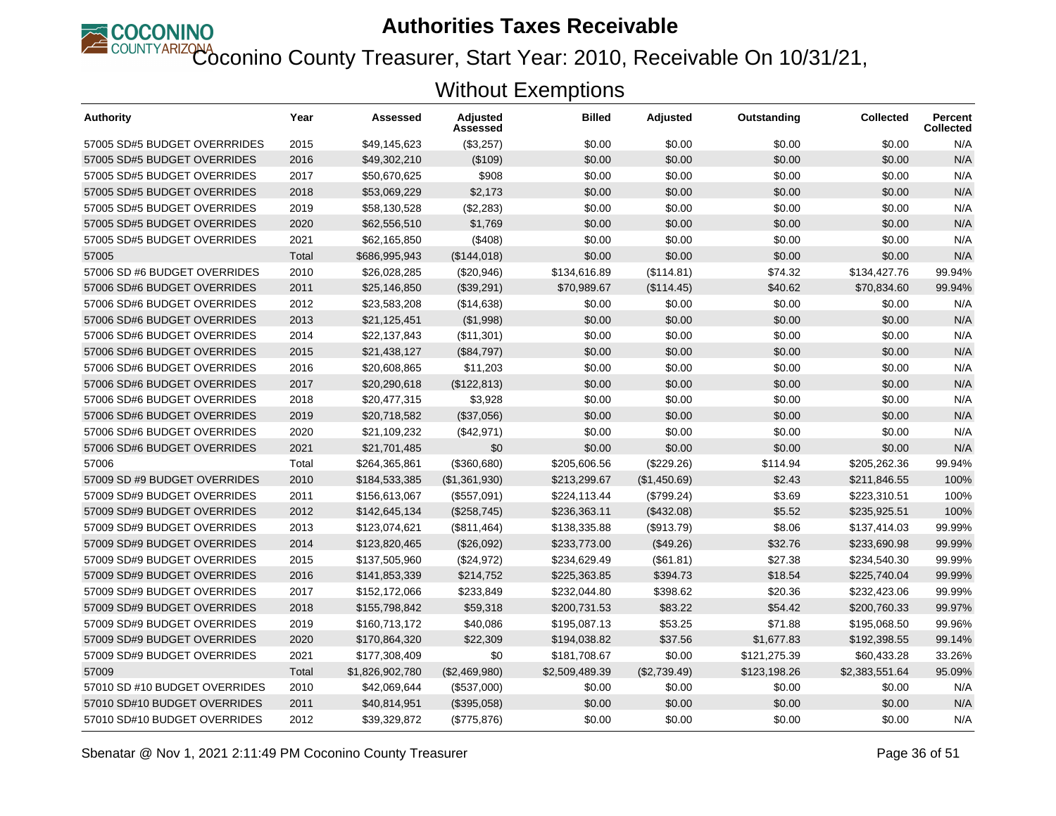# Authorities Taxes Receivable

## Coconino County Treasurer, Start Year: 2010, Receivable On 10/31/21, Without Exemptions

| Authority | Year | Assessed | Adjusted Assessed | Billed | Adjusted | Outstanding | Collected | Percent Collected |
|---|---|---|---|---|---|---|---|---|
| 57005 SD#5 BUDGET OVERRRIDES | 2015 | $49,145,623 | ($3,257) | $0.00 | $0.00 | $0.00 | $0.00 | N/A |
| 57005 SD#5 BUDGET OVERRIDES | 2016 | $49,302,210 | ($109) | $0.00 | $0.00 | $0.00 | $0.00 | N/A |
| 57005 SD#5 BUDGET OVERRIDES | 2017 | $50,670,625 | $908 | $0.00 | $0.00 | $0.00 | $0.00 | N/A |
| 57005 SD#5 BUDGET OVERRIDES | 2018 | $53,069,229 | $2,173 | $0.00 | $0.00 | $0.00 | $0.00 | N/A |
| 57005 SD#5 BUDGET OVERRIDES | 2019 | $58,130,528 | ($2,283) | $0.00 | $0.00 | $0.00 | $0.00 | N/A |
| 57005 SD#5 BUDGET OVERRIDES | 2020 | $62,556,510 | $1,769 | $0.00 | $0.00 | $0.00 | $0.00 | N/A |
| 57005 SD#5 BUDGET OVERRIDES | 2021 | $62,165,850 | ($408) | $0.00 | $0.00 | $0.00 | $0.00 | N/A |
| 57005 | Total | $686,995,943 | ($144,018) | $0.00 | $0.00 | $0.00 | $0.00 | N/A |
| 57006 SD #6 BUDGET OVERRIDES | 2010 | $26,028,285 | ($20,946) | $134,616.89 | ($114.81) | $74.32 | $134,427.76 | 99.94% |
| 57006 SD#6 BUDGET OVERRIDES | 2011 | $25,146,850 | ($39,291) | $70,989.67 | ($114.45) | $40.62 | $70,834.60 | 99.94% |
| 57006 SD#6 BUDGET OVERRIDES | 2012 | $23,583,208 | ($14,638) | $0.00 | $0.00 | $0.00 | $0.00 | N/A |
| 57006 SD#6 BUDGET OVERRIDES | 2013 | $21,125,451 | ($1,998) | $0.00 | $0.00 | $0.00 | $0.00 | N/A |
| 57006 SD#6 BUDGET OVERRIDES | 2014 | $22,137,843 | ($11,301) | $0.00 | $0.00 | $0.00 | $0.00 | N/A |
| 57006 SD#6 BUDGET OVERRIDES | 2015 | $21,438,127 | ($84,797) | $0.00 | $0.00 | $0.00 | $0.00 | N/A |
| 57006 SD#6 BUDGET OVERRIDES | 2016 | $20,608,865 | $11,203 | $0.00 | $0.00 | $0.00 | $0.00 | N/A |
| 57006 SD#6 BUDGET OVERRIDES | 2017 | $20,290,618 | ($122,813) | $0.00 | $0.00 | $0.00 | $0.00 | N/A |
| 57006 SD#6 BUDGET OVERRIDES | 2018 | $20,477,315 | $3,928 | $0.00 | $0.00 | $0.00 | $0.00 | N/A |
| 57006 SD#6 BUDGET OVERRIDES | 2019 | $20,718,582 | ($37,056) | $0.00 | $0.00 | $0.00 | $0.00 | N/A |
| 57006 SD#6 BUDGET OVERRIDES | 2020 | $21,109,232 | ($42,971) | $0.00 | $0.00 | $0.00 | $0.00 | N/A |
| 57006 SD#6 BUDGET OVERRIDES | 2021 | $21,701,485 | $0 | $0.00 | $0.00 | $0.00 | $0.00 | N/A |
| 57006 | Total | $264,365,861 | ($360,680) | $205,606.56 | ($229.26) | $114.94 | $205,262.36 | 99.94% |
| 57009 SD #9 BUDGET OVERRIDES | 2010 | $184,533,385 | ($1,361,930) | $213,299.67 | ($1,450.69) | $2.43 | $211,846.55 | 100% |
| 57009 SD#9 BUDGET OVERRIDES | 2011 | $156,613,067 | ($557,091) | $224,113.44 | ($799.24) | $3.69 | $223,310.51 | 100% |
| 57009 SD#9 BUDGET OVERRIDES | 2012 | $142,645,134 | ($258,745) | $236,363.11 | ($432.08) | $5.52 | $235,925.51 | 100% |
| 57009 SD#9 BUDGET OVERRIDES | 2013 | $123,074,621 | ($811,464) | $138,335.88 | ($913.79) | $8.06 | $137,414.03 | 99.99% |
| 57009 SD#9 BUDGET OVERRIDES | 2014 | $123,820,465 | ($26,092) | $233,773.00 | ($49.26) | $32.76 | $233,690.98 | 99.99% |
| 57009 SD#9 BUDGET OVERRIDES | 2015 | $137,505,960 | ($24,972) | $234,629.49 | ($61.81) | $27.38 | $234,540.30 | 99.99% |
| 57009 SD#9 BUDGET OVERRIDES | 2016 | $141,853,339 | $214,752 | $225,363.85 | $394.73 | $18.54 | $225,740.04 | 99.99% |
| 57009 SD#9 BUDGET OVERRIDES | 2017 | $152,172,066 | $233,849 | $232,044.80 | $398.62 | $20.36 | $232,423.06 | 99.99% |
| 57009 SD#9 BUDGET OVERRIDES | 2018 | $155,798,842 | $59,318 | $200,731.53 | $83.22 | $54.42 | $200,760.33 | 99.97% |
| 57009 SD#9 BUDGET OVERRIDES | 2019 | $160,713,172 | $40,086 | $195,087.13 | $53.25 | $71.88 | $195,068.50 | 99.96% |
| 57009 SD#9 BUDGET OVERRIDES | 2020 | $170,864,320 | $22,309 | $194,038.82 | $37.56 | $1,677.83 | $192,398.55 | 99.14% |
| 57009 SD#9 BUDGET OVERRIDES | 2021 | $177,308,409 | $0 | $181,708.67 | $0.00 | $121,275.39 | $60,433.28 | 33.26% |
| 57009 | Total | $1,826,902,780 | ($2,469,980) | $2,509,489.39 | ($2,739.49) | $123,198.26 | $2,383,551.64 | 95.09% |
| 57010 SD #10 BUDGET OVERRIDES | 2010 | $42,069,644 | ($537,000) | $0.00 | $0.00 | $0.00 | $0.00 | N/A |
| 57010 SD#10 BUDGET OVERRIDES | 2011 | $40,814,951 | ($395,058) | $0.00 | $0.00 | $0.00 | $0.00 | N/A |
| 57010 SD#10 BUDGET OVERRIDES | 2012 | $39,329,872 | ($775,876) | $0.00 | $0.00 | $0.00 | $0.00 | N/A |

Sbenatar @ Nov 1, 2021 2:11:49 PM Coconino County Treasurer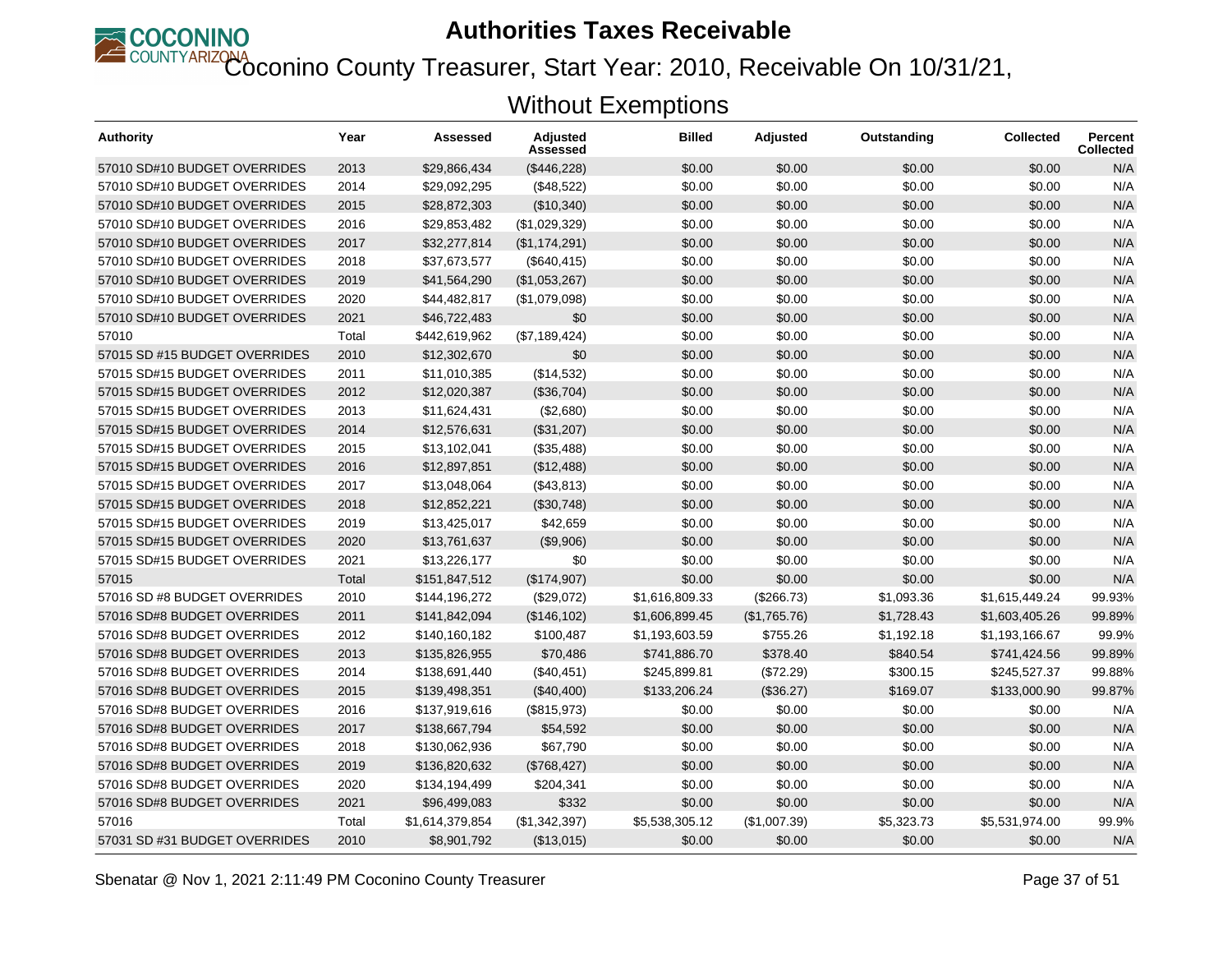# Authorities Taxes Receivable

## Coconino County Treasurer, Start Year: 2010, Receivable On 10/31/21, Without Exemptions

| Authority | Year | Assessed | Adjusted Assessed | Billed | Adjusted | Outstanding | Collected | Percent Collected |
|---|---|---|---|---|---|---|---|---|
| 57010 SD#10 BUDGET OVERRIDES | 2013 | $29,866,434 | ($446,228) | $0.00 | $0.00 | $0.00 | $0.00 | N/A |
| 57010 SD#10 BUDGET OVERRIDES | 2014 | $29,092,295 | ($48,522) | $0.00 | $0.00 | $0.00 | $0.00 | N/A |
| 57010 SD#10 BUDGET OVERRIDES | 2015 | $28,872,303 | ($10,340) | $0.00 | $0.00 | $0.00 | $0.00 | N/A |
| 57010 SD#10 BUDGET OVERRIDES | 2016 | $29,853,482 | ($1,029,329) | $0.00 | $0.00 | $0.00 | $0.00 | N/A |
| 57010 SD#10 BUDGET OVERRIDES | 2017 | $32,277,814 | ($1,174,291) | $0.00 | $0.00 | $0.00 | $0.00 | N/A |
| 57010 SD#10 BUDGET OVERRIDES | 2018 | $37,673,577 | ($640,415) | $0.00 | $0.00 | $0.00 | $0.00 | N/A |
| 57010 SD#10 BUDGET OVERRIDES | 2019 | $41,564,290 | ($1,053,267) | $0.00 | $0.00 | $0.00 | $0.00 | N/A |
| 57010 SD#10 BUDGET OVERRIDES | 2020 | $44,482,817 | ($1,079,098) | $0.00 | $0.00 | $0.00 | $0.00 | N/A |
| 57010 SD#10 BUDGET OVERRIDES | 2021 | $46,722,483 | $0 | $0.00 | $0.00 | $0.00 | $0.00 | N/A |
| 57010 | Total | $442,619,962 | ($7,189,424) | $0.00 | $0.00 | $0.00 | $0.00 | N/A |
| 57015 SD #15 BUDGET OVERRIDES | 2010 | $12,302,670 | $0 | $0.00 | $0.00 | $0.00 | $0.00 | N/A |
| 57015 SD#15 BUDGET OVERRIDES | 2011 | $11,010,385 | ($14,532) | $0.00 | $0.00 | $0.00 | $0.00 | N/A |
| 57015 SD#15 BUDGET OVERRIDES | 2012 | $12,020,387 | ($36,704) | $0.00 | $0.00 | $0.00 | $0.00 | N/A |
| 57015 SD#15 BUDGET OVERRIDES | 2013 | $11,624,431 | ($2,680) | $0.00 | $0.00 | $0.00 | $0.00 | N/A |
| 57015 SD#15 BUDGET OVERRIDES | 2014 | $12,576,631 | ($31,207) | $0.00 | $0.00 | $0.00 | $0.00 | N/A |
| 57015 SD#15 BUDGET OVERRIDES | 2015 | $13,102,041 | ($35,488) | $0.00 | $0.00 | $0.00 | $0.00 | N/A |
| 57015 SD#15 BUDGET OVERRIDES | 2016 | $12,897,851 | ($12,488) | $0.00 | $0.00 | $0.00 | $0.00 | N/A |
| 57015 SD#15 BUDGET OVERRIDES | 2017 | $13,048,064 | ($43,813) | $0.00 | $0.00 | $0.00 | $0.00 | N/A |
| 57015 SD#15 BUDGET OVERRIDES | 2018 | $12,852,221 | ($30,748) | $0.00 | $0.00 | $0.00 | $0.00 | N/A |
| 57015 SD#15 BUDGET OVERRIDES | 2019 | $13,425,017 | $42,659 | $0.00 | $0.00 | $0.00 | $0.00 | N/A |
| 57015 SD#15 BUDGET OVERRIDES | 2020 | $13,761,637 | ($9,906) | $0.00 | $0.00 | $0.00 | $0.00 | N/A |
| 57015 SD#15 BUDGET OVERRIDES | 2021 | $13,226,177 | $0 | $0.00 | $0.00 | $0.00 | $0.00 | N/A |
| 57015 | Total | $151,847,512 | ($174,907) | $0.00 | $0.00 | $0.00 | $0.00 | N/A |
| 57016 SD #8 BUDGET OVERRIDES | 2010 | $144,196,272 | ($29,072) | $1,616,809.33 | ($266.73) | $1,093.36 | $1,615,449.24 | 99.93% |
| 57016 SD#8 BUDGET OVERRIDES | 2011 | $141,842,094 | ($146,102) | $1,606,899.45 | ($1,765.76) | $1,728.43 | $1,603,405.26 | 99.89% |
| 57016 SD#8 BUDGET OVERRIDES | 2012 | $140,160,182 | $100,487 | $1,193,603.59 | $755.26 | $1,192.18 | $1,193,166.67 | 99.9% |
| 57016 SD#8 BUDGET OVERRIDES | 2013 | $135,826,955 | $70,486 | $741,886.70 | $378.40 | $840.54 | $741,424.56 | 99.89% |
| 57016 SD#8 BUDGET OVERRIDES | 2014 | $138,691,440 | ($40,451) | $245,899.81 | ($72.29) | $300.15 | $245,527.37 | 99.88% |
| 57016 SD#8 BUDGET OVERRIDES | 2015 | $139,498,351 | ($40,400) | $133,206.24 | ($36.27) | $169.07 | $133,000.90 | 99.87% |
| 57016 SD#8 BUDGET OVERRIDES | 2016 | $137,919,616 | ($815,973) | $0.00 | $0.00 | $0.00 | $0.00 | N/A |
| 57016 SD#8 BUDGET OVERRIDES | 2017 | $138,667,794 | $54,592 | $0.00 | $0.00 | $0.00 | $0.00 | N/A |
| 57016 SD#8 BUDGET OVERRIDES | 2018 | $130,062,936 | $67,790 | $0.00 | $0.00 | $0.00 | $0.00 | N/A |
| 57016 SD#8 BUDGET OVERRIDES | 2019 | $136,820,632 | ($768,427) | $0.00 | $0.00 | $0.00 | $0.00 | N/A |
| 57016 SD#8 BUDGET OVERRIDES | 2020 | $134,194,499 | $204,341 | $0.00 | $0.00 | $0.00 | $0.00 | N/A |
| 57016 SD#8 BUDGET OVERRIDES | 2021 | $96,499,083 | $332 | $0.00 | $0.00 | $0.00 | $0.00 | N/A |
| 57016 | Total | $1,614,379,854 | ($1,342,397) | $5,538,305.12 | ($1,007.39) | $5,323.73 | $5,531,974.00 | 99.9% |
| 57031 SD #31 BUDGET OVERRIDES | 2010 | $8,901,792 | ($13,015) | $0.00 | $0.00 | $0.00 | $0.00 | N/A |

Sbenatar @ Nov 1, 2021 2:11:49 PM Coconino County Treasurer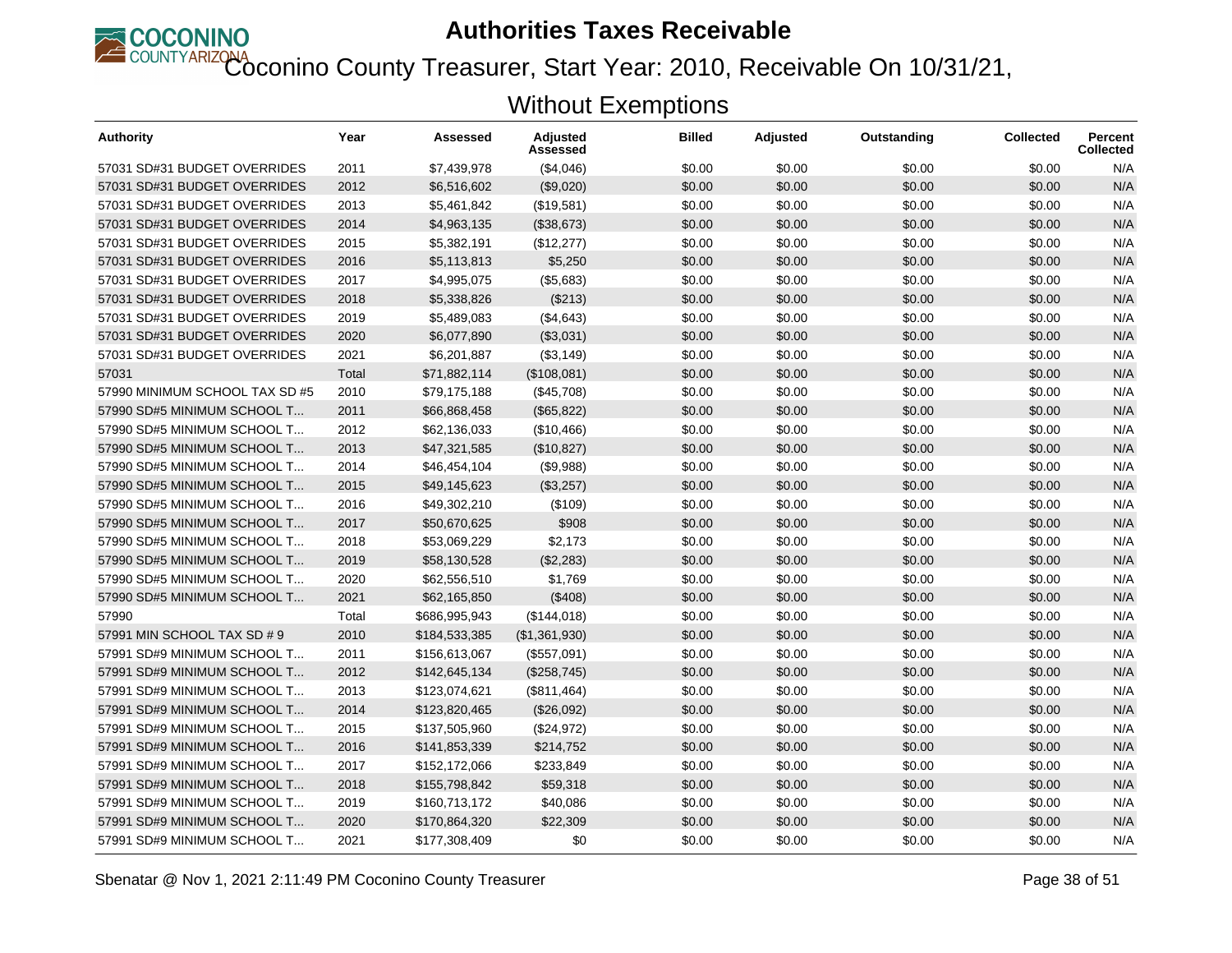# Authorities Taxes Receivable

## Coconino County Treasurer, Start Year: 2010, Receivable On 10/31/21, Without Exemptions

| Authority | Year | Assessed | Adjusted Assessed | Billed | Adjusted | Outstanding | Collected | Percent Collected |
|---|---|---|---|---|---|---|---|---|
| 57031 SD#31 BUDGET OVERRIDES | 2011 | $7,439,978 | ($4,046) | $0.00 | $0.00 | $0.00 | $0.00 | N/A |
| 57031 SD#31 BUDGET OVERRIDES | 2012 | $6,516,602 | ($9,020) | $0.00 | $0.00 | $0.00 | $0.00 | N/A |
| 57031 SD#31 BUDGET OVERRIDES | 2013 | $5,461,842 | ($19,581) | $0.00 | $0.00 | $0.00 | $0.00 | N/A |
| 57031 SD#31 BUDGET OVERRIDES | 2014 | $4,963,135 | ($38,673) | $0.00 | $0.00 | $0.00 | $0.00 | N/A |
| 57031 SD#31 BUDGET OVERRIDES | 2015 | $5,382,191 | ($12,277) | $0.00 | $0.00 | $0.00 | $0.00 | N/A |
| 57031 SD#31 BUDGET OVERRIDES | 2016 | $5,113,813 | $5,250 | $0.00 | $0.00 | $0.00 | $0.00 | N/A |
| 57031 SD#31 BUDGET OVERRIDES | 2017 | $4,995,075 | ($5,683) | $0.00 | $0.00 | $0.00 | $0.00 | N/A |
| 57031 SD#31 BUDGET OVERRIDES | 2018 | $5,338,826 | ($213) | $0.00 | $0.00 | $0.00 | $0.00 | N/A |
| 57031 SD#31 BUDGET OVERRIDES | 2019 | $5,489,083 | ($4,643) | $0.00 | $0.00 | $0.00 | $0.00 | N/A |
| 57031 SD#31 BUDGET OVERRIDES | 2020 | $6,077,890 | ($3,031) | $0.00 | $0.00 | $0.00 | $0.00 | N/A |
| 57031 SD#31 BUDGET OVERRIDES | 2021 | $6,201,887 | ($3,149) | $0.00 | $0.00 | $0.00 | $0.00 | N/A |
| 57031 | Total | $71,882,114 | ($108,081) | $0.00 | $0.00 | $0.00 | $0.00 | N/A |
| 57990 MINIMUM SCHOOL TAX SD #5 | 2010 | $79,175,188 | ($45,708) | $0.00 | $0.00 | $0.00 | $0.00 | N/A |
| 57990 SD#5 MINIMUM SCHOOL T... | 2011 | $66,868,458 | ($65,822) | $0.00 | $0.00 | $0.00 | $0.00 | N/A |
| 57990 SD#5 MINIMUM SCHOOL T... | 2012 | $62,136,033 | ($10,466) | $0.00 | $0.00 | $0.00 | $0.00 | N/A |
| 57990 SD#5 MINIMUM SCHOOL T... | 2013 | $47,321,585 | ($10,827) | $0.00 | $0.00 | $0.00 | $0.00 | N/A |
| 57990 SD#5 MINIMUM SCHOOL T... | 2014 | $46,454,104 | ($9,988) | $0.00 | $0.00 | $0.00 | $0.00 | N/A |
| 57990 SD#5 MINIMUM SCHOOL T... | 2015 | $49,145,623 | ($3,257) | $0.00 | $0.00 | $0.00 | $0.00 | N/A |
| 57990 SD#5 MINIMUM SCHOOL T... | 2016 | $49,302,210 | ($109) | $0.00 | $0.00 | $0.00 | $0.00 | N/A |
| 57990 SD#5 MINIMUM SCHOOL T... | 2017 | $50,670,625 | $908 | $0.00 | $0.00 | $0.00 | $0.00 | N/A |
| 57990 SD#5 MINIMUM SCHOOL T... | 2018 | $53,069,229 | $2,173 | $0.00 | $0.00 | $0.00 | $0.00 | N/A |
| 57990 SD#5 MINIMUM SCHOOL T... | 2019 | $58,130,528 | ($2,283) | $0.00 | $0.00 | $0.00 | $0.00 | N/A |
| 57990 SD#5 MINIMUM SCHOOL T... | 2020 | $62,556,510 | $1,769 | $0.00 | $0.00 | $0.00 | $0.00 | N/A |
| 57990 SD#5 MINIMUM SCHOOL T... | 2021 | $62,165,850 | ($408) | $0.00 | $0.00 | $0.00 | $0.00 | N/A |
| 57990 | Total | $686,995,943 | ($144,018) | $0.00 | $0.00 | $0.00 | $0.00 | N/A |
| 57991 MIN SCHOOL TAX SD # 9 | 2010 | $184,533,385 | ($1,361,930) | $0.00 | $0.00 | $0.00 | $0.00 | N/A |
| 57991 SD#9 MINIMUM SCHOOL T... | 2011 | $156,613,067 | ($557,091) | $0.00 | $0.00 | $0.00 | $0.00 | N/A |
| 57991 SD#9 MINIMUM SCHOOL T... | 2012 | $142,645,134 | ($258,745) | $0.00 | $0.00 | $0.00 | $0.00 | N/A |
| 57991 SD#9 MINIMUM SCHOOL T... | 2013 | $123,074,621 | ($811,464) | $0.00 | $0.00 | $0.00 | $0.00 | N/A |
| 57991 SD#9 MINIMUM SCHOOL T... | 2014 | $123,820,465 | ($26,092) | $0.00 | $0.00 | $0.00 | $0.00 | N/A |
| 57991 SD#9 MINIMUM SCHOOL T... | 2015 | $137,505,960 | ($24,972) | $0.00 | $0.00 | $0.00 | $0.00 | N/A |
| 57991 SD#9 MINIMUM SCHOOL T... | 2016 | $141,853,339 | $214,752 | $0.00 | $0.00 | $0.00 | $0.00 | N/A |
| 57991 SD#9 MINIMUM SCHOOL T... | 2017 | $152,172,066 | $233,849 | $0.00 | $0.00 | $0.00 | $0.00 | N/A |
| 57991 SD#9 MINIMUM SCHOOL T... | 2018 | $155,798,842 | $59,318 | $0.00 | $0.00 | $0.00 | $0.00 | N/A |
| 57991 SD#9 MINIMUM SCHOOL T... | 2019 | $160,713,172 | $40,086 | $0.00 | $0.00 | $0.00 | $0.00 | N/A |
| 57991 SD#9 MINIMUM SCHOOL T... | 2020 | $170,864,320 | $22,309 | $0.00 | $0.00 | $0.00 | $0.00 | N/A |
| 57991 SD#9 MINIMUM SCHOOL T... | 2021 | $177,308,409 | $0 | $0.00 | $0.00 | $0.00 | $0.00 | N/A |

Sbenatar @ Nov 1, 2021 2:11:49 PM Coconino County Treasurer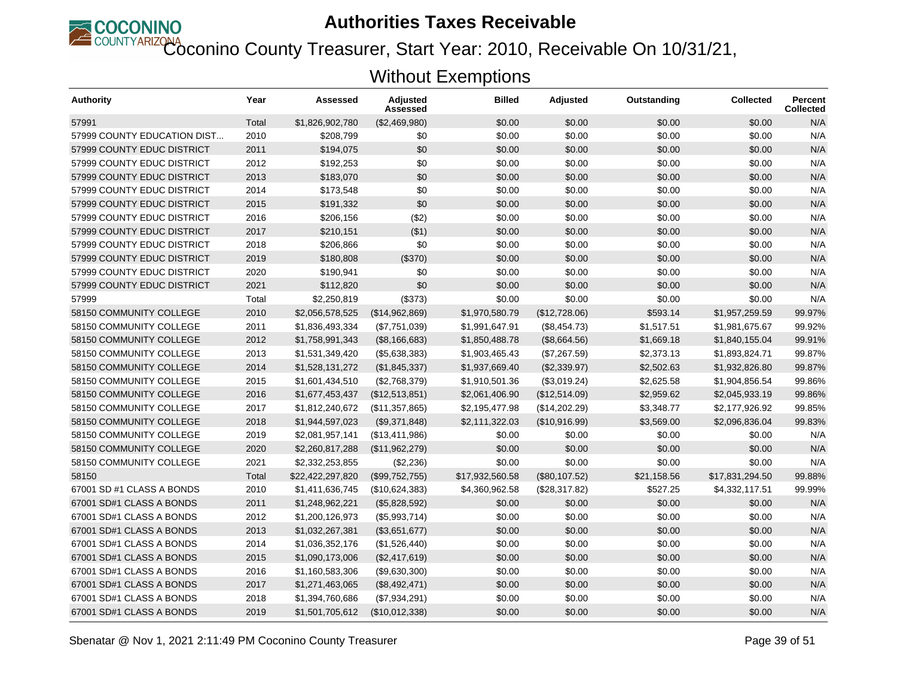# Authorities Taxes Receivable

## Coconino County Treasurer, Start Year: 2010, Receivable On 10/31/21, Without Exemptions

| Authority | Year | Assessed | Adjusted Assessed | Billed | Adjusted | Outstanding | Collected | Percent Collected |
|---|---|---|---|---|---|---|---|---|
| 57991 | Total | $1,826,902,780 | ($2,469,980) | $0.00 | $0.00 | $0.00 | $0.00 | N/A |
| 57999 COUNTY EDUCATION DIST... | 2010 | $208,799 | $0 | $0.00 | $0.00 | $0.00 | $0.00 | N/A |
| 57999 COUNTY EDUC DISTRICT | 2011 | $194,075 | $0 | $0.00 | $0.00 | $0.00 | $0.00 | N/A |
| 57999 COUNTY EDUC DISTRICT | 2012 | $192,253 | $0 | $0.00 | $0.00 | $0.00 | $0.00 | N/A |
| 57999 COUNTY EDUC DISTRICT | 2013 | $183,070 | $0 | $0.00 | $0.00 | $0.00 | $0.00 | N/A |
| 57999 COUNTY EDUC DISTRICT | 2014 | $173,548 | $0 | $0.00 | $0.00 | $0.00 | $0.00 | N/A |
| 57999 COUNTY EDUC DISTRICT | 2015 | $191,332 | $0 | $0.00 | $0.00 | $0.00 | $0.00 | N/A |
| 57999 COUNTY EDUC DISTRICT | 2016 | $206,156 | ($2) | $0.00 | $0.00 | $0.00 | $0.00 | N/A |
| 57999 COUNTY EDUC DISTRICT | 2017 | $210,151 | ($1) | $0.00 | $0.00 | $0.00 | $0.00 | N/A |
| 57999 COUNTY EDUC DISTRICT | 2018 | $206,866 | $0 | $0.00 | $0.00 | $0.00 | $0.00 | N/A |
| 57999 COUNTY EDUC DISTRICT | 2019 | $180,808 | ($370) | $0.00 | $0.00 | $0.00 | $0.00 | N/A |
| 57999 COUNTY EDUC DISTRICT | 2020 | $190,941 | $0 | $0.00 | $0.00 | $0.00 | $0.00 | N/A |
| 57999 COUNTY EDUC DISTRICT | 2021 | $112,820 | $0 | $0.00 | $0.00 | $0.00 | $0.00 | N/A |
| 57999 | Total | $2,250,819 | ($373) | $0.00 | $0.00 | $0.00 | $0.00 | N/A |
| 58150 COMMUNITY COLLEGE | 2010 | $2,056,578,525 | ($14,962,869) | $1,970,580.79 | ($12,728.06) | $593.14 | $1,957,259.59 | 99.97% |
| 58150 COMMUNITY COLLEGE | 2011 | $1,836,493,334 | ($7,751,039) | $1,991,647.91 | ($8,454.73) | $1,517.51 | $1,981,675.67 | 99.92% |
| 58150 COMMUNITY COLLEGE | 2012 | $1,758,991,343 | ($8,166,683) | $1,850,488.78 | ($8,664.56) | $1,669.18 | $1,840,155.04 | 99.91% |
| 58150 COMMUNITY COLLEGE | 2013 | $1,531,349,420 | ($5,638,383) | $1,903,465.43 | ($7,267.59) | $2,373.13 | $1,893,824.71 | 99.87% |
| 58150 COMMUNITY COLLEGE | 2014 | $1,528,131,272 | ($1,845,337) | $1,937,669.40 | ($2,339.97) | $2,502.63 | $1,932,826.80 | 99.87% |
| 58150 COMMUNITY COLLEGE | 2015 | $1,601,434,510 | ($2,768,379) | $1,910,501.36 | ($3,019.24) | $2,625.58 | $1,904,856.54 | 99.86% |
| 58150 COMMUNITY COLLEGE | 2016 | $1,677,453,437 | ($12,513,851) | $2,061,406.90 | ($12,514.09) | $2,959.62 | $2,045,933.19 | 99.86% |
| 58150 COMMUNITY COLLEGE | 2017 | $1,812,240,672 | ($11,357,865) | $2,195,477.98 | ($14,202.29) | $3,348.77 | $2,177,926.92 | 99.85% |
| 58150 COMMUNITY COLLEGE | 2018 | $1,944,597,023 | ($9,371,848) | $2,111,322.03 | ($10,916.99) | $3,569.00 | $2,096,836.04 | 99.83% |
| 58150 COMMUNITY COLLEGE | 2019 | $2,081,957,141 | ($13,411,986) | $0.00 | $0.00 | $0.00 | $0.00 | N/A |
| 58150 COMMUNITY COLLEGE | 2020 | $2,260,817,288 | ($11,962,279) | $0.00 | $0.00 | $0.00 | $0.00 | N/A |
| 58150 COMMUNITY COLLEGE | 2021 | $2,332,253,855 | ($2,236) | $0.00 | $0.00 | $0.00 | $0.00 | N/A |
| 58150 | Total | $22,422,297,820 | ($99,752,755) | $17,932,560.58 | ($80,107.52) | $21,158.56 | $17,831,294.50 | 99.88% |
| 67001 SD #1 CLASS A BONDS | 2010 | $1,411,636,745 | ($10,624,383) | $4,360,962.58 | ($28,317.82) | $527.25 | $4,332,117.51 | 99.99% |
| 67001 SD#1 CLASS A BONDS | 2011 | $1,248,962,221 | ($5,828,592) | $0.00 | $0.00 | $0.00 | $0.00 | N/A |
| 67001 SD#1 CLASS A BONDS | 2012 | $1,200,126,973 | ($5,993,714) | $0.00 | $0.00 | $0.00 | $0.00 | N/A |
| 67001 SD#1 CLASS A BONDS | 2013 | $1,032,267,381 | ($3,651,677) | $0.00 | $0.00 | $0.00 | $0.00 | N/A |
| 67001 SD#1 CLASS A BONDS | 2014 | $1,036,352,176 | ($1,526,440) | $0.00 | $0.00 | $0.00 | $0.00 | N/A |
| 67001 SD#1 CLASS A BONDS | 2015 | $1,090,173,006 | ($2,417,619) | $0.00 | $0.00 | $0.00 | $0.00 | N/A |
| 67001 SD#1 CLASS A BONDS | 2016 | $1,160,583,306 | ($9,630,300) | $0.00 | $0.00 | $0.00 | $0.00 | N/A |
| 67001 SD#1 CLASS A BONDS | 2017 | $1,271,463,065 | ($8,492,471) | $0.00 | $0.00 | $0.00 | $0.00 | N/A |
| 67001 SD#1 CLASS A BONDS | 2018 | $1,394,760,686 | ($7,934,291) | $0.00 | $0.00 | $0.00 | $0.00 | N/A |
| 67001 SD#1 CLASS A BONDS | 2019 | $1,501,705,612 | ($10,012,338) | $0.00 | $0.00 | $0.00 | $0.00 | N/A |

Sbenatar @ Nov 1, 2021 2:11:49 PM Coconino County Treasurer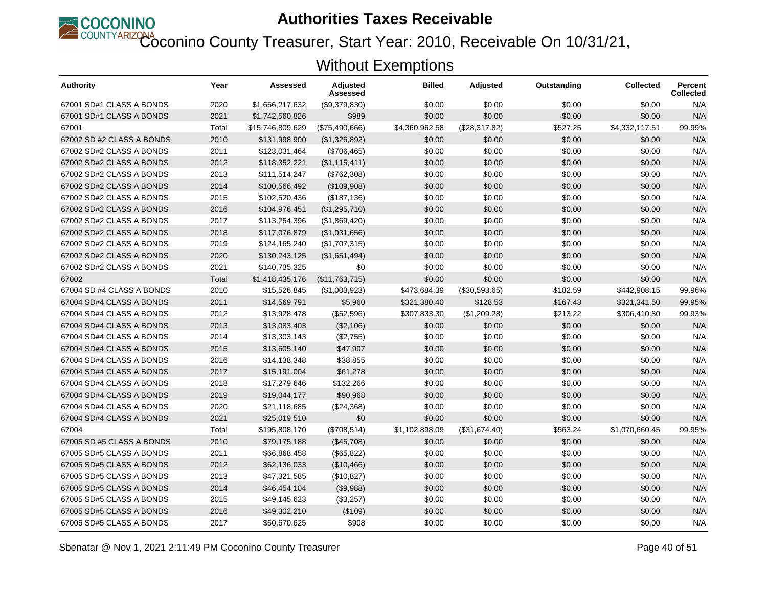# Authorities Taxes Receivable

## Coconino County Treasurer, Start Year: 2010, Receivable On 10/31/21, Without Exemptions

| Authority | Year | Assessed | Adjusted Assessed | Billed | Adjusted | Outstanding | Collected | Percent Collected |
|---|---|---|---|---|---|---|---|---|
| 67001 SD#1 CLASS A BONDS | 2020 | $1,656,217,632 | ($9,379,830) | $0.00 | $0.00 | $0.00 | $0.00 | N/A |
| 67001 SD#1 CLASS A BONDS | 2021 | $1,742,560,826 | $989 | $0.00 | $0.00 | $0.00 | $0.00 | N/A |
| 67001 | Total | $15,746,809,629 | ($75,490,666) | $4,360,962.58 | ($28,317.82) | $527.25 | $4,332,117.51 | 99.99% |
| 67002 SD #2 CLASS A BONDS | 2010 | $131,998,900 | ($1,326,892) | $0.00 | $0.00 | $0.00 | $0.00 | N/A |
| 67002 SD#2 CLASS A BONDS | 2011 | $123,031,464 | ($706,465) | $0.00 | $0.00 | $0.00 | $0.00 | N/A |
| 67002 SD#2 CLASS A BONDS | 2012 | $118,352,221 | ($1,115,411) | $0.00 | $0.00 | $0.00 | $0.00 | N/A |
| 67002 SD#2 CLASS A BONDS | 2013 | $111,514,247 | ($762,308) | $0.00 | $0.00 | $0.00 | $0.00 | N/A |
| 67002 SD#2 CLASS A BONDS | 2014 | $100,566,492 | ($109,908) | $0.00 | $0.00 | $0.00 | $0.00 | N/A |
| 67002 SD#2 CLASS A BONDS | 2015 | $102,520,436 | ($187,136) | $0.00 | $0.00 | $0.00 | $0.00 | N/A |
| 67002 SD#2 CLASS A BONDS | 2016 | $104,976,451 | ($1,295,710) | $0.00 | $0.00 | $0.00 | $0.00 | N/A |
| 67002 SD#2 CLASS A BONDS | 2017 | $113,254,396 | ($1,869,420) | $0.00 | $0.00 | $0.00 | $0.00 | N/A |
| 67002 SD#2 CLASS A BONDS | 2018 | $117,076,879 | ($1,031,656) | $0.00 | $0.00 | $0.00 | $0.00 | N/A |
| 67002 SD#2 CLASS A BONDS | 2019 | $124,165,240 | ($1,707,315) | $0.00 | $0.00 | $0.00 | $0.00 | N/A |
| 67002 SD#2 CLASS A BONDS | 2020 | $130,243,125 | ($1,651,494) | $0.00 | $0.00 | $0.00 | $0.00 | N/A |
| 67002 SD#2 CLASS A BONDS | 2021 | $140,735,325 | $0 | $0.00 | $0.00 | $0.00 | $0.00 | N/A |
| 67002 | Total | $1,418,435,176 | ($11,763,715) | $0.00 | $0.00 | $0.00 | $0.00 | N/A |
| 67004 SD #4 CLASS A BONDS | 2010 | $15,526,845 | ($1,003,923) | $473,684.39 | ($30,593.65) | $182.59 | $442,908.15 | 99.96% |
| 67004 SD#4 CLASS A BONDS | 2011 | $14,569,791 | $5,960 | $321,380.40 | $128.53 | $167.43 | $321,341.50 | 99.95% |
| 67004 SD#4 CLASS A BONDS | 2012 | $13,928,478 | ($52,596) | $307,833.30 | ($1,209.28) | $213.22 | $306,410.80 | 99.93% |
| 67004 SD#4 CLASS A BONDS | 2013 | $13,083,403 | ($2,106) | $0.00 | $0.00 | $0.00 | $0.00 | N/A |
| 67004 SD#4 CLASS A BONDS | 2014 | $13,303,143 | ($2,755) | $0.00 | $0.00 | $0.00 | $0.00 | N/A |
| 67004 SD#4 CLASS A BONDS | 2015 | $13,605,140 | $47,907 | $0.00 | $0.00 | $0.00 | $0.00 | N/A |
| 67004 SD#4 CLASS A BONDS | 2016 | $14,138,348 | $38,855 | $0.00 | $0.00 | $0.00 | $0.00 | N/A |
| 67004 SD#4 CLASS A BONDS | 2017 | $15,191,004 | $61,278 | $0.00 | $0.00 | $0.00 | $0.00 | N/A |
| 67004 SD#4 CLASS A BONDS | 2018 | $17,279,646 | $132,266 | $0.00 | $0.00 | $0.00 | $0.00 | N/A |
| 67004 SD#4 CLASS A BONDS | 2019 | $19,044,177 | $90,968 | $0.00 | $0.00 | $0.00 | $0.00 | N/A |
| 67004 SD#4 CLASS A BONDS | 2020 | $21,118,685 | ($24,368) | $0.00 | $0.00 | $0.00 | $0.00 | N/A |
| 67004 SD#4 CLASS A BONDS | 2021 | $25,019,510 | $0 | $0.00 | $0.00 | $0.00 | $0.00 | N/A |
| 67004 | Total | $195,808,170 | ($708,514) | $1,102,898.09 | ($31,674.40) | $563.24 | $1,070,660.45 | 99.95% |
| 67005 SD #5 CLASS A BONDS | 2010 | $79,175,188 | ($45,708) | $0.00 | $0.00 | $0.00 | $0.00 | N/A |
| 67005 SD#5 CLASS A BONDS | 2011 | $66,868,458 | ($65,822) | $0.00 | $0.00 | $0.00 | $0.00 | N/A |
| 67005 SD#5 CLASS A BONDS | 2012 | $62,136,033 | ($10,466) | $0.00 | $0.00 | $0.00 | $0.00 | N/A |
| 67005 SD#5 CLASS A BONDS | 2013 | $47,321,585 | ($10,827) | $0.00 | $0.00 | $0.00 | $0.00 | N/A |
| 67005 SD#5 CLASS A BONDS | 2014 | $46,454,104 | ($9,988) | $0.00 | $0.00 | $0.00 | $0.00 | N/A |
| 67005 SD#5 CLASS A BONDS | 2015 | $49,145,623 | ($3,257) | $0.00 | $0.00 | $0.00 | $0.00 | N/A |
| 67005 SD#5 CLASS A BONDS | 2016 | $49,302,210 | ($109) | $0.00 | $0.00 | $0.00 | $0.00 | N/A |
| 67005 SD#5 CLASS A BONDS | 2017 | $50,670,625 | $908 | $0.00 | $0.00 | $0.00 | $0.00 | N/A |

Sbenatar @ Nov 1, 2021 2:11:49 PM Coconino County Treasurer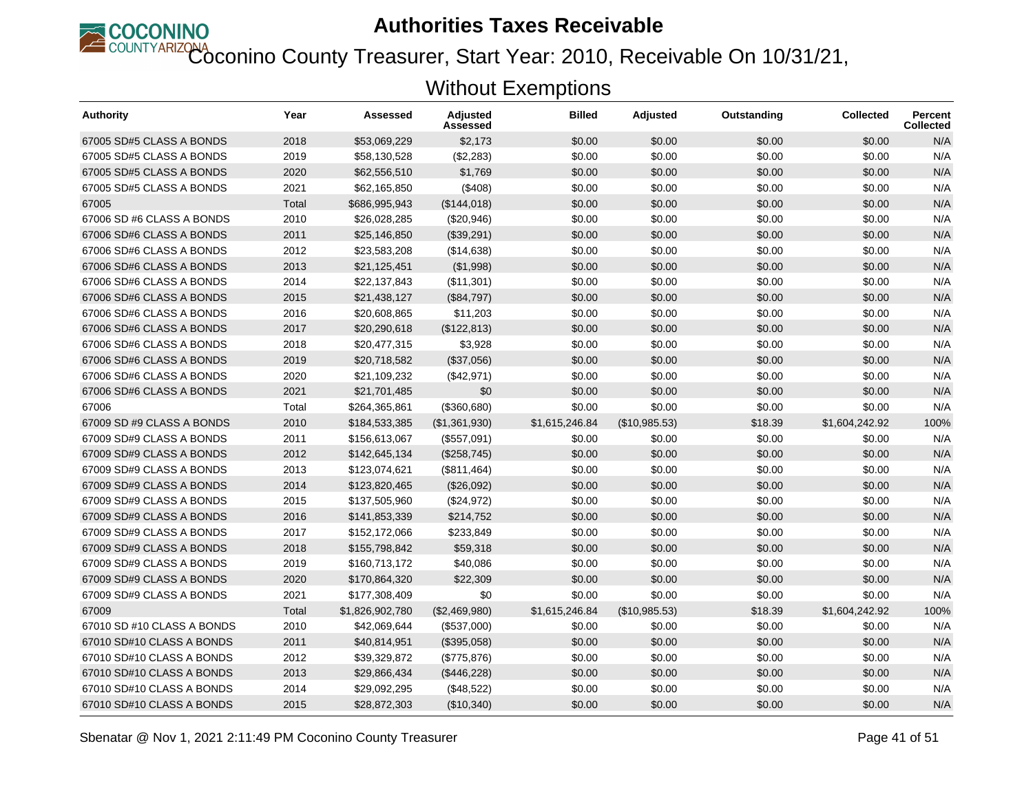# Authorities Taxes Receivable

## Coconino County Treasurer, Start Year: 2010, Receivable On 10/31/21, Without Exemptions

| Authority | Year | Assessed | Adjusted Assessed | Billed | Adjusted | Outstanding | Collected | Percent Collected |
|---|---|---|---|---|---|---|---|---|
| 67005 SD#5 CLASS A BONDS | 2018 | $53,069,229 | $2,173 | $0.00 | $0.00 | $0.00 | $0.00 | N/A |
| 67005 SD#5 CLASS A BONDS | 2019 | $58,130,528 | ($2,283) | $0.00 | $0.00 | $0.00 | $0.00 | N/A |
| 67005 SD#5 CLASS A BONDS | 2020 | $62,556,510 | $1,769 | $0.00 | $0.00 | $0.00 | $0.00 | N/A |
| 67005 SD#5 CLASS A BONDS | 2021 | $62,165,850 | ($408) | $0.00 | $0.00 | $0.00 | $0.00 | N/A |
| 67005 | Total | $686,995,943 | ($144,018) | $0.00 | $0.00 | $0.00 | $0.00 | N/A |
| 67006 SD #6 CLASS A BONDS | 2010 | $26,028,285 | ($20,946) | $0.00 | $0.00 | $0.00 | $0.00 | N/A |
| 67006 SD#6 CLASS A BONDS | 2011 | $25,146,850 | ($39,291) | $0.00 | $0.00 | $0.00 | $0.00 | N/A |
| 67006 SD#6 CLASS A BONDS | 2012 | $23,583,208 | ($14,638) | $0.00 | $0.00 | $0.00 | $0.00 | N/A |
| 67006 SD#6 CLASS A BONDS | 2013 | $21,125,451 | ($1,998) | $0.00 | $0.00 | $0.00 | $0.00 | N/A |
| 67006 SD#6 CLASS A BONDS | 2014 | $22,137,843 | ($11,301) | $0.00 | $0.00 | $0.00 | $0.00 | N/A |
| 67006 SD#6 CLASS A BONDS | 2015 | $21,438,127 | ($84,797) | $0.00 | $0.00 | $0.00 | $0.00 | N/A |
| 67006 SD#6 CLASS A BONDS | 2016 | $20,608,865 | $11,203 | $0.00 | $0.00 | $0.00 | $0.00 | N/A |
| 67006 SD#6 CLASS A BONDS | 2017 | $20,290,618 | ($122,813) | $0.00 | $0.00 | $0.00 | $0.00 | N/A |
| 67006 SD#6 CLASS A BONDS | 2018 | $20,477,315 | $3,928 | $0.00 | $0.00 | $0.00 | $0.00 | N/A |
| 67006 SD#6 CLASS A BONDS | 2019 | $20,718,582 | ($37,056) | $0.00 | $0.00 | $0.00 | $0.00 | N/A |
| 67006 SD#6 CLASS A BONDS | 2020 | $21,109,232 | ($42,971) | $0.00 | $0.00 | $0.00 | $0.00 | N/A |
| 67006 SD#6 CLASS A BONDS | 2021 | $21,701,485 | $0 | $0.00 | $0.00 | $0.00 | $0.00 | N/A |
| 67006 | Total | $264,365,861 | ($360,680) | $0.00 | $0.00 | $0.00 | $0.00 | N/A |
| 67009 SD #9 CLASS A BONDS | 2010 | $184,533,385 | ($1,361,930) | $1,615,246.84 | ($10,985.53) | $18.39 | $1,604,242.92 | 100% |
| 67009 SD#9 CLASS A BONDS | 2011 | $156,613,067 | ($557,091) | $0.00 | $0.00 | $0.00 | $0.00 | N/A |
| 67009 SD#9 CLASS A BONDS | 2012 | $142,645,134 | ($258,745) | $0.00 | $0.00 | $0.00 | $0.00 | N/A |
| 67009 SD#9 CLASS A BONDS | 2013 | $123,074,621 | ($811,464) | $0.00 | $0.00 | $0.00 | $0.00 | N/A |
| 67009 SD#9 CLASS A BONDS | 2014 | $123,820,465 | ($26,092) | $0.00 | $0.00 | $0.00 | $0.00 | N/A |
| 67009 SD#9 CLASS A BONDS | 2015 | $137,505,960 | ($24,972) | $0.00 | $0.00 | $0.00 | $0.00 | N/A |
| 67009 SD#9 CLASS A BONDS | 2016 | $141,853,339 | $214,752 | $0.00 | $0.00 | $0.00 | $0.00 | N/A |
| 67009 SD#9 CLASS A BONDS | 2017 | $152,172,066 | $233,849 | $0.00 | $0.00 | $0.00 | $0.00 | N/A |
| 67009 SD#9 CLASS A BONDS | 2018 | $155,798,842 | $59,318 | $0.00 | $0.00 | $0.00 | $0.00 | N/A |
| 67009 SD#9 CLASS A BONDS | 2019 | $160,713,172 | $40,086 | $0.00 | $0.00 | $0.00 | $0.00 | N/A |
| 67009 SD#9 CLASS A BONDS | 2020 | $170,864,320 | $22,309 | $0.00 | $0.00 | $0.00 | $0.00 | N/A |
| 67009 SD#9 CLASS A BONDS | 2021 | $177,308,409 | $0 | $0.00 | $0.00 | $0.00 | $0.00 | N/A |
| 67009 | Total | $1,826,902,780 | ($2,469,980) | $1,615,246.84 | ($10,985.53) | $18.39 | $1,604,242.92 | 100% |
| 67010 SD #10 CLASS A BONDS | 2010 | $42,069,644 | ($537,000) | $0.00 | $0.00 | $0.00 | $0.00 | N/A |
| 67010 SD#10 CLASS A BONDS | 2011 | $40,814,951 | ($395,058) | $0.00 | $0.00 | $0.00 | $0.00 | N/A |
| 67010 SD#10 CLASS A BONDS | 2012 | $39,329,872 | ($775,876) | $0.00 | $0.00 | $0.00 | $0.00 | N/A |
| 67010 SD#10 CLASS A BONDS | 2013 | $29,866,434 | ($446,228) | $0.00 | $0.00 | $0.00 | $0.00 | N/A |
| 67010 SD#10 CLASS A BONDS | 2014 | $29,092,295 | ($48,522) | $0.00 | $0.00 | $0.00 | $0.00 | N/A |
| 67010 SD#10 CLASS A BONDS | 2015 | $28,872,303 | ($10,340) | $0.00 | $0.00 | $0.00 | $0.00 | N/A |

Sbenatar @ Nov 1, 2021 2:11:49 PM Coconino County Treasurer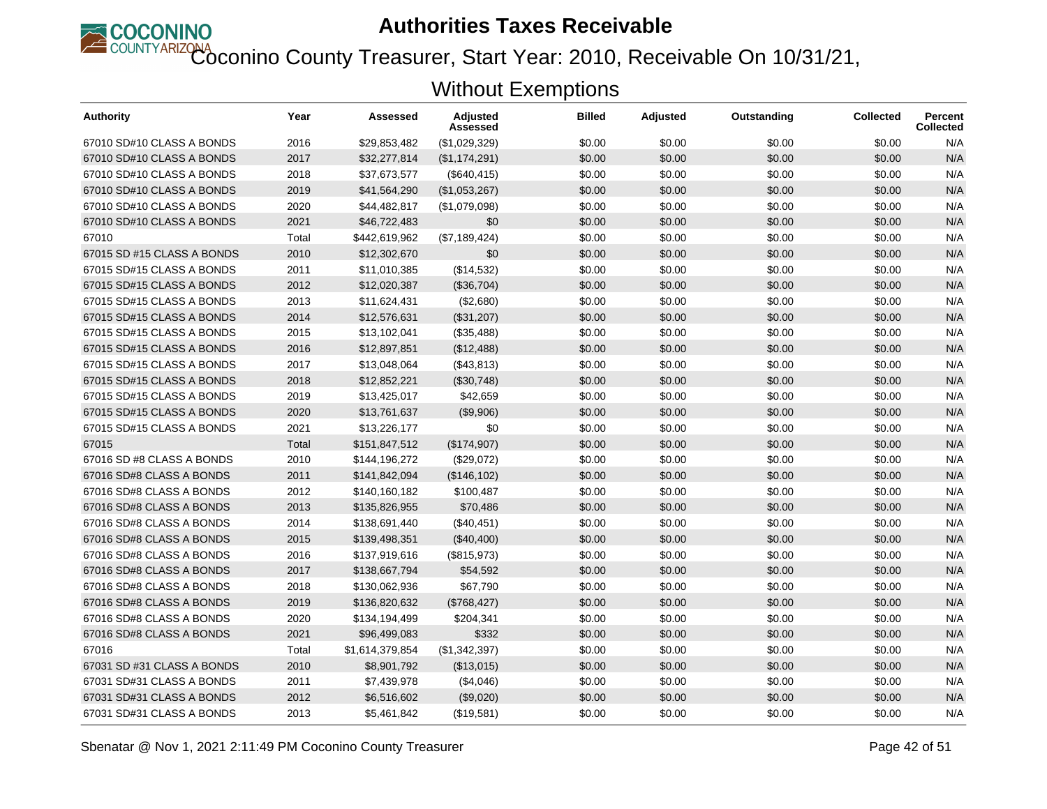# Authorities Taxes Receivable

## Coconino County Treasurer, Start Year: 2010, Receivable On 10/31/21, Without Exemptions

| Authority | Year | Assessed | Adjusted Assessed | Billed | Adjusted | Outstanding | Collected | Percent Collected |
|---|---|---|---|---|---|---|---|---|
| 67010 SD#10 CLASS A BONDS | 2016 | $29,853,482 | ($1,029,329) | $0.00 | $0.00 | $0.00 | $0.00 | N/A |
| 67010 SD#10 CLASS A BONDS | 2017 | $32,277,814 | ($1,174,291) | $0.00 | $0.00 | $0.00 | $0.00 | N/A |
| 67010 SD#10 CLASS A BONDS | 2018 | $37,673,577 | ($640,415) | $0.00 | $0.00 | $0.00 | $0.00 | N/A |
| 67010 SD#10 CLASS A BONDS | 2019 | $41,564,290 | ($1,053,267) | $0.00 | $0.00 | $0.00 | $0.00 | N/A |
| 67010 SD#10 CLASS A BONDS | 2020 | $44,482,817 | ($1,079,098) | $0.00 | $0.00 | $0.00 | $0.00 | N/A |
| 67010 SD#10 CLASS A BONDS | 2021 | $46,722,483 | $0 | $0.00 | $0.00 | $0.00 | $0.00 | N/A |
| 67010 | Total | $442,619,962 | ($7,189,424) | $0.00 | $0.00 | $0.00 | $0.00 | N/A |
| 67015 SD #15 CLASS A BONDS | 2010 | $12,302,670 | $0 | $0.00 | $0.00 | $0.00 | $0.00 | N/A |
| 67015 SD#15 CLASS A BONDS | 2011 | $11,010,385 | ($14,532) | $0.00 | $0.00 | $0.00 | $0.00 | N/A |
| 67015 SD#15 CLASS A BONDS | 2012 | $12,020,387 | ($36,704) | $0.00 | $0.00 | $0.00 | $0.00 | N/A |
| 67015 SD#15 CLASS A BONDS | 2013 | $11,624,431 | ($2,680) | $0.00 | $0.00 | $0.00 | $0.00 | N/A |
| 67015 SD#15 CLASS A BONDS | 2014 | $12,576,631 | ($31,207) | $0.00 | $0.00 | $0.00 | $0.00 | N/A |
| 67015 SD#15 CLASS A BONDS | 2015 | $13,102,041 | ($35,488) | $0.00 | $0.00 | $0.00 | $0.00 | N/A |
| 67015 SD#15 CLASS A BONDS | 2016 | $12,897,851 | ($12,488) | $0.00 | $0.00 | $0.00 | $0.00 | N/A |
| 67015 SD#15 CLASS A BONDS | 2017 | $13,048,064 | ($43,813) | $0.00 | $0.00 | $0.00 | $0.00 | N/A |
| 67015 SD#15 CLASS A BONDS | 2018 | $12,852,221 | ($30,748) | $0.00 | $0.00 | $0.00 | $0.00 | N/A |
| 67015 SD#15 CLASS A BONDS | 2019 | $13,425,017 | $42,659 | $0.00 | $0.00 | $0.00 | $0.00 | N/A |
| 67015 SD#15 CLASS A BONDS | 2020 | $13,761,637 | ($9,906) | $0.00 | $0.00 | $0.00 | $0.00 | N/A |
| 67015 SD#15 CLASS A BONDS | 2021 | $13,226,177 | $0 | $0.00 | $0.00 | $0.00 | $0.00 | N/A |
| 67015 | Total | $151,847,512 | ($174,907) | $0.00 | $0.00 | $0.00 | $0.00 | N/A |
| 67016 SD #8 CLASS A BONDS | 2010 | $144,196,272 | ($29,072) | $0.00 | $0.00 | $0.00 | $0.00 | N/A |
| 67016 SD#8 CLASS A BONDS | 2011 | $141,842,094 | ($146,102) | $0.00 | $0.00 | $0.00 | $0.00 | N/A |
| 67016 SD#8 CLASS A BONDS | 2012 | $140,160,182 | $100,487 | $0.00 | $0.00 | $0.00 | $0.00 | N/A |
| 67016 SD#8 CLASS A BONDS | 2013 | $135,826,955 | $70,486 | $0.00 | $0.00 | $0.00 | $0.00 | N/A |
| 67016 SD#8 CLASS A BONDS | 2014 | $138,691,440 | ($40,451) | $0.00 | $0.00 | $0.00 | $0.00 | N/A |
| 67016 SD#8 CLASS A BONDS | 2015 | $139,498,351 | ($40,400) | $0.00 | $0.00 | $0.00 | $0.00 | N/A |
| 67016 SD#8 CLASS A BONDS | 2016 | $137,919,616 | ($815,973) | $0.00 | $0.00 | $0.00 | $0.00 | N/A |
| 67016 SD#8 CLASS A BONDS | 2017 | $138,667,794 | $54,592 | $0.00 | $0.00 | $0.00 | $0.00 | N/A |
| 67016 SD#8 CLASS A BONDS | 2018 | $130,062,936 | $67,790 | $0.00 | $0.00 | $0.00 | $0.00 | N/A |
| 67016 SD#8 CLASS A BONDS | 2019 | $136,820,632 | ($768,427) | $0.00 | $0.00 | $0.00 | $0.00 | N/A |
| 67016 SD#8 CLASS A BONDS | 2020 | $134,194,499 | $204,341 | $0.00 | $0.00 | $0.00 | $0.00 | N/A |
| 67016 SD#8 CLASS A BONDS | 2021 | $96,499,083 | $332 | $0.00 | $0.00 | $0.00 | $0.00 | N/A |
| 67016 | Total | $1,614,379,854 | ($1,342,397) | $0.00 | $0.00 | $0.00 | $0.00 | N/A |
| 67031 SD #31 CLASS A BONDS | 2010 | $8,901,792 | ($13,015) | $0.00 | $0.00 | $0.00 | $0.00 | N/A |
| 67031 SD#31 CLASS A BONDS | 2011 | $7,439,978 | ($4,046) | $0.00 | $0.00 | $0.00 | $0.00 | N/A |
| 67031 SD#31 CLASS A BONDS | 2012 | $6,516,602 | ($9,020) | $0.00 | $0.00 | $0.00 | $0.00 | N/A |
| 67031 SD#31 CLASS A BONDS | 2013 | $5,461,842 | ($19,581) | $0.00 | $0.00 | $0.00 | $0.00 | N/A |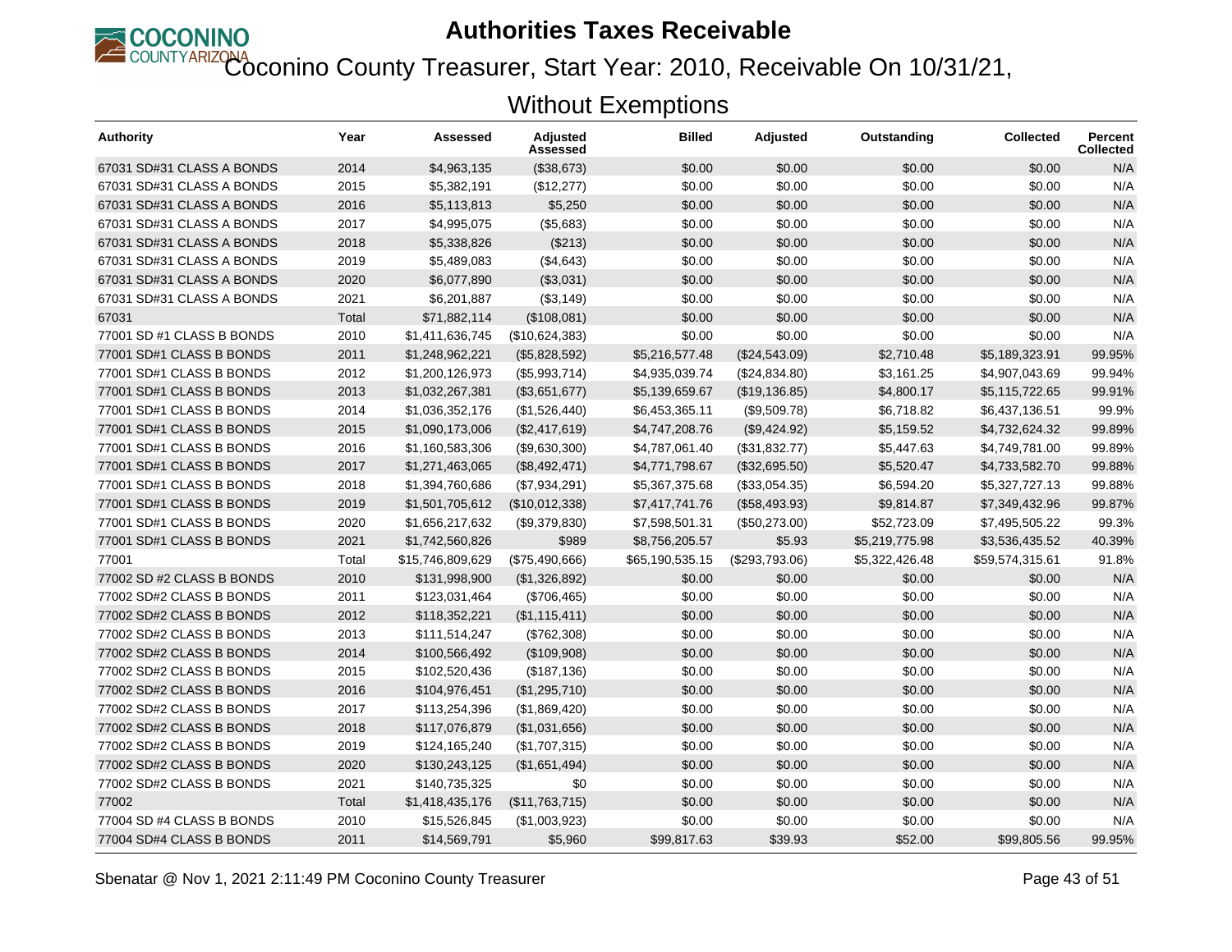# Authorities Taxes Receivable

## Coconino County Treasurer, Start Year: 2010, Receivable On 10/31/21, Without Exemptions

| Authority | Year | Assessed | Adjusted Assessed | Billed | Adjusted | Outstanding | Collected | Percent Collected |
|---|---|---|---|---|---|---|---|---|
| 67031 SD#31 CLASS A BONDS | 2014 | $4,963,135 | ($38,673) | $0.00 | $0.00 | $0.00 | $0.00 | N/A |
| 67031 SD#31 CLASS A BONDS | 2015 | $5,382,191 | ($12,277) | $0.00 | $0.00 | $0.00 | $0.00 | N/A |
| 67031 SD#31 CLASS A BONDS | 2016 | $5,113,813 | $5,250 | $0.00 | $0.00 | $0.00 | $0.00 | N/A |
| 67031 SD#31 CLASS A BONDS | 2017 | $4,995,075 | ($5,683) | $0.00 | $0.00 | $0.00 | $0.00 | N/A |
| 67031 SD#31 CLASS A BONDS | 2018 | $5,338,826 | ($213) | $0.00 | $0.00 | $0.00 | $0.00 | N/A |
| 67031 SD#31 CLASS A BONDS | 2019 | $5,489,083 | ($4,643) | $0.00 | $0.00 | $0.00 | $0.00 | N/A |
| 67031 SD#31 CLASS A BONDS | 2020 | $6,077,890 | ($3,031) | $0.00 | $0.00 | $0.00 | $0.00 | N/A |
| 67031 SD#31 CLASS A BONDS | 2021 | $6,201,887 | ($3,149) | $0.00 | $0.00 | $0.00 | $0.00 | N/A |
| 67031 | Total | $71,882,114 | ($108,081) | $0.00 | $0.00 | $0.00 | $0.00 | N/A |
| 77001 SD #1 CLASS B BONDS | 2010 | $1,411,636,745 | ($10,624,383) | $0.00 | $0.00 | $0.00 | $0.00 | N/A |
| 77001 SD#1 CLASS B BONDS | 2011 | $1,248,962,221 | ($5,828,592) | $5,216,577.48 | ($24,543.09) | $2,710.48 | $5,189,323.91 | 99.95% |
| 77001 SD#1 CLASS B BONDS | 2012 | $1,200,126,973 | ($5,993,714) | $4,935,039.74 | ($24,834.80) | $3,161.25 | $4,907,043.69 | 99.94% |
| 77001 SD#1 CLASS B BONDS | 2013 | $1,032,267,381 | ($3,651,677) | $5,139,659.67 | ($19,136.85) | $4,800.17 | $5,115,722.65 | 99.91% |
| 77001 SD#1 CLASS B BONDS | 2014 | $1,036,352,176 | ($1,526,440) | $6,453,365.11 | ($9,509.78) | $6,718.82 | $6,437,136.51 | 99.9% |
| 77001 SD#1 CLASS B BONDS | 2015 | $1,090,173,006 | ($2,417,619) | $4,747,208.76 | ($9,424.92) | $5,159.52 | $4,732,624.32 | 99.89% |
| 77001 SD#1 CLASS B BONDS | 2016 | $1,160,583,306 | ($9,630,300) | $4,787,061.40 | ($31,832.77) | $5,447.63 | $4,749,781.00 | 99.89% |
| 77001 SD#1 CLASS B BONDS | 2017 | $1,271,463,065 | ($8,492,471) | $4,771,798.67 | ($32,695.50) | $5,520.47 | $4,733,582.70 | 99.88% |
| 77001 SD#1 CLASS B BONDS | 2018 | $1,394,760,686 | ($7,934,291) | $5,367,375.68 | ($33,054.35) | $6,594.20 | $5,327,727.13 | 99.88% |
| 77001 SD#1 CLASS B BONDS | 2019 | $1,501,705,612 | ($10,012,338) | $7,417,741.76 | ($58,493.93) | $9,814.87 | $7,349,432.96 | 99.87% |
| 77001 SD#1 CLASS B BONDS | 2020 | $1,656,217,632 | ($9,379,830) | $7,598,501.31 | ($50,273.00) | $52,723.09 | $7,495,505.22 | 99.3% |
| 77001 SD#1 CLASS B BONDS | 2021 | $1,742,560,826 | $989 | $8,756,205.57 | $5.93 | $5,219,775.98 | $3,536,435.52 | 40.39% |
| 77001 | Total | $15,746,809,629 | ($75,490,666) | $65,190,535.15 | ($293,793.06) | $5,322,426.48 | $59,574,315.61 | 91.8% |
| 77002 SD #2 CLASS B BONDS | 2010 | $131,998,900 | ($1,326,892) | $0.00 | $0.00 | $0.00 | $0.00 | N/A |
| 77002 SD#2 CLASS B BONDS | 2011 | $123,031,464 | ($706,465) | $0.00 | $0.00 | $0.00 | $0.00 | N/A |
| 77002 SD#2 CLASS B BONDS | 2012 | $118,352,221 | ($1,115,411) | $0.00 | $0.00 | $0.00 | $0.00 | N/A |
| 77002 SD#2 CLASS B BONDS | 2013 | $111,514,247 | ($762,308) | $0.00 | $0.00 | $0.00 | $0.00 | N/A |
| 77002 SD#2 CLASS B BONDS | 2014 | $100,566,492 | ($109,908) | $0.00 | $0.00 | $0.00 | $0.00 | N/A |
| 77002 SD#2 CLASS B BONDS | 2015 | $102,520,436 | ($187,136) | $0.00 | $0.00 | $0.00 | $0.00 | N/A |
| 77002 SD#2 CLASS B BONDS | 2016 | $104,976,451 | ($1,295,710) | $0.00 | $0.00 | $0.00 | $0.00 | N/A |
| 77002 SD#2 CLASS B BONDS | 2017 | $113,254,396 | ($1,869,420) | $0.00 | $0.00 | $0.00 | $0.00 | N/A |
| 77002 SD#2 CLASS B BONDS | 2018 | $117,076,879 | ($1,031,656) | $0.00 | $0.00 | $0.00 | $0.00 | N/A |
| 77002 SD#2 CLASS B BONDS | 2019 | $124,165,240 | ($1,707,315) | $0.00 | $0.00 | $0.00 | $0.00 | N/A |
| 77002 SD#2 CLASS B BONDS | 2020 | $130,243,125 | ($1,651,494) | $0.00 | $0.00 | $0.00 | $0.00 | N/A |
| 77002 SD#2 CLASS B BONDS | 2021 | $140,735,325 | $0 | $0.00 | $0.00 | $0.00 | $0.00 | N/A |
| 77002 | Total | $1,418,435,176 | ($11,763,715) | $0.00 | $0.00 | $0.00 | $0.00 | N/A |
| 77004 SD #4 CLASS B BONDS | 2010 | $15,526,845 | ($1,003,923) | $0.00 | $0.00 | $0.00 | $0.00 | N/A |
| 77004 SD#4 CLASS B BONDS | 2011 | $14,569,791 | $5,960 | $99,817.63 | $39.93 | $52.00 | $99,805.56 | 99.95% |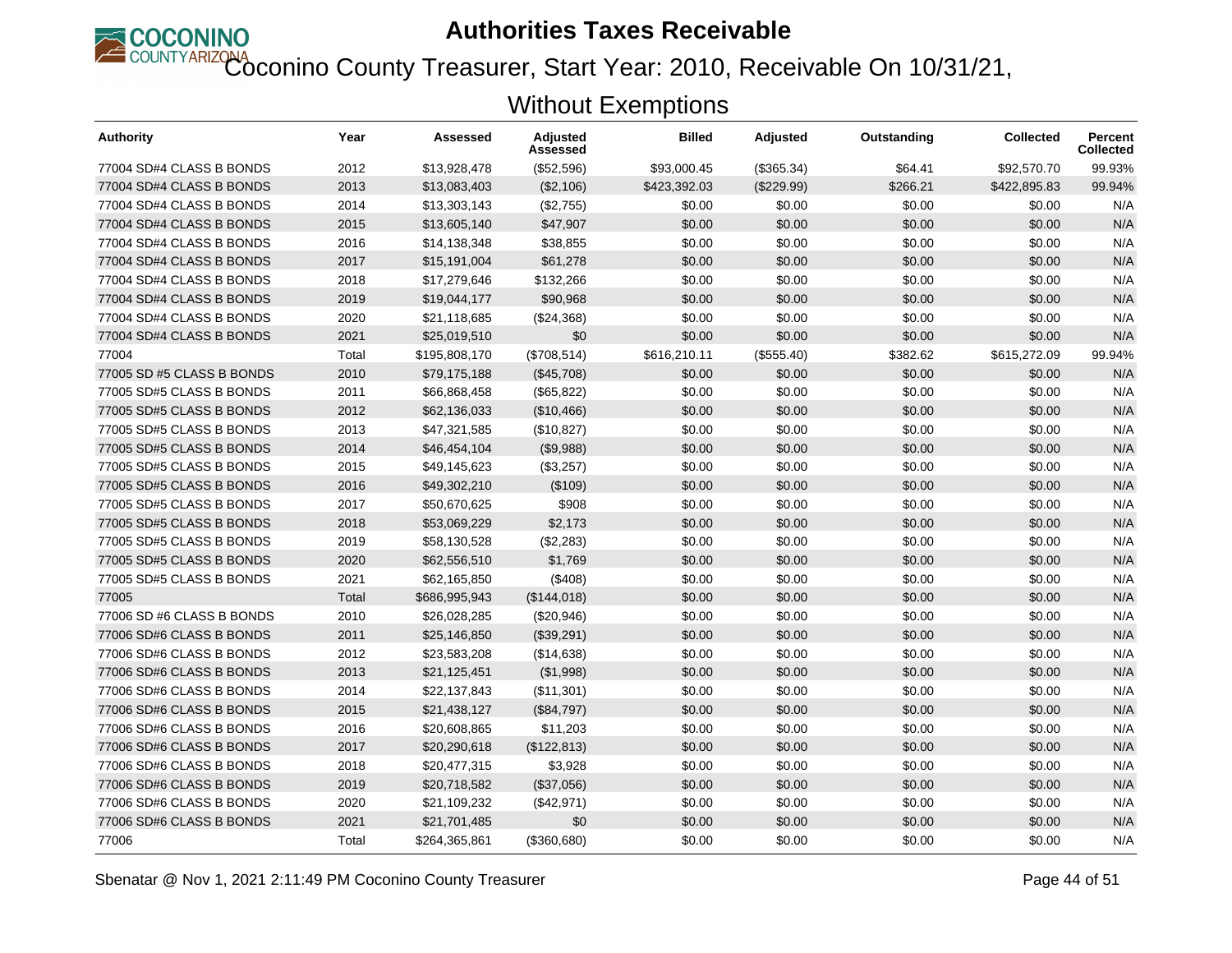# Authorities Taxes Receivable

## Coconino County Treasurer, Start Year: 2010, Receivable On 10/31/21, Without Exemptions

| Authority | Year | Assessed | Adjusted Assessed | Billed | Adjusted | Outstanding | Collected | Percent Collected |
|---|---|---|---|---|---|---|---|---|
| 77004 SD#4 CLASS B BONDS | 2012 | $13,928,478 | ($52,596) | $93,000.45 | ($365.34) | $64.41 | $92,570.70 | 99.93% |
| 77004 SD#4 CLASS B BONDS | 2013 | $13,083,403 | ($2,106) | $423,392.03 | ($229.99) | $266.21 | $422,895.83 | 99.94% |
| 77004 SD#4 CLASS B BONDS | 2014 | $13,303,143 | ($2,755) | $0.00 | $0.00 | $0.00 | $0.00 | N/A |
| 77004 SD#4 CLASS B BONDS | 2015 | $13,605,140 | $47,907 | $0.00 | $0.00 | $0.00 | $0.00 | N/A |
| 77004 SD#4 CLASS B BONDS | 2016 | $14,138,348 | $38,855 | $0.00 | $0.00 | $0.00 | $0.00 | N/A |
| 77004 SD#4 CLASS B BONDS | 2017 | $15,191,004 | $61,278 | $0.00 | $0.00 | $0.00 | $0.00 | N/A |
| 77004 SD#4 CLASS B BONDS | 2018 | $17,279,646 | $132,266 | $0.00 | $0.00 | $0.00 | $0.00 | N/A |
| 77004 SD#4 CLASS B BONDS | 2019 | $19,044,177 | $90,968 | $0.00 | $0.00 | $0.00 | $0.00 | N/A |
| 77004 SD#4 CLASS B BONDS | 2020 | $21,118,685 | ($24,368) | $0.00 | $0.00 | $0.00 | $0.00 | N/A |
| 77004 SD#4 CLASS B BONDS | 2021 | $25,019,510 | $0 | $0.00 | $0.00 | $0.00 | $0.00 | N/A |
| 77004 | Total | $195,808,170 | ($708,514) | $616,210.11 | ($555.40) | $382.62 | $615,272.09 | 99.94% |
| 77005 SD #5 CLASS B BONDS | 2010 | $79,175,188 | ($45,708) | $0.00 | $0.00 | $0.00 | $0.00 | N/A |
| 77005 SD#5 CLASS B BONDS | 2011 | $66,868,458 | ($65,822) | $0.00 | $0.00 | $0.00 | $0.00 | N/A |
| 77005 SD#5 CLASS B BONDS | 2012 | $62,136,033 | ($10,466) | $0.00 | $0.00 | $0.00 | $0.00 | N/A |
| 77005 SD#5 CLASS B BONDS | 2013 | $47,321,585 | ($10,827) | $0.00 | $0.00 | $0.00 | $0.00 | N/A |
| 77005 SD#5 CLASS B BONDS | 2014 | $46,454,104 | ($9,988) | $0.00 | $0.00 | $0.00 | $0.00 | N/A |
| 77005 SD#5 CLASS B BONDS | 2015 | $49,145,623 | ($3,257) | $0.00 | $0.00 | $0.00 | $0.00 | N/A |
| 77005 SD#5 CLASS B BONDS | 2016 | $49,302,210 | ($109) | $0.00 | $0.00 | $0.00 | $0.00 | N/A |
| 77005 SD#5 CLASS B BONDS | 2017 | $50,670,625 | $908 | $0.00 | $0.00 | $0.00 | $0.00 | N/A |
| 77005 SD#5 CLASS B BONDS | 2018 | $53,069,229 | $2,173 | $0.00 | $0.00 | $0.00 | $0.00 | N/A |
| 77005 SD#5 CLASS B BONDS | 2019 | $58,130,528 | ($2,283) | $0.00 | $0.00 | $0.00 | $0.00 | N/A |
| 77005 SD#5 CLASS B BONDS | 2020 | $62,556,510 | $1,769 | $0.00 | $0.00 | $0.00 | $0.00 | N/A |
| 77005 SD#5 CLASS B BONDS | 2021 | $62,165,850 | ($408) | $0.00 | $0.00 | $0.00 | $0.00 | N/A |
| 77005 | Total | $686,995,943 | ($144,018) | $0.00 | $0.00 | $0.00 | $0.00 | N/A |
| 77006 SD #6 CLASS B BONDS | 2010 | $26,028,285 | ($20,946) | $0.00 | $0.00 | $0.00 | $0.00 | N/A |
| 77006 SD#6 CLASS B BONDS | 2011 | $25,146,850 | ($39,291) | $0.00 | $0.00 | $0.00 | $0.00 | N/A |
| 77006 SD#6 CLASS B BONDS | 2012 | $23,583,208 | ($14,638) | $0.00 | $0.00 | $0.00 | $0.00 | N/A |
| 77006 SD#6 CLASS B BONDS | 2013 | $21,125,451 | ($1,998) | $0.00 | $0.00 | $0.00 | $0.00 | N/A |
| 77006 SD#6 CLASS B BONDS | 2014 | $22,137,843 | ($11,301) | $0.00 | $0.00 | $0.00 | $0.00 | N/A |
| 77006 SD#6 CLASS B BONDS | 2015 | $21,438,127 | ($84,797) | $0.00 | $0.00 | $0.00 | $0.00 | N/A |
| 77006 SD#6 CLASS B BONDS | 2016 | $20,608,865 | $11,203 | $0.00 | $0.00 | $0.00 | $0.00 | N/A |
| 77006 SD#6 CLASS B BONDS | 2017 | $20,290,618 | ($122,813) | $0.00 | $0.00 | $0.00 | $0.00 | N/A |
| 77006 SD#6 CLASS B BONDS | 2018 | $20,477,315 | $3,928 | $0.00 | $0.00 | $0.00 | $0.00 | N/A |
| 77006 SD#6 CLASS B BONDS | 2019 | $20,718,582 | ($37,056) | $0.00 | $0.00 | $0.00 | $0.00 | N/A |
| 77006 SD#6 CLASS B BONDS | 2020 | $21,109,232 | ($42,971) | $0.00 | $0.00 | $0.00 | $0.00 | N/A |
| 77006 SD#6 CLASS B BONDS | 2021 | $21,701,485 | $0 | $0.00 | $0.00 | $0.00 | $0.00 | N/A |
| 77006 | Total | $264,365,861 | ($360,680) | $0.00 | $0.00 | $0.00 | $0.00 | N/A |

Sbenatar @ Nov 1, 2021 2:11:49 PM Coconino County Treasurer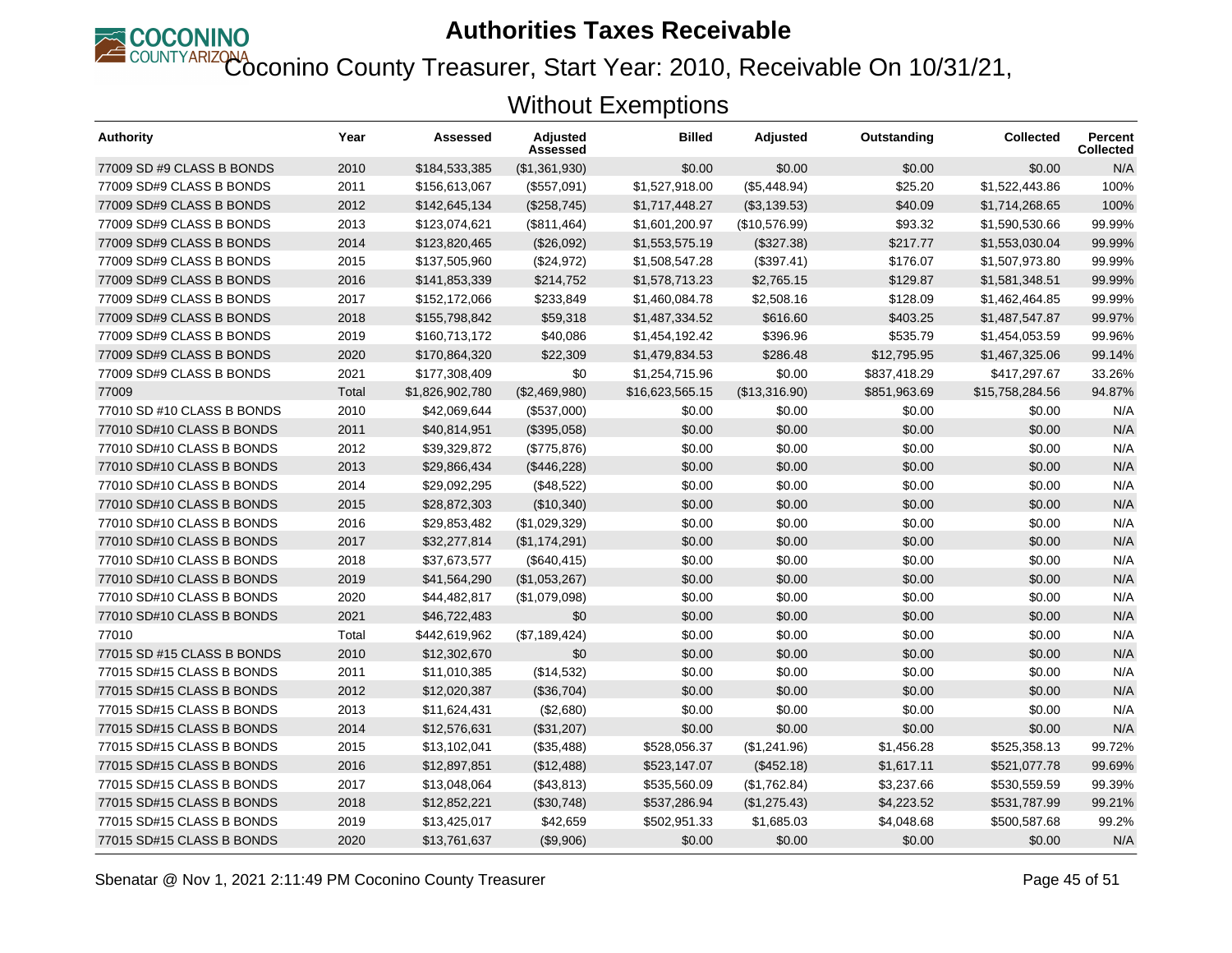# Authorities Taxes Receivable

## Coconino County Treasurer, Start Year: 2010, Receivable On 10/31/21, Without Exemptions

| Authority | Year | Assessed | Adjusted Assessed | Billed | Adjusted | Outstanding | Collected | Percent Collected |
|---|---|---|---|---|---|---|---|---|
| 77009 SD #9 CLASS B BONDS | 2010 | $184,533,385 | ($1,361,930) | $0.00 | $0.00 | $0.00 | $0.00 | N/A |
| 77009 SD#9 CLASS B BONDS | 2011 | $156,613,067 | ($557,091) | $1,527,918.00 | ($5,448.94) | $25.20 | $1,522,443.86 | 100% |
| 77009 SD#9 CLASS B BONDS | 2012 | $142,645,134 | ($258,745) | $1,717,448.27 | ($3,139.53) | $40.09 | $1,714,268.65 | 100% |
| 77009 SD#9 CLASS B BONDS | 2013 | $123,074,621 | ($811,464) | $1,601,200.97 | ($10,576.99) | $93.32 | $1,590,530.66 | 99.99% |
| 77009 SD#9 CLASS B BONDS | 2014 | $123,820,465 | ($26,092) | $1,553,575.19 | ($327.38) | $217.77 | $1,553,030.04 | 99.99% |
| 77009 SD#9 CLASS B BONDS | 2015 | $137,505,960 | ($24,972) | $1,508,547.28 | ($397.41) | $176.07 | $1,507,973.80 | 99.99% |
| 77009 SD#9 CLASS B BONDS | 2016 | $141,853,339 | $214,752 | $1,578,713.23 | $2,765.15 | $129.87 | $1,581,348.51 | 99.99% |
| 77009 SD#9 CLASS B BONDS | 2017 | $152,172,066 | $233,849 | $1,460,084.78 | $2,508.16 | $128.09 | $1,462,464.85 | 99.99% |
| 77009 SD#9 CLASS B BONDS | 2018 | $155,798,842 | $59,318 | $1,487,334.52 | $616.60 | $403.25 | $1,487,547.87 | 99.97% |
| 77009 SD#9 CLASS B BONDS | 2019 | $160,713,172 | $40,086 | $1,454,192.42 | $396.96 | $535.79 | $1,454,053.59 | 99.96% |
| 77009 SD#9 CLASS B BONDS | 2020 | $170,864,320 | $22,309 | $1,479,834.53 | $286.48 | $12,795.95 | $1,467,325.06 | 99.14% |
| 77009 SD#9 CLASS B BONDS | 2021 | $177,308,409 | $0 | $1,254,715.96 | $0.00 | $837,418.29 | $417,297.67 | 33.26% |
| 77009 | Total | $1,826,902,780 | ($2,469,980) | $16,623,565.15 | ($13,316.90) | $851,963.69 | $15,758,284.56 | 94.87% |
| 77010 SD #10 CLASS B BONDS | 2010 | $42,069,644 | ($537,000) | $0.00 | $0.00 | $0.00 | $0.00 | N/A |
| 77010 SD#10 CLASS B BONDS | 2011 | $40,814,951 | ($395,058) | $0.00 | $0.00 | $0.00 | $0.00 | N/A |
| 77010 SD#10 CLASS B BONDS | 2012 | $39,329,872 | ($775,876) | $0.00 | $0.00 | $0.00 | $0.00 | N/A |
| 77010 SD#10 CLASS B BONDS | 2013 | $29,866,434 | ($446,228) | $0.00 | $0.00 | $0.00 | $0.00 | N/A |
| 77010 SD#10 CLASS B BONDS | 2014 | $29,092,295 | ($48,522) | $0.00 | $0.00 | $0.00 | $0.00 | N/A |
| 77010 SD#10 CLASS B BONDS | 2015 | $28,872,303 | ($10,340) | $0.00 | $0.00 | $0.00 | $0.00 | N/A |
| 77010 SD#10 CLASS B BONDS | 2016 | $29,853,482 | ($1,029,329) | $0.00 | $0.00 | $0.00 | $0.00 | N/A |
| 77010 SD#10 CLASS B BONDS | 2017 | $32,277,814 | ($1,174,291) | $0.00 | $0.00 | $0.00 | $0.00 | N/A |
| 77010 SD#10 CLASS B BONDS | 2018 | $37,673,577 | ($640,415) | $0.00 | $0.00 | $0.00 | $0.00 | N/A |
| 77010 SD#10 CLASS B BONDS | 2019 | $41,564,290 | ($1,053,267) | $0.00 | $0.00 | $0.00 | $0.00 | N/A |
| 77010 SD#10 CLASS B BONDS | 2020 | $44,482,817 | ($1,079,098) | $0.00 | $0.00 | $0.00 | $0.00 | N/A |
| 77010 SD#10 CLASS B BONDS | 2021 | $46,722,483 | $0 | $0.00 | $0.00 | $0.00 | $0.00 | N/A |
| 77010 | Total | $442,619,962 | ($7,189,424) | $0.00 | $0.00 | $0.00 | $0.00 | N/A |
| 77015 SD #15 CLASS B BONDS | 2010 | $12,302,670 | $0 | $0.00 | $0.00 | $0.00 | $0.00 | N/A |
| 77015 SD#15 CLASS B BONDS | 2011 | $11,010,385 | ($14,532) | $0.00 | $0.00 | $0.00 | $0.00 | N/A |
| 77015 SD#15 CLASS B BONDS | 2012 | $12,020,387 | ($36,704) | $0.00 | $0.00 | $0.00 | $0.00 | N/A |
| 77015 SD#15 CLASS B BONDS | 2013 | $11,624,431 | ($2,680) | $0.00 | $0.00 | $0.00 | $0.00 | N/A |
| 77015 SD#15 CLASS B BONDS | 2014 | $12,576,631 | ($31,207) | $0.00 | $0.00 | $0.00 | $0.00 | N/A |
| 77015 SD#15 CLASS B BONDS | 2015 | $13,102,041 | ($35,488) | $528,056.37 | ($1,241.96) | $1,456.28 | $525,358.13 | 99.72% |
| 77015 SD#15 CLASS B BONDS | 2016 | $12,897,851 | ($12,488) | $523,147.07 | ($452.18) | $1,617.11 | $521,077.78 | 99.69% |
| 77015 SD#15 CLASS B BONDS | 2017 | $13,048,064 | ($43,813) | $535,560.09 | ($1,762.84) | $3,237.66 | $530,559.59 | 99.39% |
| 77015 SD#15 CLASS B BONDS | 2018 | $12,852,221 | ($30,748) | $537,286.94 | ($1,275.43) | $4,223.52 | $531,787.99 | 99.21% |
| 77015 SD#15 CLASS B BONDS | 2019 | $13,425,017 | $42,659 | $502,951.33 | $1,685.03 | $4,048.68 | $500,587.68 | 99.2% |
| 77015 SD#15 CLASS B BONDS | 2020 | $13,761,637 | ($9,906) | $0.00 | $0.00 | $0.00 | $0.00 | N/A |

Sbenatar @ Nov 1, 2021 2:11:49 PM Coconino County Treasurer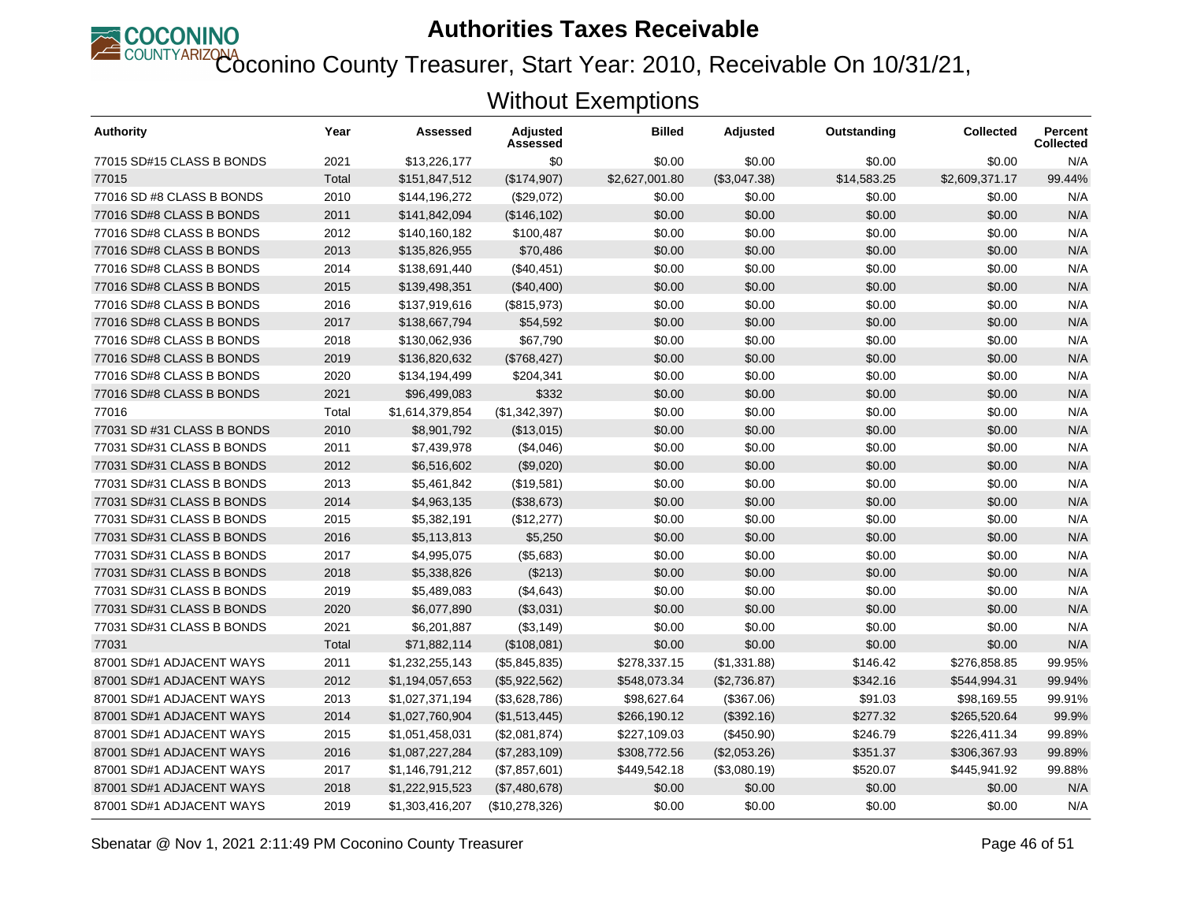# Authorities Taxes Receivable

## Coconino County Treasurer, Start Year: 2010, Receivable On 10/31/21, Without Exemptions

| Authority | Year | Assessed | Adjusted Assessed | Billed | Adjusted | Outstanding | Collected | Percent Collected |
|---|---|---|---|---|---|---|---|---|
| 77015 SD#15 CLASS B BONDS | 2021 | $13,226,177 | $0 | $0.00 | $0.00 | $0.00 | $0.00 | N/A |
| 77015 | Total | $151,847,512 | ($174,907) | $2,627,001.80 | ($3,047.38) | $14,583.25 | $2,609,371.17 | 99.44% |
| 77016 SD #8 CLASS B BONDS | 2010 | $144,196,272 | ($29,072) | $0.00 | $0.00 | $0.00 | $0.00 | N/A |
| 77016 SD#8 CLASS B BONDS | 2011 | $141,842,094 | ($146,102) | $0.00 | $0.00 | $0.00 | $0.00 | N/A |
| 77016 SD#8 CLASS B BONDS | 2012 | $140,160,182 | $100,487 | $0.00 | $0.00 | $0.00 | $0.00 | N/A |
| 77016 SD#8 CLASS B BONDS | 2013 | $135,826,955 | $70,486 | $0.00 | $0.00 | $0.00 | $0.00 | N/A |
| 77016 SD#8 CLASS B BONDS | 2014 | $138,691,440 | ($40,451) | $0.00 | $0.00 | $0.00 | $0.00 | N/A |
| 77016 SD#8 CLASS B BONDS | 2015 | $139,498,351 | ($40,400) | $0.00 | $0.00 | $0.00 | $0.00 | N/A |
| 77016 SD#8 CLASS B BONDS | 2016 | $137,919,616 | ($815,973) | $0.00 | $0.00 | $0.00 | $0.00 | N/A |
| 77016 SD#8 CLASS B BONDS | 2017 | $138,667,794 | $54,592 | $0.00 | $0.00 | $0.00 | $0.00 | N/A |
| 77016 SD#8 CLASS B BONDS | 2018 | $130,062,936 | $67,790 | $0.00 | $0.00 | $0.00 | $0.00 | N/A |
| 77016 SD#8 CLASS B BONDS | 2019 | $136,820,632 | ($768,427) | $0.00 | $0.00 | $0.00 | $0.00 | N/A |
| 77016 SD#8 CLASS B BONDS | 2020 | $134,194,499 | $204,341 | $0.00 | $0.00 | $0.00 | $0.00 | N/A |
| 77016 SD#8 CLASS B BONDS | 2021 | $96,499,083 | $332 | $0.00 | $0.00 | $0.00 | $0.00 | N/A |
| 77016 | Total | $1,614,379,854 | ($1,342,397) | $0.00 | $0.00 | $0.00 | $0.00 | N/A |
| 77031 SD #31 CLASS B BONDS | 2010 | $8,901,792 | ($13,015) | $0.00 | $0.00 | $0.00 | $0.00 | N/A |
| 77031 SD#31 CLASS B BONDS | 2011 | $7,439,978 | ($4,046) | $0.00 | $0.00 | $0.00 | $0.00 | N/A |
| 77031 SD#31 CLASS B BONDS | 2012 | $6,516,602 | ($9,020) | $0.00 | $0.00 | $0.00 | $0.00 | N/A |
| 77031 SD#31 CLASS B BONDS | 2013 | $5,461,842 | ($19,581) | $0.00 | $0.00 | $0.00 | $0.00 | N/A |
| 77031 SD#31 CLASS B BONDS | 2014 | $4,963,135 | ($38,673) | $0.00 | $0.00 | $0.00 | $0.00 | N/A |
| 77031 SD#31 CLASS B BONDS | 2015 | $5,382,191 | ($12,277) | $0.00 | $0.00 | $0.00 | $0.00 | N/A |
| 77031 SD#31 CLASS B BONDS | 2016 | $5,113,813 | $5,250 | $0.00 | $0.00 | $0.00 | $0.00 | N/A |
| 77031 SD#31 CLASS B BONDS | 2017 | $4,995,075 | ($5,683) | $0.00 | $0.00 | $0.00 | $0.00 | N/A |
| 77031 SD#31 CLASS B BONDS | 2018 | $5,338,826 | ($213) | $0.00 | $0.00 | $0.00 | $0.00 | N/A |
| 77031 SD#31 CLASS B BONDS | 2019 | $5,489,083 | ($4,643) | $0.00 | $0.00 | $0.00 | $0.00 | N/A |
| 77031 SD#31 CLASS B BONDS | 2020 | $6,077,890 | ($3,031) | $0.00 | $0.00 | $0.00 | $0.00 | N/A |
| 77031 SD#31 CLASS B BONDS | 2021 | $6,201,887 | ($3,149) | $0.00 | $0.00 | $0.00 | $0.00 | N/A |
| 77031 | Total | $71,882,114 | ($108,081) | $0.00 | $0.00 | $0.00 | $0.00 | N/A |
| 87001 SD#1 ADJACENT WAYS | 2011 | $1,232,255,143 | ($5,845,835) | $278,337.15 | ($1,331.88) | $146.42 | $276,858.85 | 99.95% |
| 87001 SD#1 ADJACENT WAYS | 2012 | $1,194,057,653 | ($5,922,562) | $548,073.34 | ($2,736.87) | $342.16 | $544,994.31 | 99.94% |
| 87001 SD#1 ADJACENT WAYS | 2013 | $1,027,371,194 | ($3,628,786) | $98,627.64 | ($367.06) | $91.03 | $98,169.55 | 99.91% |
| 87001 SD#1 ADJACENT WAYS | 2014 | $1,027,760,904 | ($1,513,445) | $266,190.12 | ($392.16) | $277.32 | $265,520.64 | 99.9% |
| 87001 SD#1 ADJACENT WAYS | 2015 | $1,051,458,031 | ($2,081,874) | $227,109.03 | ($450.90) | $246.79 | $226,411.34 | 99.89% |
| 87001 SD#1 ADJACENT WAYS | 2016 | $1,087,227,284 | ($7,283,109) | $308,772.56 | ($2,053.26) | $351.37 | $306,367.93 | 99.89% |
| 87001 SD#1 ADJACENT WAYS | 2017 | $1,146,791,212 | ($7,857,601) | $449,542.18 | ($3,080.19) | $520.07 | $445,941.92 | 99.88% |
| 87001 SD#1 ADJACENT WAYS | 2018 | $1,222,915,523 | ($7,480,678) | $0.00 | $0.00 | $0.00 | $0.00 | N/A |
| 87001 SD#1 ADJACENT WAYS | 2019 | $1,303,416,207 | ($10,278,326) | $0.00 | $0.00 | $0.00 | $0.00 | N/A |

Sbenatar @ Nov 1, 2021 2:11:49 PM Coconino County Treasurer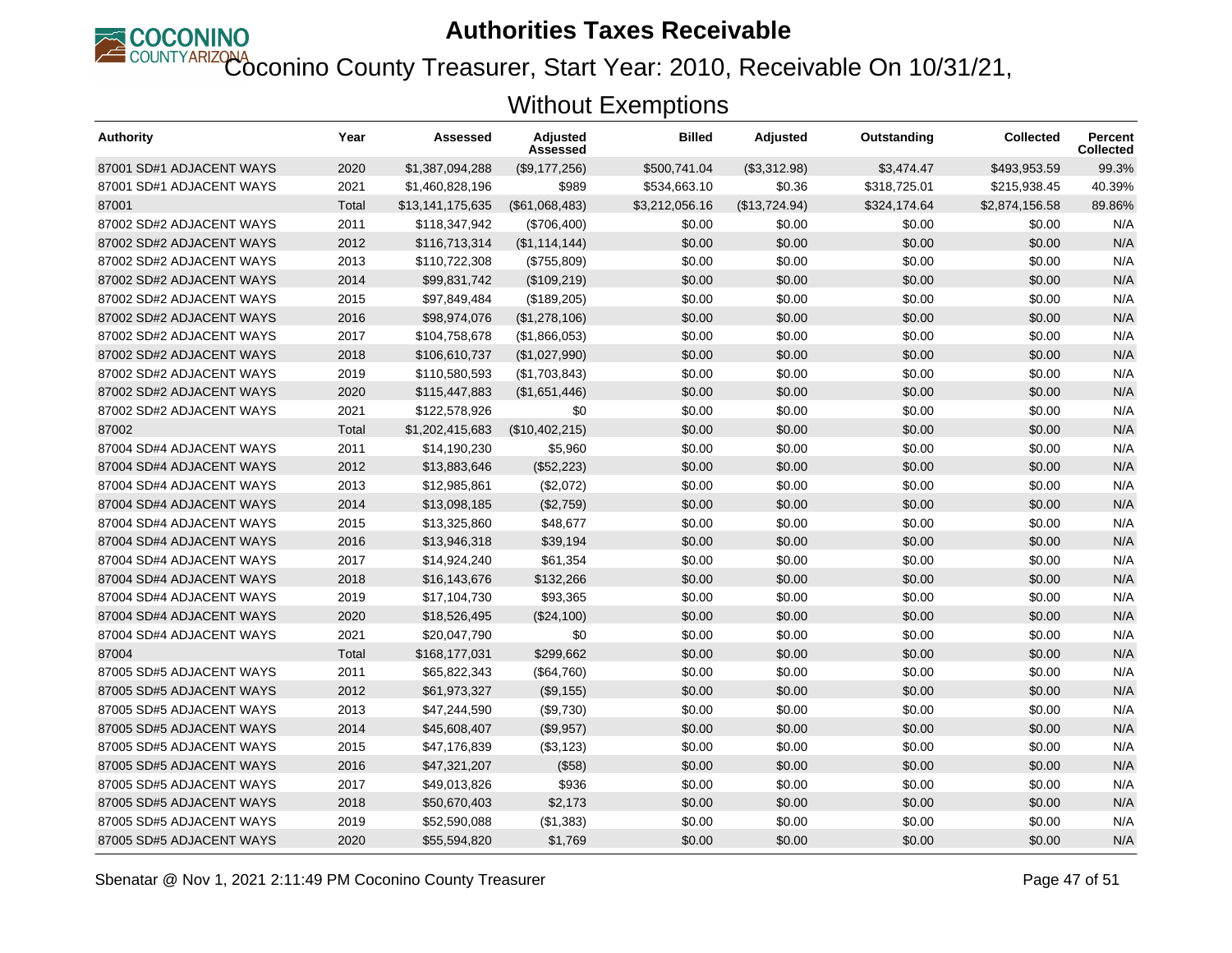# Authorities Taxes Receivable

## Coconino County Treasurer, Start Year: 2010, Receivable On 10/31/21, Without Exemptions

| Authority | Year | Assessed | Adjusted Assessed | Billed | Adjusted | Outstanding | Collected | Percent Collected |
|---|---|---|---|---|---|---|---|---|
| 87001 SD#1 ADJACENT WAYS | 2020 | $1,387,094,288 | ($9,177,256) | $500,741.04 | ($3,312.98) | $3,474.47 | $493,953.59 | 99.3% |
| 87001 SD#1 ADJACENT WAYS | 2021 | $1,460,828,196 | $989 | $534,663.10 | $0.36 | $318,725.01 | $215,938.45 | 40.39% |
| 87001 | Total | $13,141,175,635 | ($61,068,483) | $3,212,056.16 | ($13,724.94) | $324,174.64 | $2,874,156.58 | 89.86% |
| 87002 SD#2 ADJACENT WAYS | 2011 | $118,347,942 | ($706,400) | $0.00 | $0.00 | $0.00 | $0.00 | N/A |
| 87002 SD#2 ADJACENT WAYS | 2012 | $116,713,314 | ($1,114,144) | $0.00 | $0.00 | $0.00 | $0.00 | N/A |
| 87002 SD#2 ADJACENT WAYS | 2013 | $110,722,308 | ($755,809) | $0.00 | $0.00 | $0.00 | $0.00 | N/A |
| 87002 SD#2 ADJACENT WAYS | 2014 | $99,831,742 | ($109,219) | $0.00 | $0.00 | $0.00 | $0.00 | N/A |
| 87002 SD#2 ADJACENT WAYS | 2015 | $97,849,484 | ($189,205) | $0.00 | $0.00 | $0.00 | $0.00 | N/A |
| 87002 SD#2 ADJACENT WAYS | 2016 | $98,974,076 | ($1,278,106) | $0.00 | $0.00 | $0.00 | $0.00 | N/A |
| 87002 SD#2 ADJACENT WAYS | 2017 | $104,758,678 | ($1,866,053) | $0.00 | $0.00 | $0.00 | $0.00 | N/A |
| 87002 SD#2 ADJACENT WAYS | 2018 | $106,610,737 | ($1,027,990) | $0.00 | $0.00 | $0.00 | $0.00 | N/A |
| 87002 SD#2 ADJACENT WAYS | 2019 | $110,580,593 | ($1,703,843) | $0.00 | $0.00 | $0.00 | $0.00 | N/A |
| 87002 SD#2 ADJACENT WAYS | 2020 | $115,447,883 | ($1,651,446) | $0.00 | $0.00 | $0.00 | $0.00 | N/A |
| 87002 SD#2 ADJACENT WAYS | 2021 | $122,578,926 | $0 | $0.00 | $0.00 | $0.00 | $0.00 | N/A |
| 87002 | Total | $1,202,415,683 | ($10,402,215) | $0.00 | $0.00 | $0.00 | $0.00 | N/A |
| 87004 SD#4 ADJACENT WAYS | 2011 | $14,190,230 | $5,960 | $0.00 | $0.00 | $0.00 | $0.00 | N/A |
| 87004 SD#4 ADJACENT WAYS | 2012 | $13,883,646 | ($52,223) | $0.00 | $0.00 | $0.00 | $0.00 | N/A |
| 87004 SD#4 ADJACENT WAYS | 2013 | $12,985,861 | ($2,072) | $0.00 | $0.00 | $0.00 | $0.00 | N/A |
| 87004 SD#4 ADJACENT WAYS | 2014 | $13,098,185 | ($2,759) | $0.00 | $0.00 | $0.00 | $0.00 | N/A |
| 87004 SD#4 ADJACENT WAYS | 2015 | $13,325,860 | $48,677 | $0.00 | $0.00 | $0.00 | $0.00 | N/A |
| 87004 SD#4 ADJACENT WAYS | 2016 | $13,946,318 | $39,194 | $0.00 | $0.00 | $0.00 | $0.00 | N/A |
| 87004 SD#4 ADJACENT WAYS | 2017 | $14,924,240 | $61,354 | $0.00 | $0.00 | $0.00 | $0.00 | N/A |
| 87004 SD#4 ADJACENT WAYS | 2018 | $16,143,676 | $132,266 | $0.00 | $0.00 | $0.00 | $0.00 | N/A |
| 87004 SD#4 ADJACENT WAYS | 2019 | $17,104,730 | $93,365 | $0.00 | $0.00 | $0.00 | $0.00 | N/A |
| 87004 SD#4 ADJACENT WAYS | 2020 | $18,526,495 | ($24,100) | $0.00 | $0.00 | $0.00 | $0.00 | N/A |
| 87004 SD#4 ADJACENT WAYS | 2021 | $20,047,790 | $0 | $0.00 | $0.00 | $0.00 | $0.00 | N/A |
| 87004 | Total | $168,177,031 | $299,662 | $0.00 | $0.00 | $0.00 | $0.00 | N/A |
| 87005 SD#5 ADJACENT WAYS | 2011 | $65,822,343 | ($64,760) | $0.00 | $0.00 | $0.00 | $0.00 | N/A |
| 87005 SD#5 ADJACENT WAYS | 2012 | $61,973,327 | ($9,155) | $0.00 | $0.00 | $0.00 | $0.00 | N/A |
| 87005 SD#5 ADJACENT WAYS | 2013 | $47,244,590 | ($9,730) | $0.00 | $0.00 | $0.00 | $0.00 | N/A |
| 87005 SD#5 ADJACENT WAYS | 2014 | $45,608,407 | ($9,957) | $0.00 | $0.00 | $0.00 | $0.00 | N/A |
| 87005 SD#5 ADJACENT WAYS | 2015 | $47,176,839 | ($3,123) | $0.00 | $0.00 | $0.00 | $0.00 | N/A |
| 87005 SD#5 ADJACENT WAYS | 2016 | $47,321,207 | ($58) | $0.00 | $0.00 | $0.00 | $0.00 | N/A |
| 87005 SD#5 ADJACENT WAYS | 2017 | $49,013,826 | $936 | $0.00 | $0.00 | $0.00 | $0.00 | N/A |
| 87005 SD#5 ADJACENT WAYS | 2018 | $50,670,403 | $2,173 | $0.00 | $0.00 | $0.00 | $0.00 | N/A |
| 87005 SD#5 ADJACENT WAYS | 2019 | $52,590,088 | ($1,383) | $0.00 | $0.00 | $0.00 | $0.00 | N/A |
| 87005 SD#5 ADJACENT WAYS | 2020 | $55,594,820 | $1,769 | $0.00 | $0.00 | $0.00 | $0.00 | N/A |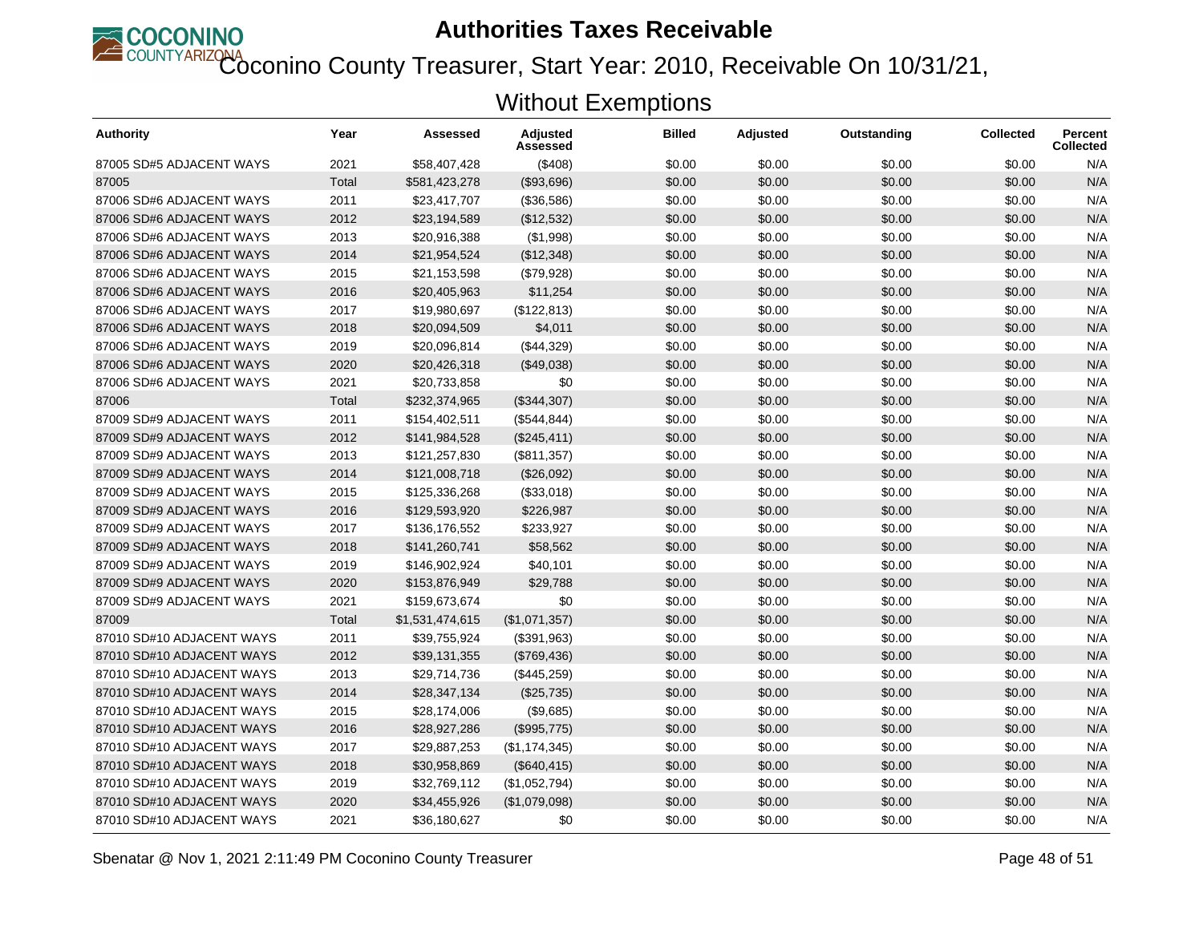# Authorities Taxes Receivable

## Coconino County Treasurer, Start Year: 2010, Receivable On 10/31/21, Without Exemptions

| Authority | Year | Assessed | Adjusted Assessed | Billed | Adjusted | Outstanding | Collected | Percent Collected |
|---|---|---|---|---|---|---|---|---|
| 87005 SD#5 ADJACENT WAYS | 2021 | $58,407,428 | ($408) | $0.00 | $0.00 | $0.00 | $0.00 | N/A |
| 87005 | Total | $581,423,278 | ($93,696) | $0.00 | $0.00 | $0.00 | $0.00 | N/A |
| 87006 SD#6 ADJACENT WAYS | 2011 | $23,417,707 | ($36,586) | $0.00 | $0.00 | $0.00 | $0.00 | N/A |
| 87006 SD#6 ADJACENT WAYS | 2012 | $23,194,589 | ($12,532) | $0.00 | $0.00 | $0.00 | $0.00 | N/A |
| 87006 SD#6 ADJACENT WAYS | 2013 | $20,916,388 | ($1,998) | $0.00 | $0.00 | $0.00 | $0.00 | N/A |
| 87006 SD#6 ADJACENT WAYS | 2014 | $21,954,524 | ($12,348) | $0.00 | $0.00 | $0.00 | $0.00 | N/A |
| 87006 SD#6 ADJACENT WAYS | 2015 | $21,153,598 | ($79,928) | $0.00 | $0.00 | $0.00 | $0.00 | N/A |
| 87006 SD#6 ADJACENT WAYS | 2016 | $20,405,963 | $11,254 | $0.00 | $0.00 | $0.00 | $0.00 | N/A |
| 87006 SD#6 ADJACENT WAYS | 2017 | $19,980,697 | ($122,813) | $0.00 | $0.00 | $0.00 | $0.00 | N/A |
| 87006 SD#6 ADJACENT WAYS | 2018 | $20,094,509 | $4,011 | $0.00 | $0.00 | $0.00 | $0.00 | N/A |
| 87006 SD#6 ADJACENT WAYS | 2019 | $20,096,814 | ($44,329) | $0.00 | $0.00 | $0.00 | $0.00 | N/A |
| 87006 SD#6 ADJACENT WAYS | 2020 | $20,426,318 | ($49,038) | $0.00 | $0.00 | $0.00 | $0.00 | N/A |
| 87006 SD#6 ADJACENT WAYS | 2021 | $20,733,858 | $0 | $0.00 | $0.00 | $0.00 | $0.00 | N/A |
| 87006 | Total | $232,374,965 | ($344,307) | $0.00 | $0.00 | $0.00 | $0.00 | N/A |
| 87009 SD#9 ADJACENT WAYS | 2011 | $154,402,511 | ($544,844) | $0.00 | $0.00 | $0.00 | $0.00 | N/A |
| 87009 SD#9 ADJACENT WAYS | 2012 | $141,984,528 | ($245,411) | $0.00 | $0.00 | $0.00 | $0.00 | N/A |
| 87009 SD#9 ADJACENT WAYS | 2013 | $121,257,830 | ($811,357) | $0.00 | $0.00 | $0.00 | $0.00 | N/A |
| 87009 SD#9 ADJACENT WAYS | 2014 | $121,008,718 | ($26,092) | $0.00 | $0.00 | $0.00 | $0.00 | N/A |
| 87009 SD#9 ADJACENT WAYS | 2015 | $125,336,268 | ($33,018) | $0.00 | $0.00 | $0.00 | $0.00 | N/A |
| 87009 SD#9 ADJACENT WAYS | 2016 | $129,593,920 | $226,987 | $0.00 | $0.00 | $0.00 | $0.00 | N/A |
| 87009 SD#9 ADJACENT WAYS | 2017 | $136,176,552 | $233,927 | $0.00 | $0.00 | $0.00 | $0.00 | N/A |
| 87009 SD#9 ADJACENT WAYS | 2018 | $141,260,741 | $58,562 | $0.00 | $0.00 | $0.00 | $0.00 | N/A |
| 87009 SD#9 ADJACENT WAYS | 2019 | $146,902,924 | $40,101 | $0.00 | $0.00 | $0.00 | $0.00 | N/A |
| 87009 SD#9 ADJACENT WAYS | 2020 | $153,876,949 | $29,788 | $0.00 | $0.00 | $0.00 | $0.00 | N/A |
| 87009 SD#9 ADJACENT WAYS | 2021 | $159,673,674 | $0 | $0.00 | $0.00 | $0.00 | $0.00 | N/A |
| 87009 | Total | $1,531,474,615 | ($1,071,357) | $0.00 | $0.00 | $0.00 | $0.00 | N/A |
| 87010 SD#10 ADJACENT WAYS | 2011 | $39,755,924 | ($391,963) | $0.00 | $0.00 | $0.00 | $0.00 | N/A |
| 87010 SD#10 ADJACENT WAYS | 2012 | $39,131,355 | ($769,436) | $0.00 | $0.00 | $0.00 | $0.00 | N/A |
| 87010 SD#10 ADJACENT WAYS | 2013 | $29,714,736 | ($445,259) | $0.00 | $0.00 | $0.00 | $0.00 | N/A |
| 87010 SD#10 ADJACENT WAYS | 2014 | $28,347,134 | ($25,735) | $0.00 | $0.00 | $0.00 | $0.00 | N/A |
| 87010 SD#10 ADJACENT WAYS | 2015 | $28,174,006 | ($9,685) | $0.00 | $0.00 | $0.00 | $0.00 | N/A |
| 87010 SD#10 ADJACENT WAYS | 2016 | $28,927,286 | ($995,775) | $0.00 | $0.00 | $0.00 | $0.00 | N/A |
| 87010 SD#10 ADJACENT WAYS | 2017 | $29,887,253 | ($1,174,345) | $0.00 | $0.00 | $0.00 | $0.00 | N/A |
| 87010 SD#10 ADJACENT WAYS | 2018 | $30,958,869 | ($640,415) | $0.00 | $0.00 | $0.00 | $0.00 | N/A |
| 87010 SD#10 ADJACENT WAYS | 2019 | $32,769,112 | ($1,052,794) | $0.00 | $0.00 | $0.00 | $0.00 | N/A |
| 87010 SD#10 ADJACENT WAYS | 2020 | $34,455,926 | ($1,079,098) | $0.00 | $0.00 | $0.00 | $0.00 | N/A |
| 87010 SD#10 ADJACENT WAYS | 2021 | $36,180,627 | $0 | $0.00 | $0.00 | $0.00 | $0.00 | N/A |

Sbenatar @ Nov 1, 2021 2:11:49 PM Coconino County Treasurer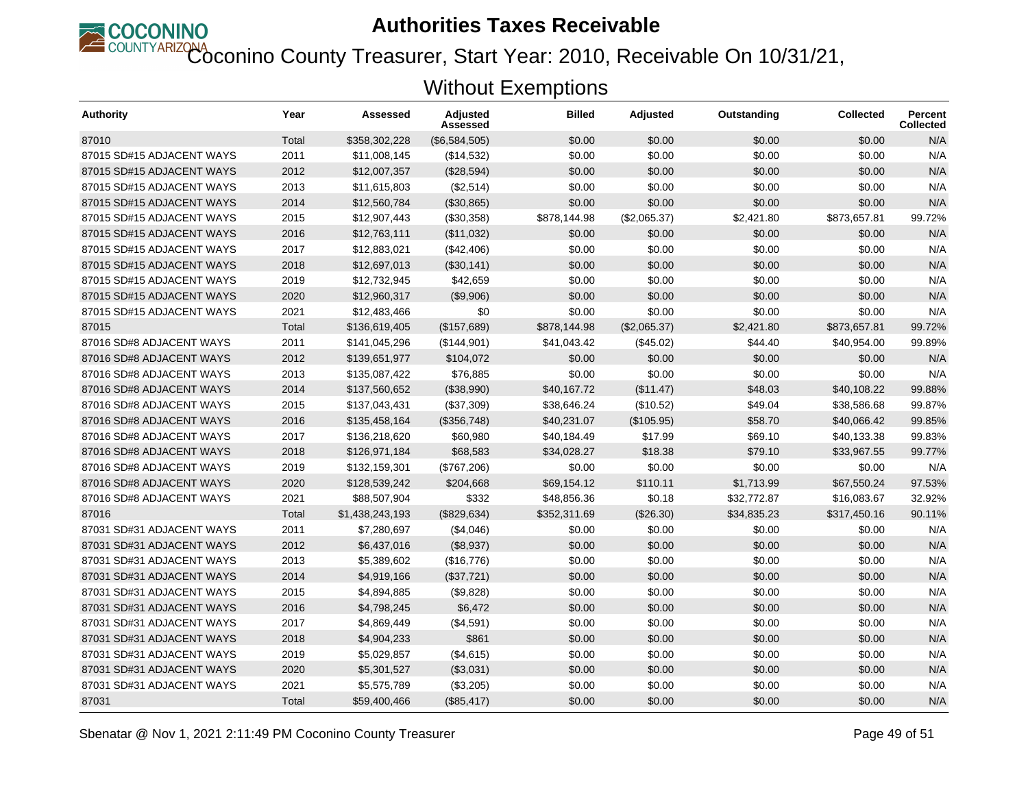# Authorities Taxes Receivable

## Coconino County Treasurer, Start Year: 2010, Receivable On 10/31/21, Without Exemptions

| Authority | Year | Assessed | Adjusted Assessed | Billed | Adjusted | Outstanding | Collected | Percent Collected |
|---|---|---|---|---|---|---|---|---|
| 87010 | Total | $358,302,228 | ($6,584,505) | $0.00 | $0.00 | $0.00 | $0.00 | N/A |
| 87015 SD#15 ADJACENT WAYS | 2011 | $11,008,145 | ($14,532) | $0.00 | $0.00 | $0.00 | $0.00 | N/A |
| 87015 SD#15 ADJACENT WAYS | 2012 | $12,007,357 | ($28,594) | $0.00 | $0.00 | $0.00 | $0.00 | N/A |
| 87015 SD#15 ADJACENT WAYS | 2013 | $11,615,803 | ($2,514) | $0.00 | $0.00 | $0.00 | $0.00 | N/A |
| 87015 SD#15 ADJACENT WAYS | 2014 | $12,560,784 | ($30,865) | $0.00 | $0.00 | $0.00 | $0.00 | N/A |
| 87015 SD#15 ADJACENT WAYS | 2015 | $12,907,443 | ($30,358) | $878,144.98 | ($2,065.37) | $2,421.80 | $873,657.81 | 99.72% |
| 87015 SD#15 ADJACENT WAYS | 2016 | $12,763,111 | ($11,032) | $0.00 | $0.00 | $0.00 | $0.00 | N/A |
| 87015 SD#15 ADJACENT WAYS | 2017 | $12,883,021 | ($42,406) | $0.00 | $0.00 | $0.00 | $0.00 | N/A |
| 87015 SD#15 ADJACENT WAYS | 2018 | $12,697,013 | ($30,141) | $0.00 | $0.00 | $0.00 | $0.00 | N/A |
| 87015 SD#15 ADJACENT WAYS | 2019 | $12,732,945 | $42,659 | $0.00 | $0.00 | $0.00 | $0.00 | N/A |
| 87015 SD#15 ADJACENT WAYS | 2020 | $12,960,317 | ($9,906) | $0.00 | $0.00 | $0.00 | $0.00 | N/A |
| 87015 SD#15 ADJACENT WAYS | 2021 | $12,483,466 | $0 | $0.00 | $0.00 | $0.00 | $0.00 | N/A |
| 87015 | Total | $136,619,405 | ($157,689) | $878,144.98 | ($2,065.37) | $2,421.80 | $873,657.81 | 99.72% |
| 87016 SD#8 ADJACENT WAYS | 2011 | $141,045,296 | ($144,901) | $41,043.42 | ($45.02) | $44.40 | $40,954.00 | 99.89% |
| 87016 SD#8 ADJACENT WAYS | 2012 | $139,651,977 | $104,072 | $0.00 | $0.00 | $0.00 | $0.00 | N/A |
| 87016 SD#8 ADJACENT WAYS | 2013 | $135,087,422 | $76,885 | $0.00 | $0.00 | $0.00 | $0.00 | N/A |
| 87016 SD#8 ADJACENT WAYS | 2014 | $137,560,652 | ($38,990) | $40,167.72 | ($11.47) | $48.03 | $40,108.22 | 99.88% |
| 87016 SD#8 ADJACENT WAYS | 2015 | $137,043,431 | ($37,309) | $38,646.24 | ($10.52) | $49.04 | $38,586.68 | 99.87% |
| 87016 SD#8 ADJACENT WAYS | 2016 | $135,458,164 | ($356,748) | $40,231.07 | ($105.95) | $58.70 | $40,066.42 | 99.85% |
| 87016 SD#8 ADJACENT WAYS | 2017 | $136,218,620 | $60,980 | $40,184.49 | $17.99 | $69.10 | $40,133.38 | 99.83% |
| 87016 SD#8 ADJACENT WAYS | 2018 | $126,971,184 | $68,583 | $34,028.27 | $18.38 | $79.10 | $33,967.55 | 99.77% |
| 87016 SD#8 ADJACENT WAYS | 2019 | $132,159,301 | ($767,206) | $0.00 | $0.00 | $0.00 | $0.00 | N/A |
| 87016 SD#8 ADJACENT WAYS | 2020 | $128,539,242 | $204,668 | $69,154.12 | $110.11 | $1,713.99 | $67,550.24 | 97.53% |
| 87016 SD#8 ADJACENT WAYS | 2021 | $88,507,904 | $332 | $48,856.36 | $0.18 | $32,772.87 | $16,083.67 | 32.92% |
| 87016 | Total | $1,438,243,193 | ($829,634) | $352,311.69 | ($26.30) | $34,835.23 | $317,450.16 | 90.11% |
| 87031 SD#31 ADJACENT WAYS | 2011 | $7,280,697 | ($4,046) | $0.00 | $0.00 | $0.00 | $0.00 | N/A |
| 87031 SD#31 ADJACENT WAYS | 2012 | $6,437,016 | ($8,937) | $0.00 | $0.00 | $0.00 | $0.00 | N/A |
| 87031 SD#31 ADJACENT WAYS | 2013 | $5,389,602 | ($16,776) | $0.00 | $0.00 | $0.00 | $0.00 | N/A |
| 87031 SD#31 ADJACENT WAYS | 2014 | $4,919,166 | ($37,721) | $0.00 | $0.00 | $0.00 | $0.00 | N/A |
| 87031 SD#31 ADJACENT WAYS | 2015 | $4,894,885 | ($9,828) | $0.00 | $0.00 | $0.00 | $0.00 | N/A |
| 87031 SD#31 ADJACENT WAYS | 2016 | $4,798,245 | $6,472 | $0.00 | $0.00 | $0.00 | $0.00 | N/A |
| 87031 SD#31 ADJACENT WAYS | 2017 | $4,869,449 | ($4,591) | $0.00 | $0.00 | $0.00 | $0.00 | N/A |
| 87031 SD#31 ADJACENT WAYS | 2018 | $4,904,233 | $861 | $0.00 | $0.00 | $0.00 | $0.00 | N/A |
| 87031 SD#31 ADJACENT WAYS | 2019 | $5,029,857 | ($4,615) | $0.00 | $0.00 | $0.00 | $0.00 | N/A |
| 87031 SD#31 ADJACENT WAYS | 2020 | $5,301,527 | ($3,031) | $0.00 | $0.00 | $0.00 | $0.00 | N/A |
| 87031 SD#31 ADJACENT WAYS | 2021 | $5,575,789 | ($3,205) | $0.00 | $0.00 | $0.00 | $0.00 | N/A |
| 87031 | Total | $59,400,466 | ($85,417) | $0.00 | $0.00 | $0.00 | $0.00 | N/A |

Sbenatar @ Nov 1, 2021 2:11:49 PM Coconino County Treasurer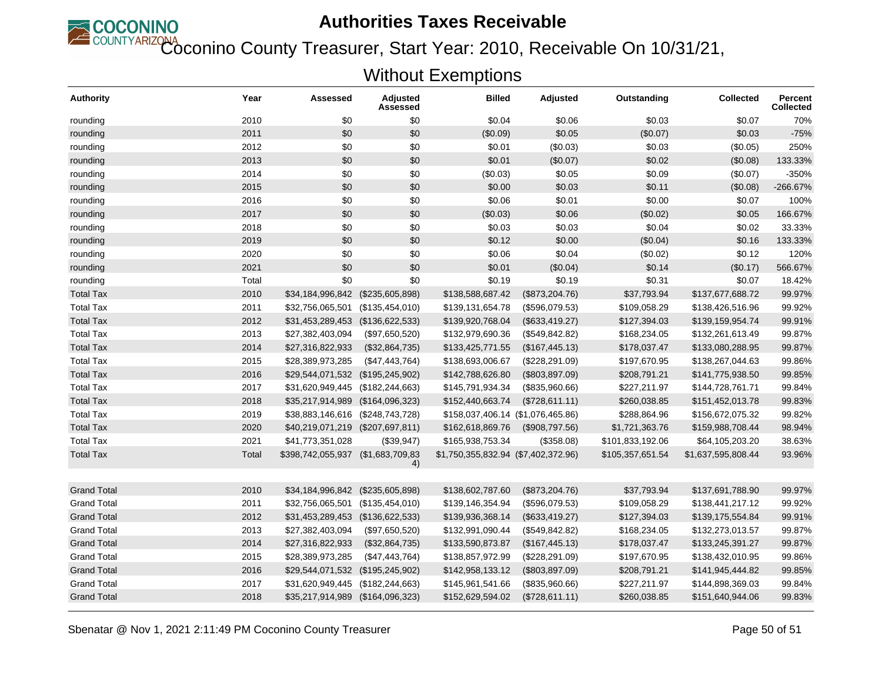# Authorities Taxes Receivable

## Coconino County Treasurer, Start Year: 2010, Receivable On 10/31/21, Without Exemptions

| Authority | Year | Assessed | Adjusted Assessed | Billed | Adjusted | Outstanding | Collected | Percent Collected |
|---|---|---|---|---|---|---|---|---|
| rounding | 2010 | $0 | $0 | $0.04 | $0.06 | $0.03 | $0.07 | 70% |
| rounding | 2011 | $0 | $0 | ($0.09) | $0.05 | ($0.07) | $0.03 | -75% |
| rounding | 2012 | $0 | $0 | $0.01 | ($0.03) | $0.03 | ($0.05) | 250% |
| rounding | 2013 | $0 | $0 | $0.01 | ($0.07) | $0.02 | ($0.08) | 133.33% |
| rounding | 2014 | $0 | $0 | ($0.03) | $0.05 | $0.09 | ($0.07) | -350% |
| rounding | 2015 | $0 | $0 | $0.00 | $0.03 | $0.11 | ($0.08) | -266.67% |
| rounding | 2016 | $0 | $0 | $0.06 | $0.01 | $0.00 | $0.07 | 100% |
| rounding | 2017 | $0 | $0 | ($0.03) | $0.06 | ($0.02) | $0.05 | 166.67% |
| rounding | 2018 | $0 | $0 | $0.03 | $0.03 | $0.04 | $0.02 | 33.33% |
| rounding | 2019 | $0 | $0 | $0.12 | $0.00 | ($0.04) | $0.16 | 133.33% |
| rounding | 2020 | $0 | $0 | $0.06 | $0.04 | ($0.02) | $0.12 | 120% |
| rounding | 2021 | $0 | $0 | $0.01 | ($0.04) | $0.14 | ($0.17) | 566.67% |
| rounding | Total | $0 | $0 | $0.19 | $0.19 | $0.31 | $0.07 | 18.42% |
| Total Tax | 2010 | $34,184,996,842 | ($235,605,898) | $138,588,687.42 | ($873,204.76) | $37,793.94 | $137,677,688.72 | 99.97% |
| Total Tax | 2011 | $32,756,065,501 | ($135,454,010) | $139,131,654.78 | ($596,079.53) | $109,058.29 | $138,426,516.96 | 99.92% |
| Total Tax | 2012 | $31,453,289,453 | ($136,622,533) | $139,920,768.04 | ($633,419.27) | $127,394.03 | $139,159,954.74 | 99.91% |
| Total Tax | 2013 | $27,382,403,094 | ($97,650,520) | $132,979,690.36 | ($549,842.82) | $168,234.05 | $132,261,613.49 | 99.87% |
| Total Tax | 2014 | $27,316,822,933 | ($32,864,735) | $133,425,771.55 | ($167,445.13) | $178,037.47 | $133,080,288.95 | 99.87% |
| Total Tax | 2015 | $28,389,973,285 | ($47,443,764) | $138,693,006.67 | ($228,291.09) | $197,670.95 | $138,267,044.63 | 99.86% |
| Total Tax | 2016 | $29,544,071,532 | ($195,245,902) | $142,788,626.80 | ($803,897.09) | $208,791.21 | $141,775,938.50 | 99.85% |
| Total Tax | 2017 | $31,620,949,445 | ($182,244,663) | $145,791,934.34 | ($835,960.66) | $227,211.97 | $144,728,761.71 | 99.84% |
| Total Tax | 2018 | $35,217,914,989 | ($164,096,323) | $152,440,663.74 | ($728,611.11) | $260,038.85 | $151,452,013.78 | 99.83% |
| Total Tax | 2019 | $38,883,146,616 | ($248,743,728) | $158,037,406.14 | ($1,076,465.86) | $288,864.96 | $156,672,075.32 | 99.82% |
| Total Tax | 2020 | $40,219,071,219 | ($207,697,811) | $162,618,869.76 | ($908,797.56) | $1,721,363.76 | $159,988,708.44 | 98.94% |
| Total Tax | 2021 | $41,773,351,028 | ($39,947) | $165,938,753.34 | ($358.08) | $101,833,192.06 | $64,105,203.20 | 38.63% |
| Total Tax | Total | $398,742,055,937 | ($1,683,709,834) | $1,750,355,832.94 | ($7,402,372.96) | $105,357,651.54 | $1,637,595,808.44 | 93.96% |
| | | | | | | | | |
| Grand Total | 2010 | $34,184,996,842 | ($235,605,898) | $138,602,787.60 | ($873,204.76) | $37,793.94 | $137,691,788.90 | 99.97% |
| Grand Total | 2011 | $32,756,065,501 | ($135,454,010) | $139,146,354.94 | ($596,079.53) | $109,058.29 | $138,441,217.12 | 99.92% |
| Grand Total | 2012 | $31,453,289,453 | ($136,622,533) | $139,936,368.14 | ($633,419.27) | $127,394.03 | $139,175,554.84 | 99.91% |
| Grand Total | 2013 | $27,382,403,094 | ($97,650,520) | $132,991,090.44 | ($549,842.82) | $168,234.05 | $132,273,013.57 | 99.87% |
| Grand Total | 2014 | $27,316,822,933 | ($32,864,735) | $133,590,873.87 | ($167,445.13) | $178,037.47 | $133,245,391.27 | 99.87% |
| Grand Total | 2015 | $28,389,973,285 | ($47,443,764) | $138,857,972.99 | ($228,291.09) | $197,670.95 | $138,432,010.95 | 99.86% |
| Grand Total | 2016 | $29,544,071,532 | ($195,245,902) | $142,958,133.12 | ($803,897.09) | $208,791.21 | $141,945,444.82 | 99.85% |
| Grand Total | 2017 | $31,620,949,445 | ($182,244,663) | $145,961,541.66 | ($835,960.66) | $227,211.97 | $144,898,369.03 | 99.84% |
| Grand Total | 2018 | $35,217,914,989 | ($164,096,323) | $152,629,594.02 | ($728,611.11) | $260,038.85 | $151,640,944.06 | 99.83% |

Sbenatar @ Nov 1, 2021 2:11:49 PM Coconino County Treasurer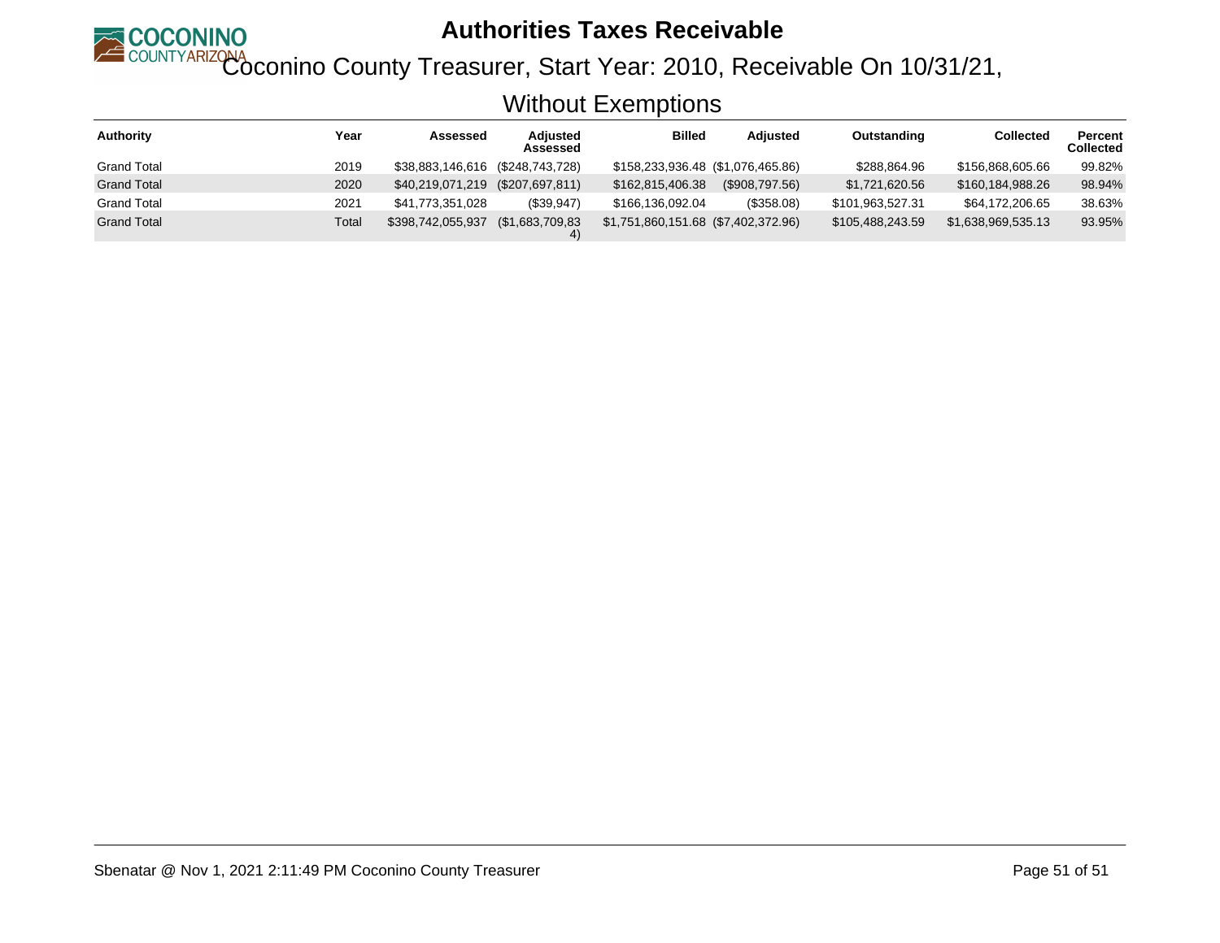# Authorities Taxes Receivable

## Coconino County Treasurer, Start Year: 2010, Receivable On 10/31/21, Without Exemptions

| Authority | Year | Assessed | Adjusted Assessed | Billed | Adjusted | Outstanding | Collected | Percent Collected |
|---|---|---|---|---|---|---|---|---|
| Grand Total | 2019 | $38,883,146,616 | ($248,743,728) | $158,233,936.48 | ($1,076,465.86) | $288,864.96 | $156,868,605.66 | 99.82% |
| Grand Total | 2020 | $40,219,071,219 | ($207,697,811) | $162,815,406.38 | ($908,797.56) | $1,721,620.56 | $160,184,988.26 | 98.94% |
| Grand Total | 2021 | $41,773,351,028 | ($39,947) | $166,136,092.04 | ($358.08) | $101,963,527.31 | $64,172,206.65 | 38.63% |
| Grand Total | Total | $398,742,055,937 | ($1,683,709,834) | $1,751,860,151.68 | ($7,402,372.96) | $105,488,243.59 | $1,638,969,535.13 | 93.95% |

Sbenatar @ Nov 1, 2021 2:11:49 PM Coconino County Treasurer